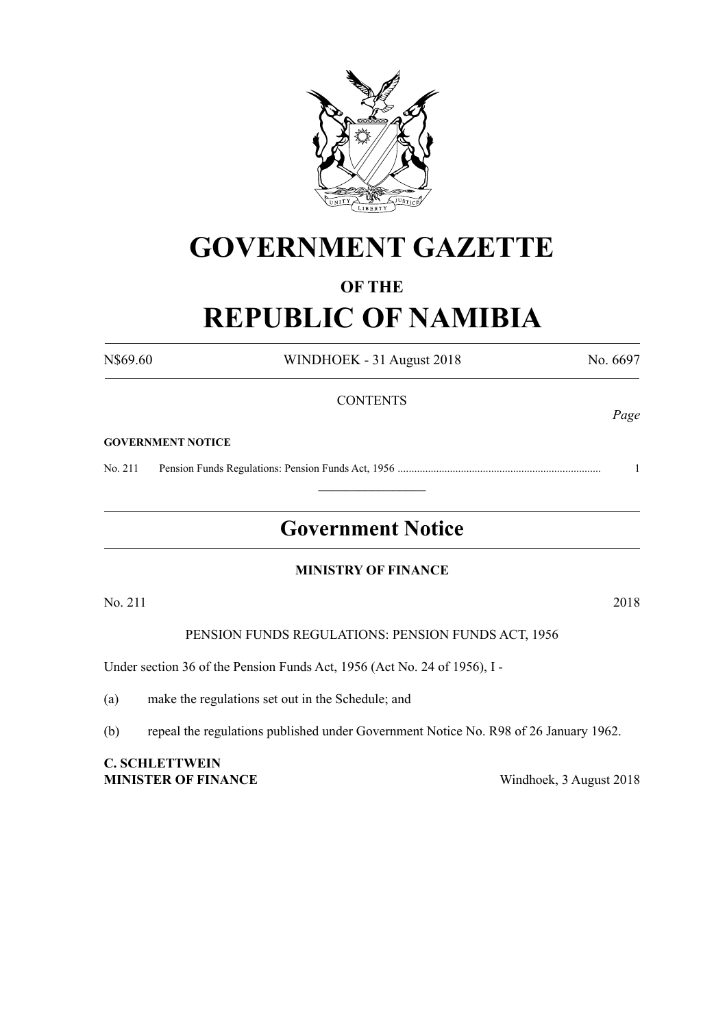# GOVERNMENT GAZETTE

## OF THE

# REPUBLIC OF NAMIBIA

N$69.60 WINDHOEK - 31 August 2018 No. 6697

CONTENTS

*Page*

**GOVERNMENT NOTICE**

No. 211 Pension Funds Regulations: Pension Funds Act, 1956 ......................................................................... 1

---

## Government Notice

**MINISTRY OF FINANCE**

No. 211 2018

PENSION FUNDS REGULATIONS: PENSION FUNDS ACT, 1956

Under section 36 of the Pension Funds Act, 1956 (Act No. 24 of 1956), I -

(a) make the regulations set out in the Schedule; and

(b) repeal the regulations published under Government Notice No. R98 of 26 January 1962.

**C. SCHLETTWEIN**
**MINISTER OF FINANCE** Windhoek, 3 August 2018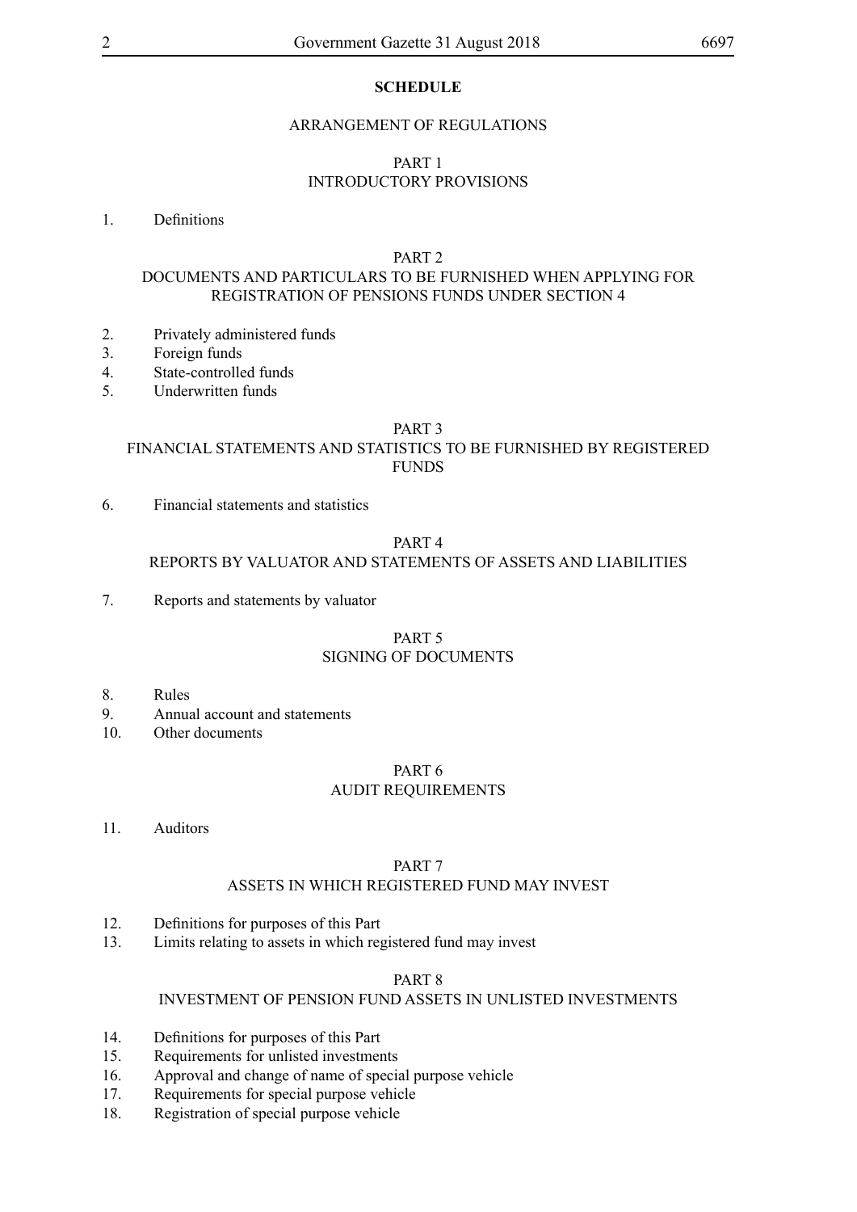# SCHEDULE

## ARRANGEMENT OF REGULATIONS

### PART 1
### INTRODUCTORY PROVISIONS

1. Definitions

### PART 2
### DOCUMENTS AND PARTICULARS TO BE FURNISHED WHEN APPLYING FOR REGISTRATION OF PENSIONS FUNDS UNDER SECTION 4

2. Privately administered funds
3. Foreign funds
4. State-controlled funds
5. Underwritten funds

### PART 3
### FINANCIAL STATEMENTS AND STATISTICS TO BE FURNISHED BY REGISTERED FUNDS

6. Financial statements and statistics

### PART 4
### REPORTS BY VALUATOR AND STATEMENTS OF ASSETS AND LIABILITIES

7. Reports and statements by valuator

### PART 5
### SIGNING OF DOCUMENTS

8. Rules
9. Annual account and statements
10. Other documents

### PART 6
### AUDIT REQUIREMENTS

11. Auditors

### PART 7
### ASSETS IN WHICH REGISTERED FUND MAY INVEST

12. Definitions for purposes of this Part
13. Limits relating to assets in which registered fund may invest

### PART 8
### INVESTMENT OF PENSION FUND ASSETS IN UNLISTED INVESTMENTS

14. Definitions for purposes of this Part
15. Requirements for unlisted investments
16. Approval and change of name of special purpose vehicle
17. Requirements for special purpose vehicle
18. Registration of special purpose vehicle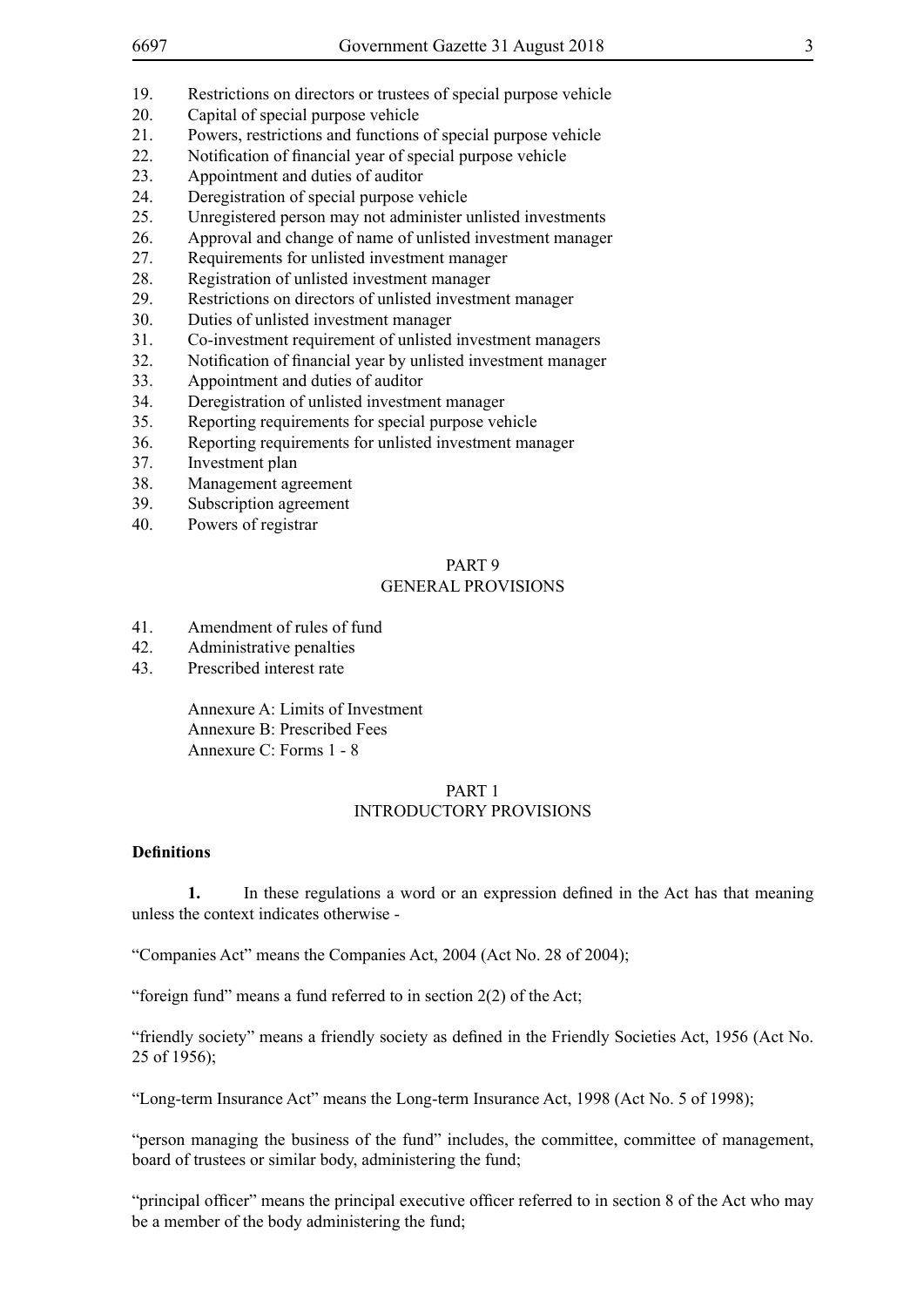19. Restrictions on directors or trustees of special purpose vehicle
20. Capital of special purpose vehicle
21. Powers, restrictions and functions of special purpose vehicle
22. Notification of financial year of special purpose vehicle
23. Appointment and duties of auditor
24. Deregistration of special purpose vehicle
25. Unregistered person may not administer unlisted investments
26. Approval and change of name of unlisted investment manager
27. Requirements for unlisted investment manager
28. Registration of unlisted investment manager
29. Restrictions on directors of unlisted investment manager
30. Duties of unlisted investment manager
31. Co-investment requirement of unlisted investment managers
32. Notification of financial year by unlisted investment manager
33. Appointment and duties of auditor
34. Deregistration of unlisted investment manager
35. Reporting requirements for special purpose vehicle
36. Reporting requirements for unlisted investment manager
37. Investment plan
38. Management agreement
39. Subscription agreement
40. Powers of registrar

## PART 9
## GENERAL PROVISIONS

41. Amendment of rules of fund
42. Administrative penalties
43. Prescribed interest rate

Annexure A: Limits of Investment
Annexure B: Prescribed Fees
Annexure C: Forms 1 - 8

## PART 1
## INTRODUCTORY PROVISIONS

**Definitions**

**1.** In these regulations a word or an expression defined in the Act has that meaning unless the context indicates otherwise -

"Companies Act" means the Companies Act, 2004 (Act No. 28 of 2004);

"foreign fund" means a fund referred to in section 2(2) of the Act;

"friendly society" means a friendly society as defined in the Friendly Societies Act, 1956 (Act No. 25 of 1956);

"Long-term Insurance Act" means the Long-term Insurance Act, 1998 (Act No. 5 of 1998);

"person managing the business of the fund" includes, the committee, committee of management, board of trustees or similar body, administering the fund;

"principal officer" means the principal executive officer referred to in section 8 of the Act who may be a member of the body administering the fund;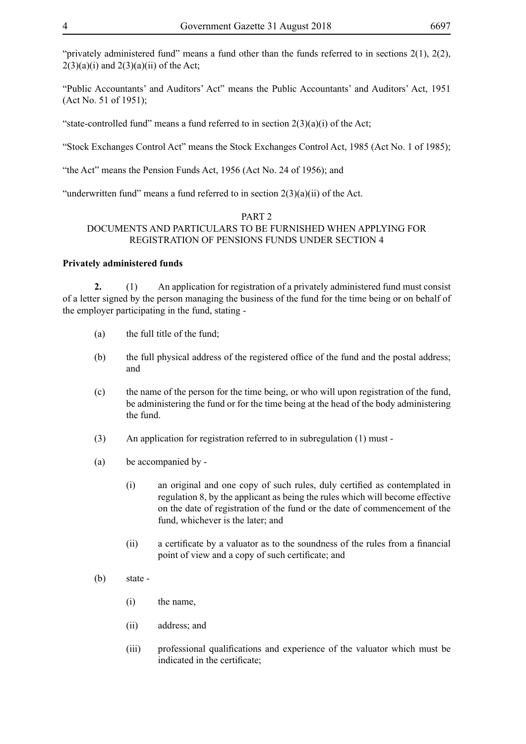"privately administered fund" means a fund other than the funds referred to in sections 2(1), 2(2), 2(3)(a)(i) and 2(3)(a)(ii) of the Act;

"Public Accountants' and Auditors' Act" means the Public Accountants' and Auditors' Act, 1951 (Act No. 51 of 1951);

"state-controlled fund" means a fund referred to in section 2(3)(a)(i) of the Act;

"Stock Exchanges Control Act" means the Stock Exchanges Control Act, 1985 (Act No. 1 of 1985);

"the Act" means the Pension Funds Act, 1956 (Act No. 24 of 1956); and

"underwritten fund" means a fund referred to in section 2(3)(a)(ii) of the Act.

## PART 2
## DOCUMENTS AND PARTICULARS TO BE FURNISHED WHEN APPLYING FOR REGISTRATION OF PENSIONS FUNDS UNDER SECTION 4

**Privately administered funds**

**2.** (1) An application for registration of a privately administered fund must consist of a letter signed by the person managing the business of the fund for the time being or on behalf of the employer participating in the fund, stating -

(a) the full title of the fund;

(b) the full physical address of the registered office of the fund and the postal address; and

(c) the name of the person for the time being, or who will upon registration of the fund, be administering the fund or for the time being at the head of the body administering the fund.

(3) An application for registration referred to in subregulation (1) must -

(a) be accompanied by -

(i) an original and one copy of such rules, duly certified as contemplated in regulation 8, by the applicant as being the rules which will become effective on the date of registration of the fund or the date of commencement of the fund, whichever is the later; and

(ii) a certificate by a valuator as to the soundness of the rules from a financial point of view and a copy of such certificate; and

(b) state -

(i) the name,

(ii) address; and

(iii) professional qualifications and experience of the valuator which must be indicated in the certificate;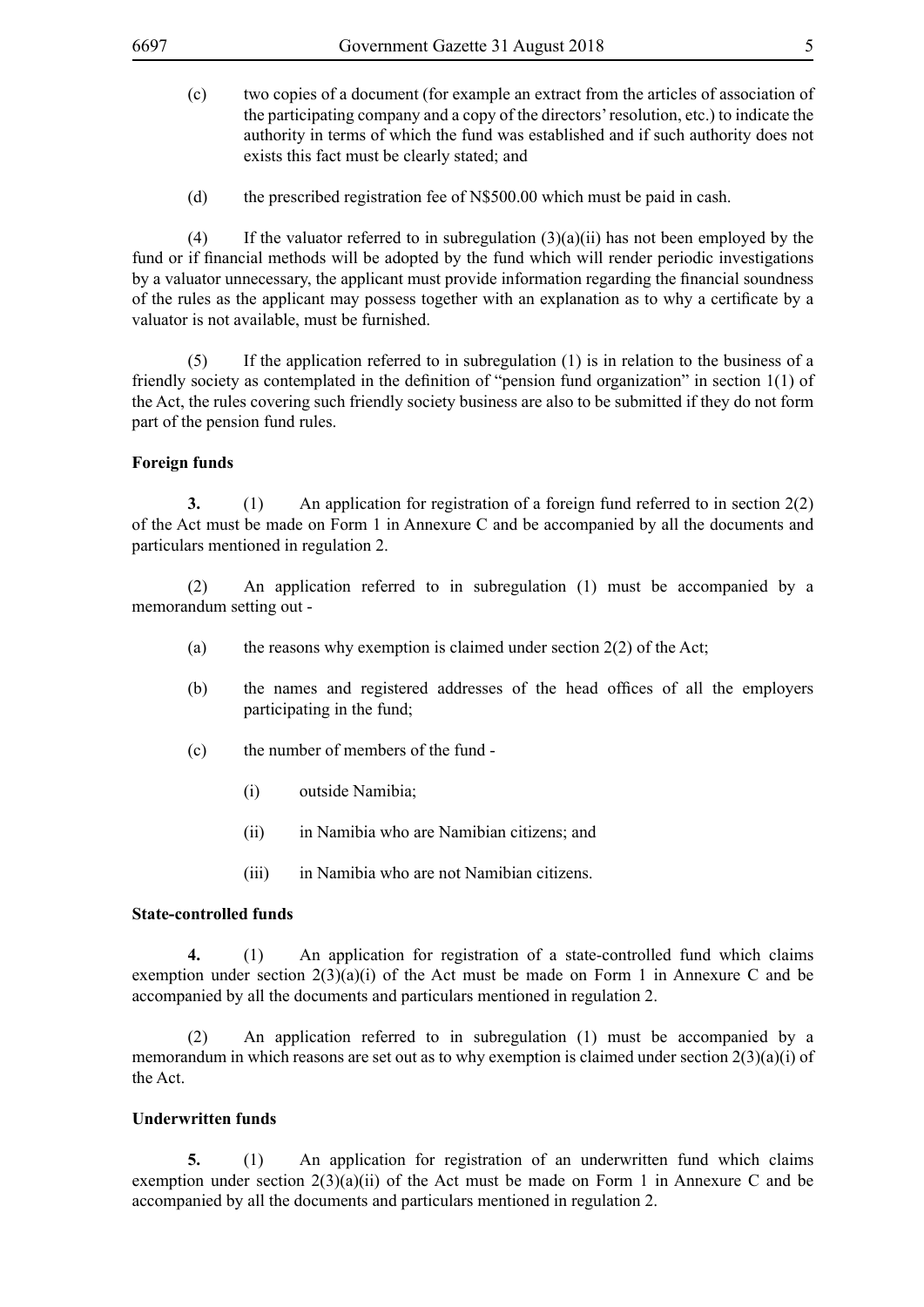(c) two copies of a document (for example an extract from the articles of association of the participating company and a copy of the directors' resolution, etc.) to indicate the authority in terms of which the fund was established and if such authority does not exists this fact must be clearly stated; and

(d) the prescribed registration fee of N$500.00 which must be paid in cash.

(4) If the valuator referred to in subregulation (3)(a)(ii) has not been employed by the fund or if financial methods will be adopted by the fund which will render periodic investigations by a valuator unnecessary, the applicant must provide information regarding the financial soundness of the rules as the applicant may possess together with an explanation as to why a certificate by a valuator is not available, must be furnished.

(5) If the application referred to in subregulation (1) is in relation to the business of a friendly society as contemplated in the definition of "pension fund organization" in section 1(1) of the Act, the rules covering such friendly society business are also to be submitted if they do not form part of the pension fund rules.

**Foreign funds**

**3.** (1) An application for registration of a foreign fund referred to in section 2(2) of the Act must be made on Form 1 in Annexure C and be accompanied by all the documents and particulars mentioned in regulation 2.

(2) An application referred to in subregulation (1) must be accompanied by a memorandum setting out -

(a) the reasons why exemption is claimed under section 2(2) of the Act;

(b) the names and registered addresses of the head offices of all the employers participating in the fund;

(c) the number of members of the fund -

(i) outside Namibia;

(ii) in Namibia who are Namibian citizens; and

(iii) in Namibia who are not Namibian citizens.

**State-controlled funds**

**4.** (1) An application for registration of a state-controlled fund which claims exemption under section 2(3)(a)(i) of the Act must be made on Form 1 in Annexure C and be accompanied by all the documents and particulars mentioned in regulation 2.

(2) An application referred to in subregulation (1) must be accompanied by a memorandum in which reasons are set out as to why exemption is claimed under section 2(3)(a)(i) of the Act.

**Underwritten funds**

**5.** (1) An application for registration of an underwritten fund which claims exemption under section 2(3)(a)(ii) of the Act must be made on Form 1 in Annexure C and be accompanied by all the documents and particulars mentioned in regulation 2.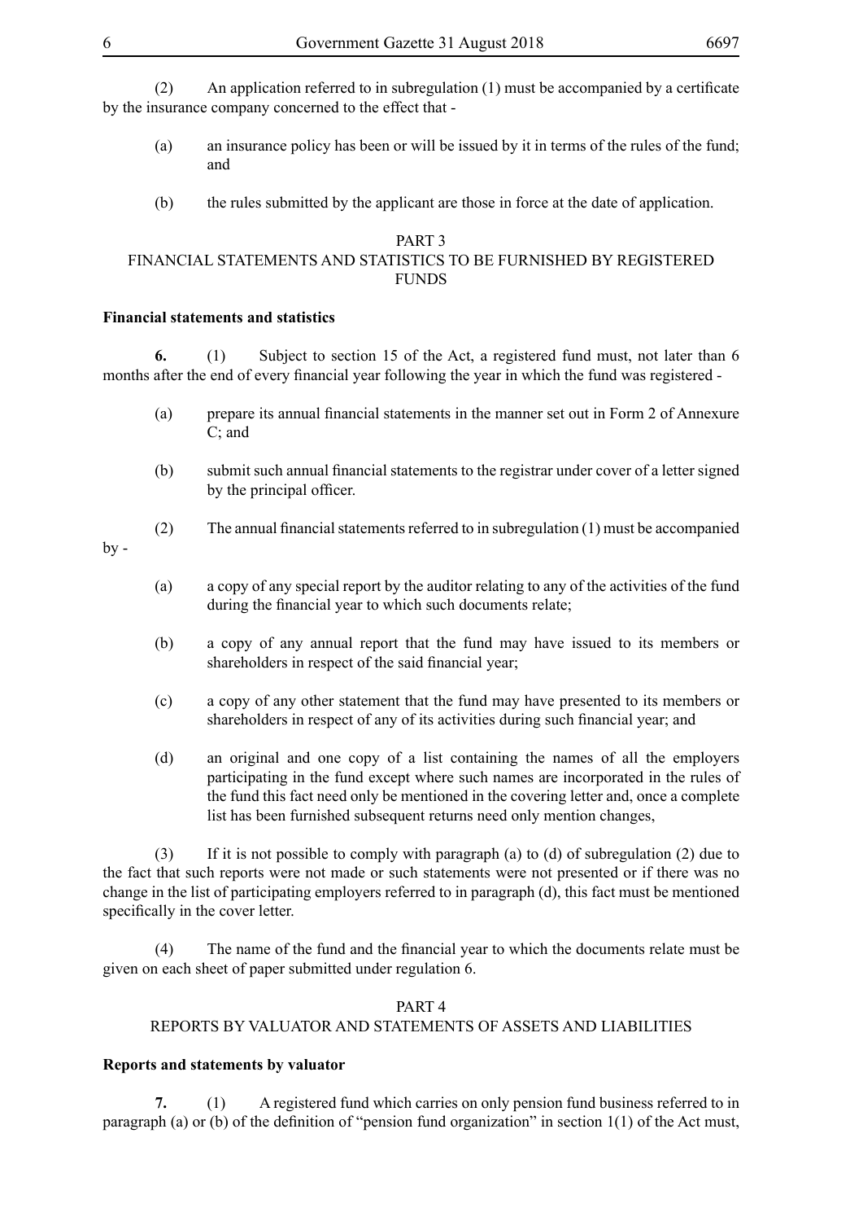(2) An application referred to in subregulation (1) must be accompanied by a certificate by the insurance company concerned to the effect that -

(a) an insurance policy has been or will be issued by it in terms of the rules of the fund; and

(b) the rules submitted by the applicant are those in force at the date of application.

## PART 3
## FINANCIAL STATEMENTS AND STATISTICS TO BE FURNISHED BY REGISTERED FUNDS

### Financial statements and statistics

**6.** (1) Subject to section 15 of the Act, a registered fund must, not later than 6 months after the end of every financial year following the year in which the fund was registered -

(a) prepare its annual financial statements in the manner set out in Form 2 of Annexure C; and

(b) submit such annual financial statements to the registrar under cover of a letter signed by the principal officer.

(2) The annual financial statements referred to in subregulation (1) must be accompanied by -

(a) a copy of any special report by the auditor relating to any of the activities of the fund during the financial year to which such documents relate;

(b) a copy of any annual report that the fund may have issued to its members or shareholders in respect of the said financial year;

(c) a copy of any other statement that the fund may have presented to its members or shareholders in respect of any of its activities during such financial year; and

(d) an original and one copy of a list containing the names of all the employers participating in the fund except where such names are incorporated in the rules of the fund this fact need only be mentioned in the covering letter and, once a complete list has been furnished subsequent returns need only mention changes,

(3) If it is not possible to comply with paragraph (a) to (d) of subregulation (2) due to the fact that such reports were not made or such statements were not presented or if there was no change in the list of participating employers referred to in paragraph (d), this fact must be mentioned specifically in the cover letter.

(4) The name of the fund and the financial year to which the documents relate must be given on each sheet of paper submitted under regulation 6.

## PART 4
## REPORTS BY VALUATOR AND STATEMENTS OF ASSETS AND LIABILITIES

### Reports and statements by valuator

**7.** (1) A registered fund which carries on only pension fund business referred to in paragraph (a) or (b) of the definition of "pension fund organization" in section 1(1) of the Act must,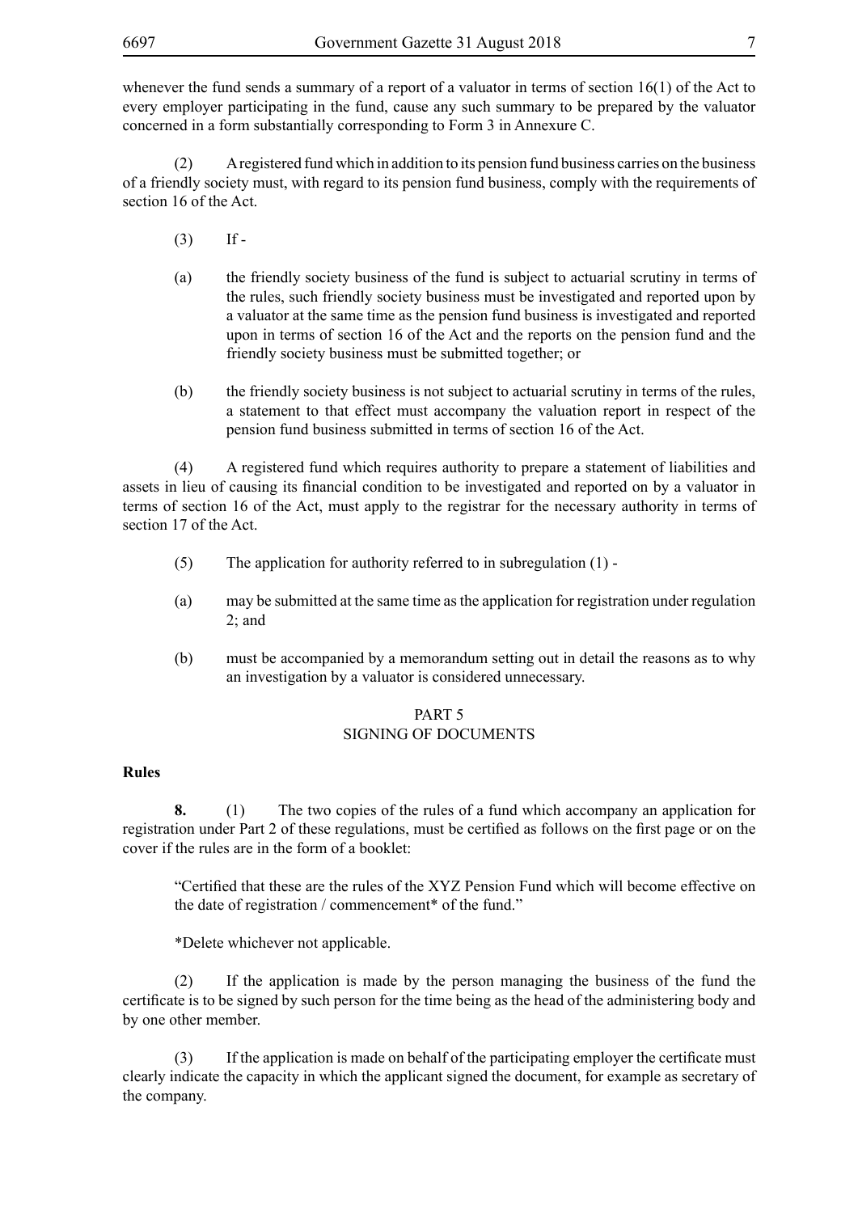whenever the fund sends a summary of a report of a valuator in terms of section 16(1) of the Act to every employer participating in the fund, cause any such summary to be prepared by the valuator concerned in a form substantially corresponding to Form 3 in Annexure C.

(2) A registered fund which in addition to its pension fund business carries on the business of a friendly society must, with regard to its pension fund business, comply with the requirements of section 16 of the Act.

(3) If -

(a) the friendly society business of the fund is subject to actuarial scrutiny in terms of the rules, such friendly society business must be investigated and reported upon by a valuator at the same time as the pension fund business is investigated and reported upon in terms of section 16 of the Act and the reports on the pension fund and the friendly society business must be submitted together; or

(b) the friendly society business is not subject to actuarial scrutiny in terms of the rules, a statement to that effect must accompany the valuation report in respect of the pension fund business submitted in terms of section 16 of the Act.

(4) A registered fund which requires authority to prepare a statement of liabilities and assets in lieu of causing its financial condition to be investigated and reported on by a valuator in terms of section 16 of the Act, must apply to the registrar for the necessary authority in terms of section 17 of the Act.

(5) The application for authority referred to in subregulation (1) -

(a) may be submitted at the same time as the application for registration under regulation 2; and

(b) must be accompanied by a memorandum setting out in detail the reasons as to why an investigation by a valuator is considered unnecessary.

## PART 5
## SIGNING OF DOCUMENTS

**Rules**

**8.** (1) The two copies of the rules of a fund which accompany an application for registration under Part 2 of these regulations, must be certified as follows on the first page or on the cover if the rules are in the form of a booklet:

"Certified that these are the rules of the XYZ Pension Fund which will become effective on the date of registration / commencement* of the fund."

*Delete whichever not applicable.

(2) If the application is made by the person managing the business of the fund the certificate is to be signed by such person for the time being as the head of the administering body and by one other member.

(3) If the application is made on behalf of the participating employer the certificate must clearly indicate the capacity in which the applicant signed the document, for example as secretary of the company.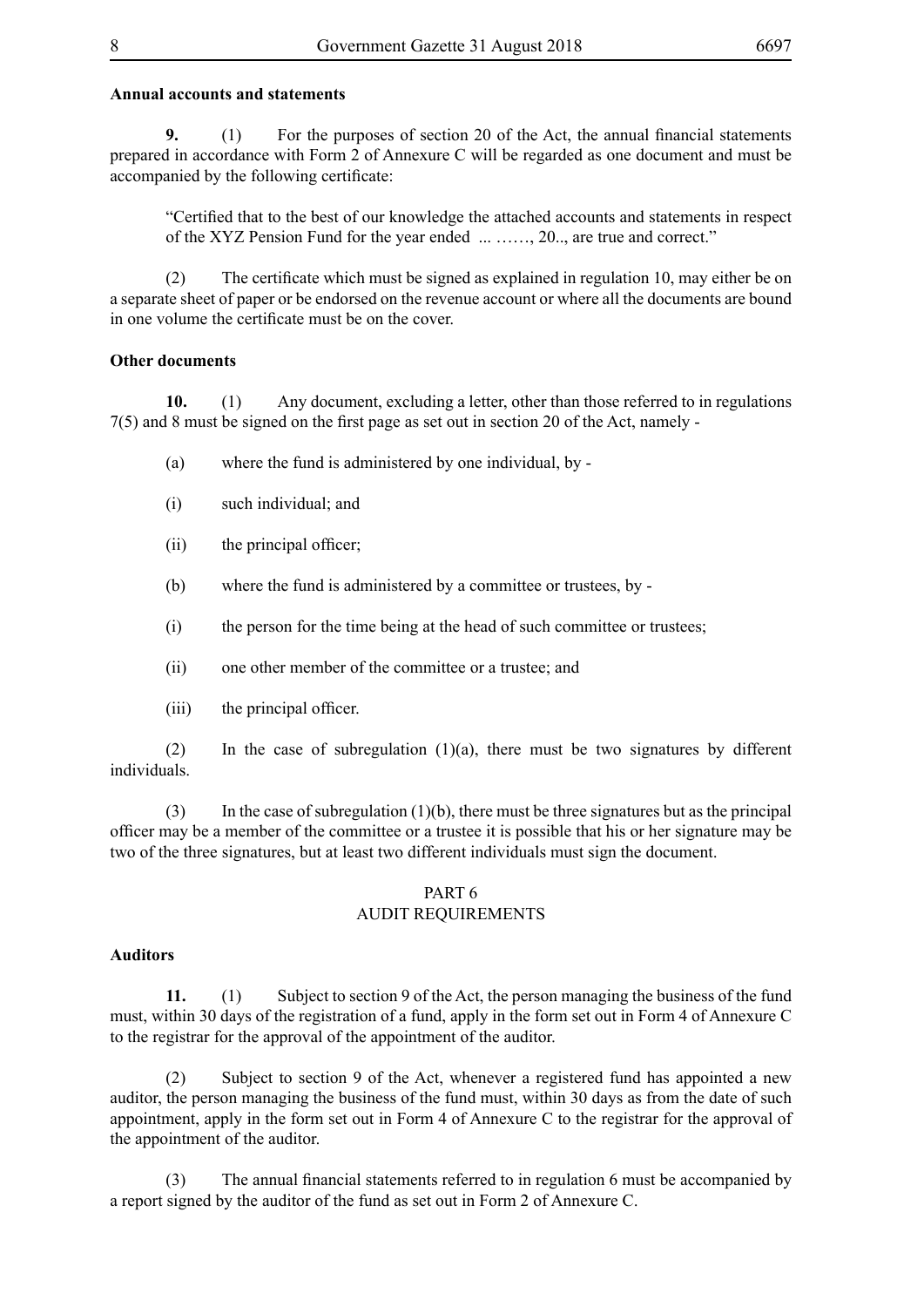**Annual accounts and statements**

**9.** (1) For the purposes of section 20 of the Act, the annual financial statements prepared in accordance with Form 2 of Annexure C will be regarded as one document and must be accompanied by the following certificate:

"Certified that to the best of our knowledge the attached accounts and statements in respect of the XYZ Pension Fund for the year ended ... ……, 20.., are true and correct."

(2) The certificate which must be signed as explained in regulation 10, may either be on a separate sheet of paper or be endorsed on the revenue account or where all the documents are bound in one volume the certificate must be on the cover.

**Other documents**

**10.** (1) Any document, excluding a letter, other than those referred to in regulations 7(5) and 8 must be signed on the first page as set out in section 20 of the Act, namely -

(a) where the fund is administered by one individual, by -

(i) such individual; and

(ii) the principal officer;

(b) where the fund is administered by a committee or trustees, by -

(i) the person for the time being at the head of such committee or trustees;

(ii) one other member of the committee or a trustee; and

(iii) the principal officer.

(2) In the case of subregulation (1)(a), there must be two signatures by different individuals.

(3) In the case of subregulation (1)(b), there must be three signatures but as the principal officer may be a member of the committee or a trustee it is possible that his or her signature may be two of the three signatures, but at least two different individuals must sign the document.

## PART 6
## AUDIT REQUIREMENTS

**Auditors**

**11.** (1) Subject to section 9 of the Act, the person managing the business of the fund must, within 30 days of the registration of a fund, apply in the form set out in Form 4 of Annexure C to the registrar for the approval of the appointment of the auditor.

(2) Subject to section 9 of the Act, whenever a registered fund has appointed a new auditor, the person managing the business of the fund must, within 30 days as from the date of such appointment, apply in the form set out in Form 4 of Annexure C to the registrar for the approval of the appointment of the auditor.

(3) The annual financial statements referred to in regulation 6 must be accompanied by a report signed by the auditor of the fund as set out in Form 2 of Annexure C.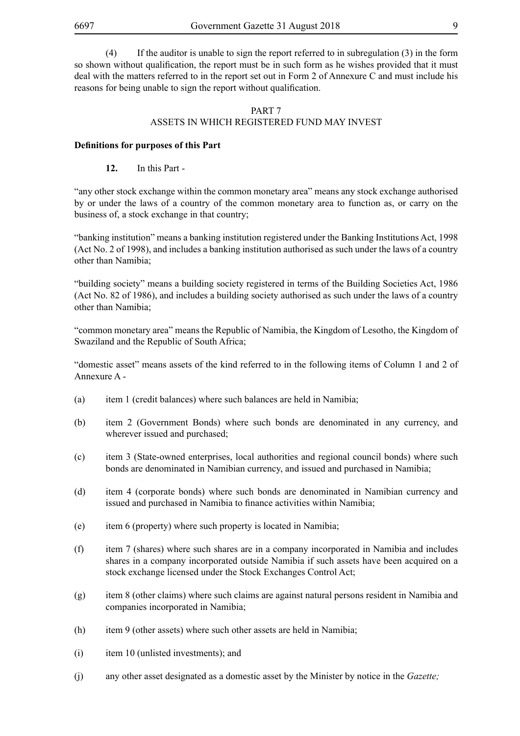(4) If the auditor is unable to sign the report referred to in subregulation (3) in the form so shown without qualification, the report must be in such form as he wishes provided that it must deal with the matters referred to in the report set out in Form 2 of Annexure C and must include his reasons for being unable to sign the report without qualification.

## PART 7
## ASSETS IN WHICH REGISTERED FUND MAY INVEST

**Definitions for purposes of this Part**

**12.** In this Part -

"any other stock exchange within the common monetary area" means any stock exchange authorised by or under the laws of a country of the common monetary area to function as, or carry on the business of, a stock exchange in that country;

"banking institution" means a banking institution registered under the Banking Institutions Act, 1998 (Act No. 2 of 1998), and includes a banking institution authorised as such under the laws of a country other than Namibia;

"building society" means a building society registered in terms of the Building Societies Act, 1986 (Act No. 82 of 1986), and includes a building society authorised as such under the laws of a country other than Namibia;

"common monetary area" means the Republic of Namibia, the Kingdom of Lesotho, the Kingdom of Swaziland and the Republic of South Africa;

"domestic asset" means assets of the kind referred to in the following items of Column 1 and 2 of Annexure A -

(a) item 1 (credit balances) where such balances are held in Namibia;

(b) item 2 (Government Bonds) where such bonds are denominated in any currency, and wherever issued and purchased;

(c) item 3 (State-owned enterprises, local authorities and regional council bonds) where such bonds are denominated in Namibian currency, and issued and purchased in Namibia;

(d) item 4 (corporate bonds) where such bonds are denominated in Namibian currency and issued and purchased in Namibia to finance activities within Namibia;

(e) item 6 (property) where such property is located in Namibia;

(f) item 7 (shares) where such shares are in a company incorporated in Namibia and includes shares in a company incorporated outside Namibia if such assets have been acquired on a stock exchange licensed under the Stock Exchanges Control Act;

(g) item 8 (other claims) where such claims are against natural persons resident in Namibia and companies incorporated in Namibia;

(h) item 9 (other assets) where such other assets are held in Namibia;

(i) item 10 (unlisted investments); and

(j) any other asset designated as a domestic asset by the Minister by notice in the *Gazette;*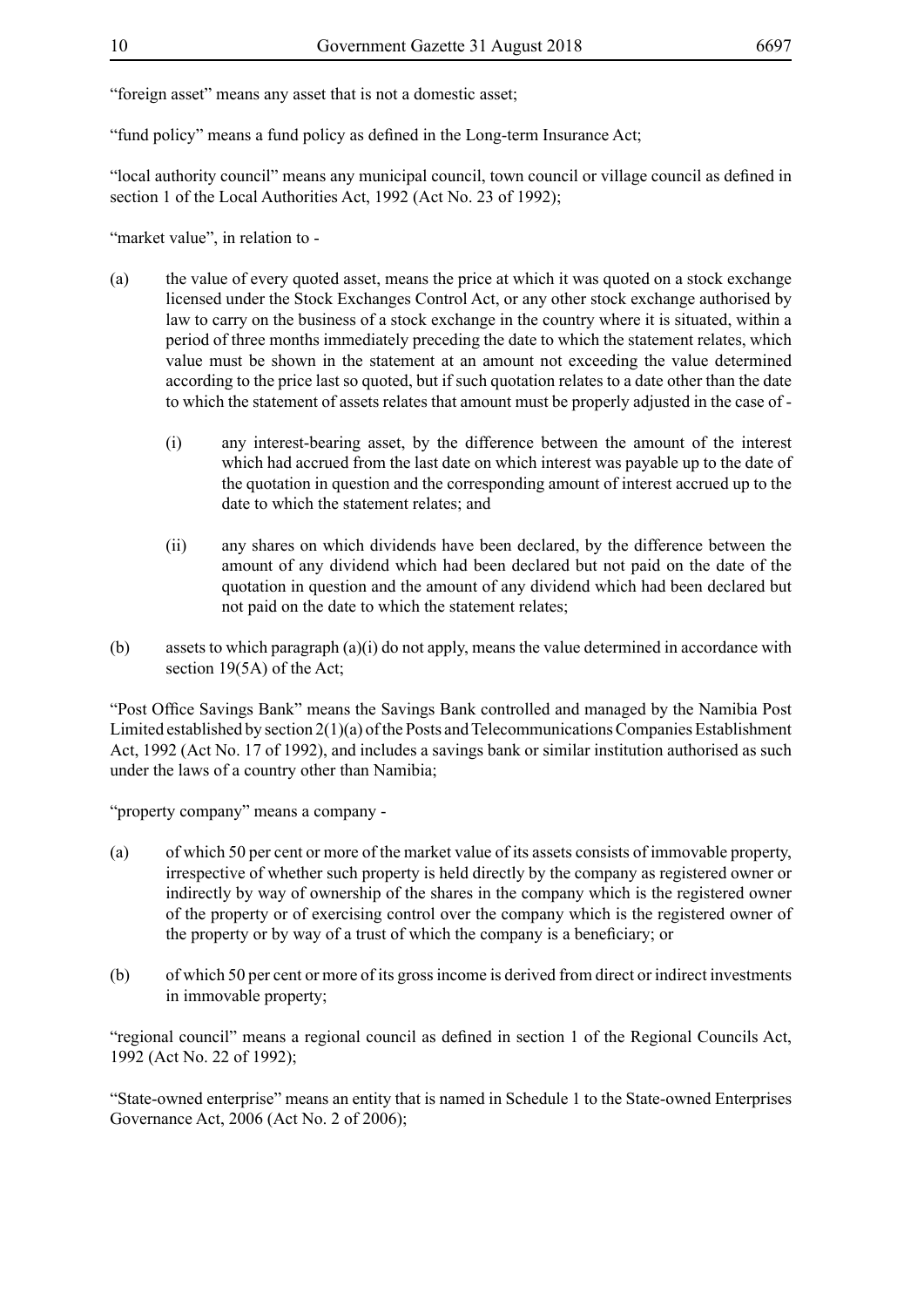"foreign asset" means any asset that is not a domestic asset;

"fund policy" means a fund policy as defined in the Long-term Insurance Act;

"local authority council" means any municipal council, town council or village council as defined in section 1 of the Local Authorities Act, 1992 (Act No. 23 of 1992);

"market value", in relation to -

(a) the value of every quoted asset, means the price at which it was quoted on a stock exchange licensed under the Stock Exchanges Control Act, or any other stock exchange authorised by law to carry on the business of a stock exchange in the country where it is situated, within a period of three months immediately preceding the date to which the statement relates, which value must be shown in the statement at an amount not exceeding the value determined according to the price last so quoted, but if such quotation relates to a date other than the date to which the statement of assets relates that amount must be properly adjusted in the case of -

    (i) any interest-bearing asset, by the difference between the amount of the interest which had accrued from the last date on which interest was payable up to the date of the quotation in question and the corresponding amount of interest accrued up to the date to which the statement relates; and

    (ii) any shares on which dividends have been declared, by the difference between the amount of any dividend which had been declared but not paid on the date of the quotation in question and the amount of any dividend which had been declared but not paid on the date to which the statement relates;

(b) assets to which paragraph (a)(i) do not apply, means the value determined in accordance with section 19(5A) of the Act;

"Post Office Savings Bank" means the Savings Bank controlled and managed by the Namibia Post Limited established by section 2(1)(a) of the Posts and Telecommunications Companies Establishment Act, 1992 (Act No. 17 of 1992), and includes a savings bank or similar institution authorised as such under the laws of a country other than Namibia;

"property company" means a company -

(a) of which 50 per cent or more of the market value of its assets consists of immovable property, irrespective of whether such property is held directly by the company as registered owner or indirectly by way of ownership of the shares in the company which is the registered owner of the property or of exercising control over the company which is the registered owner of the property or by way of a trust of which the company is a beneficiary; or

(b) of which 50 per cent or more of its gross income is derived from direct or indirect investments in immovable property;

"regional council" means a regional council as defined in section 1 of the Regional Councils Act, 1992 (Act No. 22 of 1992);

"State-owned enterprise" means an entity that is named in Schedule 1 to the State-owned Enterprises Governance Act, 2006 (Act No. 2 of 2006);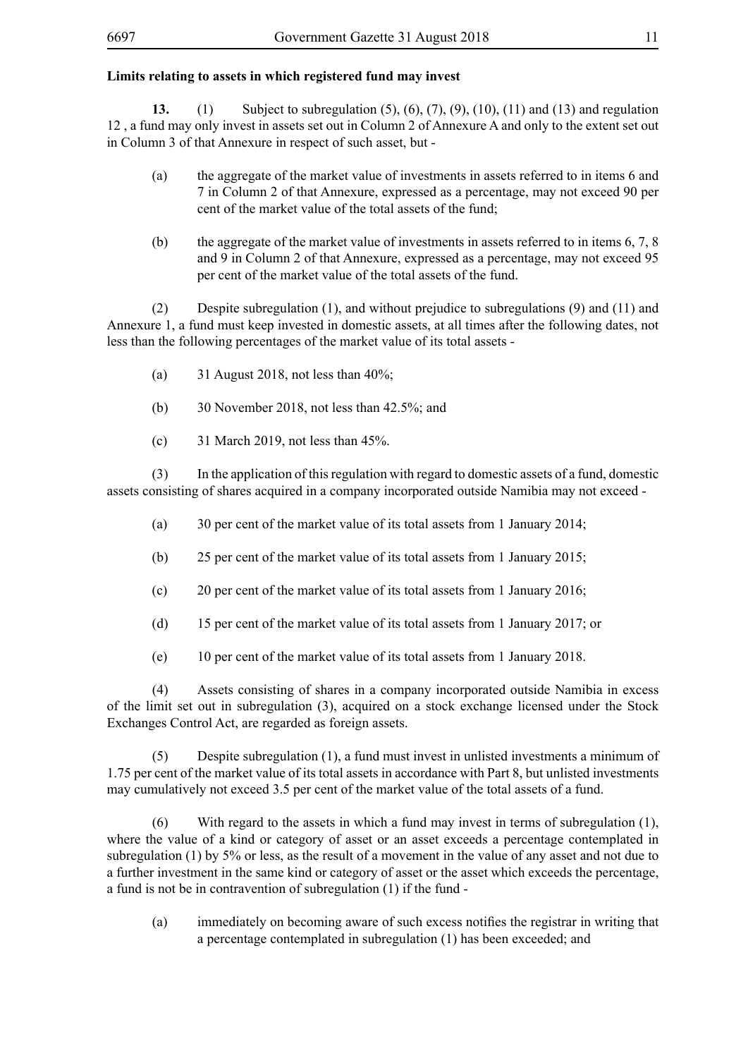**Limits relating to assets in which registered fund may invest**

**13.** (1) Subject to subregulation (5), (6), (7), (9), (10), (11) and (13) and regulation 12 , a fund may only invest in assets set out in Column 2 of Annexure A and only to the extent set out in Column 3 of that Annexure in respect of such asset, but -

(a) the aggregate of the market value of investments in assets referred to in items 6 and 7 in Column 2 of that Annexure, expressed as a percentage, may not exceed 90 per cent of the market value of the total assets of the fund;

(b) the aggregate of the market value of investments in assets referred to in items 6, 7, 8 and 9 in Column 2 of that Annexure, expressed as a percentage, may not exceed 95 per cent of the market value of the total assets of the fund.

(2) Despite subregulation (1), and without prejudice to subregulations (9) and (11) and Annexure 1, a fund must keep invested in domestic assets, at all times after the following dates, not less than the following percentages of the market value of its total assets -

(a) 31 August 2018, not less than 40%;

(b) 30 November 2018, not less than 42.5%; and

(c) 31 March 2019, not less than 45%.

(3) In the application of this regulation with regard to domestic assets of a fund, domestic assets consisting of shares acquired in a company incorporated outside Namibia may not exceed -

(a) 30 per cent of the market value of its total assets from 1 January 2014;

(b) 25 per cent of the market value of its total assets from 1 January 2015;

(c) 20 per cent of the market value of its total assets from 1 January 2016;

(d) 15 per cent of the market value of its total assets from 1 January 2017; or

(e) 10 per cent of the market value of its total assets from 1 January 2018.

(4) Assets consisting of shares in a company incorporated outside Namibia in excess of the limit set out in subregulation (3), acquired on a stock exchange licensed under the Stock Exchanges Control Act, are regarded as foreign assets.

(5) Despite subregulation (1), a fund must invest in unlisted investments a minimum of 1.75 per cent of the market value of its total assets in accordance with Part 8, but unlisted investments may cumulatively not exceed 3.5 per cent of the market value of the total assets of a fund.

(6) With regard to the assets in which a fund may invest in terms of subregulation (1), where the value of a kind or category of asset or an asset exceeds a percentage contemplated in subregulation (1) by 5% or less, as the result of a movement in the value of any asset and not due to a further investment in the same kind or category of asset or the asset which exceeds the percentage, a fund is not be in contravention of subregulation (1) if the fund -

(a) immediately on becoming aware of such excess notifies the registrar in writing that a percentage contemplated in subregulation (1) has been exceeded; and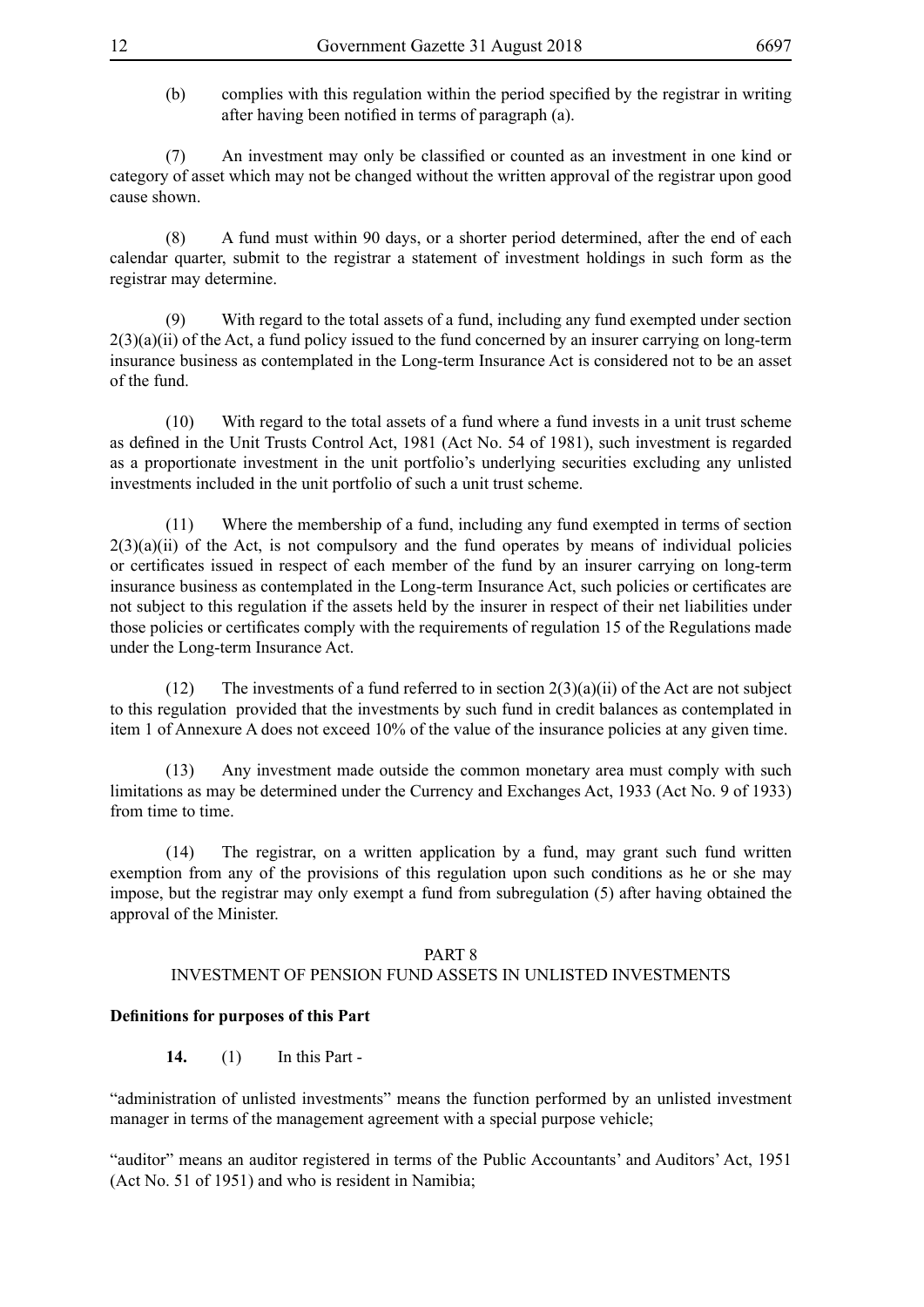(b) complies with this regulation within the period specified by the registrar in writing after having been notified in terms of paragraph (a).

(7) An investment may only be classified or counted as an investment in one kind or category of asset which may not be changed without the written approval of the registrar upon good cause shown.

(8) A fund must within 90 days, or a shorter period determined, after the end of each calendar quarter, submit to the registrar a statement of investment holdings in such form as the registrar may determine.

(9) With regard to the total assets of a fund, including any fund exempted under section 2(3)(a)(ii) of the Act, a fund policy issued to the fund concerned by an insurer carrying on long-term insurance business as contemplated in the Long-term Insurance Act is considered not to be an asset of the fund.

(10) With regard to the total assets of a fund where a fund invests in a unit trust scheme as defined in the Unit Trusts Control Act, 1981 (Act No. 54 of 1981), such investment is regarded as a proportionate investment in the unit portfolio's underlying securities excluding any unlisted investments included in the unit portfolio of such a unit trust scheme.

(11) Where the membership of a fund, including any fund exempted in terms of section 2(3)(a)(ii) of the Act, is not compulsory and the fund operates by means of individual policies or certificates issued in respect of each member of the fund by an insurer carrying on long-term insurance business as contemplated in the Long-term Insurance Act, such policies or certificates are not subject to this regulation if the assets held by the insurer in respect of their net liabilities under those policies or certificates comply with the requirements of regulation 15 of the Regulations made under the Long-term Insurance Act.

(12) The investments of a fund referred to in section 2(3)(a)(ii) of the Act are not subject to this regulation provided that the investments by such fund in credit balances as contemplated in item 1 of Annexure A does not exceed 10% of the value of the insurance policies at any given time.

(13) Any investment made outside the common monetary area must comply with such limitations as may be determined under the Currency and Exchanges Act, 1933 (Act No. 9 of 1933) from time to time.

(14) The registrar, on a written application by a fund, may grant such fund written exemption from any of the provisions of this regulation upon such conditions as he or she may impose, but the registrar may only exempt a fund from subregulation (5) after having obtained the approval of the Minister.

## PART 8
## INVESTMENT OF PENSION FUND ASSETS IN UNLISTED INVESTMENTS

**Definitions for purposes of this Part**

**14.** (1) In this Part -

"administration of unlisted investments" means the function performed by an unlisted investment manager in terms of the management agreement with a special purpose vehicle;

"auditor" means an auditor registered in terms of the Public Accountants' and Auditors' Act, 1951 (Act No. 51 of 1951) and who is resident in Namibia;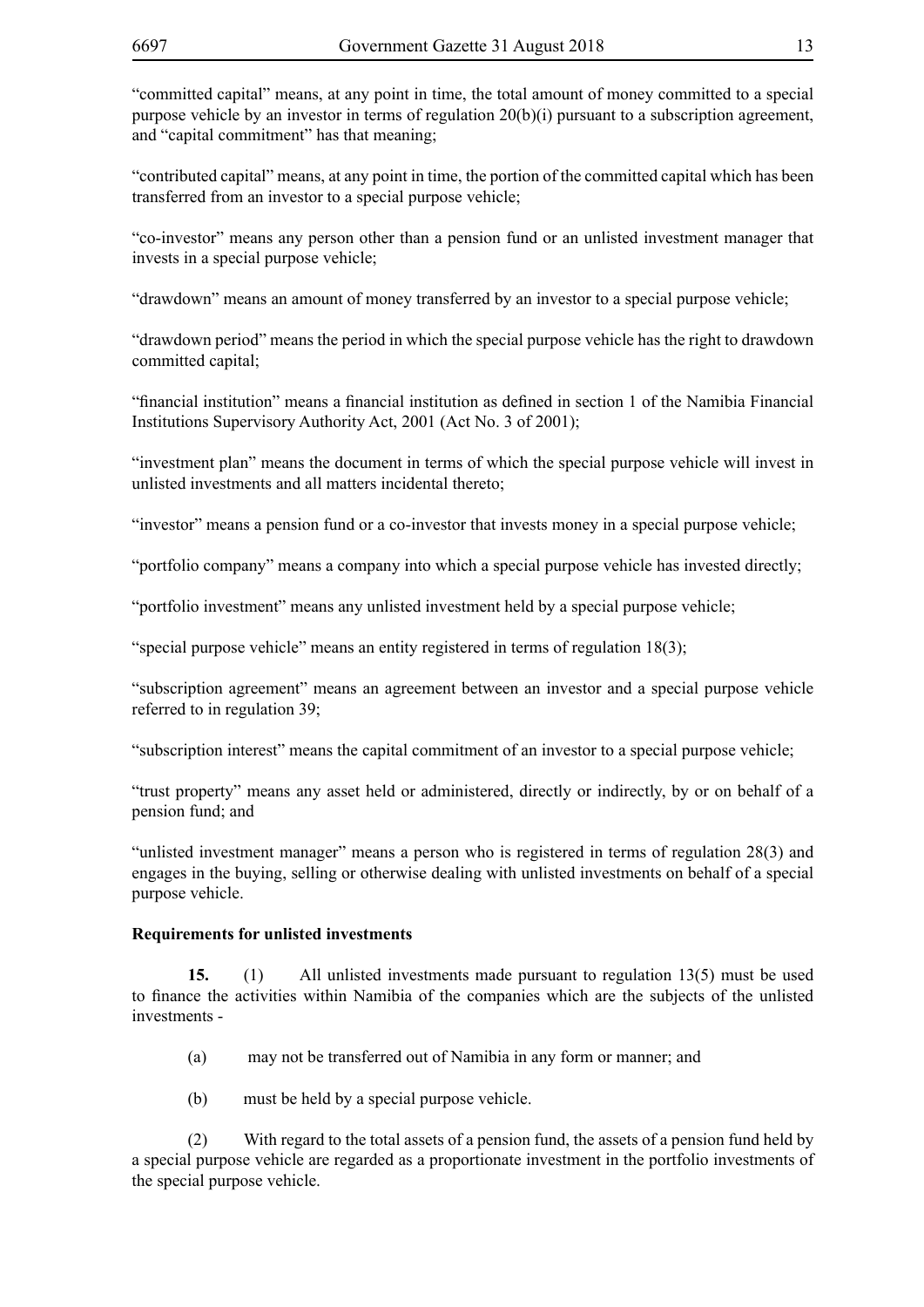"committed capital" means, at any point in time, the total amount of money committed to a special purpose vehicle by an investor in terms of regulation 20(b)(i) pursuant to a subscription agreement, and "capital commitment" has that meaning;

"contributed capital" means, at any point in time, the portion of the committed capital which has been transferred from an investor to a special purpose vehicle;

"co-investor" means any person other than a pension fund or an unlisted investment manager that invests in a special purpose vehicle;

"drawdown" means an amount of money transferred by an investor to a special purpose vehicle;

"drawdown period" means the period in which the special purpose vehicle has the right to drawdown committed capital;

"financial institution" means a financial institution as defined in section 1 of the Namibia Financial Institutions Supervisory Authority Act, 2001 (Act No. 3 of 2001);

"investment plan" means the document in terms of which the special purpose vehicle will invest in unlisted investments and all matters incidental thereto;

"investor" means a pension fund or a co-investor that invests money in a special purpose vehicle;

"portfolio company" means a company into which a special purpose vehicle has invested directly;

"portfolio investment" means any unlisted investment held by a special purpose vehicle;

"special purpose vehicle" means an entity registered in terms of regulation 18(3);

"subscription agreement" means an agreement between an investor and a special purpose vehicle referred to in regulation 39;

"subscription interest" means the capital commitment of an investor to a special purpose vehicle;

"trust property" means any asset held or administered, directly or indirectly, by or on behalf of a pension fund; and

"unlisted investment manager" means a person who is registered in terms of regulation 28(3) and engages in the buying, selling or otherwise dealing with unlisted investments on behalf of a special purpose vehicle.

**Requirements for unlisted investments**

**15.** (1) All unlisted investments made pursuant to regulation 13(5) must be used to finance the activities within Namibia of the companies which are the subjects of the unlisted investments -

(a) may not be transferred out of Namibia in any form or manner; and

(b) must be held by a special purpose vehicle.

(2) With regard to the total assets of a pension fund, the assets of a pension fund held by a special purpose vehicle are regarded as a proportionate investment in the portfolio investments of the special purpose vehicle.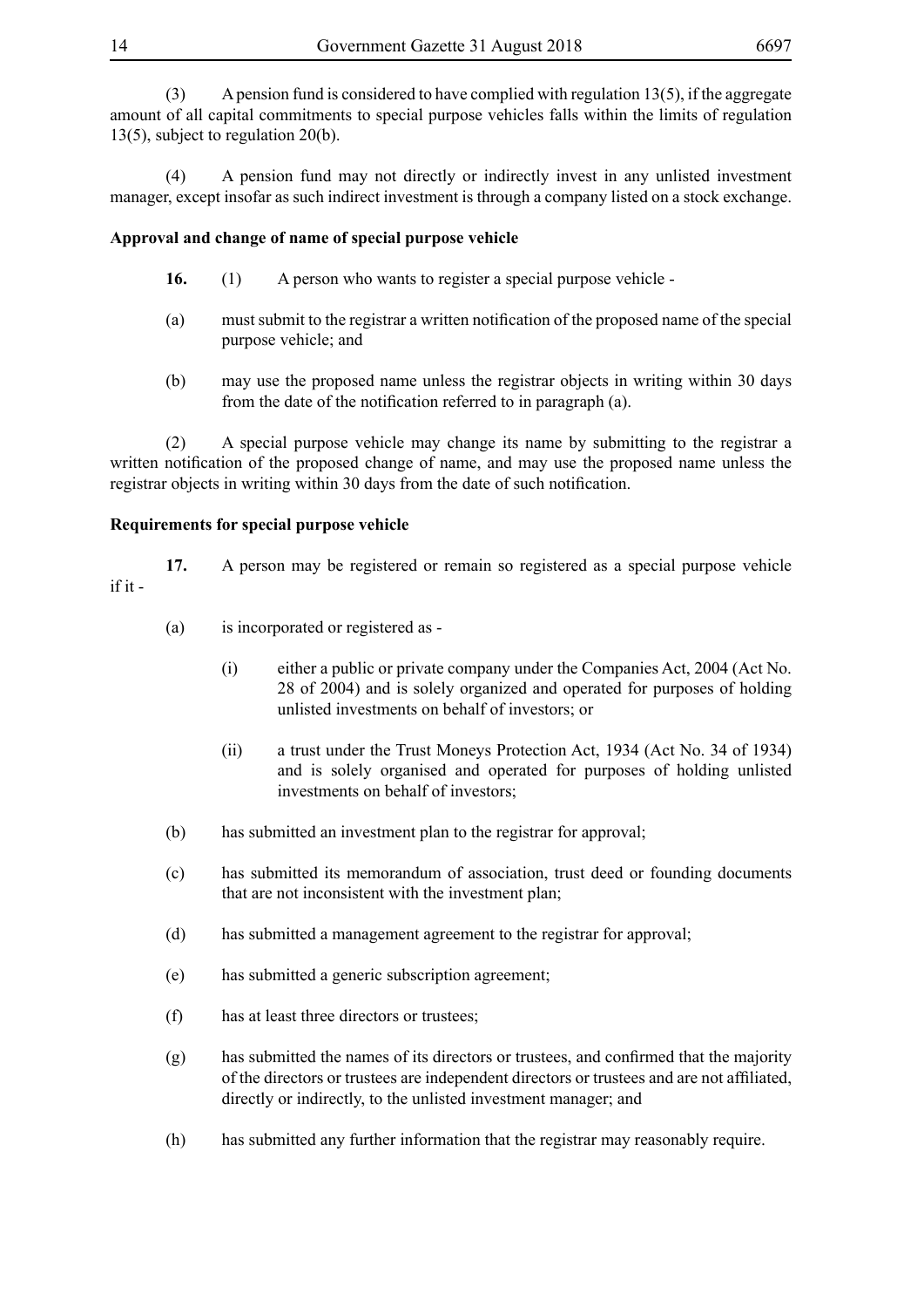(3) A pension fund is considered to have complied with regulation 13(5), if the aggregate amount of all capital commitments to special purpose vehicles falls within the limits of regulation 13(5), subject to regulation 20(b).

(4) A pension fund may not directly or indirectly invest in any unlisted investment manager, except insofar as such indirect investment is through a company listed on a stock exchange.

**Approval and change of name of special purpose vehicle**

**16.** (1) A person who wants to register a special purpose vehicle -

(a) must submit to the registrar a written notification of the proposed name of the special purpose vehicle; and

(b) may use the proposed name unless the registrar objects in writing within 30 days from the date of the notification referred to in paragraph (a).

(2) A special purpose vehicle may change its name by submitting to the registrar a written notification of the proposed change of name, and may use the proposed name unless the registrar objects in writing within 30 days from the date of such notification.

**Requirements for special purpose vehicle**

**17.** A person may be registered or remain so registered as a special purpose vehicle if it -

(a) is incorporated or registered as -

(i) either a public or private company under the Companies Act, 2004 (Act No. 28 of 2004) and is solely organized and operated for purposes of holding unlisted investments on behalf of investors; or

(ii) a trust under the Trust Moneys Protection Act, 1934 (Act No. 34 of 1934) and is solely organised and operated for purposes of holding unlisted investments on behalf of investors;

(b) has submitted an investment plan to the registrar for approval;

(c) has submitted its memorandum of association, trust deed or founding documents that are not inconsistent with the investment plan;

(d) has submitted a management agreement to the registrar for approval;

(e) has submitted a generic subscription agreement;

(f) has at least three directors or trustees;

(g) has submitted the names of its directors or trustees, and confirmed that the majority of the directors or trustees are independent directors or trustees and are not affiliated, directly or indirectly, to the unlisted investment manager; and

(h) has submitted any further information that the registrar may reasonably require.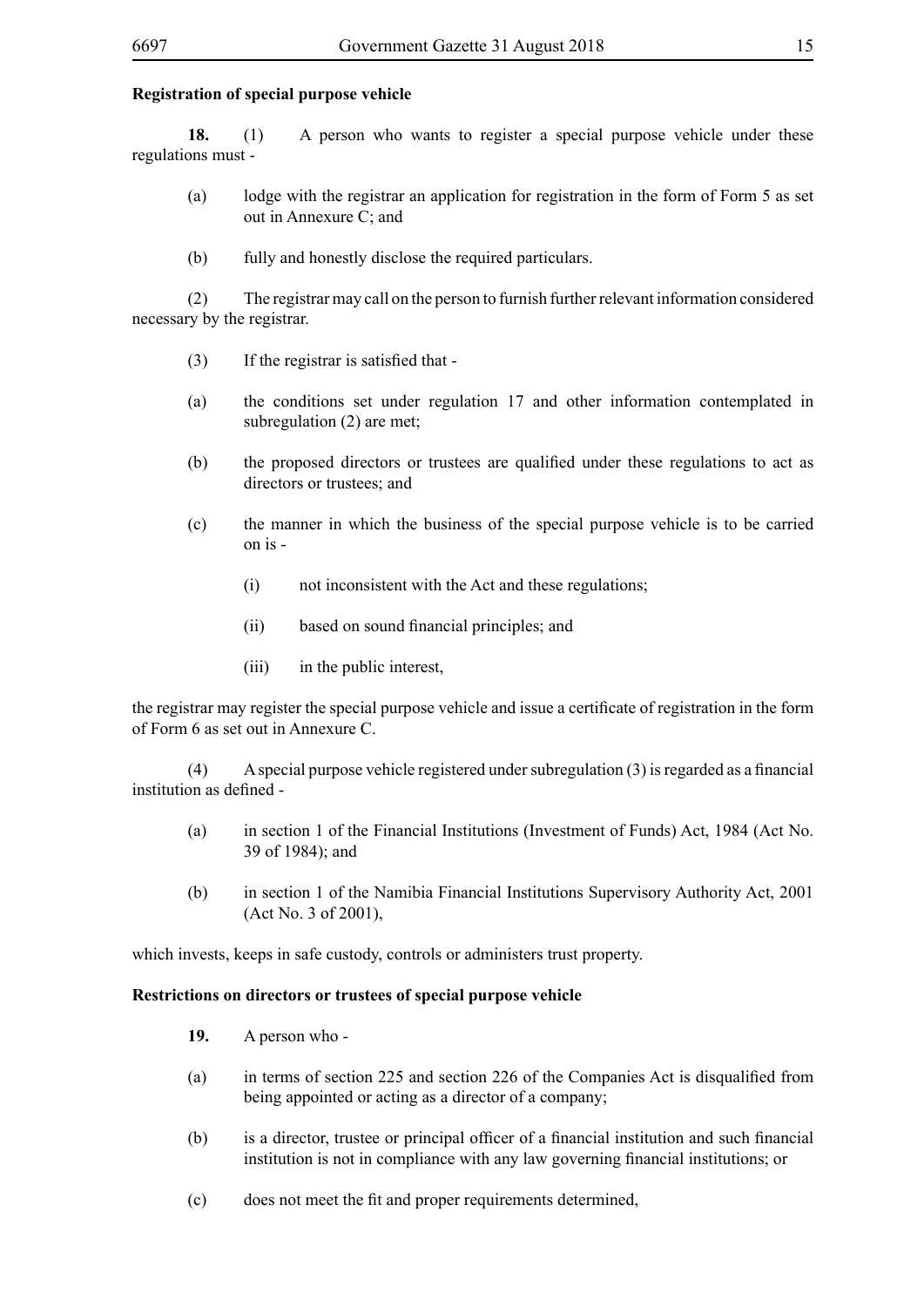**Registration of special purpose vehicle**

**18.** (1) A person who wants to register a special purpose vehicle under these regulations must -

(a) lodge with the registrar an application for registration in the form of Form 5 as set out in Annexure C; and

(b) fully and honestly disclose the required particulars.

(2) The registrar may call on the person to furnish further relevant information considered necessary by the registrar.

(3) If the registrar is satisfied that -

(a) the conditions set under regulation 17 and other information contemplated in subregulation (2) are met;

(b) the proposed directors or trustees are qualified under these regulations to act as directors or trustees; and

(c) the manner in which the business of the special purpose vehicle is to be carried on is -

(i) not inconsistent with the Act and these regulations;

(ii) based on sound financial principles; and

(iii) in the public interest,

the registrar may register the special purpose vehicle and issue a certificate of registration in the form of Form 6 as set out in Annexure C.

(4) A special purpose vehicle registered under subregulation (3) is regarded as a financial institution as defined -

(a) in section 1 of the Financial Institutions (Investment of Funds) Act, 1984 (Act No. 39 of 1984); and

(b) in section 1 of the Namibia Financial Institutions Supervisory Authority Act, 2001 (Act No. 3 of 2001),

which invests, keeps in safe custody, controls or administers trust property.

**Restrictions on directors or trustees of special purpose vehicle**

**19.** A person who -

(a) in terms of section 225 and section 226 of the Companies Act is disqualified from being appointed or acting as a director of a company;

(b) is a director, trustee or principal officer of a financial institution and such financial institution is not in compliance with any law governing financial institutions; or

(c) does not meet the fit and proper requirements determined,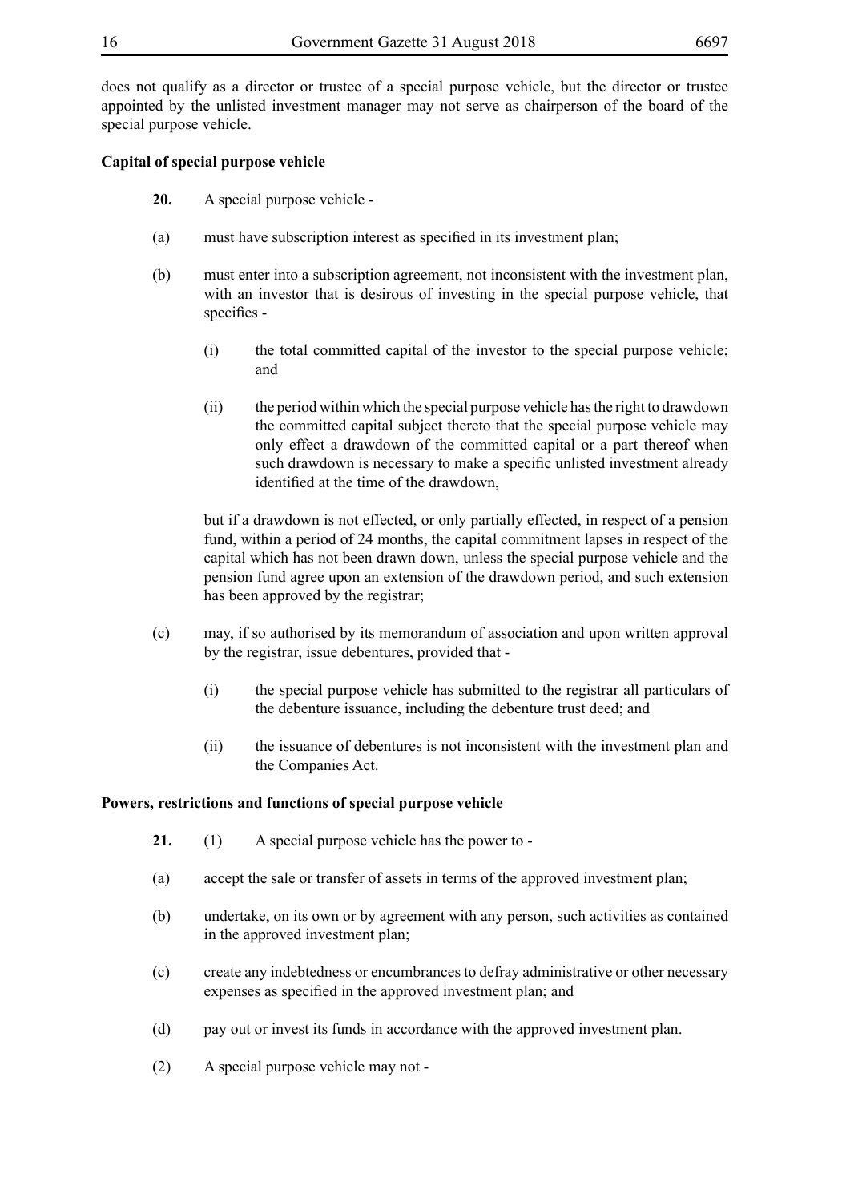does not qualify as a director or trustee of a special purpose vehicle, but the director or trustee appointed by the unlisted investment manager may not serve as chairperson of the board of the special purpose vehicle.

**Capital of special purpose vehicle**

**20.** A special purpose vehicle -

(a) must have subscription interest as specified in its investment plan;

(b) must enter into a subscription agreement, not inconsistent with the investment plan, with an investor that is desirous of investing in the special purpose vehicle, that specifies -

(i) the total committed capital of the investor to the special purpose vehicle; and

(ii) the period within which the special purpose vehicle has the right to drawdown the committed capital subject thereto that the special purpose vehicle may only effect a drawdown of the committed capital or a part thereof when such drawdown is necessary to make a specific unlisted investment already identified at the time of the drawdown,

but if a drawdown is not effected, or only partially effected, in respect of a pension fund, within a period of 24 months, the capital commitment lapses in respect of the capital which has not been drawn down, unless the special purpose vehicle and the pension fund agree upon an extension of the drawdown period, and such extension has been approved by the registrar;

(c) may, if so authorised by its memorandum of association and upon written approval by the registrar, issue debentures, provided that -

(i) the special purpose vehicle has submitted to the registrar all particulars of the debenture issuance, including the debenture trust deed; and

(ii) the issuance of debentures is not inconsistent with the investment plan and the Companies Act.

**Powers, restrictions and functions of special purpose vehicle**

**21.** (1) A special purpose vehicle has the power to -

(a) accept the sale or transfer of assets in terms of the approved investment plan;

(b) undertake, on its own or by agreement with any person, such activities as contained in the approved investment plan;

(c) create any indebtedness or encumbrances to defray administrative or other necessary expenses as specified in the approved investment plan; and

(d) pay out or invest its funds in accordance with the approved investment plan.

(2) A special purpose vehicle may not -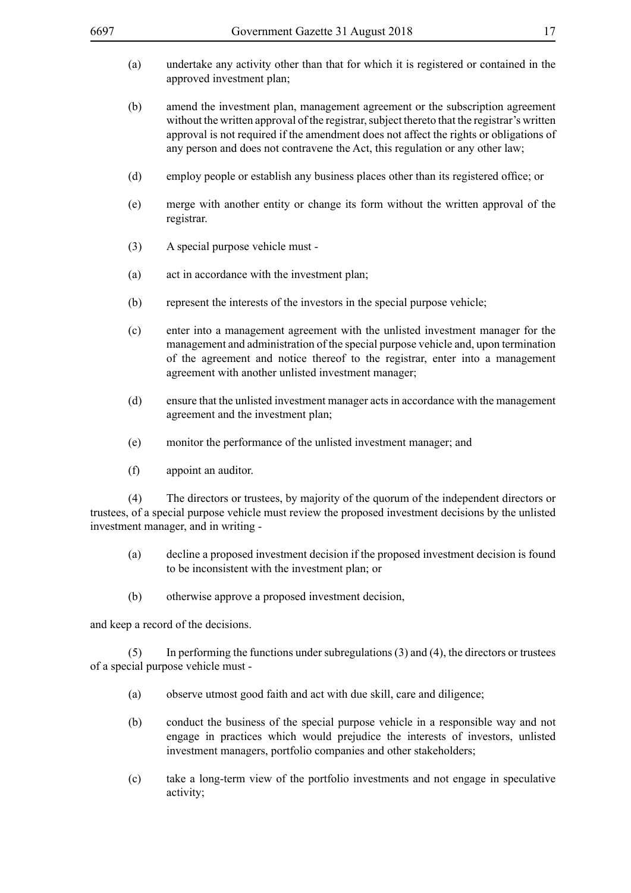(a) undertake any activity other than that for which it is registered or contained in the approved investment plan;

(b) amend the investment plan, management agreement or the subscription agreement without the written approval of the registrar, subject thereto that the registrar's written approval is not required if the amendment does not affect the rights or obligations of any person and does not contravene the Act, this regulation or any other law;

(d) employ people or establish any business places other than its registered office; or

(e) merge with another entity or change its form without the written approval of the registrar.

(3) A special purpose vehicle must -

(a) act in accordance with the investment plan;

(b) represent the interests of the investors in the special purpose vehicle;

(c) enter into a management agreement with the unlisted investment manager for the management and administration of the special purpose vehicle and, upon termination of the agreement and notice thereof to the registrar, enter into a management agreement with another unlisted investment manager;

(d) ensure that the unlisted investment manager acts in accordance with the management agreement and the investment plan;

(e) monitor the performance of the unlisted investment manager; and

(f) appoint an auditor.

(4) The directors or trustees, by majority of the quorum of the independent directors or trustees, of a special purpose vehicle must review the proposed investment decisions by the unlisted investment manager, and in writing -

(a) decline a proposed investment decision if the proposed investment decision is found to be inconsistent with the investment plan; or

(b) otherwise approve a proposed investment decision,

and keep a record of the decisions.

(5) In performing the functions under subregulations (3) and (4), the directors or trustees of a special purpose vehicle must -

(a) observe utmost good faith and act with due skill, care and diligence;

(b) conduct the business of the special purpose vehicle in a responsible way and not engage in practices which would prejudice the interests of investors, unlisted investment managers, portfolio companies and other stakeholders;

(c) take a long-term view of the portfolio investments and not engage in speculative activity;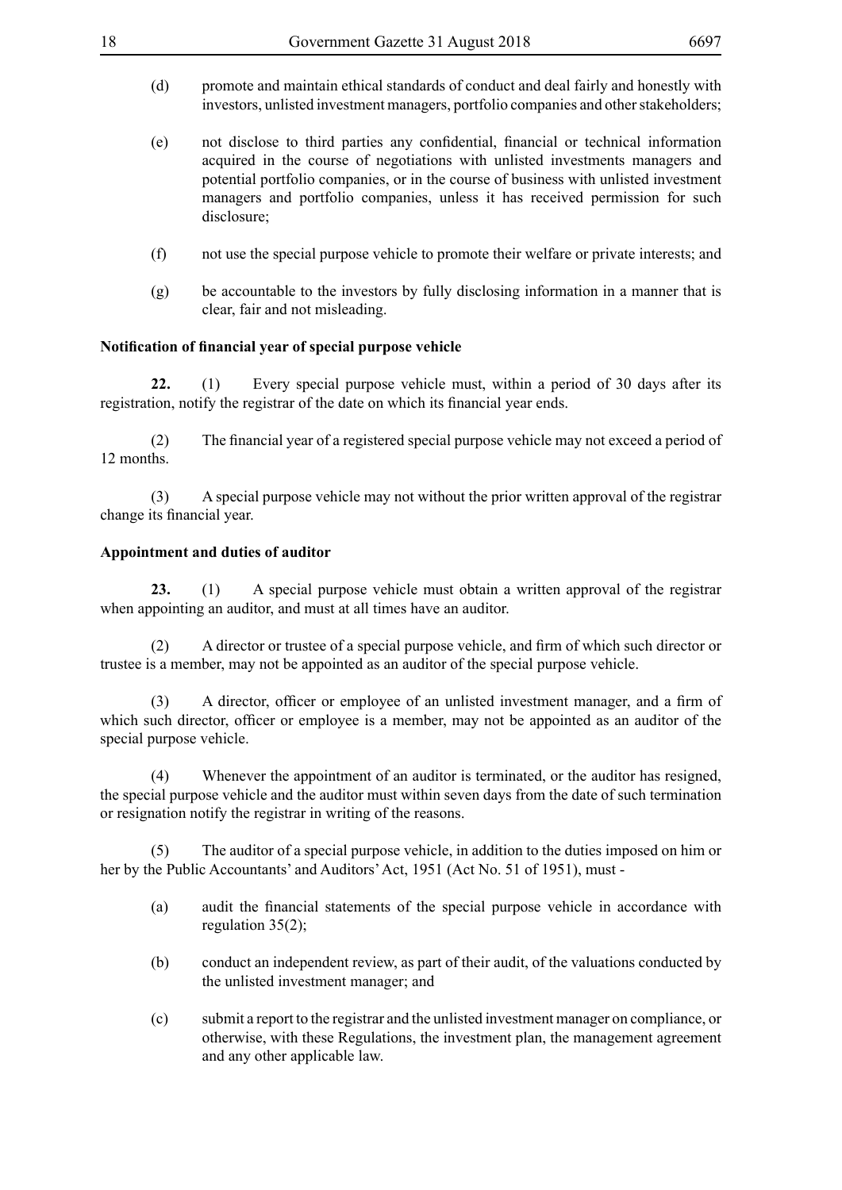(d) promote and maintain ethical standards of conduct and deal fairly and honestly with investors, unlisted investment managers, portfolio companies and other stakeholders;

(e) not disclose to third parties any confidential, financial or technical information acquired in the course of negotiations with unlisted investments managers and potential portfolio companies, or in the course of business with unlisted investment managers and portfolio companies, unless it has received permission for such disclosure;

(f) not use the special purpose vehicle to promote their welfare or private interests; and

(g) be accountable to the investors by fully disclosing information in a manner that is clear, fair and not misleading.

**Notification of financial year of special purpose vehicle**

**22.** (1) Every special purpose vehicle must, within a period of 30 days after its registration, notify the registrar of the date on which its financial year ends.

(2) The financial year of a registered special purpose vehicle may not exceed a period of 12 months.

(3) A special purpose vehicle may not without the prior written approval of the registrar change its financial year.

**Appointment and duties of auditor**

**23.** (1) A special purpose vehicle must obtain a written approval of the registrar when appointing an auditor, and must at all times have an auditor.

(2) A director or trustee of a special purpose vehicle, and firm of which such director or trustee is a member, may not be appointed as an auditor of the special purpose vehicle.

(3) A director, officer or employee of an unlisted investment manager, and a firm of which such director, officer or employee is a member, may not be appointed as an auditor of the special purpose vehicle.

(4) Whenever the appointment of an auditor is terminated, or the auditor has resigned, the special purpose vehicle and the auditor must within seven days from the date of such termination or resignation notify the registrar in writing of the reasons.

(5) The auditor of a special purpose vehicle, in addition to the duties imposed on him or her by the Public Accountants' and Auditors' Act, 1951 (Act No. 51 of 1951), must -

(a) audit the financial statements of the special purpose vehicle in accordance with regulation 35(2);

(b) conduct an independent review, as part of their audit, of the valuations conducted by the unlisted investment manager; and

(c) submit a report to the registrar and the unlisted investment manager on compliance, or otherwise, with these Regulations, the investment plan, the management agreement and any other applicable law.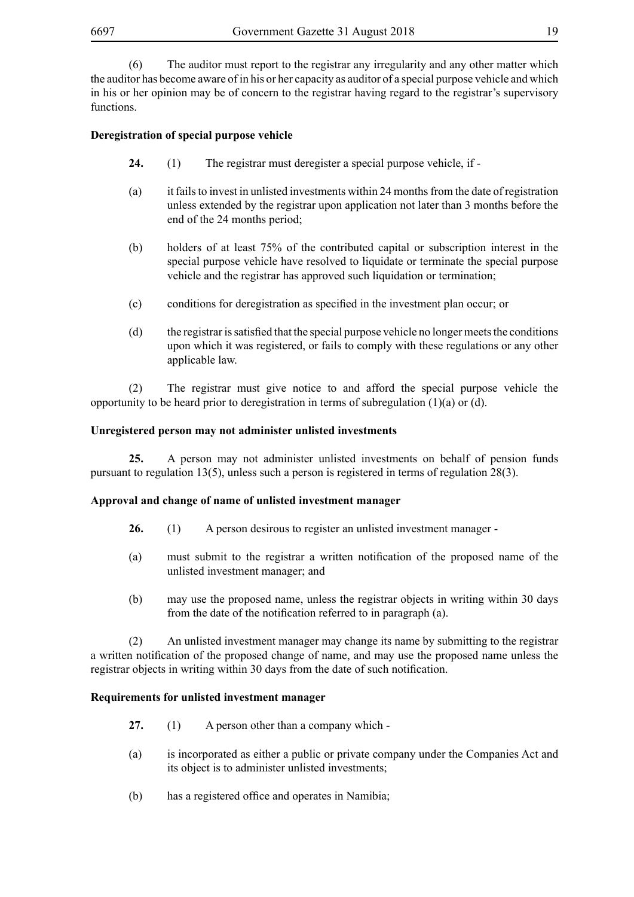(6) The auditor must report to the registrar any irregularity and any other matter which the auditor has become aware of in his or her capacity as auditor of a special purpose vehicle and which in his or her opinion may be of concern to the registrar having regard to the registrar's supervisory functions.

**Deregistration of special purpose vehicle**

**24.** (1) The registrar must deregister a special purpose vehicle, if -

(a) it fails to invest in unlisted investments within 24 months from the date of registration unless extended by the registrar upon application not later than 3 months before the end of the 24 months period;

(b) holders of at least 75% of the contributed capital or subscription interest in the special purpose vehicle have resolved to liquidate or terminate the special purpose vehicle and the registrar has approved such liquidation or termination;

(c) conditions for deregistration as specified in the investment plan occur; or

(d) the registrar is satisfied that the special purpose vehicle no longer meets the conditions upon which it was registered, or fails to comply with these regulations or any other applicable law.

(2) The registrar must give notice to and afford the special purpose vehicle the opportunity to be heard prior to deregistration in terms of subregulation (1)(a) or (d).

**Unregistered person may not administer unlisted investments**

**25.** A person may not administer unlisted investments on behalf of pension funds pursuant to regulation 13(5), unless such a person is registered in terms of regulation 28(3).

**Approval and change of name of unlisted investment manager**

**26.** (1) A person desirous to register an unlisted investment manager -

(a) must submit to the registrar a written notification of the proposed name of the unlisted investment manager; and

(b) may use the proposed name, unless the registrar objects in writing within 30 days from the date of the notification referred to in paragraph (a).

(2) An unlisted investment manager may change its name by submitting to the registrar a written notification of the proposed change of name, and may use the proposed name unless the registrar objects in writing within 30 days from the date of such notification.

**Requirements for unlisted investment manager**

**27.** (1) A person other than a company which -

(a) is incorporated as either a public or private company under the Companies Act and its object is to administer unlisted investments;

(b) has a registered office and operates in Namibia;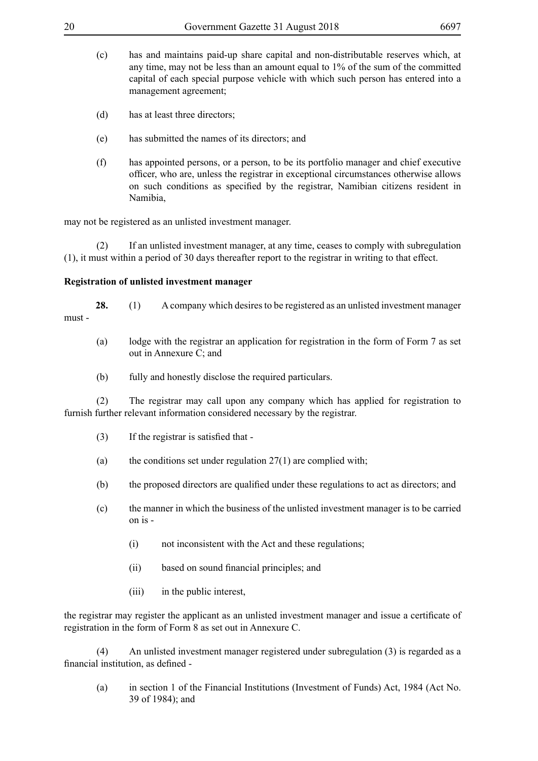(c) has and maintains paid-up share capital and non-distributable reserves which, at any time, may not be less than an amount equal to 1% of the sum of the committed capital of each special purpose vehicle with which such person has entered into a management agreement;

(d) has at least three directors;

(e) has submitted the names of its directors; and

(f) has appointed persons, or a person, to be its portfolio manager and chief executive officer, who are, unless the registrar in exceptional circumstances otherwise allows on such conditions as specified by the registrar, Namibian citizens resident in Namibia,

may not be registered as an unlisted investment manager.

(2) If an unlisted investment manager, at any time, ceases to comply with subregulation (1), it must within a period of 30 days thereafter report to the registrar in writing to that effect.

**Registration of unlisted investment manager**

**28.** (1) A company which desires to be registered as an unlisted investment manager must -

(a) lodge with the registrar an application for registration in the form of Form 7 as set out in Annexure C; and

(b) fully and honestly disclose the required particulars.

(2) The registrar may call upon any company which has applied for registration to furnish further relevant information considered necessary by the registrar.

(3) If the registrar is satisfied that -

(a) the conditions set under regulation 27(1) are complied with;

(b) the proposed directors are qualified under these regulations to act as directors; and

(c) the manner in which the business of the unlisted investment manager is to be carried on is -

(i) not inconsistent with the Act and these regulations;

(ii) based on sound financial principles; and

(iii) in the public interest,

the registrar may register the applicant as an unlisted investment manager and issue a certificate of registration in the form of Form 8 as set out in Annexure C.

(4) An unlisted investment manager registered under subregulation (3) is regarded as a financial institution, as defined -

(a) in section 1 of the Financial Institutions (Investment of Funds) Act, 1984 (Act No. 39 of 1984); and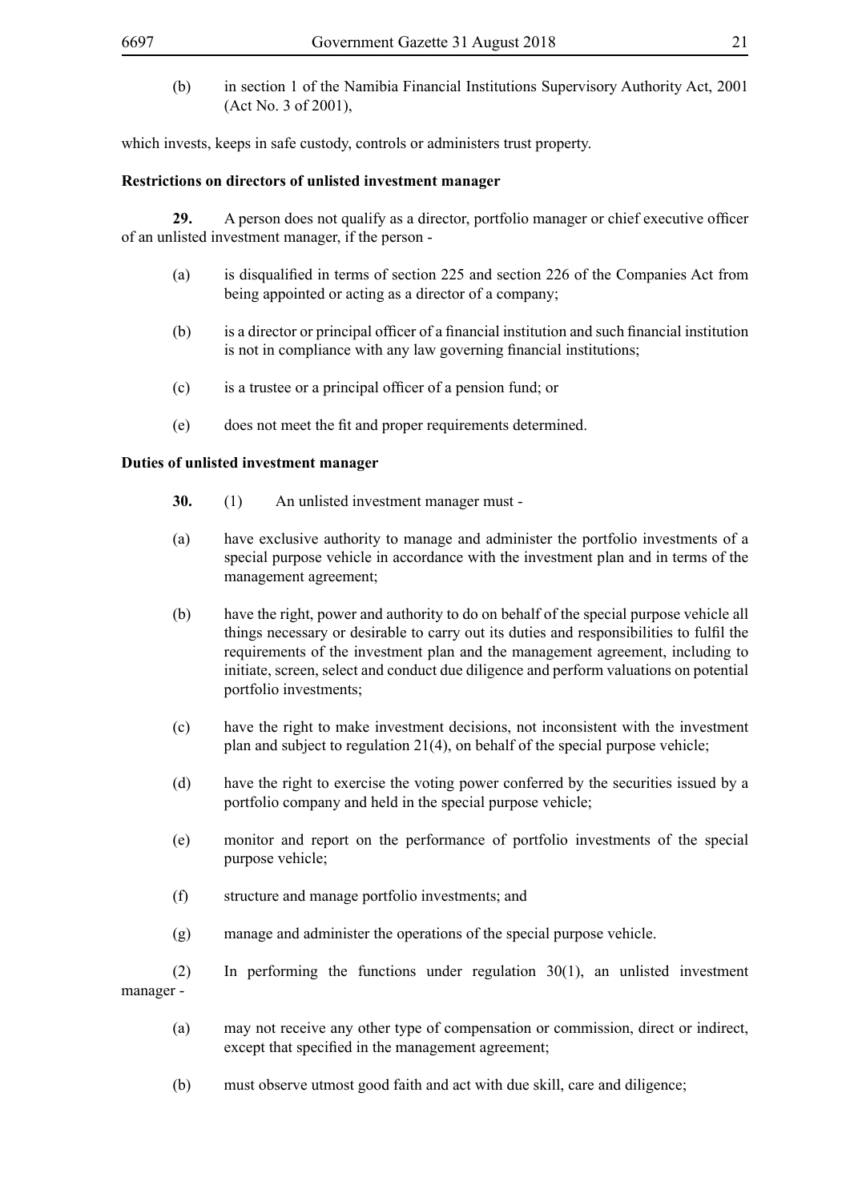(b) in section 1 of the Namibia Financial Institutions Supervisory Authority Act, 2001 (Act No. 3 of 2001),

which invests, keeps in safe custody, controls or administers trust property.

**Restrictions on directors of unlisted investment manager**

**29.** A person does not qualify as a director, portfolio manager or chief executive officer of an unlisted investment manager, if the person -

(a) is disqualified in terms of section 225 and section 226 of the Companies Act from being appointed or acting as a director of a company;

(b) is a director or principal officer of a financial institution and such financial institution is not in compliance with any law governing financial institutions;

(c) is a trustee or a principal officer of a pension fund; or

(e) does not meet the fit and proper requirements determined.

**Duties of unlisted investment manager**

**30.** (1) An unlisted investment manager must -

(a) have exclusive authority to manage and administer the portfolio investments of a special purpose vehicle in accordance with the investment plan and in terms of the management agreement;

(b) have the right, power and authority to do on behalf of the special purpose vehicle all things necessary or desirable to carry out its duties and responsibilities to fulfil the requirements of the investment plan and the management agreement, including to initiate, screen, select and conduct due diligence and perform valuations on potential portfolio investments;

(c) have the right to make investment decisions, not inconsistent with the investment plan and subject to regulation 21(4), on behalf of the special purpose vehicle;

(d) have the right to exercise the voting power conferred by the securities issued by a portfolio company and held in the special purpose vehicle;

(e) monitor and report on the performance of portfolio investments of the special purpose vehicle;

(f) structure and manage portfolio investments; and

(g) manage and administer the operations of the special purpose vehicle.

(2) In performing the functions under regulation 30(1), an unlisted investment manager -

(a) may not receive any other type of compensation or commission, direct or indirect, except that specified in the management agreement;

(b) must observe utmost good faith and act with due skill, care and diligence;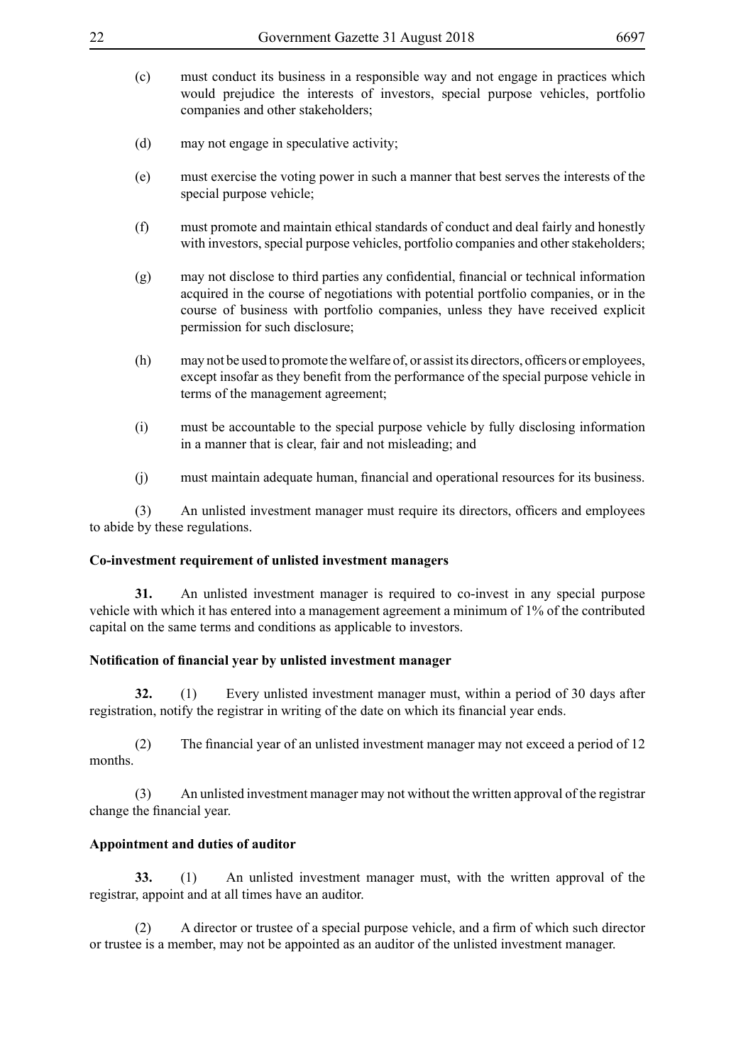(c) must conduct its business in a responsible way and not engage in practices which would prejudice the interests of investors, special purpose vehicles, portfolio companies and other stakeholders;

(d) may not engage in speculative activity;

(e) must exercise the voting power in such a manner that best serves the interests of the special purpose vehicle;

(f) must promote and maintain ethical standards of conduct and deal fairly and honestly with investors, special purpose vehicles, portfolio companies and other stakeholders;

(g) may not disclose to third parties any confidential, financial or technical information acquired in the course of negotiations with potential portfolio companies, or in the course of business with portfolio companies, unless they have received explicit permission for such disclosure;

(h) may not be used to promote the welfare of, or assist its directors, officers or employees, except insofar as they benefit from the performance of the special purpose vehicle in terms of the management agreement;

(i) must be accountable to the special purpose vehicle by fully disclosing information in a manner that is clear, fair and not misleading; and

(j) must maintain adequate human, financial and operational resources for its business.

(3) An unlisted investment manager must require its directors, officers and employees to abide by these regulations.

**Co-investment requirement of unlisted investment managers**

**31.** An unlisted investment manager is required to co-invest in any special purpose vehicle with which it has entered into a management agreement a minimum of 1% of the contributed capital on the same terms and conditions as applicable to investors.

**Notification of financial year by unlisted investment manager**

**32.** (1) Every unlisted investment manager must, within a period of 30 days after registration, notify the registrar in writing of the date on which its financial year ends.

(2) The financial year of an unlisted investment manager may not exceed a period of 12 months.

(3) An unlisted investment manager may not without the written approval of the registrar change the financial year.

**Appointment and duties of auditor**

**33.** (1) An unlisted investment manager must, with the written approval of the registrar, appoint and at all times have an auditor.

(2) A director or trustee of a special purpose vehicle, and a firm of which such director or trustee is a member, may not be appointed as an auditor of the unlisted investment manager.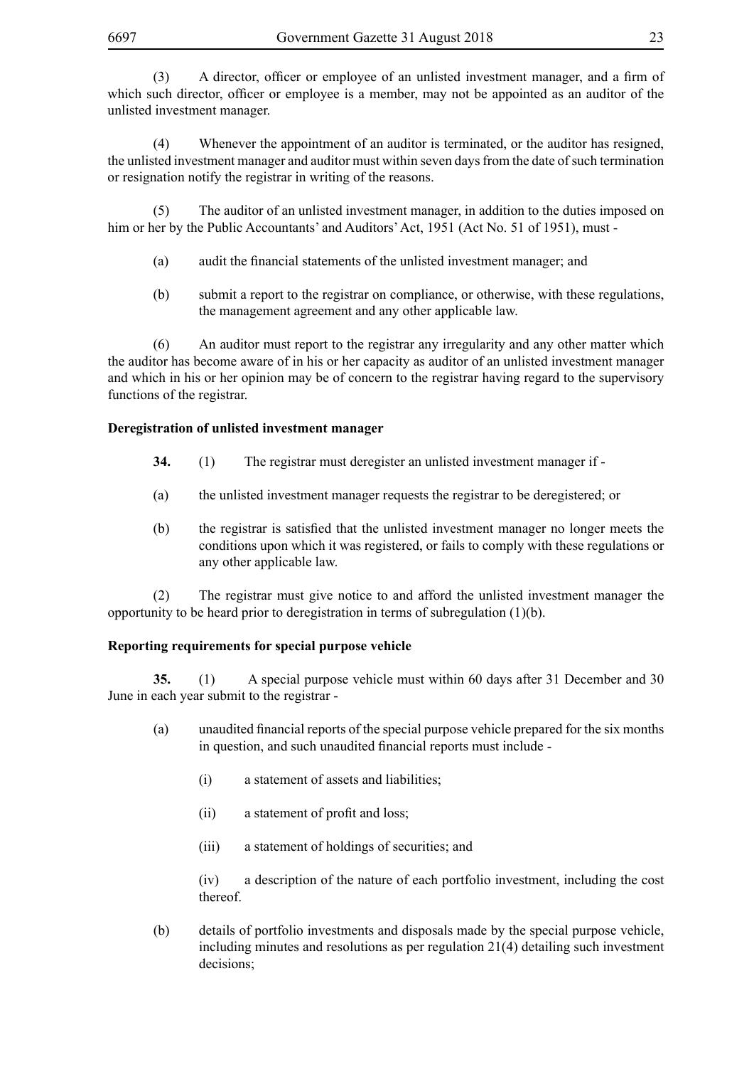(3) A director, officer or employee of an unlisted investment manager, and a firm of which such director, officer or employee is a member, may not be appointed as an auditor of the unlisted investment manager.

(4) Whenever the appointment of an auditor is terminated, or the auditor has resigned, the unlisted investment manager and auditor must within seven days from the date of such termination or resignation notify the registrar in writing of the reasons.

(5) The auditor of an unlisted investment manager, in addition to the duties imposed on him or her by the Public Accountants' and Auditors' Act, 1951 (Act No. 51 of 1951), must -

(a) audit the financial statements of the unlisted investment manager; and

(b) submit a report to the registrar on compliance, or otherwise, with these regulations, the management agreement and any other applicable law.

(6) An auditor must report to the registrar any irregularity and any other matter which the auditor has become aware of in his or her capacity as auditor of an unlisted investment manager and which in his or her opinion may be of concern to the registrar having regard to the supervisory functions of the registrar.

**Deregistration of unlisted investment manager**

**34.** (1) The registrar must deregister an unlisted investment manager if -

(a) the unlisted investment manager requests the registrar to be deregistered; or

(b) the registrar is satisfied that the unlisted investment manager no longer meets the conditions upon which it was registered, or fails to comply with these regulations or any other applicable law.

(2) The registrar must give notice to and afford the unlisted investment manager the opportunity to be heard prior to deregistration in terms of subregulation (1)(b).

**Reporting requirements for special purpose vehicle**

**35.** (1) A special purpose vehicle must within 60 days after 31 December and 30 June in each year submit to the registrar -

(a) unaudited financial reports of the special purpose vehicle prepared for the six months in question, and such unaudited financial reports must include -

(i) a statement of assets and liabilities;

(ii) a statement of profit and loss;

(iii) a statement of holdings of securities; and

(iv) a description of the nature of each portfolio investment, including the cost thereof.

(b) details of portfolio investments and disposals made by the special purpose vehicle, including minutes and resolutions as per regulation 21(4) detailing such investment decisions;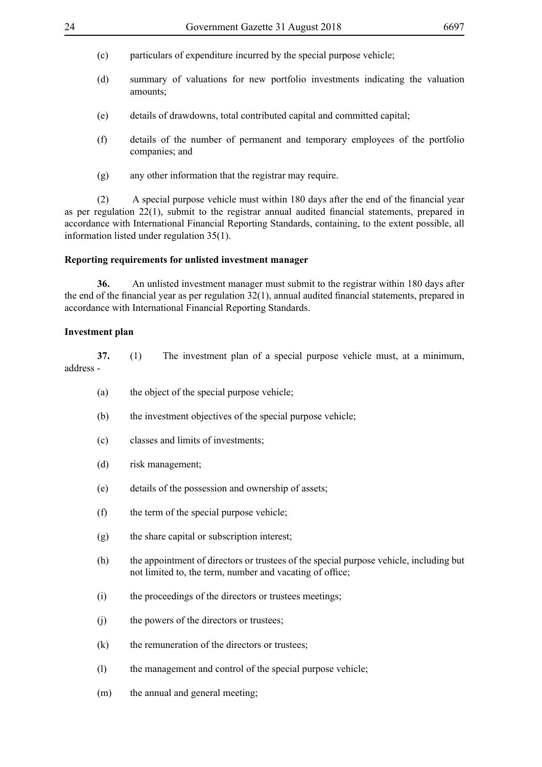(c) particulars of expenditure incurred by the special purpose vehicle;

(d) summary of valuations for new portfolio investments indicating the valuation amounts;

(e) details of drawdowns, total contributed capital and committed capital;

(f) details of the number of permanent and temporary employees of the portfolio companies; and

(g) any other information that the registrar may require.

(2) A special purpose vehicle must within 180 days after the end of the financial year as per regulation 22(1), submit to the registrar annual audited financial statements, prepared in accordance with International Financial Reporting Standards, containing, to the extent possible, all information listed under regulation 35(1).

**Reporting requirements for unlisted investment manager**

**36.** An unlisted investment manager must submit to the registrar within 180 days after the end of the financial year as per regulation 32(1), annual audited financial statements, prepared in accordance with International Financial Reporting Standards.

**Investment plan**

**37.** (1) The investment plan of a special purpose vehicle must, at a minimum, address -

(a) the object of the special purpose vehicle;

(b) the investment objectives of the special purpose vehicle;

(c) classes and limits of investments;

(d) risk management;

(e) details of the possession and ownership of assets;

(f) the term of the special purpose vehicle;

(g) the share capital or subscription interest;

(h) the appointment of directors or trustees of the special purpose vehicle, including but not limited to, the term, number and vacating of office;

(i) the proceedings of the directors or trustees meetings;

(j) the powers of the directors or trustees;

(k) the remuneration of the directors or trustees;

(l) the management and control of the special purpose vehicle;

(m) the annual and general meeting;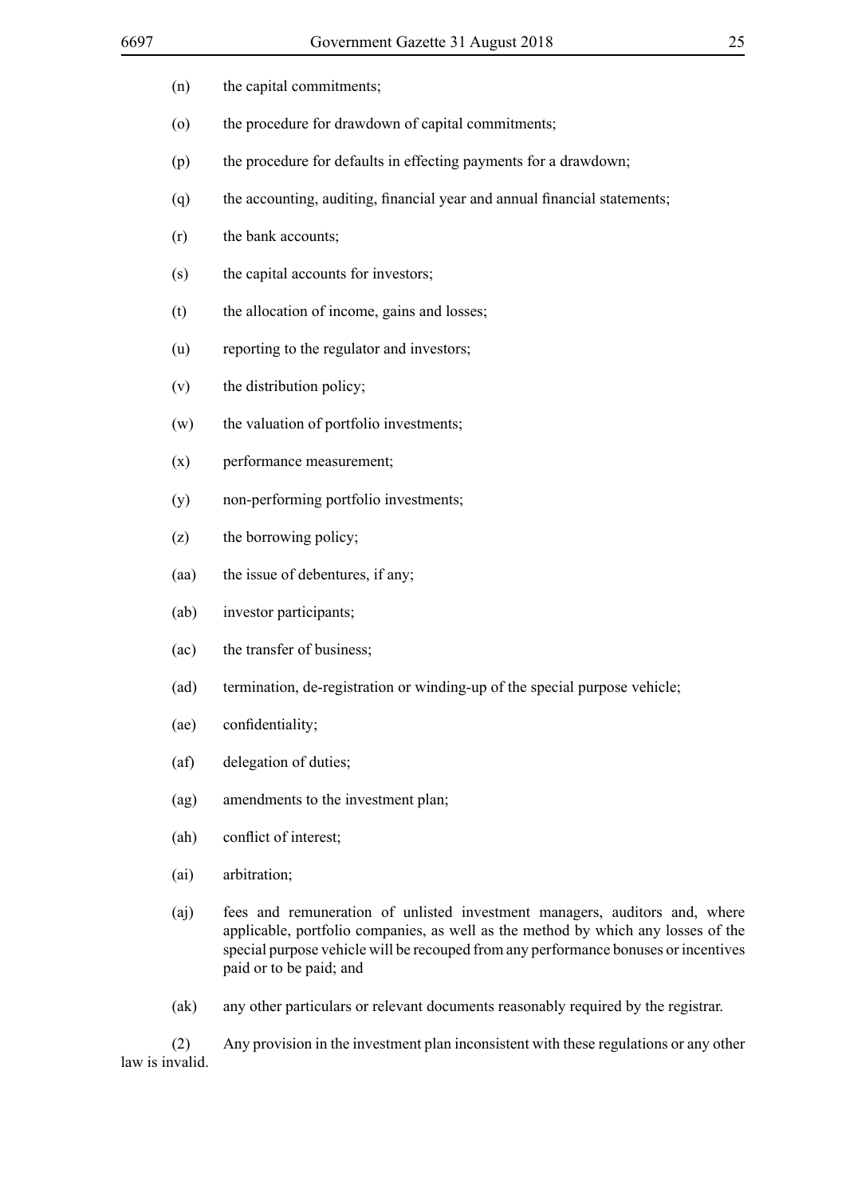(n) the capital commitments;

(o) the procedure for drawdown of capital commitments;

(p) the procedure for defaults in effecting payments for a drawdown;

(q) the accounting, auditing, financial year and annual financial statements;

(r) the bank accounts;

(s) the capital accounts for investors;

(t) the allocation of income, gains and losses;

(u) reporting to the regulator and investors;

(v) the distribution policy;

(w) the valuation of portfolio investments;

(x) performance measurement;

(y) non-performing portfolio investments;

(z) the borrowing policy;

(aa) the issue of debentures, if any;

(ab) investor participants;

(ac) the transfer of business;

(ad) termination, de-registration or winding-up of the special purpose vehicle;

(ae) confidentiality;

(af) delegation of duties;

(ag) amendments to the investment plan;

(ah) conflict of interest;

(ai) arbitration;

(aj) fees and remuneration of unlisted investment managers, auditors and, where applicable, portfolio companies, as well as the method by which any losses of the special purpose vehicle will be recouped from any performance bonuses or incentives paid or to be paid; and

(ak) any other particulars or relevant documents reasonably required by the registrar.

(2) Any provision in the investment plan inconsistent with these regulations or any other law is invalid.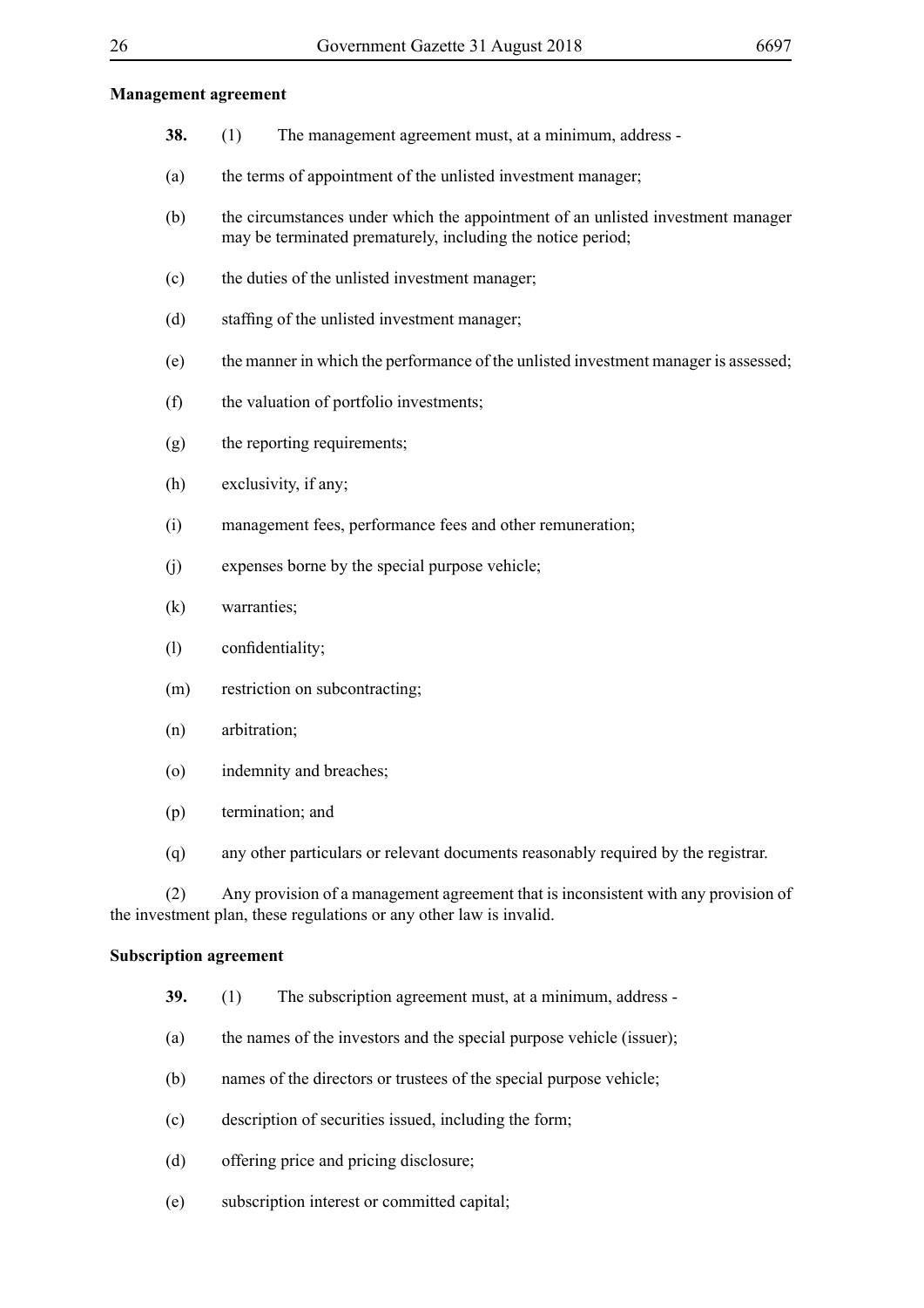**Management agreement**

**38.** (1) The management agreement must, at a minimum, address -

(a) the terms of appointment of the unlisted investment manager;

(b) the circumstances under which the appointment of an unlisted investment manager may be terminated prematurely, including the notice period;

(c) the duties of the unlisted investment manager;

(d) staffing of the unlisted investment manager;

(e) the manner in which the performance of the unlisted investment manager is assessed;

(f) the valuation of portfolio investments;

(g) the reporting requirements;

(h) exclusivity, if any;

(i) management fees, performance fees and other remuneration;

(j) expenses borne by the special purpose vehicle;

(k) warranties;

(l) confidentiality;

(m) restriction on subcontracting;

(n) arbitration;

(o) indemnity and breaches;

(p) termination; and

(q) any other particulars or relevant documents reasonably required by the registrar.

(2) Any provision of a management agreement that is inconsistent with any provision of the investment plan, these regulations or any other law is invalid.

**Subscription agreement**

**39.** (1) The subscription agreement must, at a minimum, address -

(a) the names of the investors and the special purpose vehicle (issuer);

(b) names of the directors or trustees of the special purpose vehicle;

(c) description of securities issued, including the form;

(d) offering price and pricing disclosure;

(e) subscription interest or committed capital;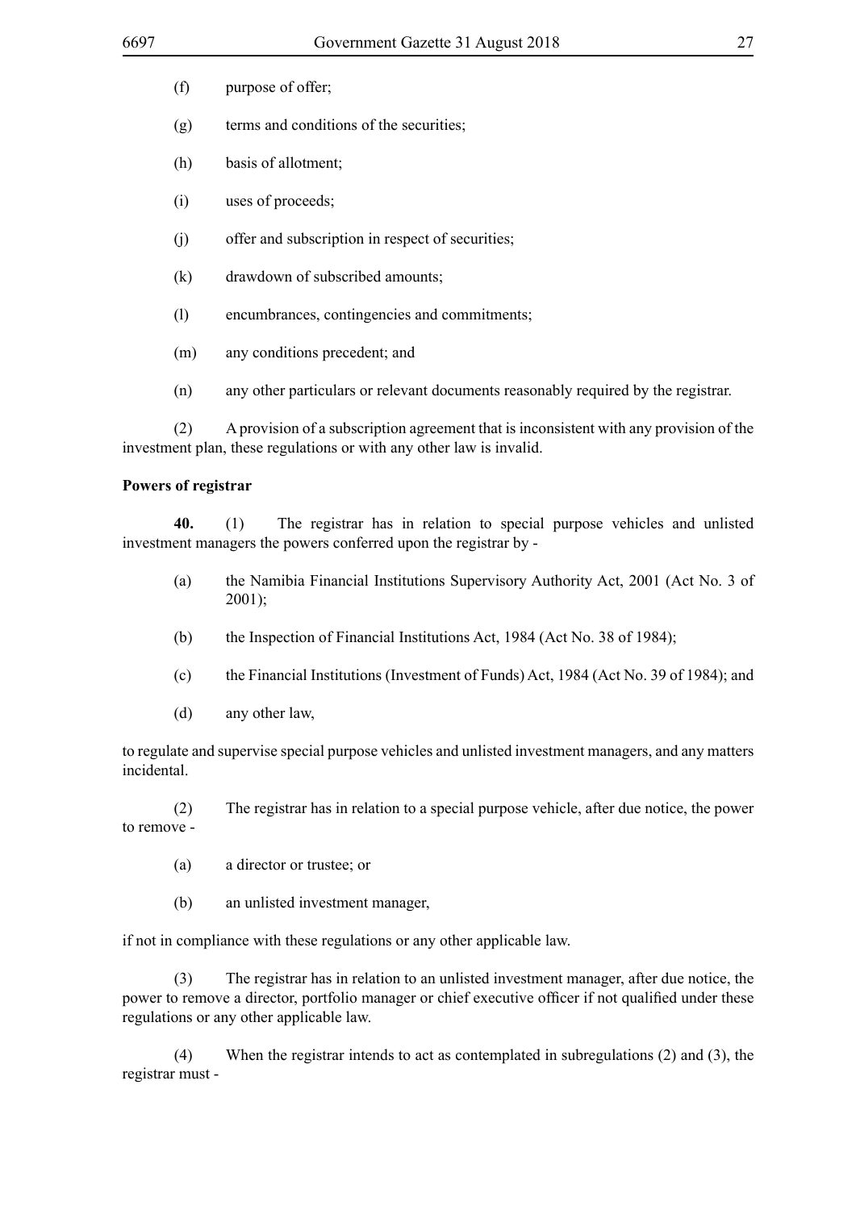(f) purpose of offer;

(g) terms and conditions of the securities;

(h) basis of allotment;

(i) uses of proceeds;

(j) offer and subscription in respect of securities;

(k) drawdown of subscribed amounts;

(l) encumbrances, contingencies and commitments;

(m) any conditions precedent; and

(n) any other particulars or relevant documents reasonably required by the registrar.

(2) A provision of a subscription agreement that is inconsistent with any provision of the investment plan, these regulations or with any other law is invalid.

**Powers of registrar**

**40.** (1) The registrar has in relation to special purpose vehicles and unlisted investment managers the powers conferred upon the registrar by -

(a) the Namibia Financial Institutions Supervisory Authority Act, 2001 (Act No. 3 of 2001);

(b) the Inspection of Financial Institutions Act, 1984 (Act No. 38 of 1984);

(c) the Financial Institutions (Investment of Funds) Act, 1984 (Act No. 39 of 1984); and

(d) any other law,

to regulate and supervise special purpose vehicles and unlisted investment managers, and any matters incidental.

(2) The registrar has in relation to a special purpose vehicle, after due notice, the power to remove -

(a) a director or trustee; or

(b) an unlisted investment manager,

if not in compliance with these regulations or any other applicable law.

(3) The registrar has in relation to an unlisted investment manager, after due notice, the power to remove a director, portfolio manager or chief executive officer if not qualified under these regulations or any other applicable law.

(4) When the registrar intends to act as contemplated in subregulations (2) and (3), the registrar must -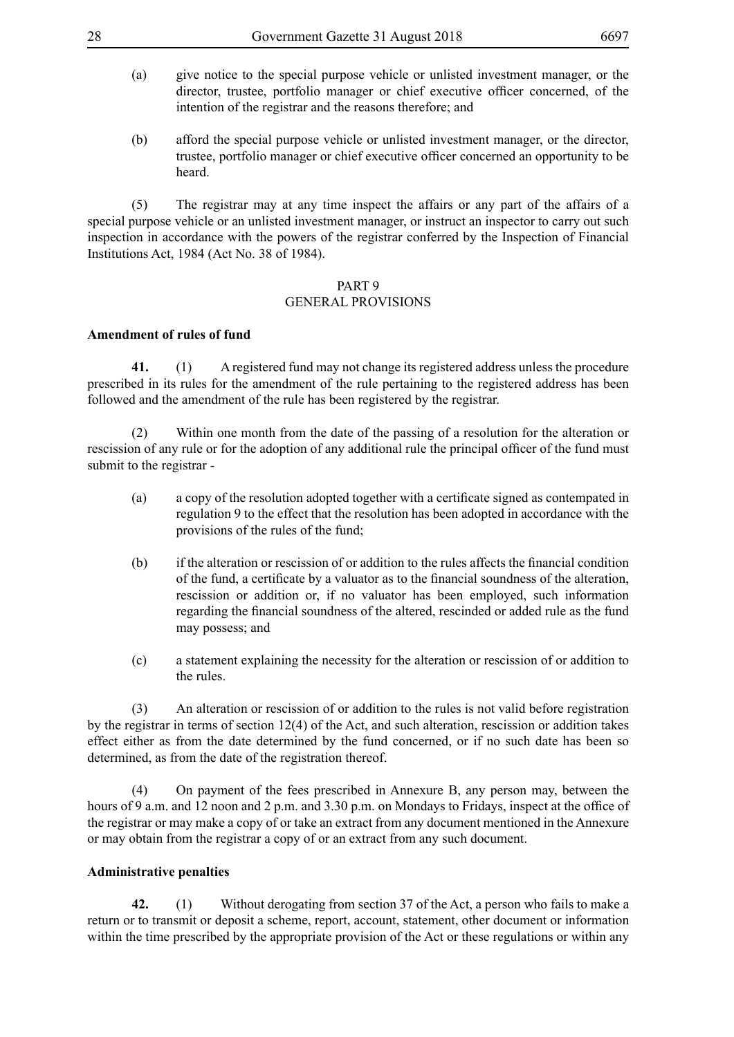(a) give notice to the special purpose vehicle or unlisted investment manager, or the director, trustee, portfolio manager or chief executive officer concerned, of the intention of the registrar and the reasons therefore; and

(b) afford the special purpose vehicle or unlisted investment manager, or the director, trustee, portfolio manager or chief executive officer concerned an opportunity to be heard.

(5) The registrar may at any time inspect the affairs or any part of the affairs of a special purpose vehicle or an unlisted investment manager, or instruct an inspector to carry out such inspection in accordance with the powers of the registrar conferred by the Inspection of Financial Institutions Act, 1984 (Act No. 38 of 1984).

## PART 9
## GENERAL PROVISIONS

**Amendment of rules of fund**

**41.** (1) A registered fund may not change its registered address unless the procedure prescribed in its rules for the amendment of the rule pertaining to the registered address has been followed and the amendment of the rule has been registered by the registrar.

(2) Within one month from the date of the passing of a resolution for the alteration or rescission of any rule or for the adoption of any additional rule the principal officer of the fund must submit to the registrar -

(a) a copy of the resolution adopted together with a certificate signed as contemepated in regulation 9 to the effect that the resolution has been adopted in accordance with the provisions of the rules of the fund;

(b) if the alteration or rescission of or addition to the rules affects the financial condition of the fund, a certificate by a valuator as to the financial soundness of the alteration, rescission or addition or, if no valuator has been employed, such information regarding the financial soundness of the altered, rescinded or added rule as the fund may possess; and

(c) a statement explaining the necessity for the alteration or rescission of or addition to the rules.

(3) An alteration or rescission of or addition to the rules is not valid before registration by the registrar in terms of section 12(4) of the Act, and such alteration, rescission or addition takes effect either as from the date determined by the fund concerned, or if no such date has been so determined, as from the date of the registration thereof.

(4) On payment of the fees prescribed in Annexure B, any person may, between the hours of 9 a.m. and 12 noon and 2 p.m. and 3.30 p.m. on Mondays to Fridays, inspect at the office of the registrar or may make a copy of or take an extract from any document mentioned in the Annexure or may obtain from the registrar a copy of or an extract from any such document.

**Administrative penalties**

**42.** (1) Without derogating from section 37 of the Act, a person who fails to make a return or to transmit or deposit a scheme, report, account, statement, other document or information within the time prescribed by the appropriate provision of the Act or these regulations or within any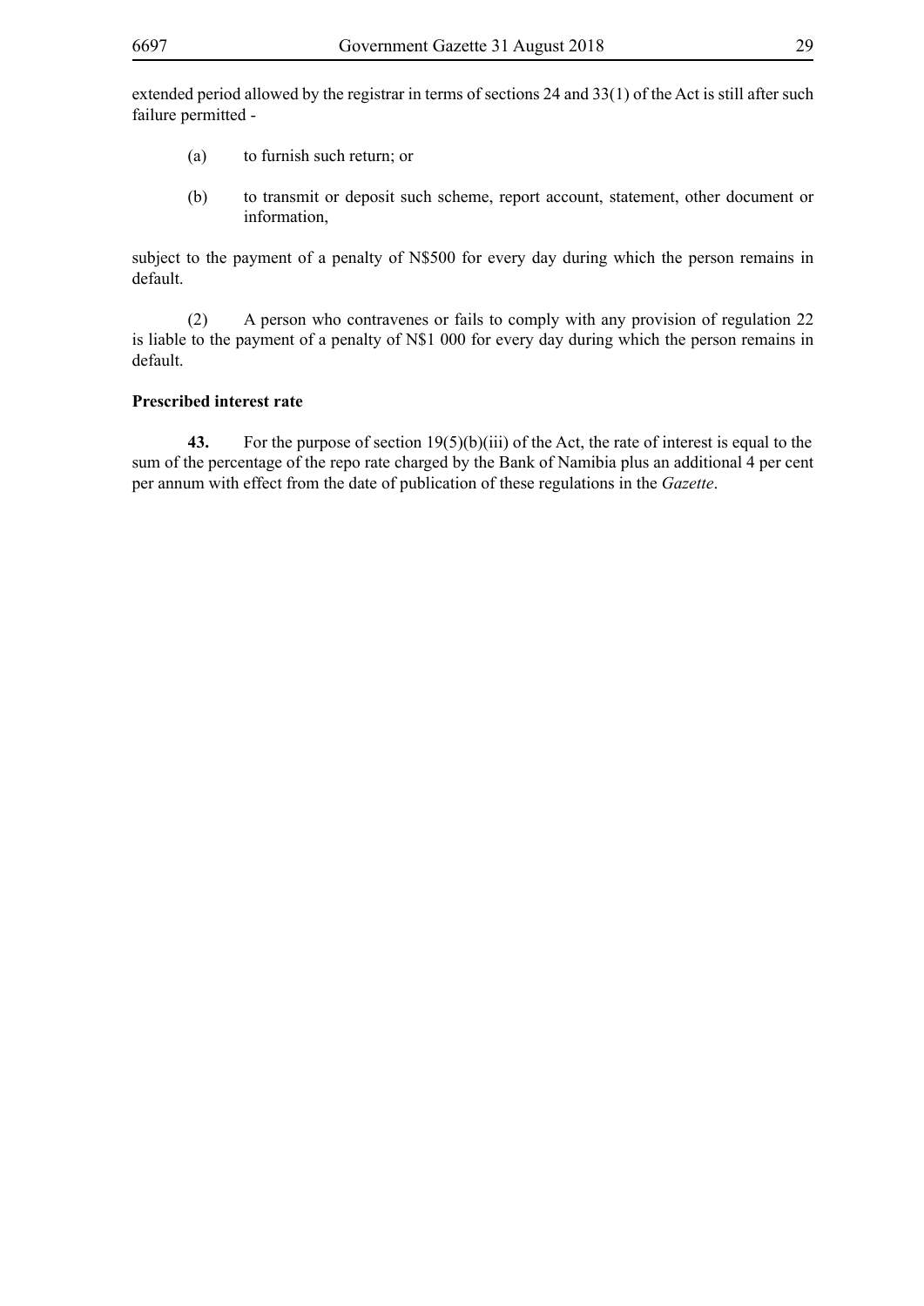extended period allowed by the registrar in terms of sections 24 and 33(1) of the Act is still after such failure permitted -

(a) to furnish such return; or

(b) to transmit or deposit such scheme, report account, statement, other document or information,

subject to the payment of a penalty of N$500 for every day during which the person remains in default.

(2) A person who contravenes or fails to comply with any provision of regulation 22 is liable to the payment of a penalty of N$1 000 for every day during which the person remains in default.

**Prescribed interest rate**

**43.** For the purpose of section 19(5)(b)(iii) of the Act, the rate of interest is equal to the sum of the percentage of the repo rate charged by the Bank of Namibia plus an additional 4 per cent per annum with effect from the date of publication of these regulations in the *Gazette*.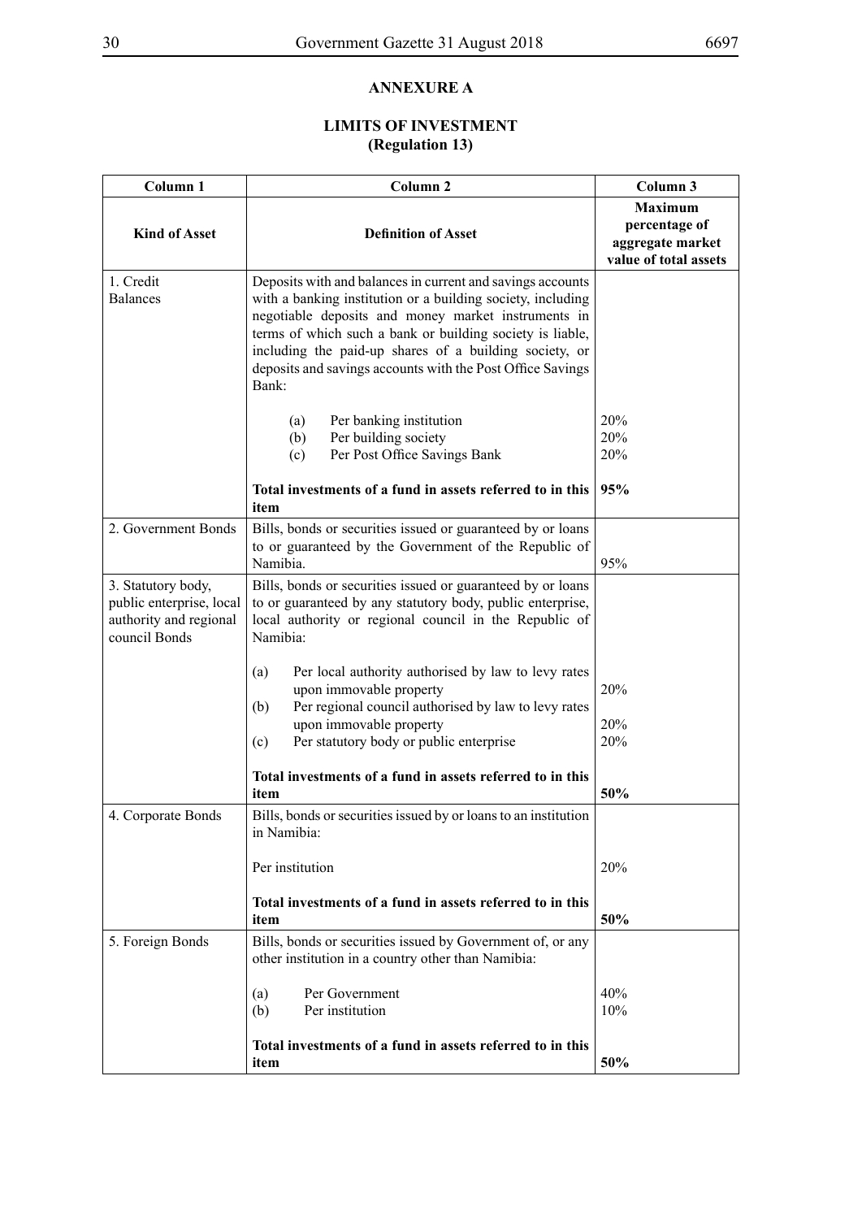## ANNEXURE A

## LIMITS OF INVESTMENT
**(Regulation 13)**

| Column 1 | Column 2 | Column 3 |
|---|---|---|
| **Kind of Asset** | **Definition of Asset** | **Maximum percentage of aggregate market value of total assets** |
| 1. Credit Balances | Deposits with and balances in current and savings accounts with a banking institution or a building society, including negotiable deposits and money market instruments in terms of which such a bank or building society is liable, including the paid-up shares of a building society, or deposits and savings accounts with the Post Office Savings Bank: | |
| | (a) Per banking institution | 20% |
| | (b) Per building society | 20% |
| | (c) Per Post Office Savings Bank | 20% |
| | **Total investments of a fund in assets referred to in this item** | **95%** |
| 2. Government Bonds | Bills, bonds or securities issued or guaranteed by or loans to or guaranteed by the Government of the Republic of Namibia. | 95% |
| 3. Statutory body, public enterprise, local authority and regional council Bonds | Bills, bonds or securities issued or guaranteed by or loans to or guaranteed by any statutory body, public enterprise, local authority or regional council in the Republic of Namibia: | |
| | (a) Per local authority authorised by law to levy rates upon immovable property | 20% |
| | (b) Per regional council authorised by law to levy rates upon immovable property | 20% |
| | (c) Per statutory body or public enterprise | 20% |
| | **Total investments of a fund in assets referred to in this item** | **50%** |
| 4. Corporate Bonds | Bills, bonds or securities issued by or loans to an institution in Namibia: | |
| | Per institution | 20% |
| | **Total investments of a fund in assets referred to in this item** | **50%** |
| 5. Foreign Bonds | Bills, bonds or securities issued by Government of, or any other institution in a country other than Namibia: | |
| | (a) Per Government | 40% |
| | (b) Per institution | 10% |
| | **Total investments of a fund in assets referred to in this item** | **50%** |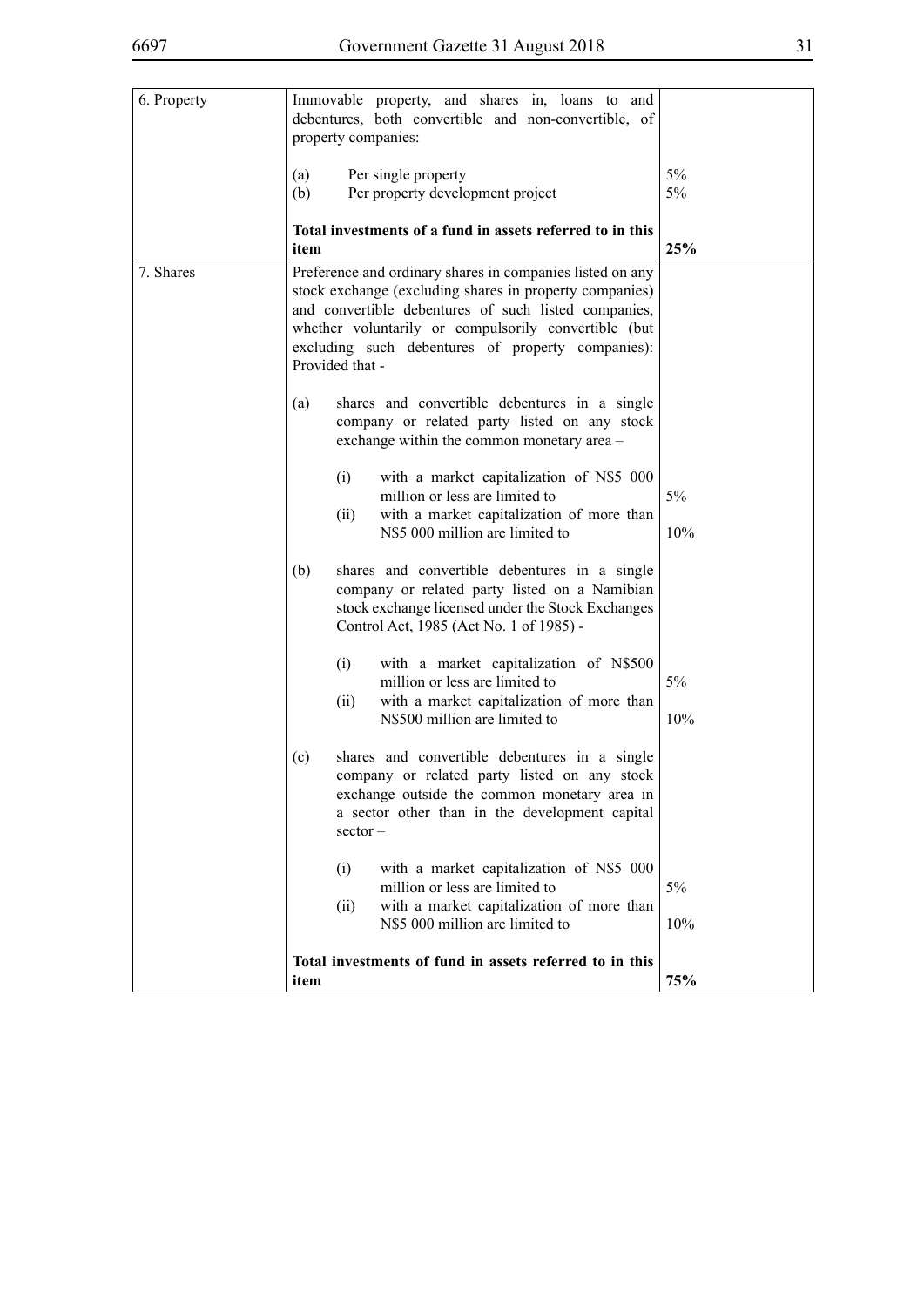| | | |
|---|---|---|
| 6. Property | Immovable property, and shares in, loans to and debentures, both convertible and non-convertible, of property companies:<br><br>(a) Per single property<br>(b) Per property development project | <br><br><br><br>5%<br>5% |
| | **Total investments of a fund in assets referred to in this item** | **25%** |
| 7. Shares | Preference and ordinary shares in companies listed on any stock exchange (excluding shares in property companies) and convertible debentures of such listed companies, whether voluntarily or compulsorily convertible (but excluding such debentures of property companies): Provided that -<br><br>(a) shares and convertible debentures in a single company or related party listed on any stock exchange within the common monetary area –<br><br>(i) with a market capitalization of N$5 000 million or less are limited to<br>(ii) with a market capitalization of more than N$5 000 million are limited to<br><br>(b) shares and convertible debentures in a single company or related party listed on a Namibian stock exchange licensed under the Stock Exchanges Control Act, 1985 (Act No. 1 of 1985) -<br><br>(i) with a market capitalization of N$500 million or less are limited to<br>(ii) with a market capitalization of more than N$500 million are limited to<br><br>(c) shares and convertible debentures in a single company or related party listed on any stock exchange outside the common monetary area in a sector other than in the development capital sector –<br><br>(i) with a market capitalization of N$5 000 million or less are limited to<br>(ii) with a market capitalization of more than N$5 000 million are limited to | <br><br><br><br><br><br><br><br><br><br><br>5%<br><br>10%<br><br><br><br><br><br>5%<br><br>10%<br><br><br><br><br><br><br>5%<br><br>10% |
| | **Total investments of fund in assets referred to in this item** | **75%** |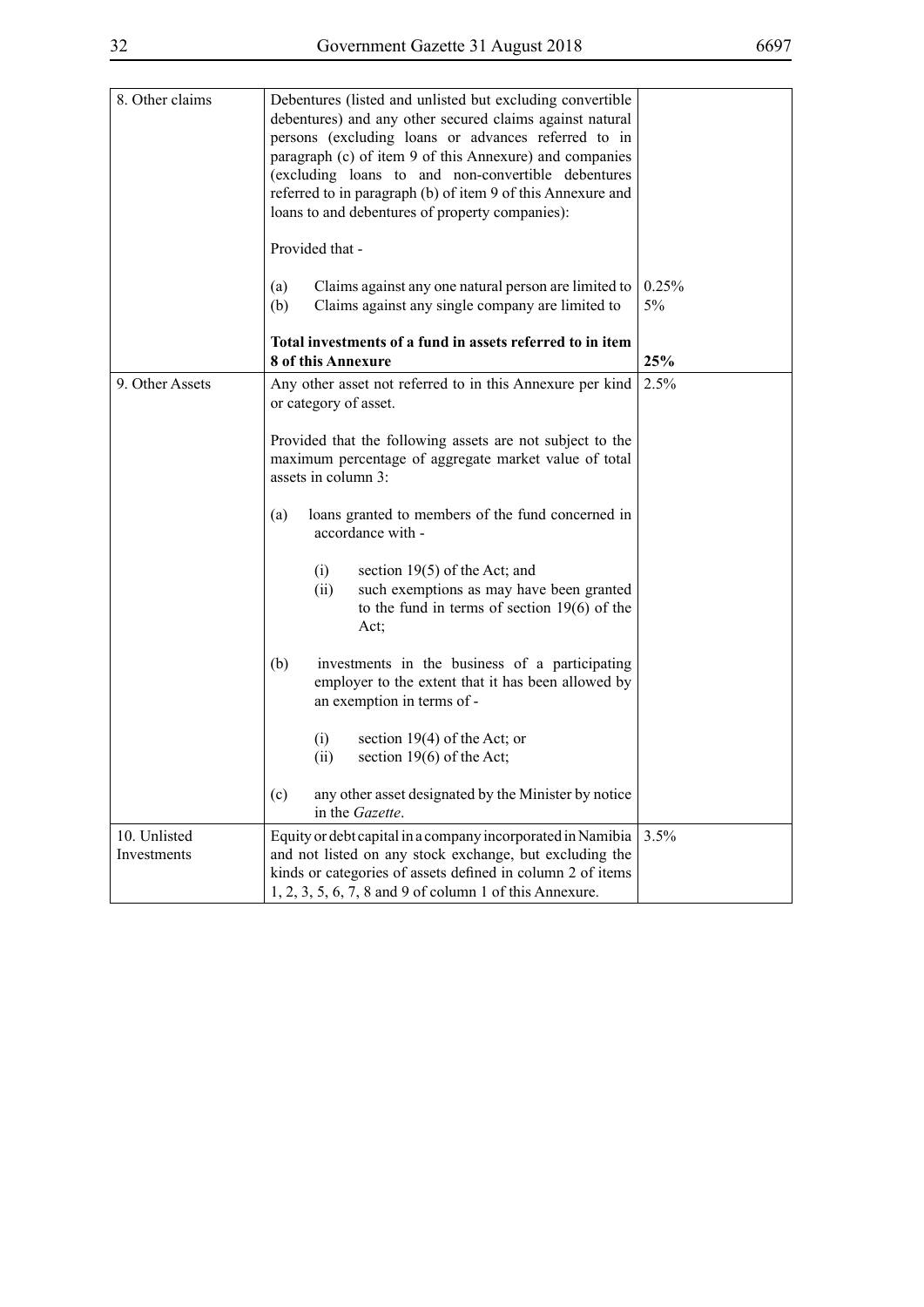| | | |
|---|---|---|
| 8. Other claims | Debentures (listed and unlisted but excluding convertible debentures) and any other secured claims against natural persons (excluding loans or advances referred to in paragraph (c) of item 9 of this Annexure) and companies (excluding loans to and non-convertible debentures referred to in paragraph (b) of item 9 of this Annexure and loans to and debentures of property companies):<br><br>Provided that -<br><br>(a) Claims against any one natural person are limited to<br>(b) Claims against any single company are limited to | <br><br><br><br><br><br><br><br>0.25%<br>5% |
| | **Total investments of a fund in assets referred to in item 8 of this Annexure** | **25%** |
| 9. Other Assets | Any other asset not referred to in this Annexure per kind or category of asset.<br><br>Provided that the following assets are not subject to the maximum percentage of aggregate market value of total assets in column 3:<br><br>(a) loans granted to members of the fund concerned in accordance with -<br><br>(i) section 19(5) of the Act; and<br>(ii) such exemptions as may have been granted to the fund in terms of section 19(6) of the Act;<br><br>(b) investments in the business of a participating employer to the extent that it has been allowed by an exemption in terms of -<br><br>(i) section 19(4) of the Act; or<br>(ii) section 19(6) of the Act;<br><br>(c) any other asset designated by the Minister by notice in the *Gazette*. | 2.5% |
| 10. Unlisted Investments | Equity or debt capital in a company incorporated in Namibia and not listed on any stock exchange, but excluding the kinds or categories of assets defined in column 2 of items 1, 2, 3, 5, 6, 7, 8 and 9 of column 1 of this Annexure. | 3.5% |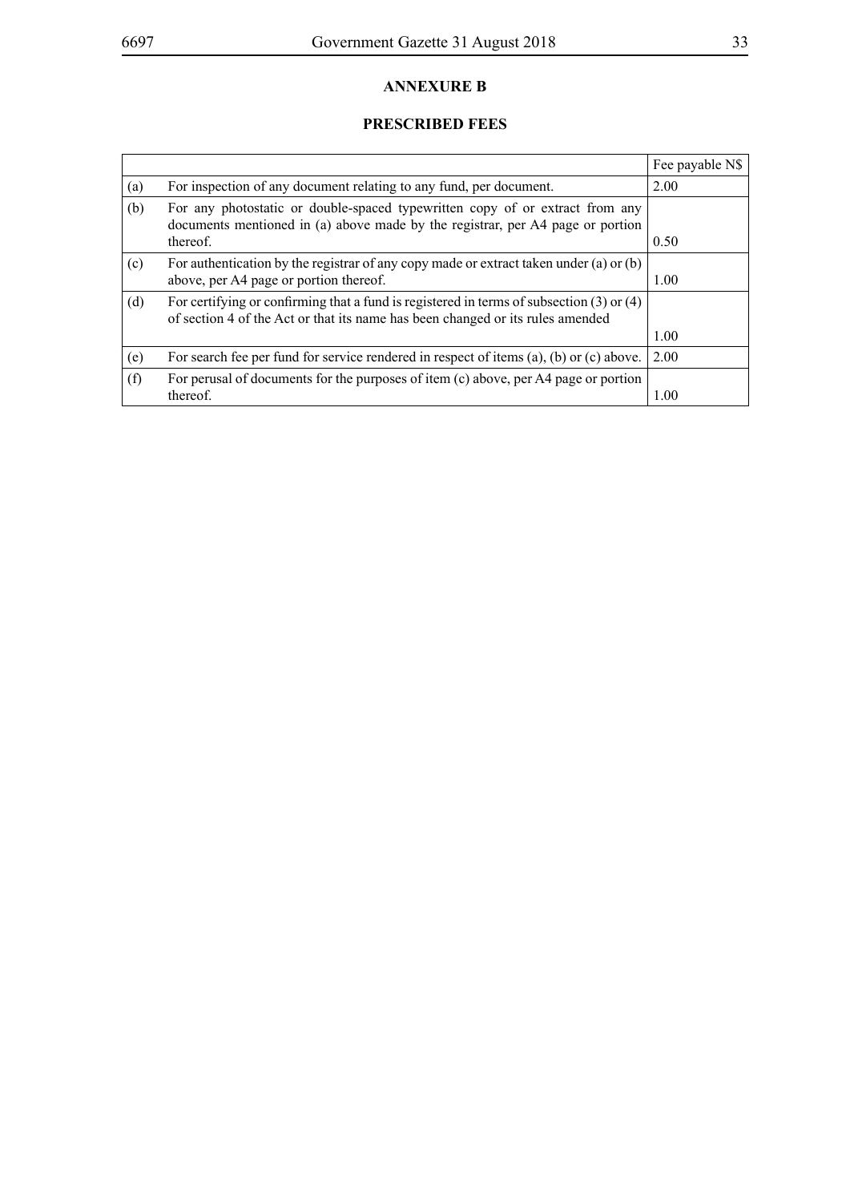## ANNEXURE B

## PRESCRIBED FEES

| | | Fee payable N$ |
|---|---|---|
| (a) | For inspection of any document relating to any fund, per document. | 2.00 |
| (b) | For any photostatic or double-spaced typewritten copy of or extract from any documents mentioned in (a) above made by the registrar, per A4 page or portion thereof. | 0.50 |
| (c) | For authentication by the registrar of any copy made or extract taken under (a) or (b) above, per A4 page or portion thereof. | 1.00 |
| (d) | For certifying or confirming that a fund is registered in terms of subsection (3) or (4) of section 4 of the Act or that its name has been changed or its rules amended | 1.00 |
| (e) | For search fee per fund for service rendered in respect of items (a), (b) or (c) above. | 2.00 |
| (f) | For perusal of documents for the purposes of item (c) above, per A4 page or portion thereof. | 1.00 |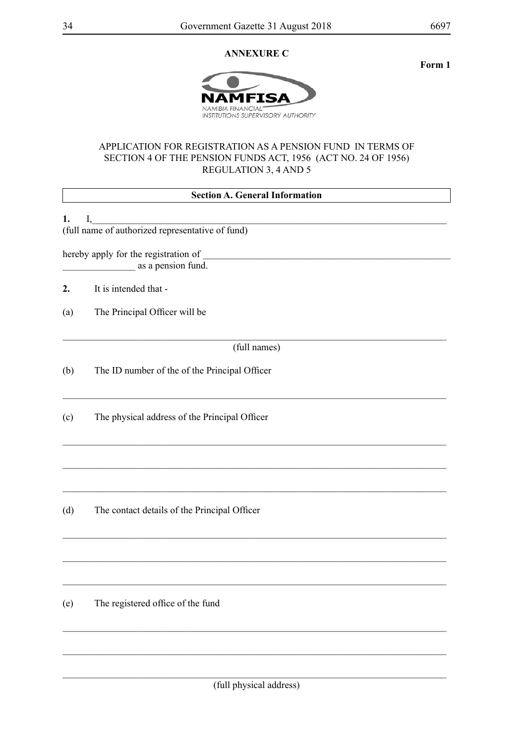**ANNEXURE C**

**Form 1**

NAMFISA
NAMIBIA FINANCIAL INSTITUTIONS SUPERVISORY AUTHORITY

APPLICATION FOR REGISTRATION AS A PENSION FUND IN TERMS OF SECTION 4 OF THE PENSION FUNDS ACT, 1956 (ACT NO. 24 OF 1956) REGULATION 3, 4 AND 5

**Section A. General Information**

**1.** I,_______________________________________________________________________________
(full name of authorized representative of fund)

hereby apply for the registration of _____________________________________________________
_______________ as a pension fund.

**2.** It is intended that -

(a) The Principal Officer will be

_________________________________________________________________________________
(full names)

(b) The ID number of the of the Principal Officer

_________________________________________________________________________________

(c) The physical address of the Principal Officer

_________________________________________________________________________________

_________________________________________________________________________________

_________________________________________________________________________________

(d) The contact details of the Principal Officer

_________________________________________________________________________________

_________________________________________________________________________________

_________________________________________________________________________________

(e) The registered office of the fund

_________________________________________________________________________________

_________________________________________________________________________________

_________________________________________________________________________________
(full physical address)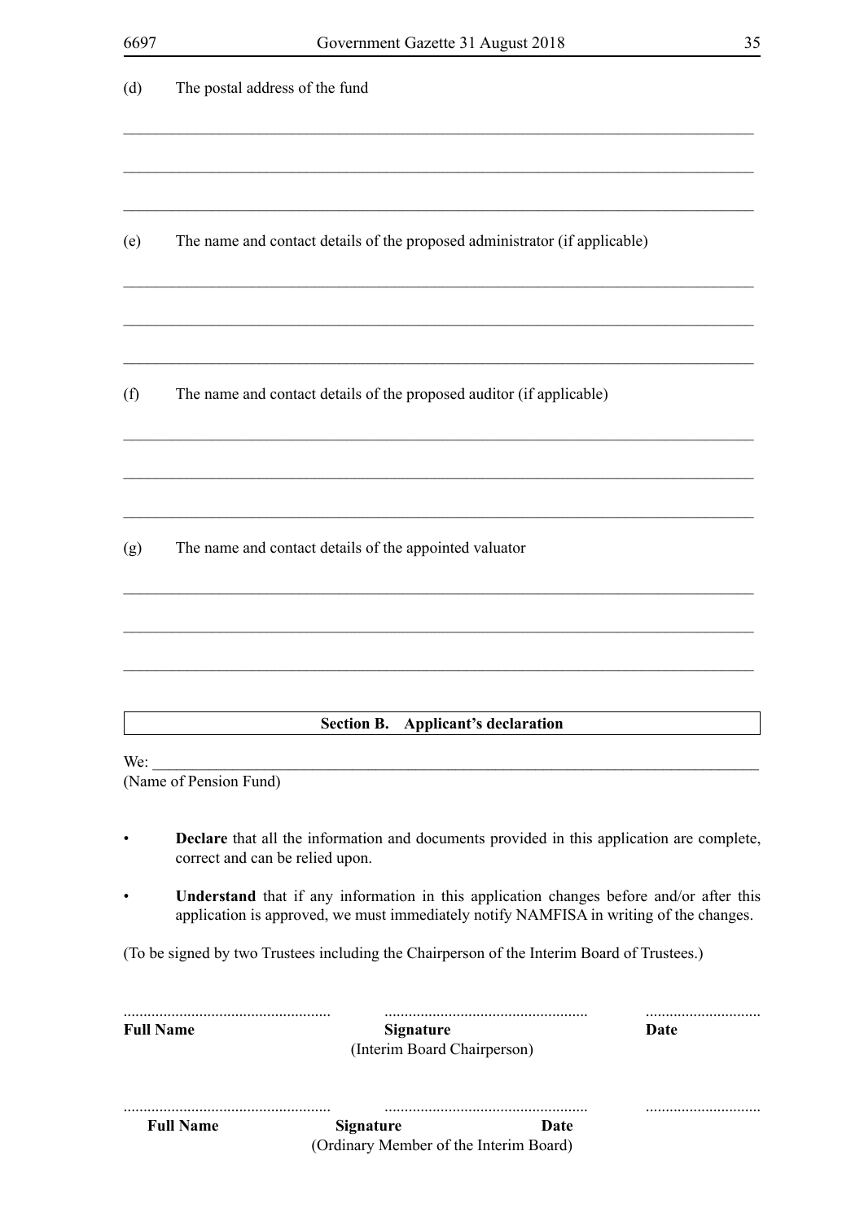(d) The postal address of the fund

\_\_\_\_\_\_\_\_\_\_\_\_\_\_\_\_\_\_\_\_\_\_\_\_\_\_\_\_\_\_\_\_\_\_\_\_\_\_\_\_\_\_\_\_\_\_\_\_\_\_\_\_\_\_\_\_\_\_\_\_\_\_\_\_\_\_\_\_\_\_\_\_\_\_\_\_

\_\_\_\_\_\_\_\_\_\_\_\_\_\_\_\_\_\_\_\_\_\_\_\_\_\_\_\_\_\_\_\_\_\_\_\_\_\_\_\_\_\_\_\_\_\_\_\_\_\_\_\_\_\_\_\_\_\_\_\_\_\_\_\_\_\_\_\_\_\_\_\_\_\_\_\_

\_\_\_\_\_\_\_\_\_\_\_\_\_\_\_\_\_\_\_\_\_\_\_\_\_\_\_\_\_\_\_\_\_\_\_\_\_\_\_\_\_\_\_\_\_\_\_\_\_\_\_\_\_\_\_\_\_\_\_\_\_\_\_\_\_\_\_\_\_\_\_\_\_\_\_\_

(e) The name and contact details of the proposed administrator (if applicable)

\_\_\_\_\_\_\_\_\_\_\_\_\_\_\_\_\_\_\_\_\_\_\_\_\_\_\_\_\_\_\_\_\_\_\_\_\_\_\_\_\_\_\_\_\_\_\_\_\_\_\_\_\_\_\_\_\_\_\_\_\_\_\_\_\_\_\_\_\_\_\_\_\_\_\_\_

\_\_\_\_\_\_\_\_\_\_\_\_\_\_\_\_\_\_\_\_\_\_\_\_\_\_\_\_\_\_\_\_\_\_\_\_\_\_\_\_\_\_\_\_\_\_\_\_\_\_\_\_\_\_\_\_\_\_\_\_\_\_\_\_\_\_\_\_\_\_\_\_\_\_\_\_

\_\_\_\_\_\_\_\_\_\_\_\_\_\_\_\_\_\_\_\_\_\_\_\_\_\_\_\_\_\_\_\_\_\_\_\_\_\_\_\_\_\_\_\_\_\_\_\_\_\_\_\_\_\_\_\_\_\_\_\_\_\_\_\_\_\_\_\_\_\_\_\_\_\_\_\_

(f) The name and contact details of the proposed auditor (if applicable)

\_\_\_\_\_\_\_\_\_\_\_\_\_\_\_\_\_\_\_\_\_\_\_\_\_\_\_\_\_\_\_\_\_\_\_\_\_\_\_\_\_\_\_\_\_\_\_\_\_\_\_\_\_\_\_\_\_\_\_\_\_\_\_\_\_\_\_\_\_\_\_\_\_\_\_\_

\_\_\_\_\_\_\_\_\_\_\_\_\_\_\_\_\_\_\_\_\_\_\_\_\_\_\_\_\_\_\_\_\_\_\_\_\_\_\_\_\_\_\_\_\_\_\_\_\_\_\_\_\_\_\_\_\_\_\_\_\_\_\_\_\_\_\_\_\_\_\_\_\_\_\_\_

\_\_\_\_\_\_\_\_\_\_\_\_\_\_\_\_\_\_\_\_\_\_\_\_\_\_\_\_\_\_\_\_\_\_\_\_\_\_\_\_\_\_\_\_\_\_\_\_\_\_\_\_\_\_\_\_\_\_\_\_\_\_\_\_\_\_\_\_\_\_\_\_\_\_\_\_

(g) The name and contact details of the appointed valuator

\_\_\_\_\_\_\_\_\_\_\_\_\_\_\_\_\_\_\_\_\_\_\_\_\_\_\_\_\_\_\_\_\_\_\_\_\_\_\_\_\_\_\_\_\_\_\_\_\_\_\_\_\_\_\_\_\_\_\_\_\_\_\_\_\_\_\_\_\_\_\_\_\_\_\_\_

\_\_\_\_\_\_\_\_\_\_\_\_\_\_\_\_\_\_\_\_\_\_\_\_\_\_\_\_\_\_\_\_\_\_\_\_\_\_\_\_\_\_\_\_\_\_\_\_\_\_\_\_\_\_\_\_\_\_\_\_\_\_\_\_\_\_\_\_\_\_\_\_\_\_\_\_

\_\_\_\_\_\_\_\_\_\_\_\_\_\_\_\_\_\_\_\_\_\_\_\_\_\_\_\_\_\_\_\_\_\_\_\_\_\_\_\_\_\_\_\_\_\_\_\_\_\_\_\_\_\_\_\_\_\_\_\_\_\_\_\_\_\_\_\_\_\_\_\_\_\_\_\_

## Section B. Applicant's declaration

We: \_\_\_\_\_\_\_\_\_\_\_\_\_\_\_\_\_\_\_\_\_\_\_\_\_\_\_\_\_\_\_\_\_\_\_\_\_\_\_\_\_\_\_\_\_\_\_\_\_\_\_\_\_\_\_\_\_\_\_\_\_\_\_\_\_\_\_\_\_\_
(Name of Pension Fund)

- **Declare** that all the information and documents provided in this application are complete, correct and can be relied upon.
- **Understand** that if any information in this application changes before and/or after this application is approved, we must immediately notify NAMFISA in writing of the changes.

(To be signed by two Trustees including the Chairperson of the Interim Board of Trustees.)

| ................................................... | ................................................... | ............................ |
|---|---|---|
| **Full Name** | **Signature** (Interim Board Chairperson) | **Date** |

| ................................................... | ................................................... | ............................ |
|---|---|---|
| **Full Name** | **Signature** (Ordinary Member of the Interim Board) | **Date** |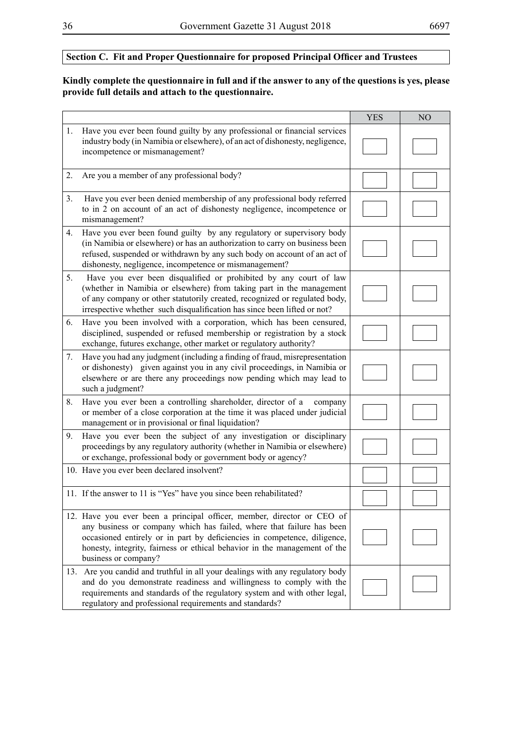**Section C. Fit and Proper Questionnaire for proposed Principal Officer and Trustees**

**Kindly complete the questionnaire in full and if the answer to any of the questions is yes, please provide full details and attach to the questionnaire.**

| | YES | NO |
|---|---|---|
| 1. Have you ever been found guilty by any professional or financial services industry body (in Namibia or elsewhere), of an act of dishonesty, negligence, incompetence or mismanagement? | | |
| 2. Are you a member of any professional body? | | |
| 3. Have you ever been denied membership of any professional body referred to in 2 on account of an act of dishonesty negligence, incompetence or mismanagement? | | |
| 4. Have you ever been found guilty by any regulatory or supervisory body (in Namibia or elsewhere) or has an authorization to carry on business been refused, suspended or withdrawn by any such body on account of an act of dishonesty, negligence, incompetence or mismanagement? | | |
| 5. Have you ever been disqualified or prohibited by any court of law (whether in Namibia or elsewhere) from taking part in the management of any company or other statutorily created, recognized or regulated body, irrespective whether such disqualification has since been lifted or not? | | |
| 6. Have you been involved with a corporation, which has been censured, disciplined, suspended or refused membership or registration by a stock exchange, futures exchange, other market or regulatory authority? | | |
| 7. Have you had any judgment (including a finding of fraud, misrepresentation or dishonesty) given against you in any civil proceedings, in Namibia or elsewhere or are there any proceedings now pending which may lead to such a judgment? | | |
| 8. Have you ever been a controlling shareholder, director of a company or member of a close corporation at the time it was placed under judicial management or in provisional or final liquidation? | | |
| 9. Have you ever been the subject of any investigation or disciplinary proceedings by any regulatory authority (whether in Namibia or elsewhere) or exchange, professional body or government body or agency? | | |
| 10. Have you ever been declared insolvent? | | |
| 11. If the answer to 11 is "Yes" have you since been rehabilitated? | | |
| 12. Have you ever been a principal officer, member, director or CEO of any business or company which has failed, where that failure has been occasioned entirely or in part by deficiencies in competence, diligence, honesty, integrity, fairness or ethical behavior in the management of the business or company? | | |
| 13. Are you candid and truthful in all your dealings with any regulatory body and do you demonstrate readiness and willingness to comply with the requirements and standards of the regulatory system and with other legal, regulatory and professional requirements and standards? | | |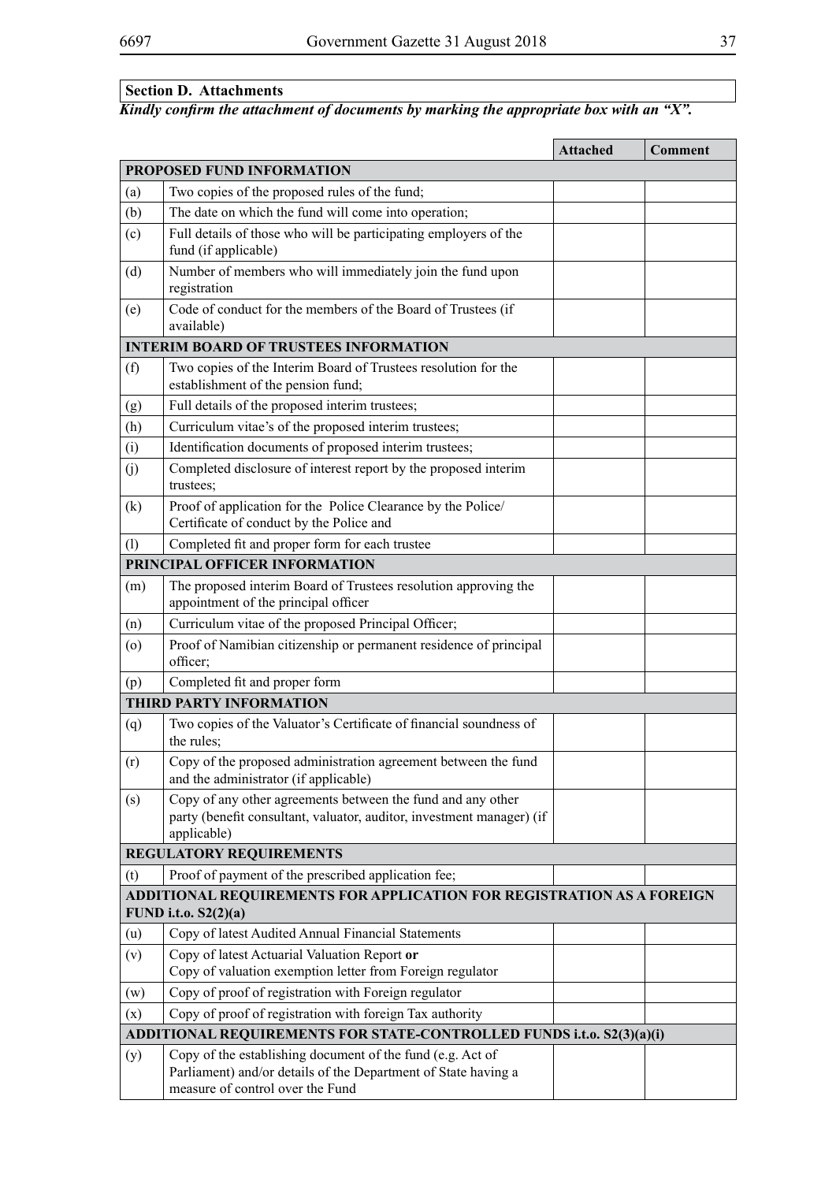**Section D. Attachments**

***Kindly confirm the attachment of documents by marking the appropriate box with an "X".***

| | | Attached | Comment |
|---|---|---|---|
| **PROPOSED FUND INFORMATION** | | | |
| (a) | Two copies of the proposed rules of the fund; | | |
| (b) | The date on which the fund will come into operation; | | |
| (c) | Full details of those who will be participating employers of the fund (if applicable) | | |
| (d) | Number of members who will immediately join the fund upon registration | | |
| (e) | Code of conduct for the members of the Board of Trustees (if available) | | |
| **INTERIM BOARD OF TRUSTEES INFORMATION** | | | |
| (f) | Two copies of the Interim Board of Trustees resolution for the establishment of the pension fund; | | |
| (g) | Full details of the proposed interim trustees; | | |
| (h) | Curriculum vitae's of the proposed interim trustees; | | |
| (i) | Identification documents of proposed interim trustees; | | |
| (j) | Completed disclosure of interest report by the proposed interim trustees; | | |
| (k) | Proof of application for the Police Clearance by the Police/ Certificate of conduct by the Police and | | |
| (l) | Completed fit and proper form for each trustee | | |
| **PRINCIPAL OFFICER INFORMATION** | | | |
| (m) | The proposed interim Board of Trustees resolution approving the appointment of the principal officer | | |
| (n) | Curriculum vitae of the proposed Principal Officer; | | |
| (o) | Proof of Namibian citizenship or permanent residence of principal officer; | | |
| (p) | Completed fit and proper form | | |
| **THIRD PARTY INFORMATION** | | | |
| (q) | Two copies of the Valuator's Certificate of financial soundness of the rules; | | |
| (r) | Copy of the proposed administration agreement between the fund and the administrator (if applicable) | | |
| (s) | Copy of any other agreements between the fund and any other party (benefit consultant, valuator, auditor, investment manager) (if applicable) | | |
| **REGULATORY REQUIREMENTS** | | | |
| (t) | Proof of payment of the prescribed application fee; | | |
| **ADDITIONAL REQUIREMENTS FOR APPLICATION FOR REGISTRATION AS A FOREIGN FUND i.t.o. S2(2)(a)** | | | |
| (u) | Copy of latest Audited Annual Financial Statements | | |
| (v) | Copy of latest Actuarial Valuation Report **or** Copy of valuation exemption letter from Foreign regulator | | |
| (w) | Copy of proof of registration with Foreign regulator | | |
| (x) | Copy of proof of registration with foreign Tax authority | | |
| **ADDITIONAL REQUIREMENTS FOR STATE-CONTROLLED FUNDS i.t.o. S2(3)(a)(i)** | | | |
| (y) | Copy of the establishing document of the fund (e.g. Act of Parliament) and/or details of the Department of State having a measure of control over the Fund | | |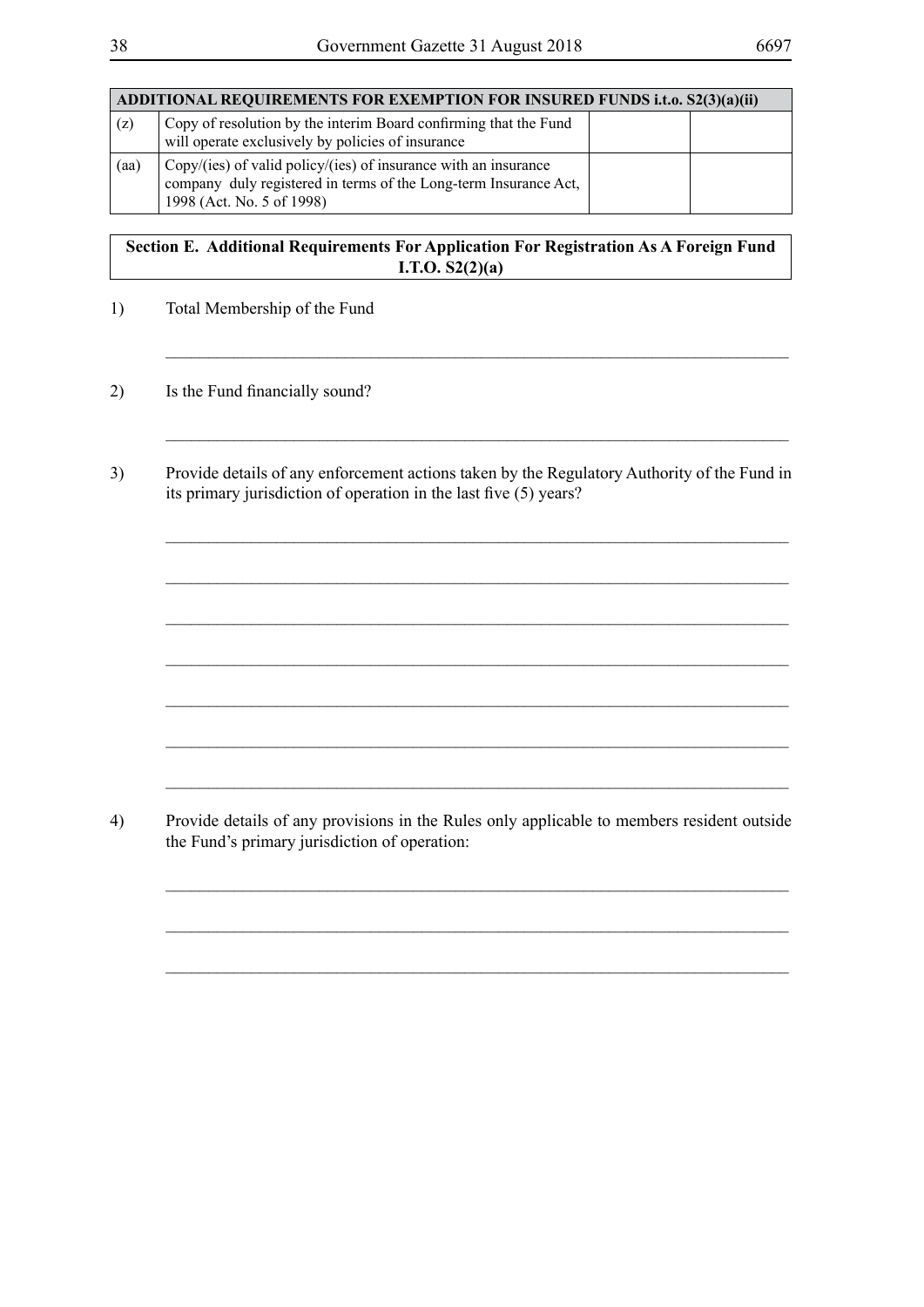| ADDITIONAL REQUIREMENTS FOR EXEMPTION FOR INSURED FUNDS i.t.o. S2(3)(a)(ii) | | | |
|---|---|---|---|
| (z) | Copy of resolution by the interim Board confirming that the Fund will operate exclusively by policies of insurance | | |
| (aa) | Copy/(ies) of valid policy/(ies) of insurance with an insurance company duly registered in terms of the Long-term Insurance Act, 1998 (Act. No. 5 of 1998) | | |

**Section E. Additional Requirements For Application For Registration As A Foreign Fund I.T.O. S2(2)(a)**

1) Total Membership of the Fund

_______________________________________________________________________________

2) Is the Fund financially sound?

_______________________________________________________________________________

3) Provide details of any enforcement actions taken by the Regulatory Authority of the Fund in its primary jurisdiction of operation in the last five (5) years?

_______________________________________________________________________________

_______________________________________________________________________________

_______________________________________________________________________________

_______________________________________________________________________________

_______________________________________________________________________________

_______________________________________________________________________________

_______________________________________________________________________________

4) Provide details of any provisions in the Rules only applicable to members resident outside the Fund's primary jurisdiction of operation:

_______________________________________________________________________________

_______________________________________________________________________________

_______________________________________________________________________________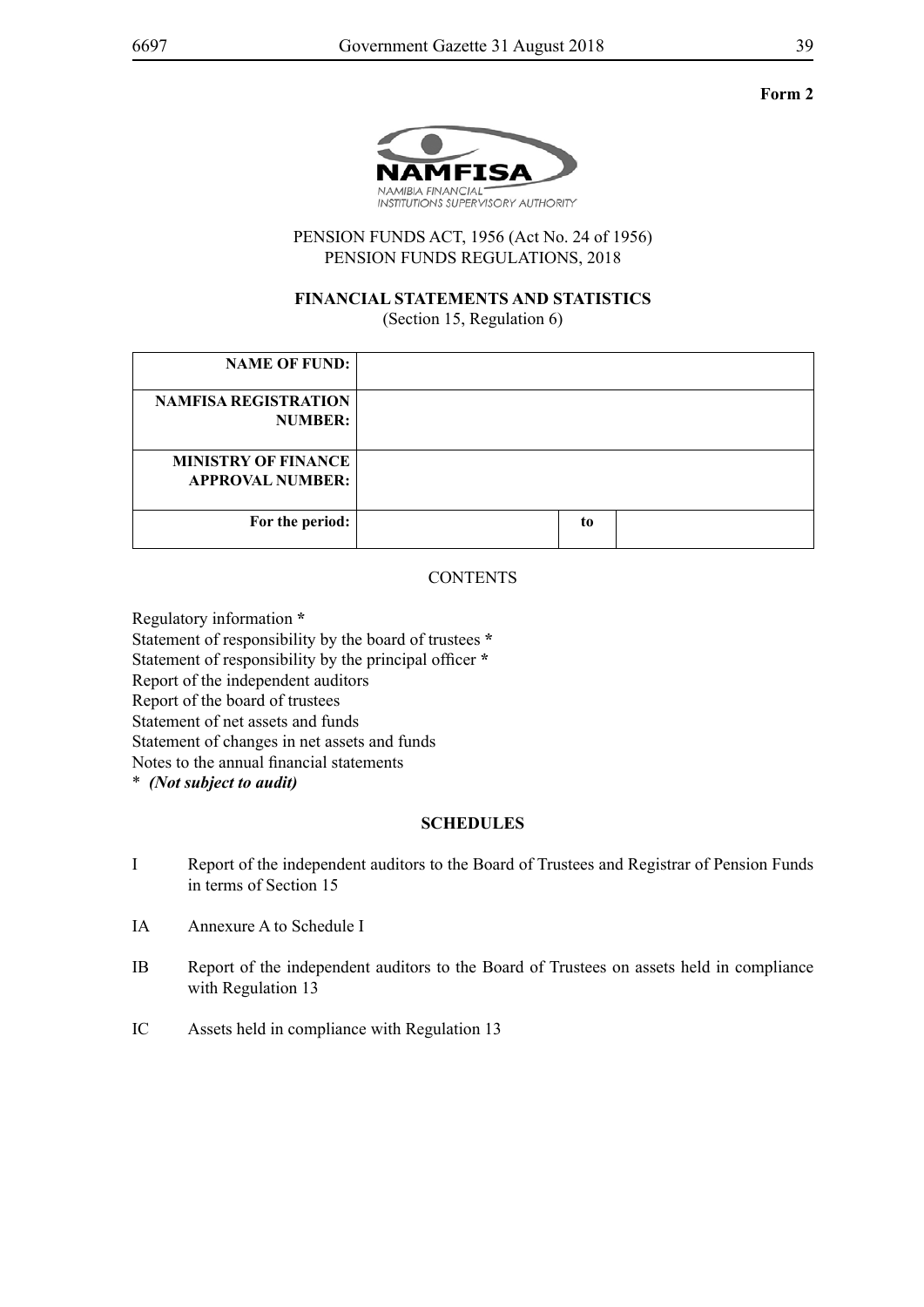**Form 2**

NAMFISA
NAMIBIA FINANCIAL INSTITUTIONS SUPERVISORY AUTHORITY

PENSION FUNDS ACT, 1956 (Act No. 24 of 1956)
PENSION FUNDS REGULATIONS, 2018

**FINANCIAL STATEMENTS AND STATISTICS**
(Section 15, Regulation 6)

| **NAME OF FUND:** | | | |
|---|---|---|---|
| **NAMFISA REGISTRATION NUMBER:** | | | |
| **MINISTRY OF FINANCE APPROVAL NUMBER:** | | | |
| **For the period:** | | **to** | |

CONTENTS

Regulatory information *
Statement of responsibility by the board of trustees *
Statement of responsibility by the principal officer *
Report of the independent auditors
Report of the board of trustees
Statement of net assets and funds
Statement of changes in net assets and funds
Notes to the annual financial statements
* ***(Not subject to audit)***

**SCHEDULES**

I Report of the independent auditors to the Board of Trustees and Registrar of Pension Funds in terms of Section 15

IA Annexure A to Schedule I

IB Report of the independent auditors to the Board of Trustees on assets held in compliance with Regulation 13

IC Assets held in compliance with Regulation 13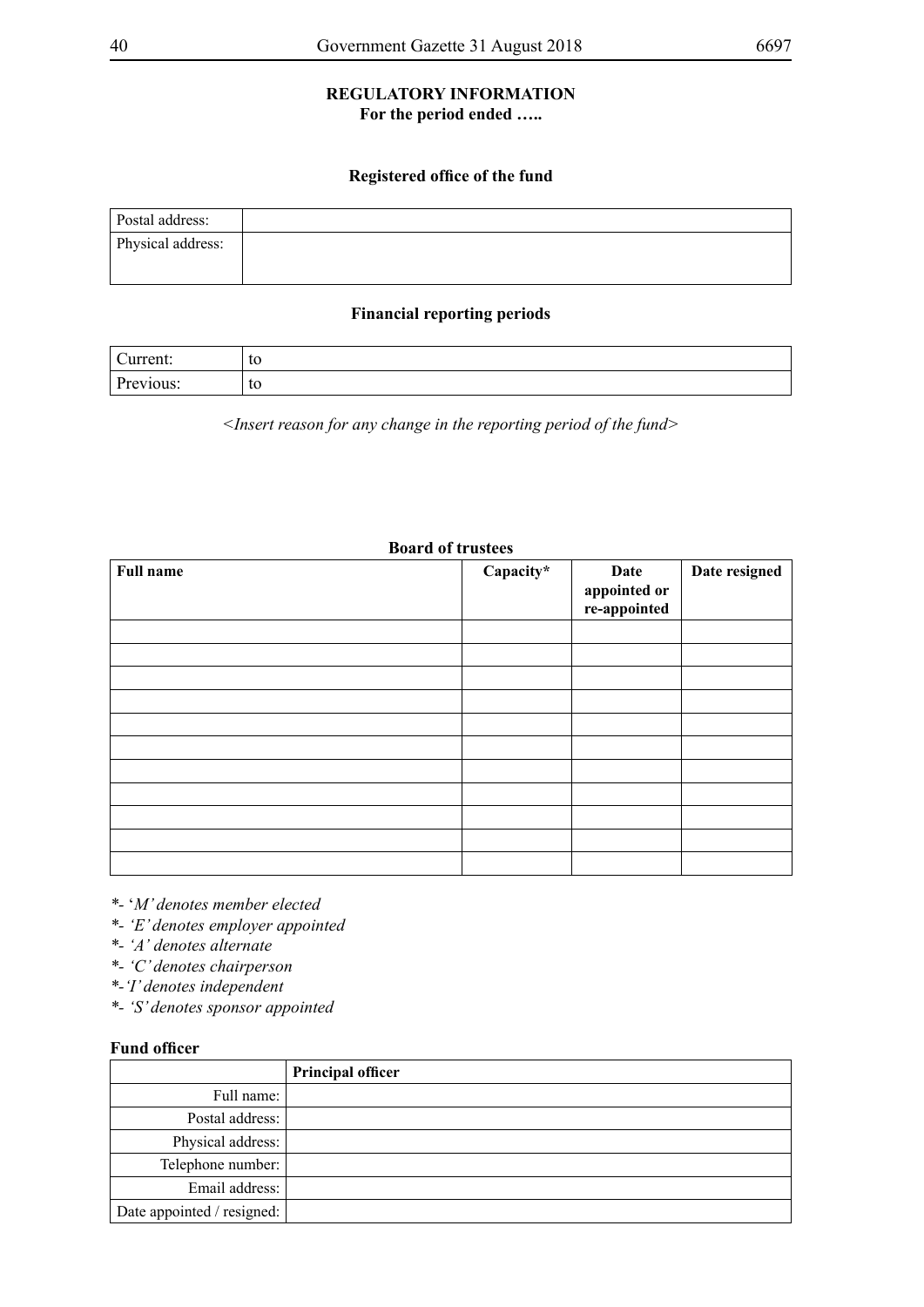## REGULATORY INFORMATION

**For the period ended …..**

### Registered office of the fund

| Postal address: | |
|---|---|
| Physical address: | |

### Financial reporting periods

| Current: | to |
|---|---|
| Previous: | to |

*<Insert reason for any change in the reporting period of the fund>*

### Board of trustees

| Full name | Capacity* | Date appointed or re-appointed | Date resigned |
|---|---|---|---|
| | | | |
| | | | |
| | | | |
| | | | |
| | | | |
| | | | |
| | | | |
| | | | |
| | | | |
| | | | |
| | | | |

*- *'M' denotes member elected*

*- *'E' denotes employer appointed*

*- *'A' denotes alternate*

*- *'C' denotes chairperson*

*- *'I' denotes independent*

*- *'S' denotes sponsor appointed*

**Fund officer**

| | Principal officer |
|---|---|
| Full name: | |
| Postal address: | |
| Physical address: | |
| Telephone number: | |
| Email address: | |
| Date appointed / resigned: | |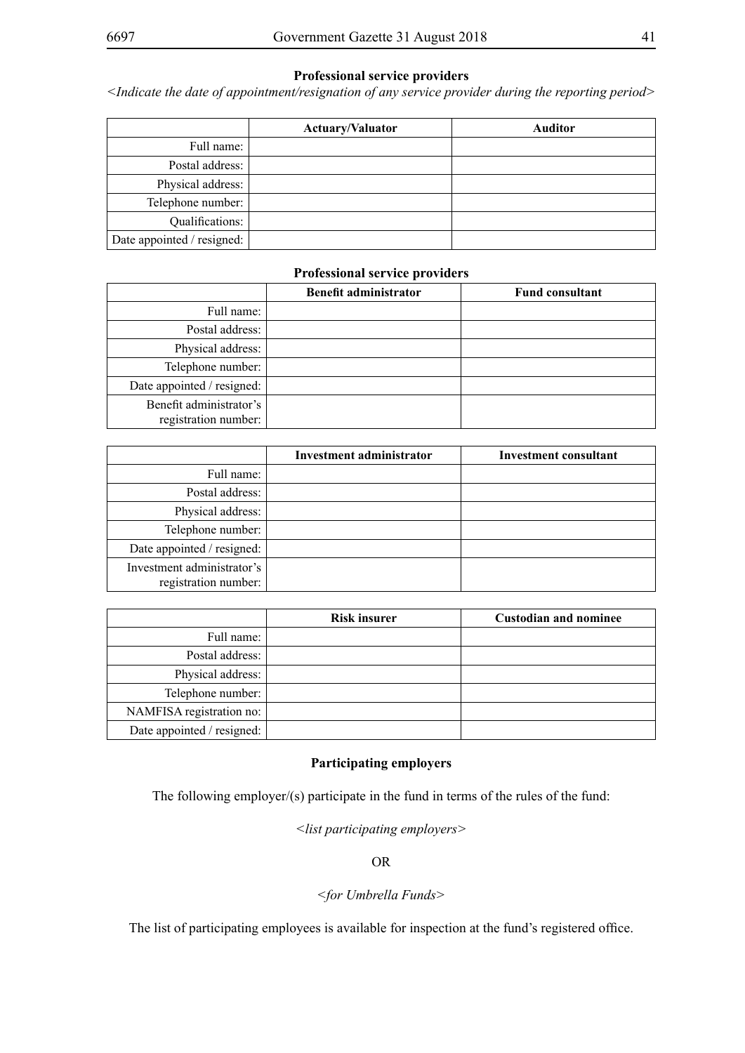**Professional service providers**

*<Indicate the date of appointment/resignation of any service provider during the reporting period>*

| | Actuary/Valuator | Auditor |
|---|---|---|
| Full name: | | |
| Postal address: | | |
| Physical address: | | |
| Telephone number: | | |
| Qualifications: | | |
| Date appointed / resigned: | | |

**Professional service providers**

| | Benefit administrator | Fund consultant |
|---|---|---|
| Full name: | | |
| Postal address: | | |
| Physical address: | | |
| Telephone number: | | |
| Date appointed / resigned: | | |
| Benefit administrator's registration number: | | |

| | Investment administrator | Investment consultant |
|---|---|---|
| Full name: | | |
| Postal address: | | |
| Physical address: | | |
| Telephone number: | | |
| Date appointed / resigned: | | |
| Investment administrator's registration number: | | |

| | Risk insurer | Custodian and nominee |
|---|---|---|
| Full name: | | |
| Postal address: | | |
| Physical address: | | |
| Telephone number: | | |
| NAMFISA registration no: | | |
| Date appointed / resigned: | | |

**Participating employers**

The following employer/(s) participate in the fund in terms of the rules of the fund:

*<list participating employers>*

OR

*<for Umbrella Funds>*

The list of participating employees is available for inspection at the fund's registered office.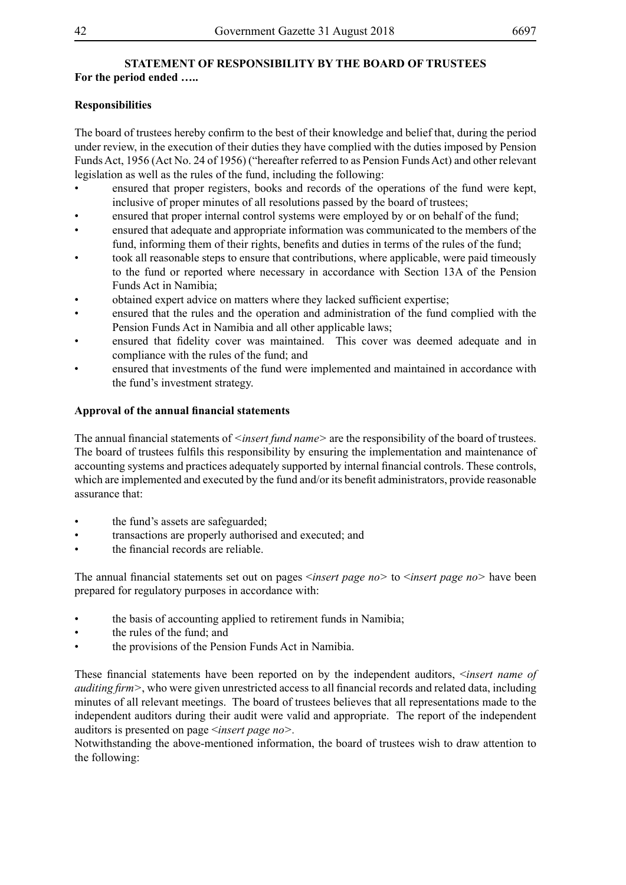## STATEMENT OF RESPONSIBILITY BY THE BOARD OF TRUSTEES

**For the period ended …..**

**Responsibilities**

The board of trustees hereby confirm to the best of their knowledge and belief that, during the period under review, in the execution of their duties they have complied with the duties imposed by Pension Funds Act, 1956 (Act No. 24 of 1956) ("hereafter referred to as Pension Funds Act) and other relevant legislation as well as the rules of the fund, including the following:

- ensured that proper registers, books and records of the operations of the fund were kept, inclusive of proper minutes of all resolutions passed by the board of trustees;
- ensured that proper internal control systems were employed by or on behalf of the fund;
- ensured that adequate and appropriate information was communicated to the members of the fund, informing them of their rights, benefits and duties in terms of the rules of the fund;
- took all reasonable steps to ensure that contributions, where applicable, were paid timeously to the fund or reported where necessary in accordance with Section 13A of the Pension Funds Act in Namibia;
- obtained expert advice on matters where they lacked sufficient expertise;
- ensured that the rules and the operation and administration of the fund complied with the Pension Funds Act in Namibia and all other applicable laws;
- ensured that fidelity cover was maintained. This cover was deemed adequate and in compliance with the rules of the fund; and
- ensured that investments of the fund were implemented and maintained in accordance with the fund's investment strategy.

**Approval of the annual financial statements**

The annual financial statements of <*insert fund name*> are the responsibility of the board of trustees. The board of trustees fulfils this responsibility by ensuring the implementation and maintenance of accounting systems and practices adequately supported by internal financial controls. These controls, which are implemented and executed by the fund and/or its benefit administrators, provide reasonable assurance that:

- the fund's assets are safeguarded;
- transactions are properly authorised and executed; and
- the financial records are reliable.

The annual financial statements set out on pages <*insert page no*> to <*insert page no*> have been prepared for regulatory purposes in accordance with:

- the basis of accounting applied to retirement funds in Namibia;
- the rules of the fund; and
- the provisions of the Pension Funds Act in Namibia.

These financial statements have been reported on by the independent auditors, <*insert name of auditing firm*>, who were given unrestricted access to all financial records and related data, including minutes of all relevant meetings. The board of trustees believes that all representations made to the independent auditors during their audit were valid and appropriate. The report of the independent auditors is presented on page <*insert page no*>.

Notwithstanding the above-mentioned information, the board of trustees wish to draw attention to the following: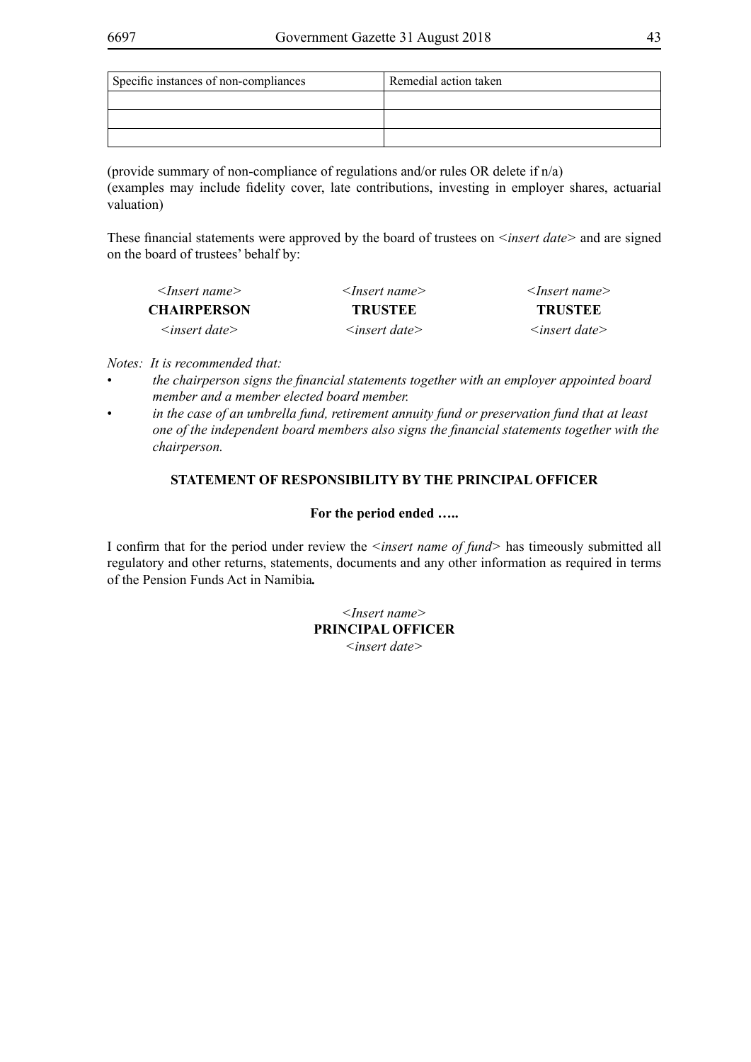| Specific instances of non-compliances | Remedial action taken |
|---|---|
| | |
| | |
| | |

(provide summary of non-compliance of regulations and/or rules OR delete if n/a)
(examples may include fidelity cover, late contributions, investing in employer shares, actuarial valuation)

These financial statements were approved by the board of trustees on <*insert date*> and are signed on the board of trustees' behalf by:

| *<Insert name>* | *<Insert name>* | *<Insert name>* |
|---|---|---|
| **CHAIRPERSON** | **TRUSTEE** | **TRUSTEE** |
| *<insert date>* | *<insert date>* | *<insert date>* |

*Notes: It is recommended that:*

- *the chairperson signs the financial statements together with an employer appointed board member and a member elected board member.*
- *in the case of an umbrella fund, retirement annuity fund or preservation fund that at least one of the independent board members also signs the financial statements together with the chairperson.*

## STATEMENT OF RESPONSIBILITY BY THE PRINCIPAL OFFICER

**For the period ended …..**

I confirm that for the period under review the <*insert name of fund*> has timeously submitted all regulatory and other returns, statements, documents and any other information as required in terms of the Pension Funds Act in Namibia**.**

*<Insert name>*
**PRINCIPAL OFFICER**
*<insert date>*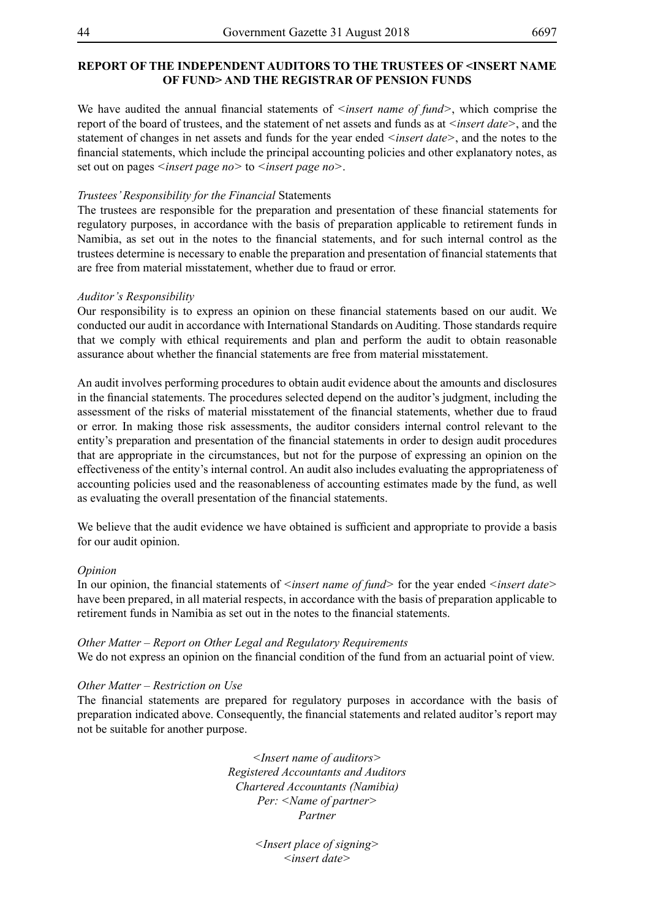**REPORT OF THE INDEPENDENT AUDITORS TO THE TRUSTEES OF <INSERT NAME OF FUND> AND THE REGISTRAR OF PENSION FUNDS**

We have audited the annual financial statements of <*insert name of fund*>, which comprise the report of the board of trustees, and the statement of net assets and funds as at <*insert date*>, and the statement of changes in net assets and funds for the year ended <*insert date*>, and the notes to the financial statements, which include the principal accounting policies and other explanatory notes, as set out on pages <*insert page no*> to <*insert page no*>.

*Trustees' Responsibility for the Financial* Statements

The trustees are responsible for the preparation and presentation of these financial statements for regulatory purposes, in accordance with the basis of preparation applicable to retirement funds in Namibia, as set out in the notes to the financial statements, and for such internal control as the trustees determine is necessary to enable the preparation and presentation of financial statements that are free from material misstatement, whether due to fraud or error.

*Auditor's Responsibility*

Our responsibility is to express an opinion on these financial statements based on our audit. We conducted our audit in accordance with International Standards on Auditing. Those standards require that we comply with ethical requirements and plan and perform the audit to obtain reasonable assurance about whether the financial statements are free from material misstatement.

An audit involves performing procedures to obtain audit evidence about the amounts and disclosures in the financial statements. The procedures selected depend on the auditor's judgment, including the assessment of the risks of material misstatement of the financial statements, whether due to fraud or error. In making those risk assessments, the auditor considers internal control relevant to the entity's preparation and presentation of the financial statements in order to design audit procedures that are appropriate in the circumstances, but not for the purpose of expressing an opinion on the effectiveness of the entity's internal control. An audit also includes evaluating the appropriateness of accounting policies used and the reasonableness of accounting estimates made by the fund, as well as evaluating the overall presentation of the financial statements.

We believe that the audit evidence we have obtained is sufficient and appropriate to provide a basis for our audit opinion.

*Opinion*

In our opinion, the financial statements of <*insert name of fund*> for the year ended <*insert date*> have been prepared, in all material respects, in accordance with the basis of preparation applicable to retirement funds in Namibia as set out in the notes to the financial statements.

*Other Matter – Report on Other Legal and Regulatory Requirements*

We do not express an opinion on the financial condition of the fund from an actuarial point of view.

*Other Matter – Restriction on Use*

The financial statements are prepared for regulatory purposes in accordance with the basis of preparation indicated above. Consequently, the financial statements and related auditor's report may not be suitable for another purpose.

*<Insert name of auditors>*
*Registered Accountants and Auditors*
*Chartered Accountants (Namibia)*
*Per: <Name of partner>*
*Partner*

*<Insert place of signing>*
*<insert date>*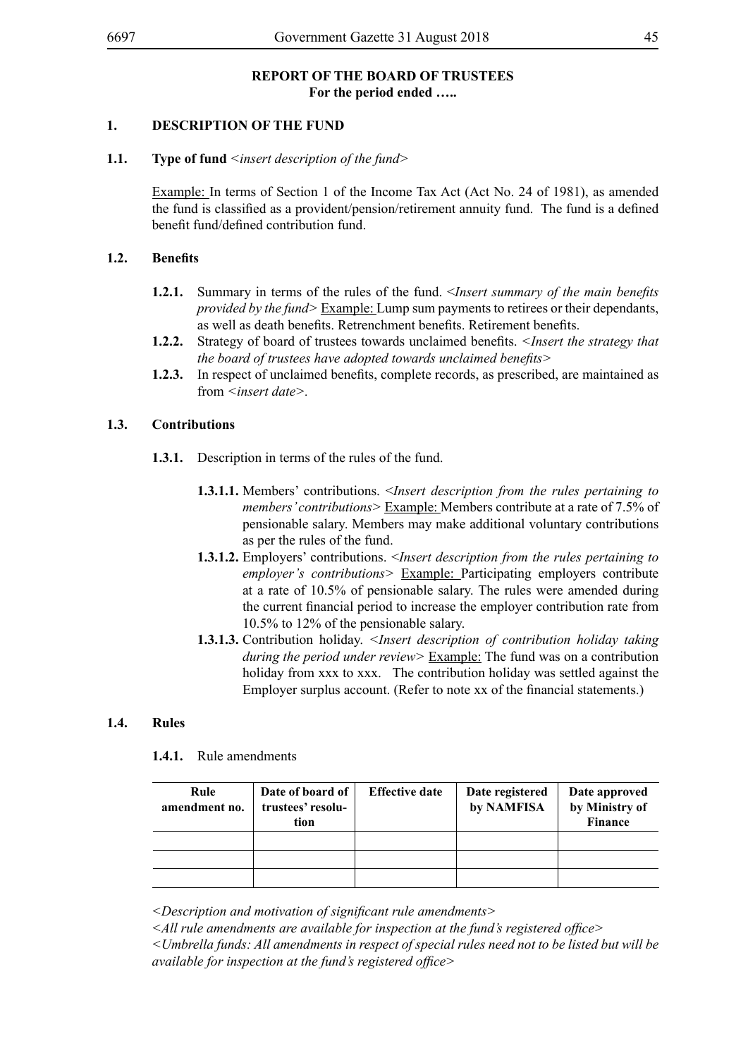**REPORT OF THE BOARD OF TRUSTEES**
**For the period ended …..**

**1. DESCRIPTION OF THE FUND**

**1.1. Type of fund** <*insert description of the fund*>

Example: In terms of Section 1 of the Income Tax Act (Act No. 24 of 1981), as amended the fund is classified as a provident/pension/retirement annuity fund. The fund is a defined benefit fund/defined contribution fund.

**1.2. Benefits**

**1.2.1.** Summary in terms of the rules of the fund. <*Insert summary of the main benefits provided by the fund*> Example: Lump sum payments to retirees or their dependants, as well as death benefits. Retrenchment benefits. Retirement benefits.

**1.2.2.** Strategy of board of trustees towards unclaimed benefits. <*Insert the strategy that the board of trustees have adopted towards unclaimed benefits*>

**1.2.3.** In respect of unclaimed benefits, complete records, as prescribed, are maintained as from <*insert date*>.

**1.3. Contributions**

**1.3.1.** Description in terms of the rules of the fund.

**1.3.1.1.** Members' contributions. <*Insert description from the rules pertaining to members' contributions*> Example: Members contribute at a rate of 7.5% of pensionable salary. Members may make additional voluntary contributions as per the rules of the fund.

**1.3.1.2.** Employers' contributions. <*Insert description from the rules pertaining to employer's contributions*> Example: Participating employers contribute at a rate of 10.5% of pensionable salary. The rules were amended during the current financial period to increase the employer contribution rate from 10.5% to 12% of the pensionable salary.

**1.3.1.3.** Contribution holiday. <*Insert description of contribution holiday taking during the period under review*> Example: The fund was on a contribution holiday from xxx to xxx. The contribution holiday was settled against the Employer surplus account. (Refer to note xx of the financial statements.)

**1.4. Rules**

**1.4.1.** Rule amendments

| Rule amendment no. | Date of board of trustees' resolution | Effective date | Date registered by NAMFISA | Date approved by Ministry of Finance |
|---|---|---|---|---|
| | | | | |
| | | | | |
| | | | | |

*<Description and motivation of significant rule amendments>*

*<All rule amendments are available for inspection at the fund's registered office>*

*<Umbrella funds: All amendments in respect of special rules need not to be listed but will be available for inspection at the fund's registered office>*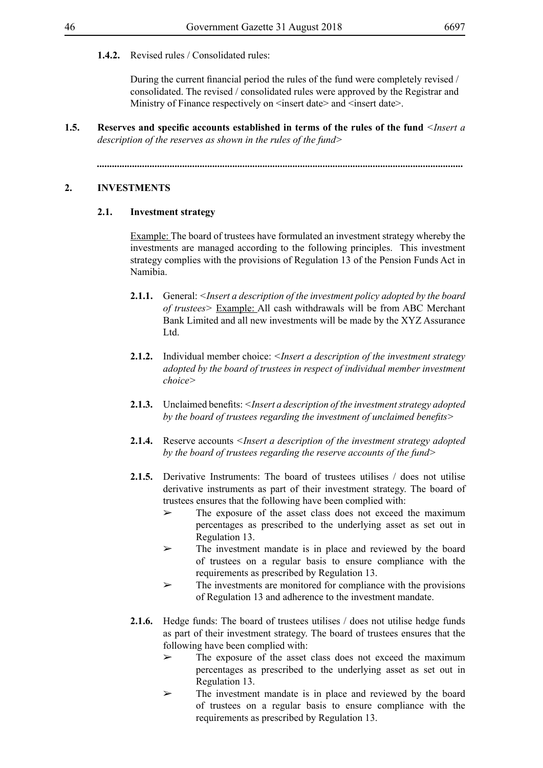**1.4.2.** Revised rules / Consolidated rules:

During the current financial period the rules of the fund were completely revised / consolidated. The revised / consolidated rules were approved by the Registrar and Ministry of Finance respectively on <insert date> and <insert date>.

**1.5. Reserves and specific accounts established in terms of the rules of the fund** *<Insert a description of the reserves as shown in the rules of the fund>*

.................................................................................................................................................

## 2. INVESTMENTS

### 2.1. Investment strategy

Example: The board of trustees have formulated an investment strategy whereby the investments are managed according to the following principles. This investment strategy complies with the provisions of Regulation 13 of the Pension Funds Act in Namibia.

**2.1.1.** General: *<Insert a description of the investment policy adopted by the board of trustees>* Example: All cash withdrawals will be from ABC Merchant Bank Limited and all new investments will be made by the XYZ Assurance Ltd.

**2.1.2.** Individual member choice: *<Insert a description of the investment strategy adopted by the board of trustees in respect of individual member investment choice>*

**2.1.3.** Unclaimed benefits: *<Insert a description of the investment strategy adopted by the board of trustees regarding the investment of unclaimed benefits>*

**2.1.4.** Reserve accounts *<Insert a description of the investment strategy adopted by the board of trustees regarding the reserve accounts of the fund>*

**2.1.5.** Derivative Instruments: The board of trustees utilises / does not utilise derivative instruments as part of their investment strategy. The board of trustees ensures that the following have been complied with:

- ➢ The exposure of the asset class does not exceed the maximum percentages as prescribed to the underlying asset as set out in Regulation 13.
- ➢ The investment mandate is in place and reviewed by the board of trustees on a regular basis to ensure compliance with the requirements as prescribed by Regulation 13.
- ➢ The investments are monitored for compliance with the provisions of Regulation 13 and adherence to the investment mandate.

**2.1.6.** Hedge funds: The board of trustees utilises / does not utilise hedge funds as part of their investment strategy. The board of trustees ensures that the following have been complied with:

- ➢ The exposure of the asset class does not exceed the maximum percentages as prescribed to the underlying asset as set out in Regulation 13.
- ➢ The investment mandate is in place and reviewed by the board of trustees on a regular basis to ensure compliance with the requirements as prescribed by Regulation 13.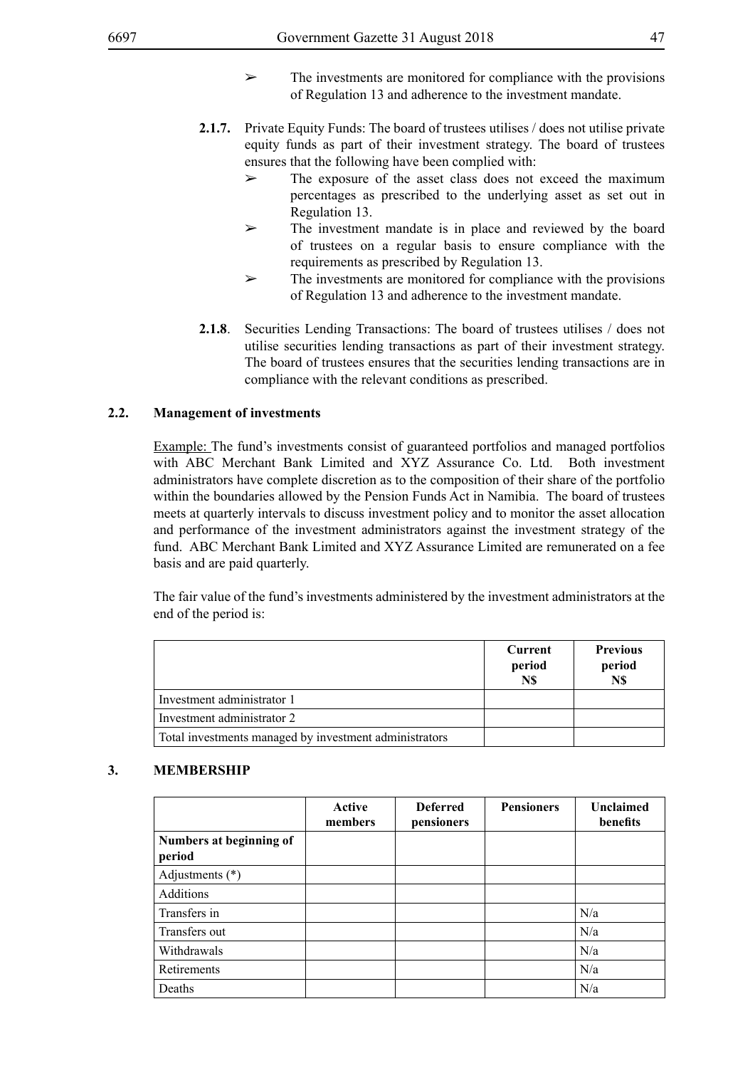- ➢ The investments are monitored for compliance with the provisions of Regulation 13 and adherence to the investment mandate.

**2.1.7.** Private Equity Funds: The board of trustees utilises / does not utilise private equity funds as part of their investment strategy. The board of trustees ensures that the following have been complied with:

- ➢ The exposure of the asset class does not exceed the maximum percentages as prescribed to the underlying asset as set out in Regulation 13.
- ➢ The investment mandate is in place and reviewed by the board of trustees on a regular basis to ensure compliance with the requirements as prescribed by Regulation 13.
- ➢ The investments are monitored for compliance with the provisions of Regulation 13 and adherence to the investment mandate.

**2.1.8**. Securities Lending Transactions: The board of trustees utilises / does not utilise securities lending transactions as part of their investment strategy. The board of trustees ensures that the securities lending transactions are in compliance with the relevant conditions as prescribed.

### 2.2. Management of investments

Example: The fund's investments consist of guaranteed portfolios and managed portfolios with ABC Merchant Bank Limited and XYZ Assurance Co. Ltd. Both investment administrators have complete discretion as to the composition of their share of the portfolio within the boundaries allowed by the Pension Funds Act in Namibia. The board of trustees meets at quarterly intervals to discuss investment policy and to monitor the asset allocation and performance of the investment administrators against the investment strategy of the fund. ABC Merchant Bank Limited and XYZ Assurance Limited are remunerated on a fee basis and are paid quarterly.

The fair value of the fund's investments administered by the investment administrators at the end of the period is:

| | Current period N$ | Previous period N$ |
|---|---|---|
| Investment administrator 1 | | |
| Investment administrator 2 | | |
| Total investments managed by investment administrators | | |

## 3. MEMBERSHIP

| | Active members | Deferred pensioners | Pensioners | Unclaimed benefits |
|---|---|---|---|---|
| **Numbers at beginning of period** | | | | |
| Adjustments (*) | | | | |
| Additions | | | | |
| Transfers in | | | | N/a |
| Transfers out | | | | N/a |
| Withdrawals | | | | N/a |
| Retirements | | | | N/a |
| Deaths | | | | N/a |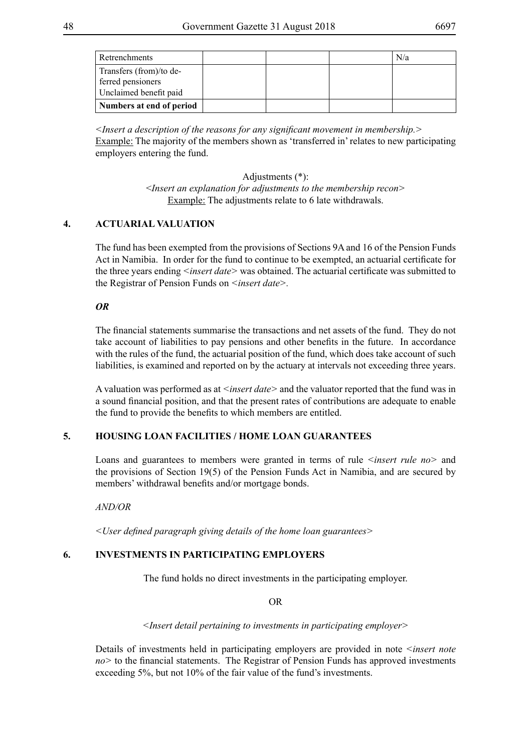| | | | | |
|---|---|---|---|---|
| Retrenchments | | | | N/a |
| Transfers (from)/to deferred pensioners<br>Unclaimed benefit paid | | | | |
| **Numbers at end of period** | | | | |

*<Insert a description of the reasons for any significant movement in membership.>*
Example: The majority of the members shown as 'transferred in' relates to new participating employers entering the fund.

Adjustments (*):
*<Insert an explanation for adjustments to the membership recon>*
Example: The adjustments relate to 6 late withdrawals.

## 4. ACTUARIAL VALUATION

The fund has been exempted from the provisions of Sections 9A and 16 of the Pension Funds Act in Namibia. In order for the fund to continue to be exempted, an actuarial certificate for the three years ending <*insert date*> was obtained. The actuarial certificate was submitted to the Registrar of Pension Funds on <*insert date*>.

***OR***

The financial statements summarise the transactions and net assets of the fund. They do not take account of liabilities to pay pensions and other benefits in the future. In accordance with the rules of the fund, the actuarial position of the fund, which does take account of such liabilities, is examined and reported on by the actuary at intervals not exceeding three years.

A valuation was performed as at <*insert date*> and the valuator reported that the fund was in a sound financial position, and that the present rates of contributions are adequate to enable the fund to provide the benefits to which members are entitled.

## 5. HOUSING LOAN FACILITIES / HOME LOAN GUARANTEES

Loans and guarantees to members were granted in terms of rule <*insert rule no*> and the provisions of Section 19(5) of the Pension Funds Act in Namibia, and are secured by members' withdrawal benefits and/or mortgage bonds.

*AND/OR*

*<User defined paragraph giving details of the home loan guarantees>*

## 6. INVESTMENTS IN PARTICIPATING EMPLOYERS

The fund holds no direct investments in the participating employer.

OR

*<Insert detail pertaining to investments in participating employer>*

Details of investments held in participating employers are provided in note <*insert note no*> to the financial statements. The Registrar of Pension Funds has approved investments exceeding 5%, but not 10% of the fair value of the fund's investments.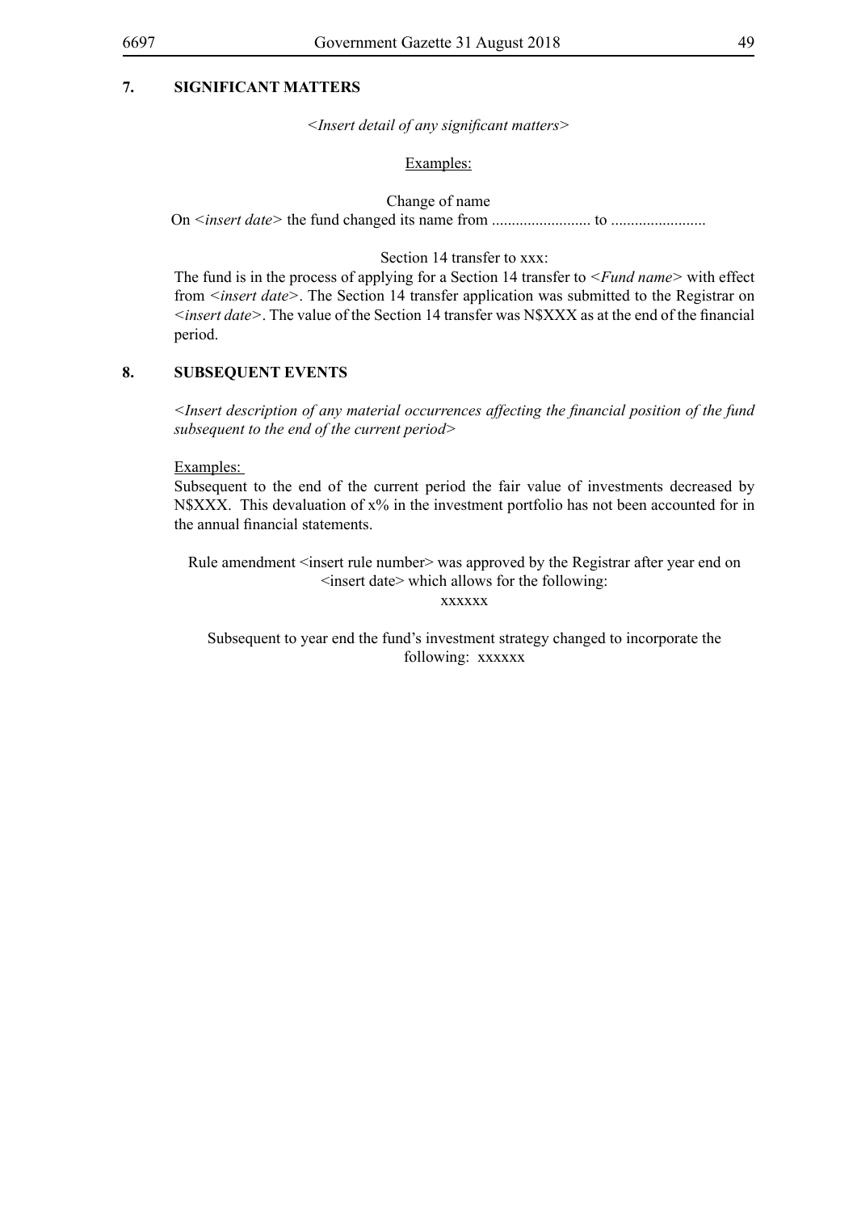## 7. SIGNIFICANT MATTERS

*<Insert detail of any significant matters>*

Examples:

Change of name

On *<insert date>* the fund changed its name from ......................... to ........................

Section 14 transfer to xxx:

The fund is in the process of applying for a Section 14 transfer to *<Fund name>* with effect from *<insert date>*. The Section 14 transfer application was submitted to the Registrar on *<insert date>*. The value of the Section 14 transfer was N$XXX as at the end of the financial period.

## 8. SUBSEQUENT EVENTS

*<Insert description of any material occurrences affecting the financial position of the fund subsequent to the end of the current period>*

Examples:

Subsequent to the end of the current period the fair value of investments decreased by N$XXX. This devaluation of x% in the investment portfolio has not been accounted for in the annual financial statements.

Rule amendment <insert rule number> was approved by the Registrar after year end on <insert date> which allows for the following:

xxxxxx

Subsequent to year end the fund's investment strategy changed to incorporate the following: xxxxxx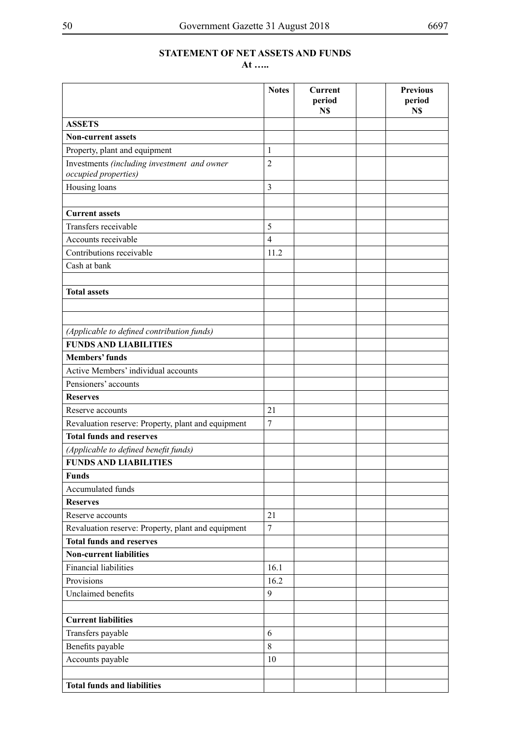**STATEMENT OF NET ASSETS AND FUNDS**
**At …..**

| | Notes | Current period N$ | | Previous period N$ |
|---|---|---|---|---|
| **ASSETS** | | | | |
| **Non-current assets** | | | | |
| Property, plant and equipment | 1 | | | |
| Investments *(including investment and owner occupied properties)* | 2 | | | |
| Housing loans | 3 | | | |
| | | | | |
| **Current assets** | | | | |
| Transfers receivable | 5 | | | |
| Accounts receivable | 4 | | | |
| Contributions receivable | 11.2 | | | |
| Cash at bank | | | | |
| | | | | |
| **Total assets** | | | | |
| | | | | |
| | | | | |
| *(Applicable to defined contribution funds)* | | | | |
| **FUNDS AND LIABILITIES** | | | | |
| **Members' funds** | | | | |
| Active Members' individual accounts | | | | |
| Pensioners' accounts | | | | |
| **Reserves** | | | | |
| Reserve accounts | 21 | | | |
| Revaluation reserve: Property, plant and equipment | 7 | | | |
| **Total funds and reserves** | | | | |
| *(Applicable to defined benefit funds)* | | | | |
| **FUNDS AND LIABILITIES** | | | | |
| **Funds** | | | | |
| Accumulated funds | | | | |
| **Reserves** | | | | |
| Reserve accounts | 21 | | | |
| Revaluation reserve: Property, plant and equipment | 7 | | | |
| **Total funds and reserves** | | | | |
| **Non-current liabilities** | | | | |
| Financial liabilities | 16.1 | | | |
| Provisions | 16.2 | | | |
| Unclaimed benefits | 9 | | | |
| | | | | |
| **Current liabilities** | | | | |
| Transfers payable | 6 | | | |
| Benefits payable | 8 | | | |
| Accounts payable | 10 | | | |
| | | | | |
| **Total funds and liabilities** | | | | |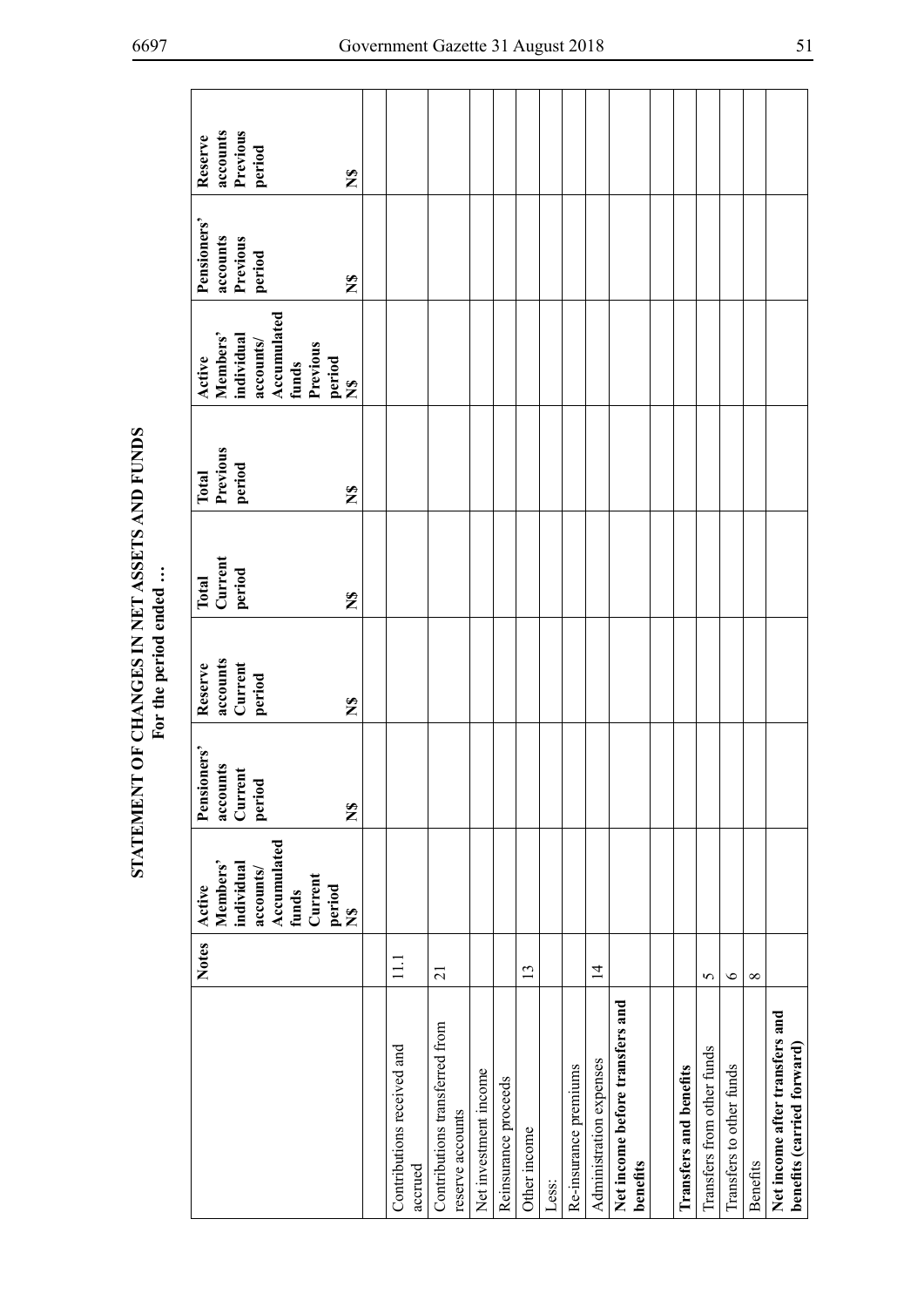# STATEMENT OF CHANGES IN NET ASSETS AND FUNDS

**For the period ended …**

| | Notes | Active Members' individual accounts/ Accumulated funds Current period N$ | Pensioners' accounts Current period N$ | Reserve accounts Current period N$ | Total Current period N$ | Total Previous period N$ | Active Members' individual accounts/ Accumulated funds Previous period N$ | Pensioners' accounts Previous period N$ | Reserve accounts Previous period N$ |
|---|---|---|---|---|---|---|---|---|---|
| | | | | | | | | | |
| Contributions received and accrued | 11.1 | | | | | | | | |
| Contributions transferred from reserve accounts | 21 | | | | | | | | |
| Net investment income | | | | | | | | | |
| Reinsurance proceeds | | | | | | | | | |
| Other income | 13 | | | | | | | | |
| Less: | | | | | | | | | |
| Re-insurance premiums | | | | | | | | | |
| Administration expenses | 14 | | | | | | | | |
| **Net income before transfers and benefits** | | | | | | | | | |
| | | | | | | | | | |
| **Transfers and benefits** | | | | | | | | | |
| Transfers from other funds | 5 | | | | | | | | |
| Transfers to other funds | 6 | | | | | | | | |
| Benefits | 8 | | | | | | | | |
| **Net income after transfers and benefits (carried forward)** | | | | | | | | | |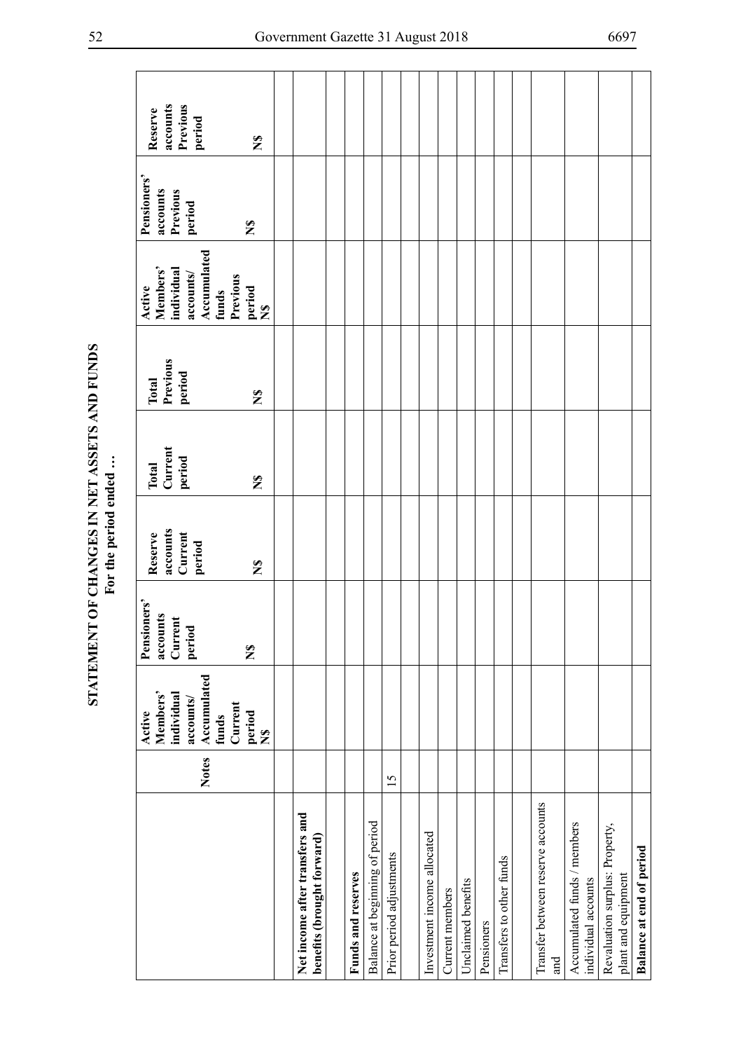# STATEMENT OF CHANGES IN NET ASSETS AND FUNDS

**For the period ended …**

| | Notes | Active Members' individual accounts/ Accumulated funds Current period N$ | Pensioners' accounts Current period N$ | Reserve accounts Current period N$ | Total Current period N$ | Total Previous period N$ | Active Members' individual accounts/ Accumulated funds Previous period N$ | Pensioners' accounts Previous period N$ | Reserve accounts Previous period N$ |
|---|---|---|---|---|---|---|---|---|---|
| | | | | | | | | | |
| **Net income after transfers and benefits (brought forward)** | | | | | | | | | |
| | | | | | | | | | |
| **Funds and reserves** | | | | | | | | | |
| Balance at beginning of period | | | | | | | | | |
| Prior period adjustments | 15 | | | | | | | | |
| | | | | | | | | | |
| Investment income allocated | | | | | | | | | |
| Current members | | | | | | | | | |
| Unclaimed benefits | | | | | | | | | |
| Pensioners | | | | | | | | | |
| Transfers to other funds | | | | | | | | | |
| | | | | | | | | | |
| Transfer between reserve accounts and | | | | | | | | | |
| Accumulated funds / members individual accounts | | | | | | | | | |
| Revaluation surplus: Property, plant and equipment | | | | | | | | | |
| **Balance at end of period** | | | | | | | | | |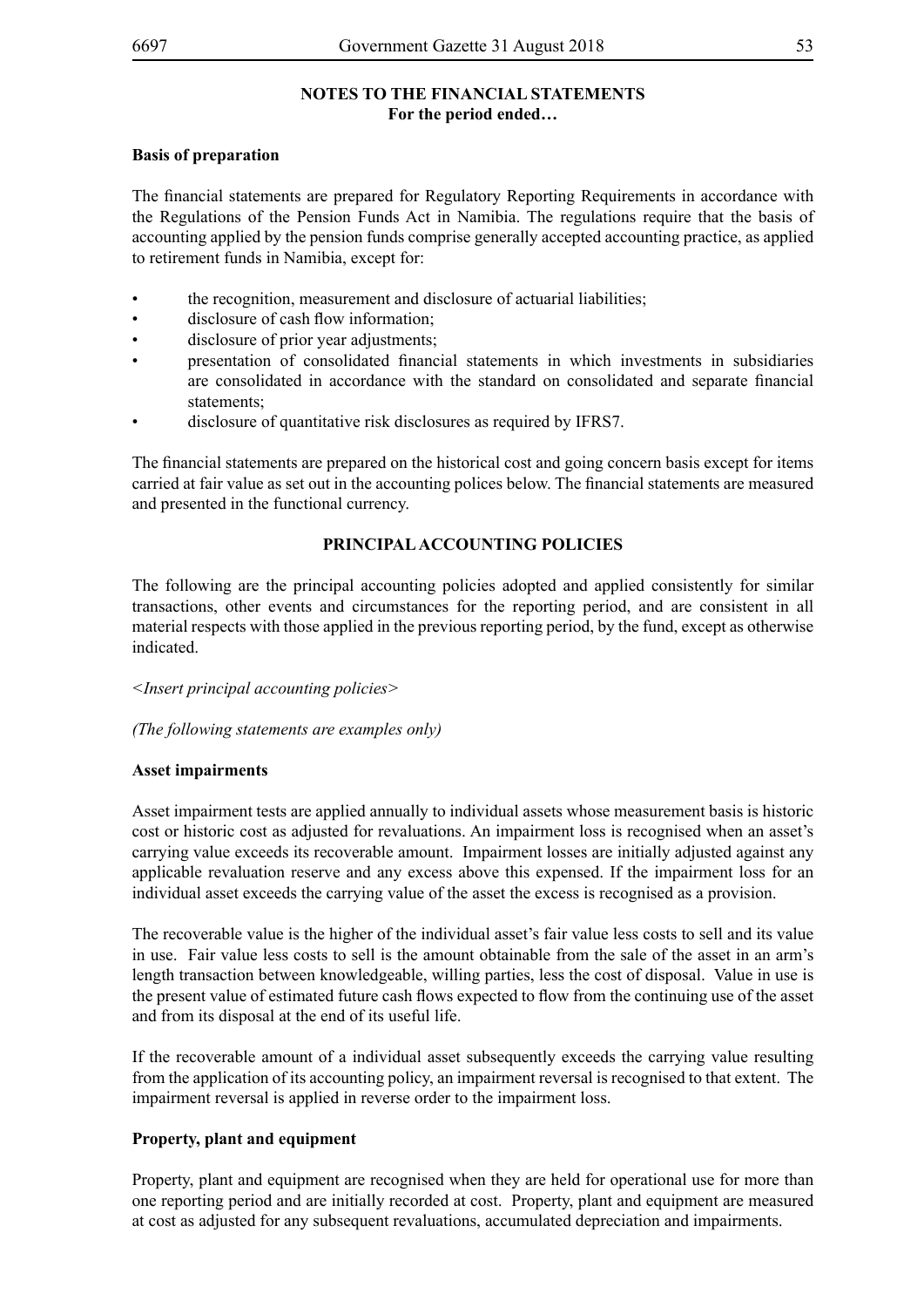**NOTES TO THE FINANCIAL STATEMENTS**
**For the period ended…**

**Basis of preparation**

The financial statements are prepared for Regulatory Reporting Requirements in accordance with the Regulations of the Pension Funds Act in Namibia. The regulations require that the basis of accounting applied by the pension funds comprise generally accepted accounting practice, as applied to retirement funds in Namibia, except for:

- the recognition, measurement and disclosure of actuarial liabilities;
- disclosure of cash flow information;
- disclosure of prior year adjustments;
- presentation of consolidated financial statements in which investments in subsidiaries are consolidated in accordance with the standard on consolidated and separate financial statements;
- disclosure of quantitative risk disclosures as required by IFRS7.

The financial statements are prepared on the historical cost and going concern basis except for items carried at fair value as set out in the accounting polices below. The financial statements are measured and presented in the functional currency.

**PRINCIPAL ACCOUNTING POLICIES**

The following are the principal accounting policies adopted and applied consistently for similar transactions, other events and circumstances for the reporting period, and are consistent in all material respects with those applied in the previous reporting period, by the fund, except as otherwise indicated.

*<Insert principal accounting policies>*

*(The following statements are examples only)*

**Asset impairments**

Asset impairment tests are applied annually to individual assets whose measurement basis is historic cost or historic cost as adjusted for revaluations. An impairment loss is recognised when an asset's carrying value exceeds its recoverable amount. Impairment losses are initially adjusted against any applicable revaluation reserve and any excess above this expensed. If the impairment loss for an individual asset exceeds the carrying value of the asset the excess is recognised as a provision.

The recoverable value is the higher of the individual asset's fair value less costs to sell and its value in use. Fair value less costs to sell is the amount obtainable from the sale of the asset in an arm's length transaction between knowledgeable, willing parties, less the cost of disposal. Value in use is the present value of estimated future cash flows expected to flow from the continuing use of the asset and from its disposal at the end of its useful life.

If the recoverable amount of a individual asset subsequently exceeds the carrying value resulting from the application of its accounting policy, an impairment reversal is recognised to that extent. The impairment reversal is applied in reverse order to the impairment loss.

**Property, plant and equipment**

Property, plant and equipment are recognised when they are held for operational use for more than one reporting period and are initially recorded at cost. Property, plant and equipment are measured at cost as adjusted for any subsequent revaluations, accumulated depreciation and impairments.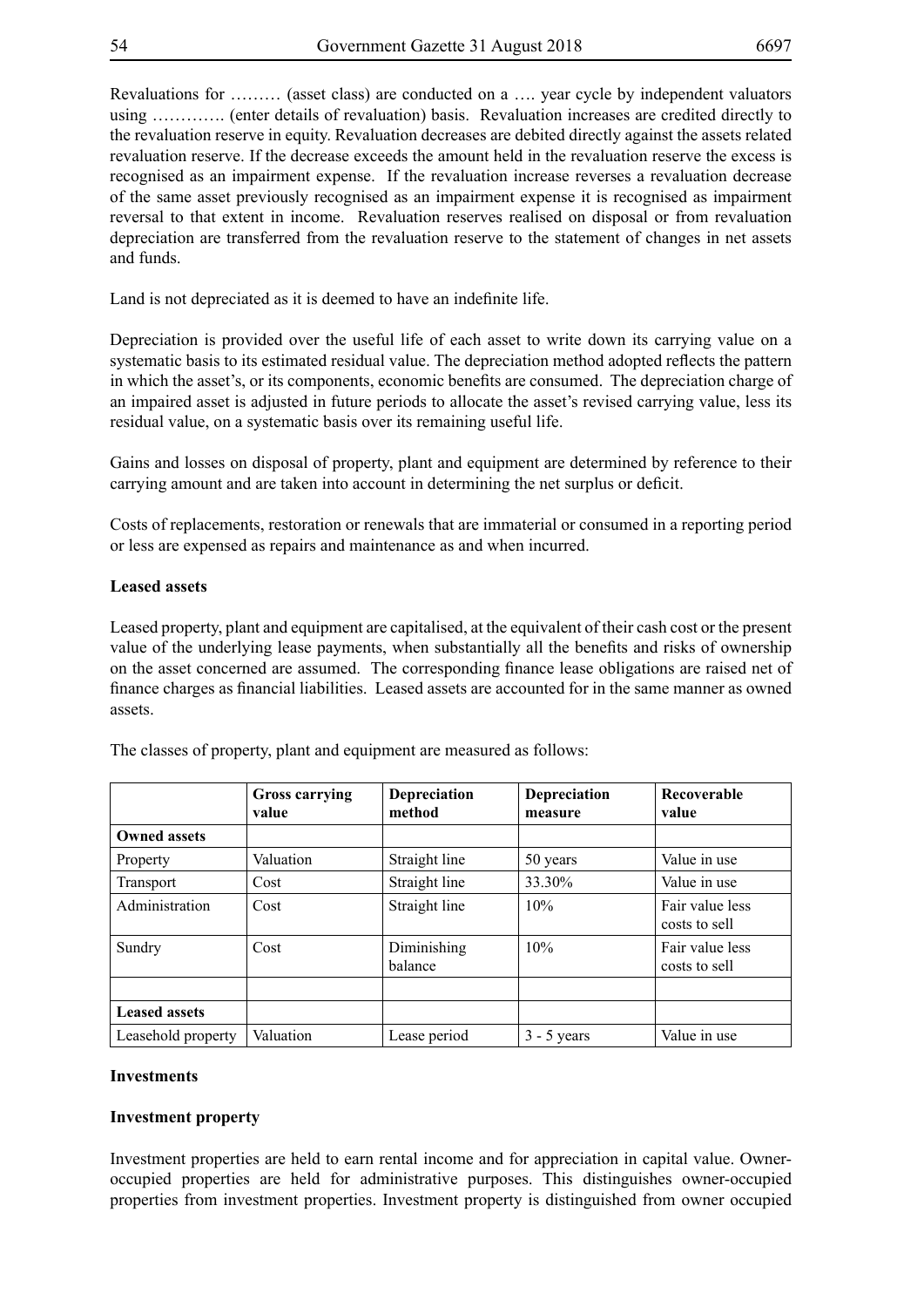Revaluations for ……… (asset class) are conducted on a …. year cycle by independent valuators using …………. (enter details of revaluation) basis. Revaluation increases are credited directly to the revaluation reserve in equity. Revaluation decreases are debited directly against the assets related revaluation reserve. If the decrease exceeds the amount held in the revaluation reserve the excess is recognised as an impairment expense. If the revaluation increase reverses a revaluation decrease of the same asset previously recognised as an impairment expense it is recognised as impairment reversal to that extent in income. Revaluation reserves realised on disposal or from revaluation depreciation are transferred from the revaluation reserve to the statement of changes in net assets and funds.

Land is not depreciated as it is deemed to have an indefinite life.

Depreciation is provided over the useful life of each asset to write down its carrying value on a systematic basis to its estimated residual value. The depreciation method adopted reflects the pattern in which the asset's, or its components, economic benefits are consumed. The depreciation charge of an impaired asset is adjusted in future periods to allocate the asset's revised carrying value, less its residual value, on a systematic basis over its remaining useful life.

Gains and losses on disposal of property, plant and equipment are determined by reference to their carrying amount and are taken into account in determining the net surplus or deficit.

Costs of replacements, restoration or renewals that are immaterial or consumed in a reporting period or less are expensed as repairs and maintenance as and when incurred.

**Leased assets**

Leased property, plant and equipment are capitalised, at the equivalent of their cash cost or the present value of the underlying lease payments, when substantially all the benefits and risks of ownership on the asset concerned are assumed. The corresponding finance lease obligations are raised net of finance charges as financial liabilities. Leased assets are accounted for in the same manner as owned assets.

The classes of property, plant and equipment are measured as follows:

| | Gross carrying value | Depreciation method | Depreciation measure | Recoverable value |
|---|---|---|---|---|
| **Owned assets** | | | | |
| Property | Valuation | Straight line | 50 years | Value in use |
| Transport | Cost | Straight line | 33.30% | Value in use |
| Administration | Cost | Straight line | 10% | Fair value less costs to sell |
| Sundry | Cost | Diminishing balance | 10% | Fair value less costs to sell |
| | | | | |
| **Leased assets** | | | | |
| Leasehold property | Valuation | Lease period | 3 - 5 years | Value in use |

**Investments**

**Investment property**

Investment properties are held to earn rental income and for appreciation in capital value. Owner-occupied properties are held for administrative purposes. This distinguishes owner-occupied properties from investment properties. Investment property is distinguished from owner occupied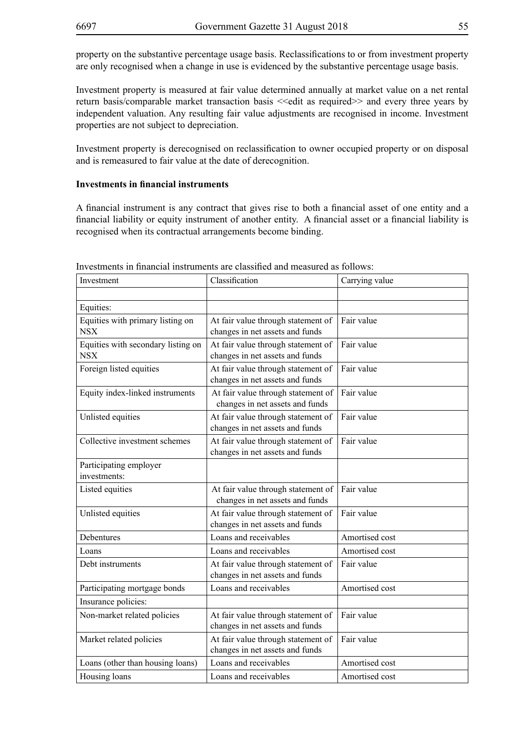property on the substantive percentage usage basis. Reclassifications to or from investment property are only recognised when a change in use is evidenced by the substantive percentage usage basis.

Investment property is measured at fair value determined annually at market value on a net rental return basis/comparable market transaction basis <<edit as required>> and every three years by independent valuation. Any resulting fair value adjustments are recognised in income. Investment properties are not subject to depreciation.

Investment property is derecognised on reclassification to owner occupied property or on disposal and is remeasured to fair value at the date of derecognition.

**Investments in financial instruments**

A financial instrument is any contract that gives rise to both a financial asset of one entity and a financial liability or equity instrument of another entity. A financial asset or a financial liability is recognised when its contractual arrangements become binding.

Investments in financial instruments are classified and measured as follows:

| Investment | Classification | Carrying value |
|---|---|---|
| | | |
| Equities: | | |
| Equities with primary listing on NSX | At fair value through statement of changes in net assets and funds | Fair value |
| Equities with secondary listing on NSX | At fair value through statement of changes in net assets and funds | Fair value |
| Foreign listed equities | At fair value through statement of changes in net assets and funds | Fair value |
| Equity index-linked instruments | At fair value through statement of changes in net assets and funds | Fair value |
| Unlisted equities | At fair value through statement of changes in net assets and funds | Fair value |
| Collective investment schemes | At fair value through statement of changes in net assets and funds | Fair value |
| Participating employer investments: | | |
| Listed equities | At fair value through statement of changes in net assets and funds | Fair value |
| Unlisted equities | At fair value through statement of changes in net assets and funds | Fair value |
| Debentures | Loans and receivables | Amortised cost |
| Loans | Loans and receivables | Amortised cost |
| Debt instruments | At fair value through statement of changes in net assets and funds | Fair value |
| Participating mortgage bonds | Loans and receivables | Amortised cost |
| Insurance policies: | | |
| Non-market related policies | At fair value through statement of changes in net assets and funds | Fair value |
| Market related policies | At fair value through statement of changes in net assets and funds | Fair value |
| Loans (other than housing loans) | Loans and receivables | Amortised cost |
| Housing loans | Loans and receivables | Amortised cost |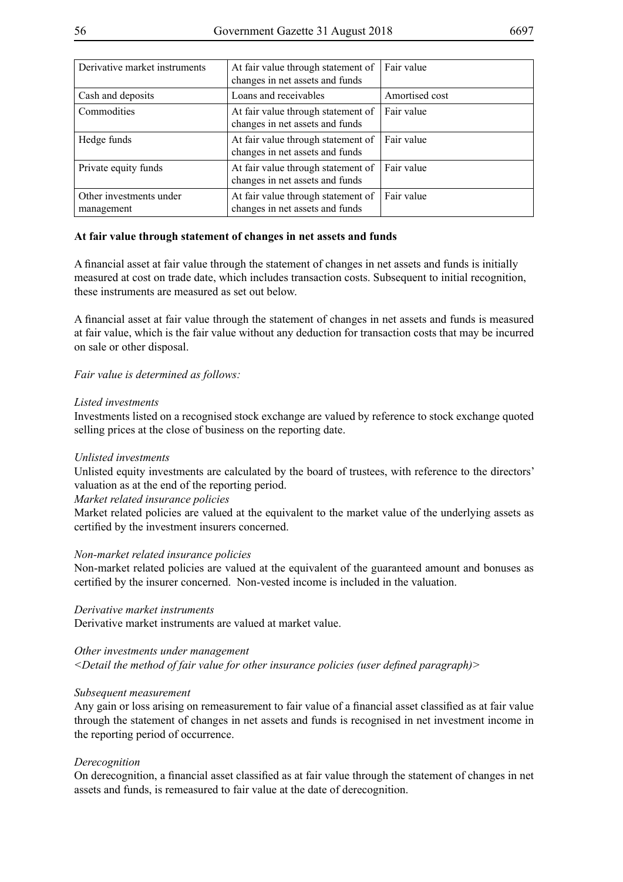| Derivative market instruments | At fair value through statement of changes in net assets and funds | Fair value |
|---|---|---|
| Cash and deposits | Loans and receivables | Amortised cost |
| Commodities | At fair value through statement of changes in net assets and funds | Fair value |
| Hedge funds | At fair value through statement of changes in net assets and funds | Fair value |
| Private equity funds | At fair value through statement of changes in net assets and funds | Fair value |
| Other investments under management | At fair value through statement of changes in net assets and funds | Fair value |

**At fair value through statement of changes in net assets and funds**

A financial asset at fair value through the statement of changes in net assets and funds is initially measured at cost on trade date, which includes transaction costs. Subsequent to initial recognition, these instruments are measured as set out below.

A financial asset at fair value through the statement of changes in net assets and funds is measured at fair value, which is the fair value without any deduction for transaction costs that may be incurred on sale or other disposal.

*Fair value is determined as follows:*

*Listed investments*
Investments listed on a recognised stock exchange are valued by reference to stock exchange quoted selling prices at the close of business on the reporting date.

*Unlisted investments*
Unlisted equity investments are calculated by the board of trustees, with reference to the directors' valuation as at the end of the reporting period.
*Market related insurance policies*
Market related policies are valued at the equivalent to the market value of the underlying assets as certified by the investment insurers concerned.

*Non-market related insurance policies*
Non-market related policies are valued at the equivalent of the guaranteed amount and bonuses as certified by the insurer concerned. Non-vested income is included in the valuation.

*Derivative market instruments*
Derivative market instruments are valued at market value.

*Other investments under management*
*<Detail the method of fair value for other insurance policies (user defined paragraph)>*

*Subsequent measurement*
Any gain or loss arising on remeasurement to fair value of a financial asset classified as at fair value through the statement of changes in net assets and funds is recognised in net investment income in the reporting period of occurrence.

*Derecognition*
On derecognition, a financial asset classified as at fair value through the statement of changes in net assets and funds, is remeasured to fair value at the date of derecognition.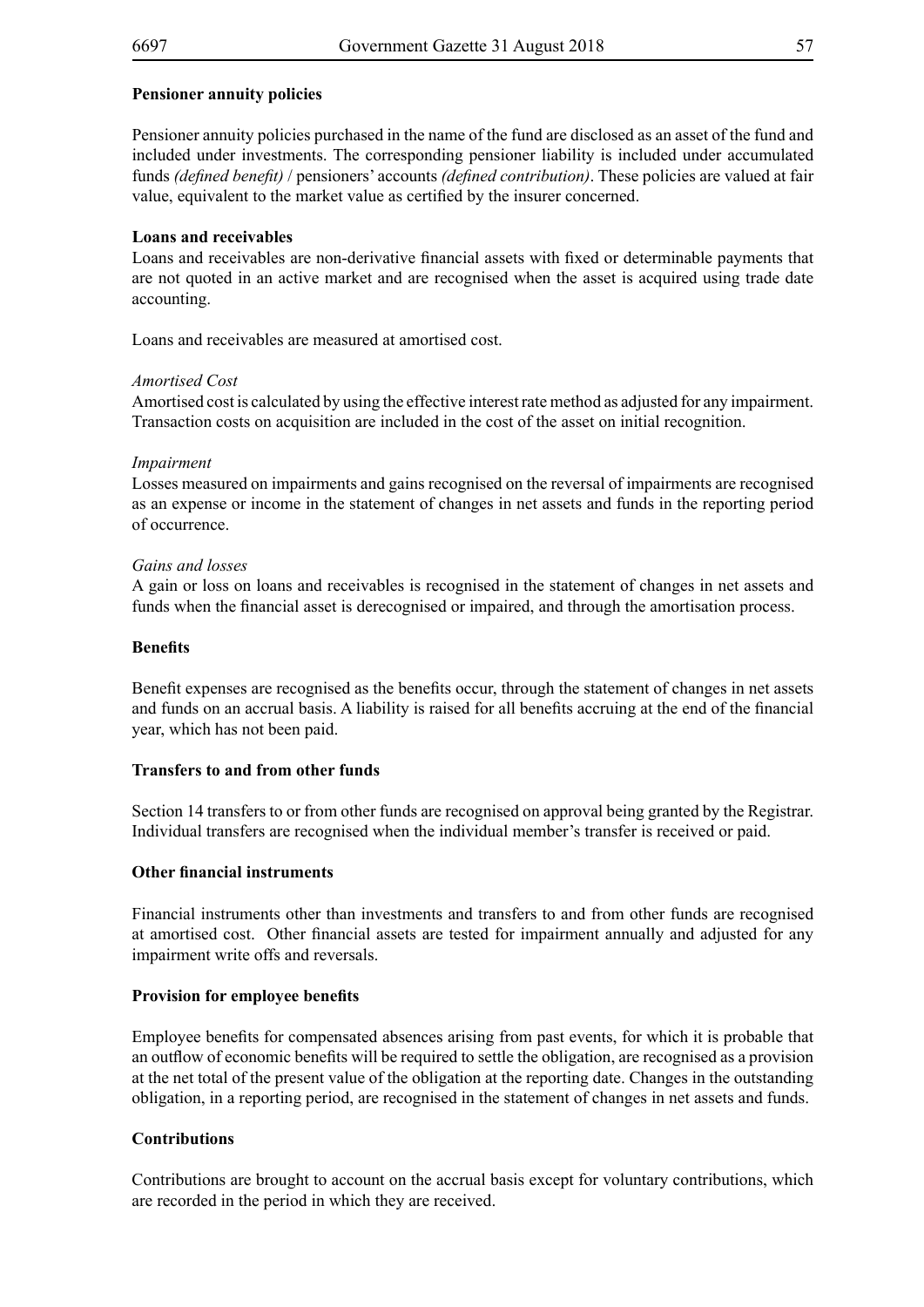**Pensioner annuity policies**

Pensioner annuity policies purchased in the name of the fund are disclosed as an asset of the fund and included under investments. The corresponding pensioner liability is included under accumulated funds *(defined benefit)* / pensioners' accounts *(defined contribution)*. These policies are valued at fair value, equivalent to the market value as certified by the insurer concerned.

**Loans and receivables**

Loans and receivables are non-derivative financial assets with fixed or determinable payments that are not quoted in an active market and are recognised when the asset is acquired using trade date accounting.

Loans and receivables are measured at amortised cost.

*Amortised Cost*

Amortised cost is calculated by using the effective interest rate method as adjusted for any impairment. Transaction costs on acquisition are included in the cost of the asset on initial recognition.

*Impairment*

Losses measured on impairments and gains recognised on the reversal of impairments are recognised as an expense or income in the statement of changes in net assets and funds in the reporting period of occurrence.

*Gains and losses*

A gain or loss on loans and receivables is recognised in the statement of changes in net assets and funds when the financial asset is derecognised or impaired, and through the amortisation process.

**Benefits**

Benefit expenses are recognised as the benefits occur, through the statement of changes in net assets and funds on an accrual basis. A liability is raised for all benefits accruing at the end of the financial year, which has not been paid.

**Transfers to and from other funds**

Section 14 transfers to or from other funds are recognised on approval being granted by the Registrar. Individual transfers are recognised when the individual member's transfer is received or paid.

**Other financial instruments**

Financial instruments other than investments and transfers to and from other funds are recognised at amortised cost. Other financial assets are tested for impairment annually and adjusted for any impairment write offs and reversals.

**Provision for employee benefits**

Employee benefits for compensated absences arising from past events, for which it is probable that an outflow of economic benefits will be required to settle the obligation, are recognised as a provision at the net total of the present value of the obligation at the reporting date. Changes in the outstanding obligation, in a reporting period, are recognised in the statement of changes in net assets and funds.

**Contributions**

Contributions are brought to account on the accrual basis except for voluntary contributions, which are recorded in the period in which they are received.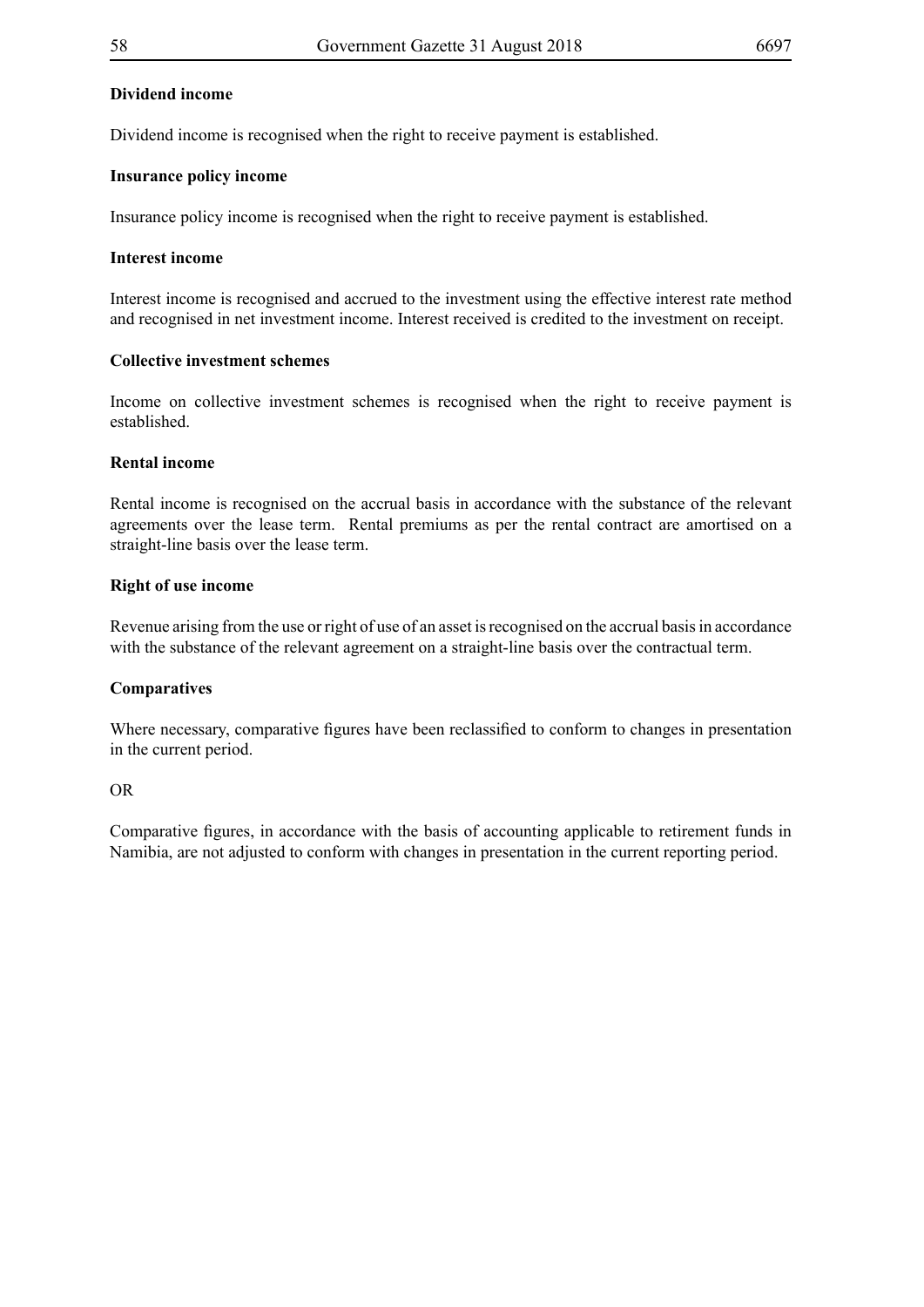**Dividend income**

Dividend income is recognised when the right to receive payment is established.

**Insurance policy income**

Insurance policy income is recognised when the right to receive payment is established.

**Interest income**

Interest income is recognised and accrued to the investment using the effective interest rate method and recognised in net investment income. Interest received is credited to the investment on receipt.

**Collective investment schemes**

Income on collective investment schemes is recognised when the right to receive payment is established.

**Rental income**

Rental income is recognised on the accrual basis in accordance with the substance of the relevant agreements over the lease term. Rental premiums as per the rental contract are amortised on a straight-line basis over the lease term.

**Right of use income**

Revenue arising from the use or right of use of an asset is recognised on the accrual basis in accordance with the substance of the relevant agreement on a straight-line basis over the contractual term.

**Comparatives**

Where necessary, comparative figures have been reclassified to conform to changes in presentation in the current period.

OR

Comparative figures, in accordance with the basis of accounting applicable to retirement funds in Namibia, are not adjusted to conform with changes in presentation in the current reporting period.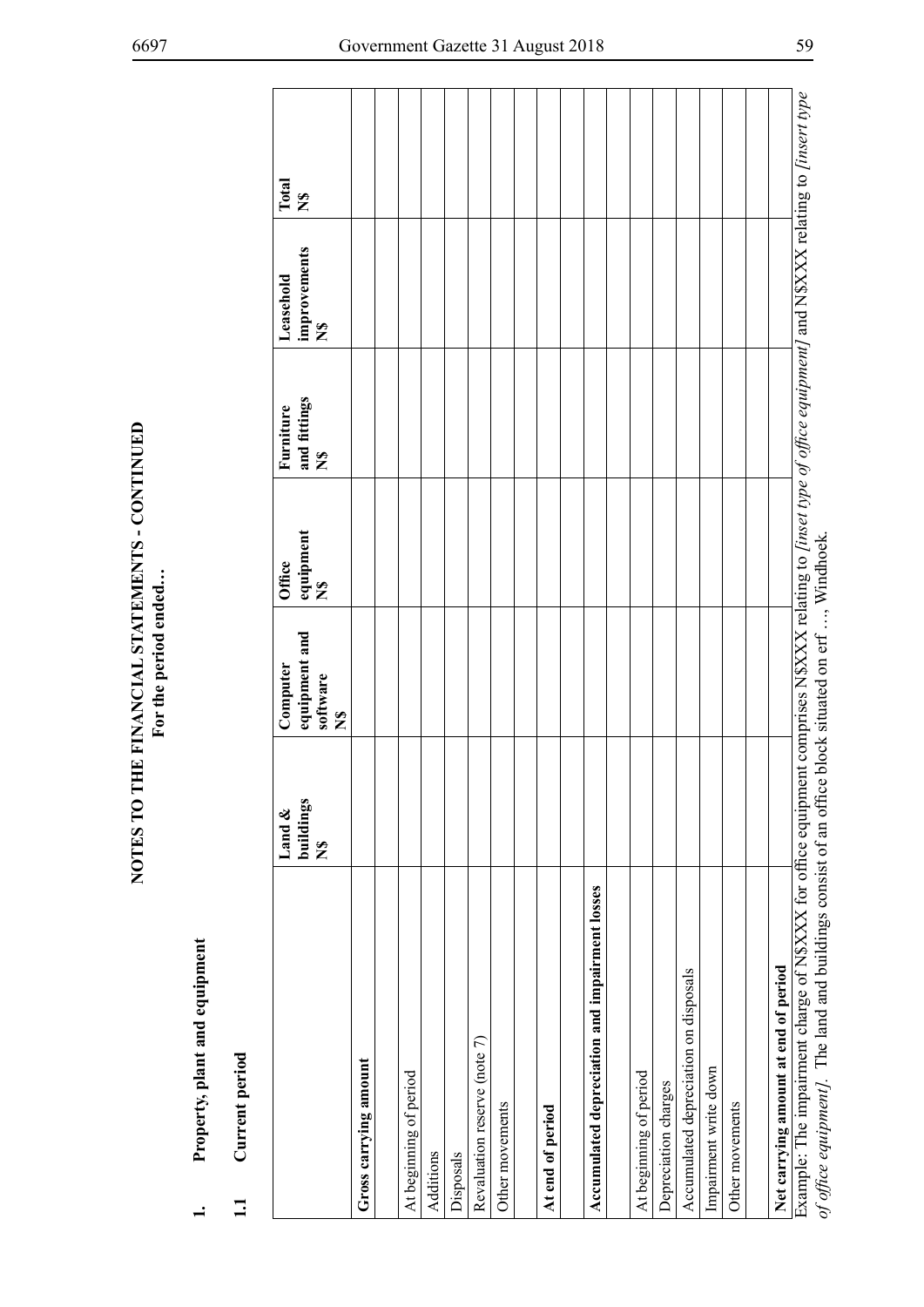**NOTES TO THE FINANCIAL STATEMENTS - CONTINUED**
**For the period ended…**

**1. Property, plant and equipment**

**1.1 Current period**

| | Land & buildings N$ | Computer equipment and software N$ | Office equipment N$ | Furniture and fittings N$ | Leasehold improvements N$ | Total N$ |
|---|---|---|---|---|---|---|
| **Gross carrying amount** | | | | | | |
| | | | | | | |
| At beginning of period | | | | | | |
| Additions | | | | | | |
| Disposals | | | | | | |
| Revaluation reserve (note 7) | | | | | | |
| Other movements | | | | | | |
| | | | | | | |
| **At end of period** | | | | | | |
| | | | | | | |
| **Accumulated depreciation and impairment losses** | | | | | | |
| | | | | | | |
| At beginning of period | | | | | | |
| Depreciation charges | | | | | | |
| Accumulated depreciation on disposals | | | | | | |
| Impairment write down | | | | | | |
| Other movements | | | | | | |
| | | | | | | |
| **Net carrying amount at end of period** | | | | | | |

Example: The impairment charge of N$XXX for office equipment comprises N$XXX relating to *[inset type of office equipment]* and N$XXX relating to *[insert type of office equipment]*. The land and buildings consist of an office block situated on erf …, Windhoek.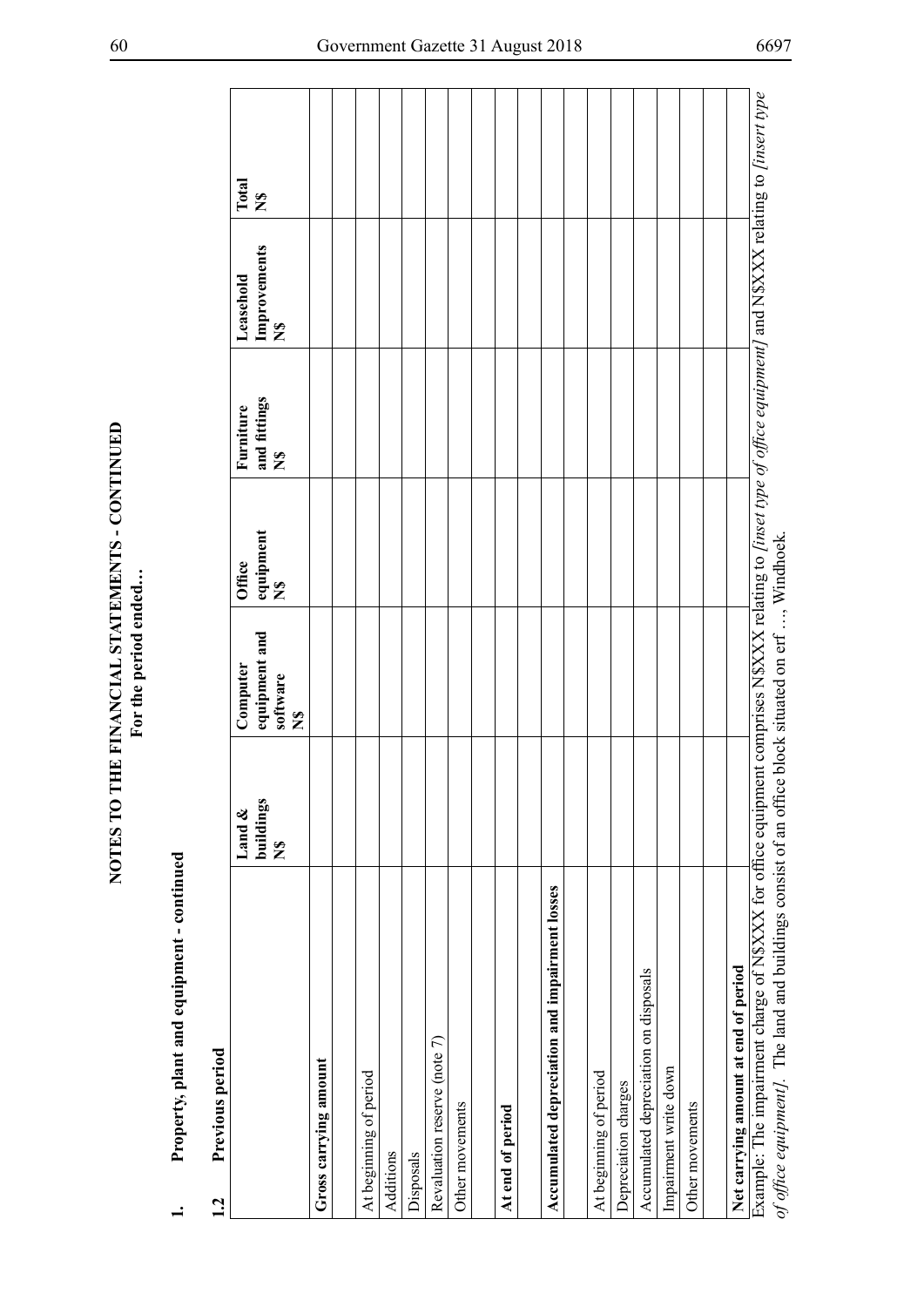# NOTES TO THE FINANCIAL STATEMENTS - CONTINUED

**For the period ended…**

## 1. Property, plant and equipment - continued

### 1.2 Previous period

| | Land & buildings N$ | Computer equipment and software N$ | Office equipment N$ | Furniture and fittings N$ | Leasehold Improvements N$ | Total N$ |
|---|---|---|---|---|---|---|
| **Gross carrying amount** | | | | | | |
| | | | | | | |
| At beginning of period | | | | | | |
| Additions | | | | | | |
| Disposals | | | | | | |
| Revaluation reserve (note 7) | | | | | | |
| Other movements | | | | | | |
| | | | | | | |
| **At end of period** | | | | | | |
| | | | | | | |
| **Accumulated depreciation and impairment losses** | | | | | | |
| | | | | | | |
| At beginning of period | | | | | | |
| Depreciation charges | | | | | | |
| Accumulated depreciation on disposals | | | | | | |
| Impairment write down | | | | | | |
| Other movements | | | | | | |
| | | | | | | |
| **Net carrying amount at end of period** | | | | | | |

Example: The impairment charge of N$XXX for office equipment comprises N$XXX relating to *[inset type of office equipment]* and N$XXX relating to *[insert type of office equipment]*. The land and buildings consist of an office block situated on erf …, Windhoek.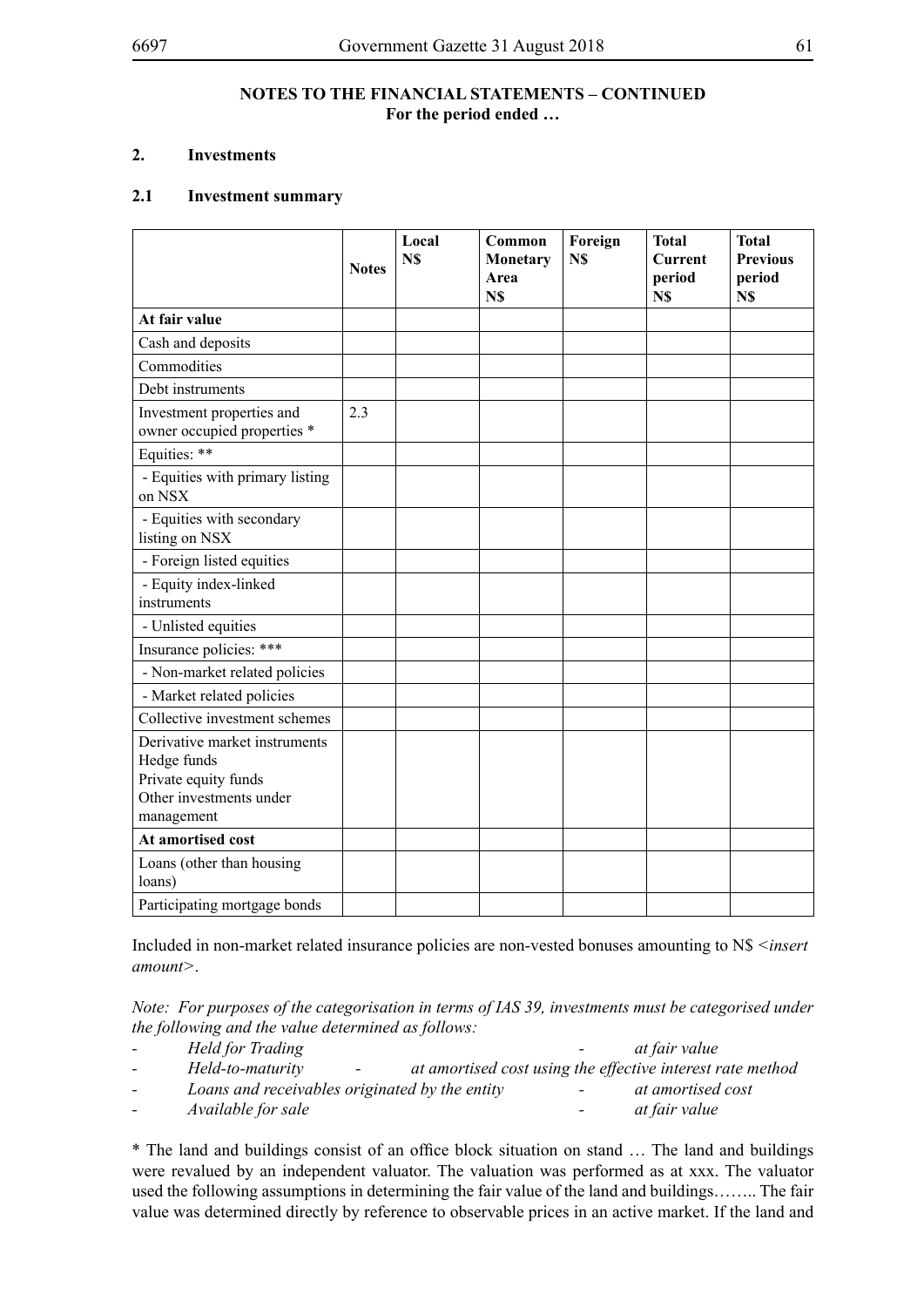**NOTES TO THE FINANCIAL STATEMENTS – CONTINUED**
**For the period ended …**

## 2. Investments

### 2.1 Investment summary

| | Notes | Local N$ | Common Monetary Area N$ | Foreign N$ | Total Current period N$ | Total Previous period N$ |
|---|---|---|---|---|---|---|
| **At fair value** | | | | | | |
| Cash and deposits | | | | | | |
| Commodities | | | | | | |
| Debt instruments | | | | | | |
| Investment properties and owner occupied properties * | 2.3 | | | | | |
| Equities: ** | | | | | | |
| - Equities with primary listing on NSX | | | | | | |
| - Equities with secondary listing on NSX | | | | | | |
| - Foreign listed equities | | | | | | |
| - Equity index-linked instruments | | | | | | |
| - Unlisted equities | | | | | | |
| Insurance policies: *** | | | | | | |
| - Non-market related policies | | | | | | |
| - Market related policies | | | | | | |
| Collective investment schemes | | | | | | |
| Derivative market instruments<br>Hedge funds<br>Private equity funds<br>Other investments under management | | | | | | |
| **At amortised cost** | | | | | | |
| Loans (other than housing loans) | | | | | | |
| Participating mortgage bonds | | | | | | |

Included in non-market related insurance policies are non-vested bonuses amounting to N$ <*insert amount*>.

*Note: For purposes of the categorisation in terms of IAS 39, investments must be categorised under the following and the value determined as follows:*

- *Held for Trading* - *at fair value*
- *Held-to-maturity* - *at amortised cost using the effective interest rate method*
- *Loans and receivables originated by the entity* - *at amortised cost*
- *Available for sale* - *at fair value*

* The land and buildings consist of an office block situation on stand … The land and buildings were revalued by an independent valuator. The valuation was performed as at xxx. The valuator used the following assumptions in determining the fair value of the land and buildings…….. The fair value was determined directly by reference to observable prices in an active market. If the land and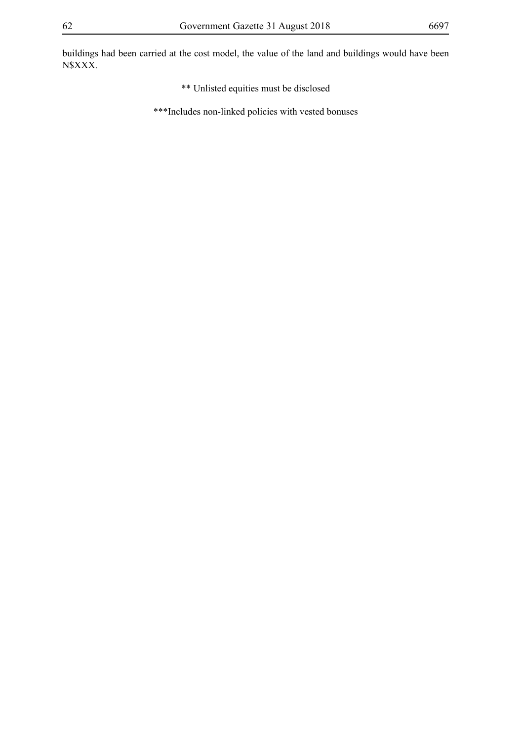buildings had been carried at the cost model, the value of the land and buildings would have been N$XXX.

** Unlisted equities must be disclosed

***Includes non-linked policies with vested bonuses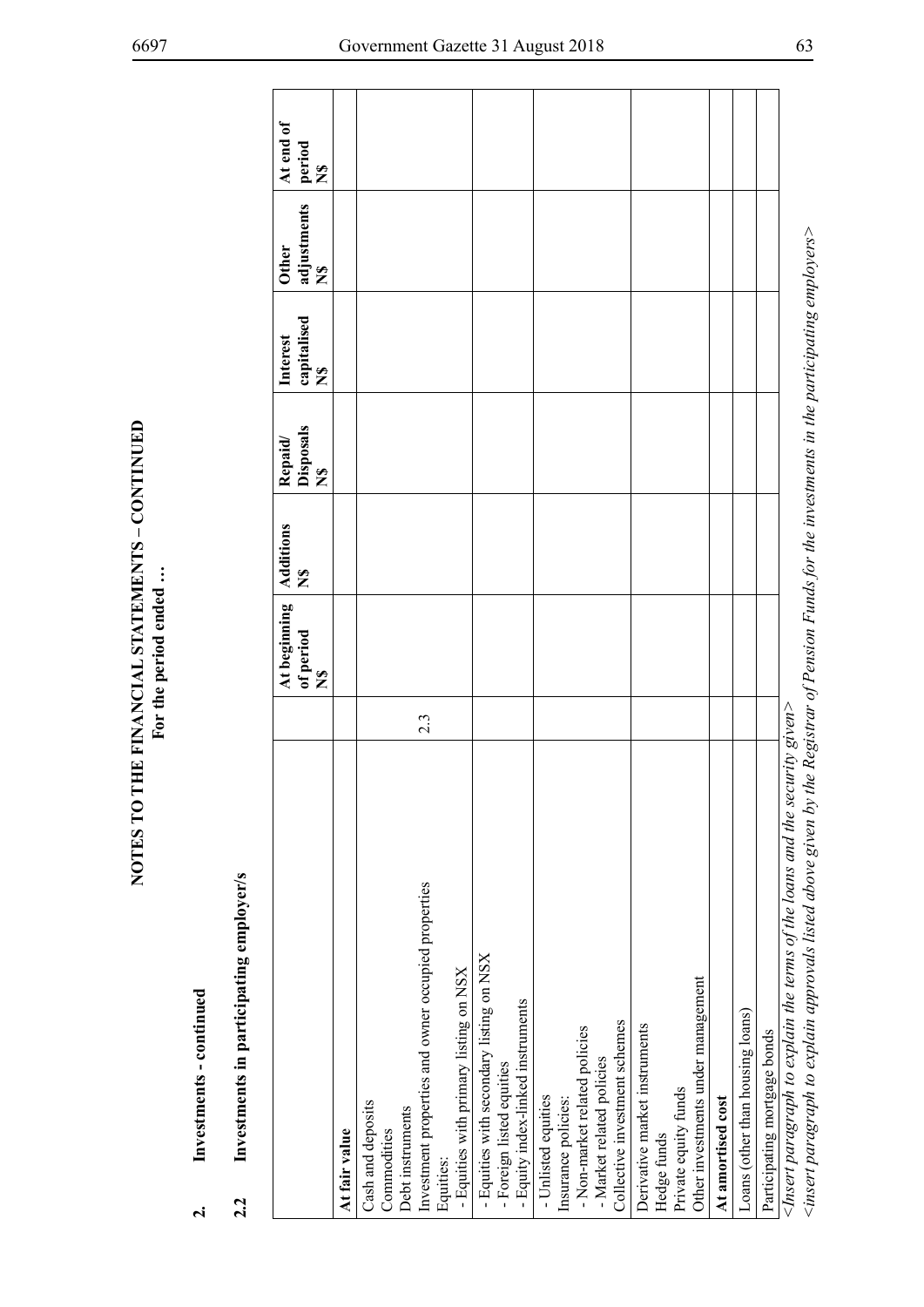# NOTES TO THE FINANCIAL STATEMENTS – CONTINUED

**For the period ended …**

## 2. Investments - continued

## 2.2 Investments in participating employer/s

| | | At beginning of period N$ | Additions N$ | Repaid/ Disposals N$ | Interest capitalised N$ | Other adjustments N$ | At end of period N$ |
|---|---|---|---|---|---|---|---|
| **At fair value** | | | | | | | |
| Cash and deposits<br>Commodities<br>Debt instruments<br>Investment properties and owner occupied properties<br>Equities:<br>- Equities with primary listing on NSX | 2.3 | | | | | | |
| - Equities with secondary listing on NSX<br>- Foreign listed equities<br>- Equity index-linked instruments | | | | | | | |
| - Unlisted equities<br>Insurance policies:<br>- Non-market related policies<br>- Market related policies<br>Collective investment schemes | | | | | | | |
| Derivative market instruments<br>Hedge funds<br>Private equity funds<br>Other investments under management | | | | | | | |
| **At amortised cost** | | | | | | | |
| Loans (other than housing loans) | | | | | | | |
| Participating mortgage bonds | | | | | | | |

*<Insert paragraph to explain the terms of the loans and the security given>*

*<insert paragraph to explain approvals listed above given by the Registrar of Pension Funds for the investments in the participating employers>*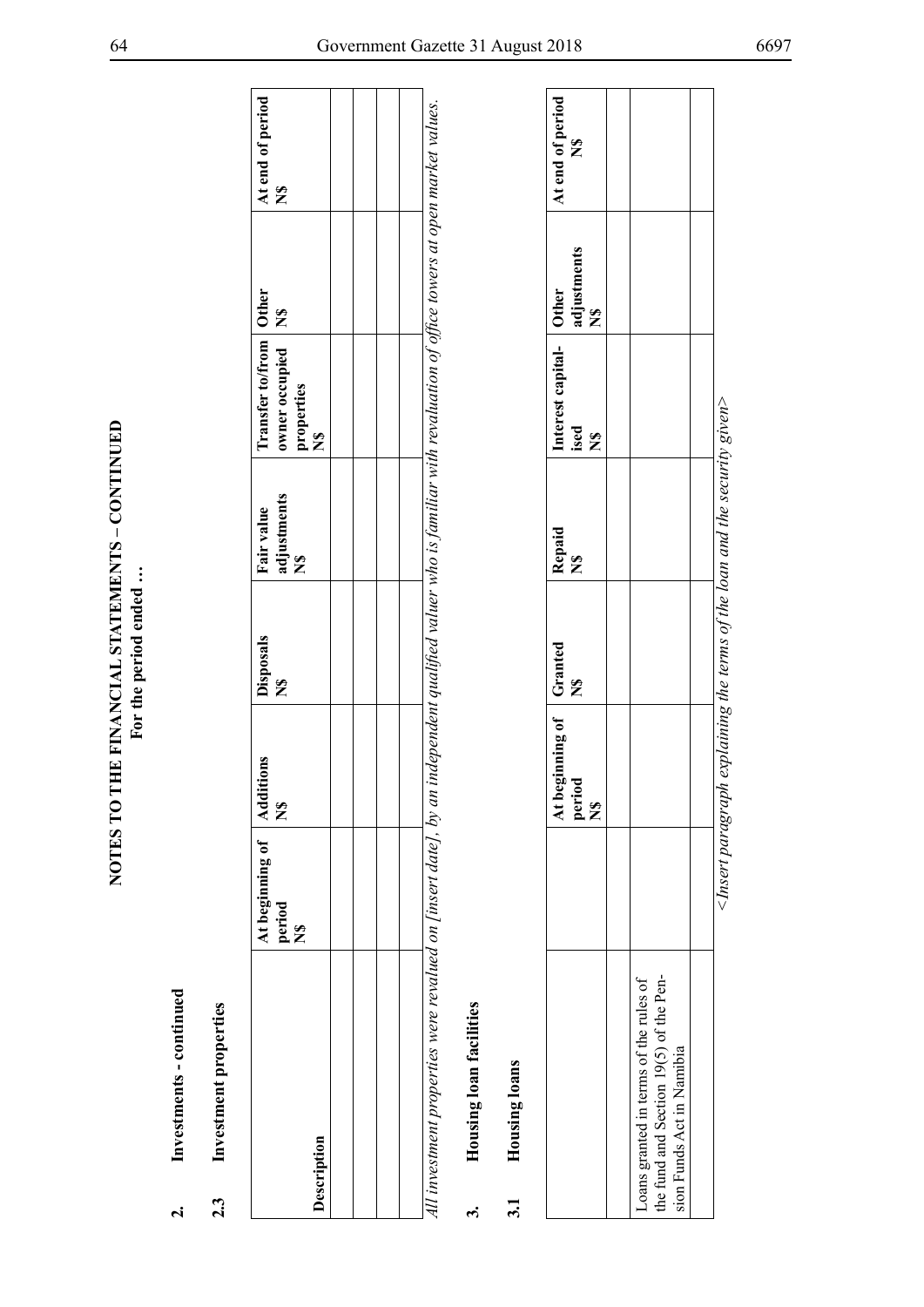# NOTES TO THE FINANCIAL STATEMENTS – CONTINUED

**For the period ended …**

**2. Investments - continued**

**2.3 Investment properties**

| Description | At beginning of period N$ | Additions N$ | Disposals N$ | Fair value adjustments N$ | Transfer to/from owner occupied properties N$ | Other N$ | At end of period N$ |
|---|---|---|---|---|---|---|---|
| | | | | | | | |
| | | | | | | | |
| | | | | | | | |
| | | | | | | | |

*All investment properties were revalued on [insert date], by an independent qualified valuer who is familiar with revaluation of office towers at open market values.*

**3. Housing loan facilities**

**3.1 Housing loans**

| | At beginning of period N$ | Granted N$ | Repaid N$ | Interest capitalised N$ | Other adjustments N$ | At end of period N$ |
|---|---|---|---|---|---|---|
| | | | | | | |
| Loans granted in terms of the rules of the fund and Section 19(5) of the Pension Funds Act in Namibia | | | | | | |
| | | | | | | |

*<Insert paragraph explaining the terms of the loan and the security given>*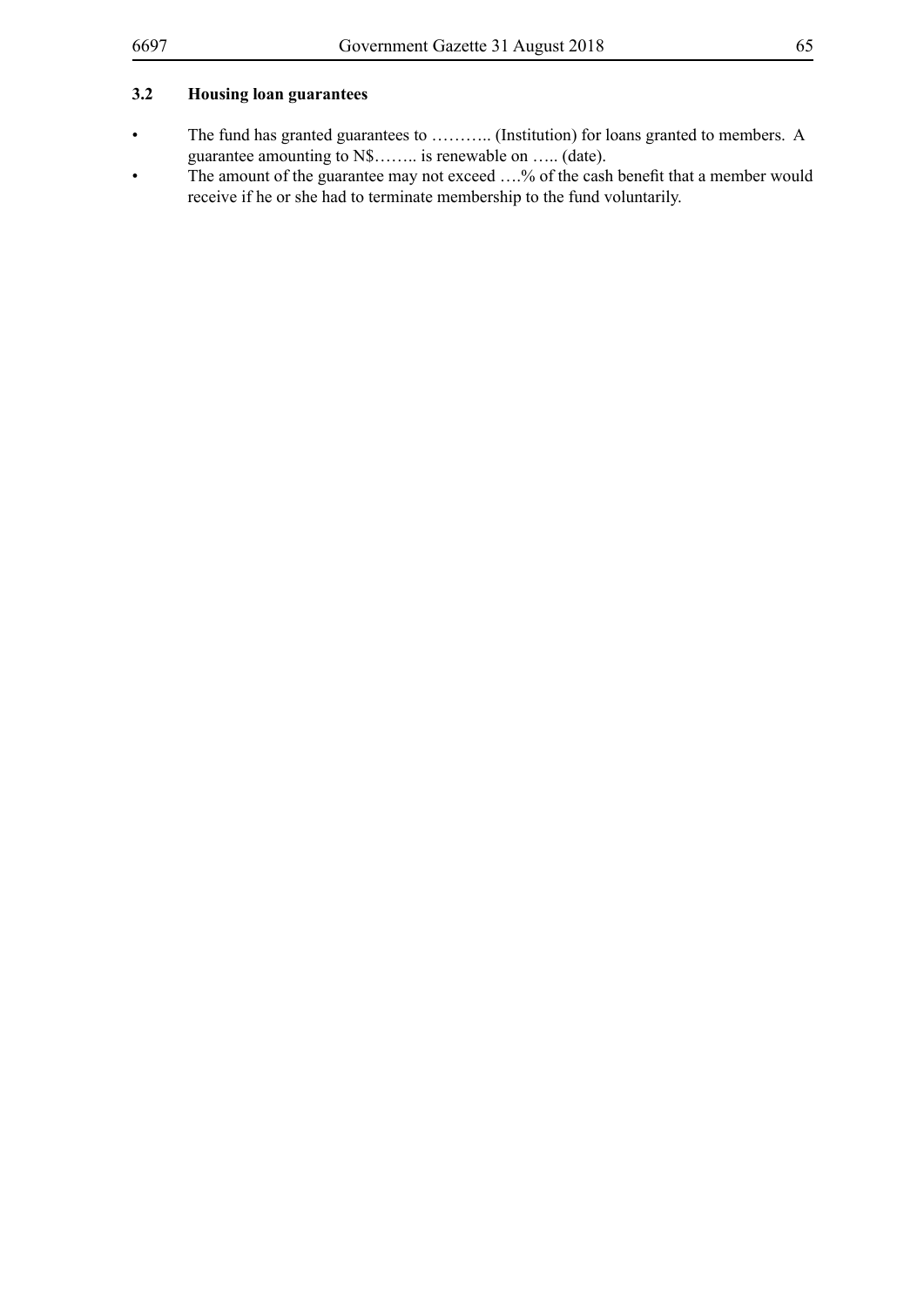### 3.2 Housing loan guarantees

- The fund has granted guarantees to ……….. (Institution) for loans granted to members. A guarantee amounting to N$…….. is renewable on ….. (date).
- The amount of the guarantee may not exceed ….% of the cash benefit that a member would receive if he or she had to terminate membership to the fund voluntarily.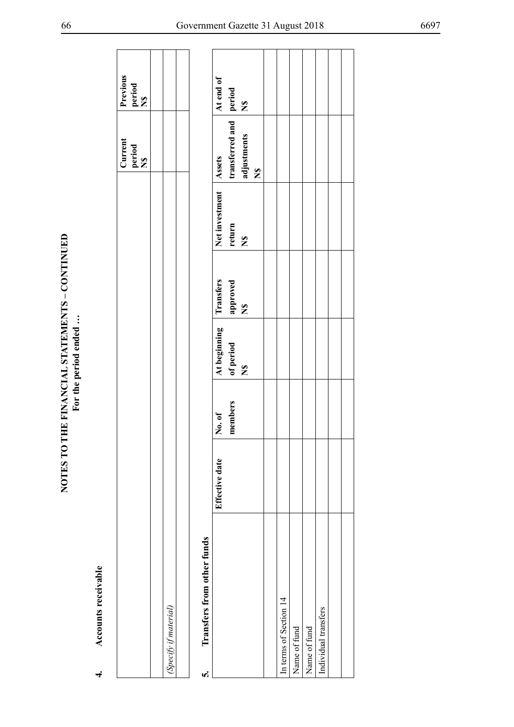# NOTES TO THE FINANCIAL STATEMENTS – CONTINUED
## For the period ended …

### 4. Accounts receivable

| | Current period N$ | Previous period N$ |
|---|---|---|
| | | |
| *(Specify if material)* | | |
| | | |

### 5. Transfers from other funds

| | Effective date | No. of members | At beginning of period N$ | Transfers approved N$ | Net investment return N$ | Assets transferred and adjustments N$ | At end of period N$ |
|---|---|---|---|---|---|---|---|
| | | | | | | | |
| In terms of Section 14 | | | | | | | |
| Name of fund | | | | | | | |
| Name of fund | | | | | | | |
| Individual transfers | | | | | | | |
| | | | | | | | |
| | | | | | | | |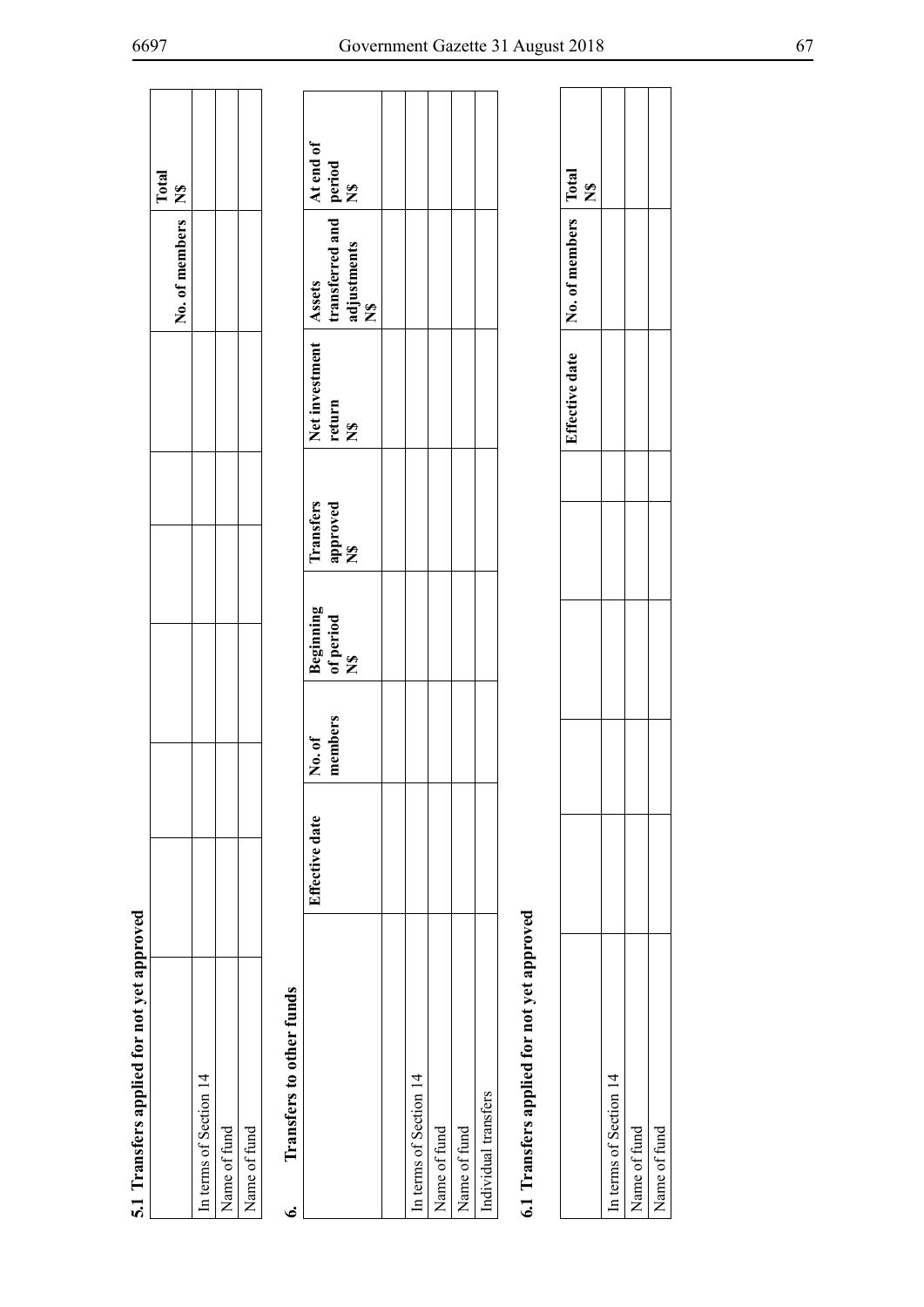**5.1 Transfers applied for not yet approved**

| | | | | | | | No. of members | Total N$ |
|---|---|---|---|---|---|---|---|---|
| In terms of Section 14 | | | | | | | | |
| Name of fund | | | | | | | | |
| Name of fund | | | | | | | | |

**6. Transfers to other funds**

| | Effective date | No. of members | Beginning of period N$ | Transfers approved N$ | Net investment return N$ | Assets transferred and adjustments N$ | At end of period N$ |
|---|---|---|---|---|---|---|---|
| | | | | | | | |
| In terms of Section 14 | | | | | | | |
| Name of fund | | | | | | | |
| Name of fund | | | | | | | |
| Individual transfers | | | | | | | |

**6.1 Transfers applied for not yet approved**

| | | | | | | Effective date | No. of members | Total N$ |
|---|---|---|---|---|---|---|---|---|
| In terms of Section 14 | | | | | | | | |
| Name of fund | | | | | | | | |
| Name of fund | | | | | | | | |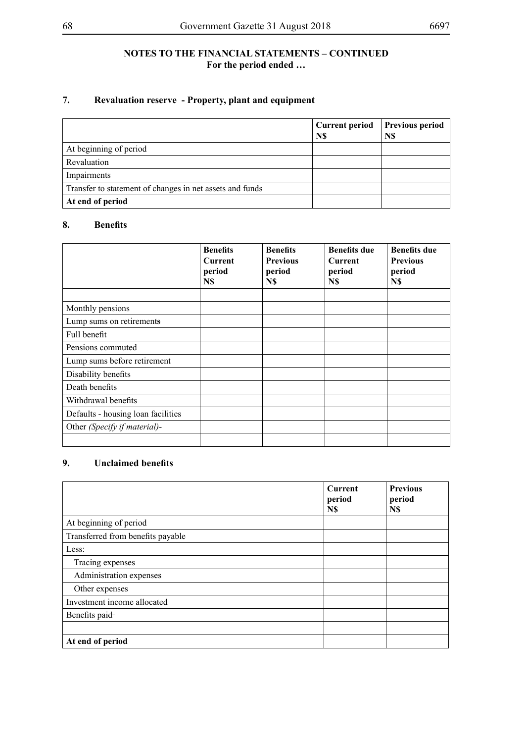**NOTES TO THE FINANCIAL STATEMENTS – CONTINUED**
**For the period ended …**

## 7. Revaluation reserve - Property, plant and equipment

| | Current period N$ | Previous period N$ |
|---|---|---|
| At beginning of period | | |
| Revaluation | | |
| Impairments | | |
| Transfer to statement of changes in net assets and funds | | |
| **At end of period** | | |

## 8. Benefits

| | Benefits Current period N$ | Benefits Previous period N$ | Benefits due Current period N$ | Benefits due Previous period N$ |
|---|---|---|---|---|
| | | | | |
| Monthly pensions | | | | |
| Lump sums on retirements | | | | |
| Full benefit | | | | |
| Pensions commuted | | | | |
| Lump sums before retirement | | | | |
| Disability benefits | | | | |
| Death benefits | | | | |
| Withdrawal benefits | | | | |
| Defaults - housing loan facilities | | | | |
| Other *(Specify if material)*- | | | | |
| | | | | |

## 9. Unclaimed benefits

| | Current period N$ | Previous period N$ |
|---|---|---|
| At beginning of period | | |
| Transferred from benefits payable | | |
| Less: | | |
| Tracing expenses | | |
| Administration expenses | | |
| Other expenses | | |
| Investment income allocated | | |
| Benefits paid | | |
| | | |
| **At end of period** | | |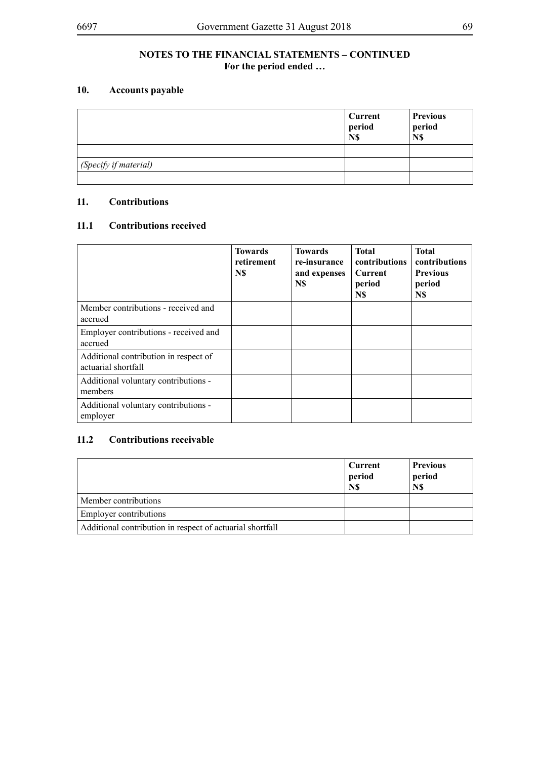**NOTES TO THE FINANCIAL STATEMENTS – CONTINUED**
**For the period ended …**

## 10. Accounts payable

| | Current period N$ | Previous period N$ |
|---|---|---|
| | | |
| *(Specify if material)* | | |
| | | |

## 11. Contributions

### 11.1 Contributions received

| | Towards retirement N$ | Towards re-insurance and expenses N$ | Total contributions Current period N$ | Total contributions Previous period N$ |
|---|---|---|---|---|
| Member contributions - received and accrued | | | | |
| Employer contributions - received and accrued | | | | |
| Additional contribution in respect of actuarial shortfall | | | | |
| Additional voluntary contributions - members | | | | |
| Additional voluntary contributions - employer | | | | |

### 11.2 Contributions receivable

| | Current period N$ | Previous period N$ |
|---|---|---|
| Member contributions | | |
| Employer contributions | | |
| Additional contribution in respect of actuarial shortfall | | |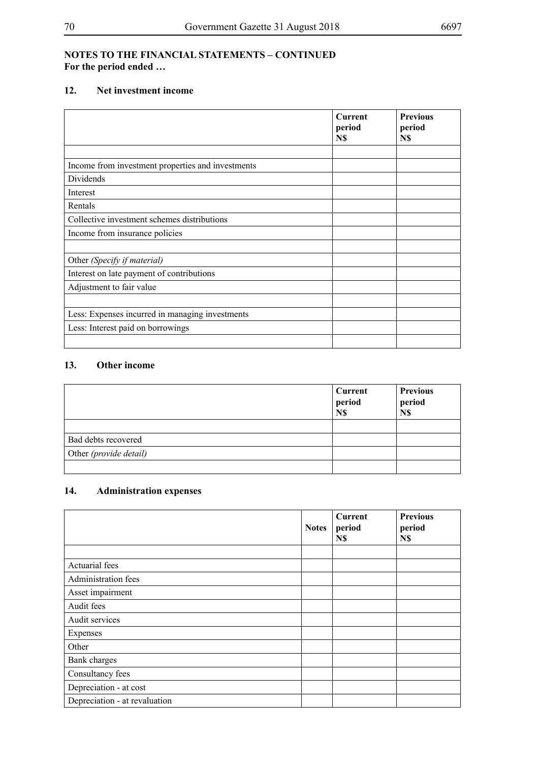**NOTES TO THE FINANCIAL STATEMENTS – CONTINUED**
**For the period ended …**

## 12. Net investment income

| | Current period N$ | Previous period N$ |
|---|---|---|
| | | |
| Income from investment properties and investments | | |
| Dividends | | |
| Interest | | |
| Rentals | | |
| Collective investment schemes distributions | | |
| Income from insurance policies | | |
| | | |
| Other *(Specify if material)* | | |
| Interest on late payment of contributions | | |
| Adjustment to fair value | | |
| | | |
| Less: Expenses incurred in managing investments | | |
| Less: Interest paid on borrowings | | |
| | | |

## 13. Other income

| | Current period N$ | Previous period N$ |
|---|---|---|
| | | |
| Bad debts recovered | | |
| Other *(provide detail)* | | |
| | | |

## 14. Administration expenses

| | Notes | Current period N$ | Previous period N$ |
|---|---|---|---|
| | | | |
| Actuarial fees | | | |
| Administration fees | | | |
| Asset impairment | | | |
| Audit fees | | | |
| Audit services | | | |
| Expenses | | | |
| Other | | | |
| Bank charges | | | |
| Consultancy fees | | | |
| Depreciation - at cost | | | |
| Depreciation - at revaluation | | | |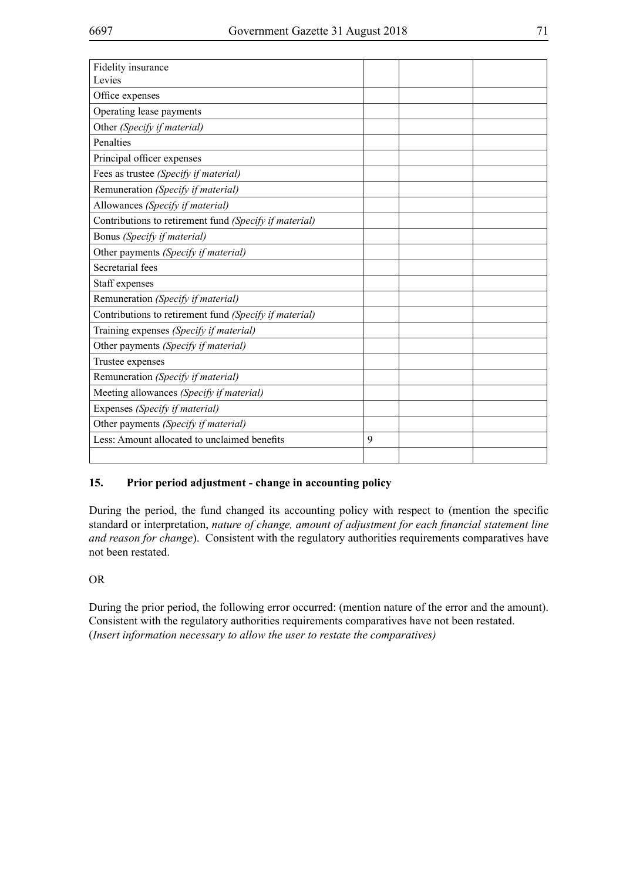| | | | |
|---|---|---|---|
| Fidelity insurance<br>Levies | | | |
| Office expenses | | | |
| Operating lease payments | | | |
| Other *(Specify if material)* | | | |
| Penalties | | | |
| Principal officer expenses | | | |
| Fees as trustee *(Specify if material)* | | | |
| Remuneration *(Specify if material)* | | | |
| Allowances *(Specify if material)* | | | |
| Contributions to retirement fund *(Specify if material)* | | | |
| Bonus *(Specify if material)* | | | |
| Other payments *(Specify if material)* | | | |
| Secretarial fees | | | |
| Staff expenses | | | |
| Remuneration *(Specify if material)* | | | |
| Contributions to retirement fund *(Specify if material)* | | | |
| Training expenses *(Specify if material)* | | | |
| Other payments *(Specify if material)* | | | |
| Trustee expenses | | | |
| Remuneration *(Specify if material)* | | | |
| Meeting allowances *(Specify if material)* | | | |
| Expenses *(Specify if material)* | | | |
| Other payments *(Specify if material)* | | | |
| Less: Amount allocated to unclaimed benefits | 9 | | |
| | | | |

## 15. Prior period adjustment - change in accounting policy

During the period, the fund changed its accounting policy with respect to (mention the specific standard or interpretation, *nature of change, amount of adjustment for each financial statement line and reason for change*). Consistent with the regulatory authorities requirements comparatives have not been restated.

OR

During the prior period, the following error occurred: (mention nature of the error and the amount). Consistent with the regulatory authorities requirements comparatives have not been restated. (*Insert information necessary to allow the user to restate the comparatives)*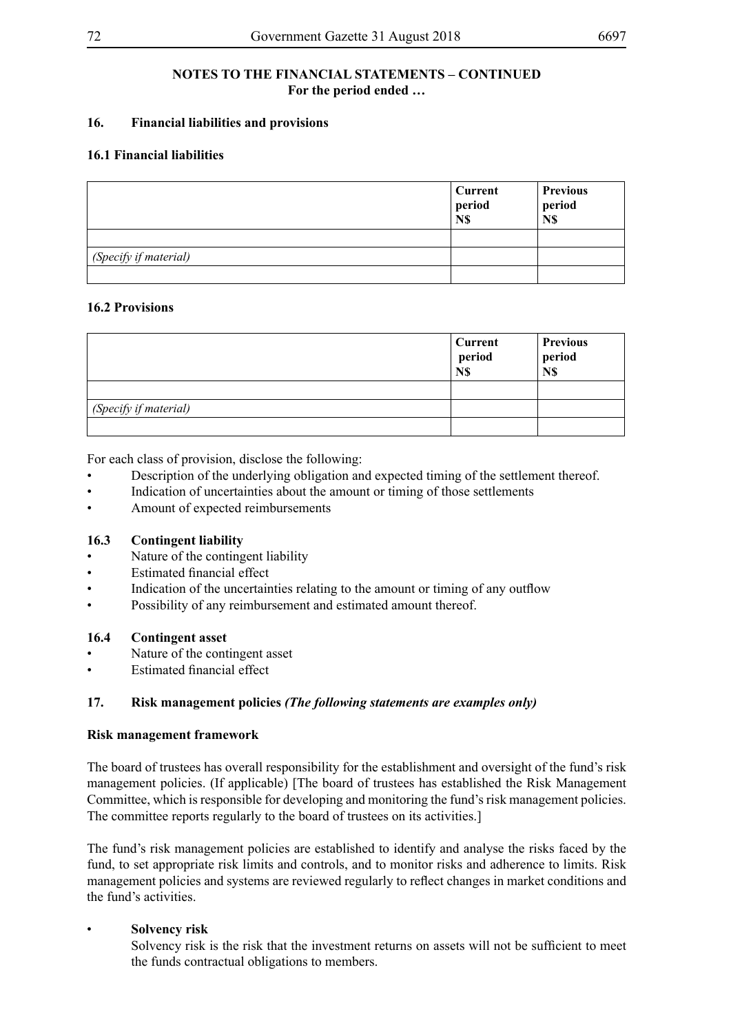**NOTES TO THE FINANCIAL STATEMENTS – CONTINUED**
**For the period ended …**

## 16. Financial liabilities and provisions

### 16.1 Financial liabilities

| | Current period N$ | Previous period N$ |
|---|---|---|
| | | |
| *(Specify if material)* | | |
| | | |

### 16.2 Provisions

| | Current period N$ | Previous period N$ |
|---|---|---|
| | | |
| *(Specify if material)* | | |
| | | |

For each class of provision, disclose the following:

- Description of the underlying obligation and expected timing of the settlement thereof.
- Indication of uncertainties about the amount or timing of those settlements
- Amount of expected reimbursements

### 16.3 Contingent liability

- Nature of the contingent liability
- Estimated financial effect
- Indication of the uncertainties relating to the amount or timing of any outflow
- Possibility of any reimbursement and estimated amount thereof.

### 16.4 Contingent asset

- Nature of the contingent asset
- Estimated financial effect

## 17. Risk management policies *(The following statements are examples only)*

**Risk management framework**

The board of trustees has overall responsibility for the establishment and oversight of the fund's risk management policies. (If applicable) [The board of trustees has established the Risk Management Committee, which is responsible for developing and monitoring the fund's risk management policies. The committee reports regularly to the board of trustees on its activities.]

The fund's risk management policies are established to identify and analyse the risks faced by the fund, to set appropriate risk limits and controls, and to monitor risks and adherence to limits. Risk management policies and systems are reviewed regularly to reflect changes in market conditions and the fund's activities.

- **Solvency risk**
  Solvency risk is the risk that the investment returns on assets will not be sufficient to meet the funds contractual obligations to members.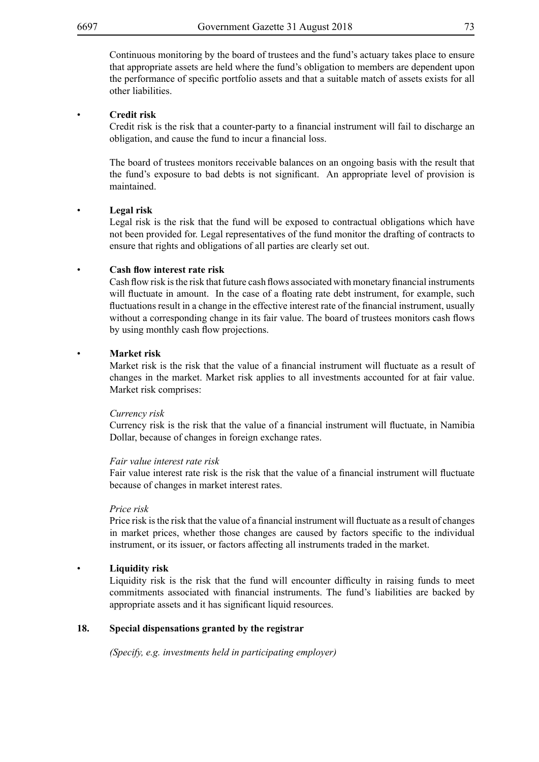Continuous monitoring by the board of trustees and the fund's actuary takes place to ensure that appropriate assets are held where the fund's obligation to members are dependent upon the performance of specific portfolio assets and that a suitable match of assets exists for all other liabilities.

- **Credit risk**

  Credit risk is the risk that a counter-party to a financial instrument will fail to discharge an obligation, and cause the fund to incur a financial loss.

  The board of trustees monitors receivable balances on an ongoing basis with the result that the fund's exposure to bad debts is not significant. An appropriate level of provision is maintained.

- **Legal risk**

  Legal risk is the risk that the fund will be exposed to contractual obligations which have not been provided for. Legal representatives of the fund monitor the drafting of contracts to ensure that rights and obligations of all parties are clearly set out.

- **Cash flow interest rate risk**

  Cash flow risk is the risk that future cash flows associated with monetary financial instruments will fluctuate in amount. In the case of a floating rate debt instrument, for example, such fluctuations result in a change in the effective interest rate of the financial instrument, usually without a corresponding change in its fair value. The board of trustees monitors cash flows by using monthly cash flow projections.

- **Market risk**

  Market risk is the risk that the value of a financial instrument will fluctuate as a result of changes in the market. Market risk applies to all investments accounted for at fair value. Market risk comprises:

  *Currency risk*

  Currency risk is the risk that the value of a financial instrument will fluctuate, in Namibia Dollar, because of changes in foreign exchange rates.

  *Fair value interest rate risk*

  Fair value interest rate risk is the risk that the value of a financial instrument will fluctuate because of changes in market interest rates.

  *Price risk*

  Price risk is the risk that the value of a financial instrument will fluctuate as a result of changes in market prices, whether those changes are caused by factors specific to the individual instrument, or its issuer, or factors affecting all instruments traded in the market.

- **Liquidity risk**

  Liquidity risk is the risk that the fund will encounter difficulty in raising funds to meet commitments associated with financial instruments. The fund's liabilities are backed by appropriate assets and it has significant liquid resources.

**18. Special dispensations granted by the registrar**

*(Specify, e.g. investments held in participating employer)*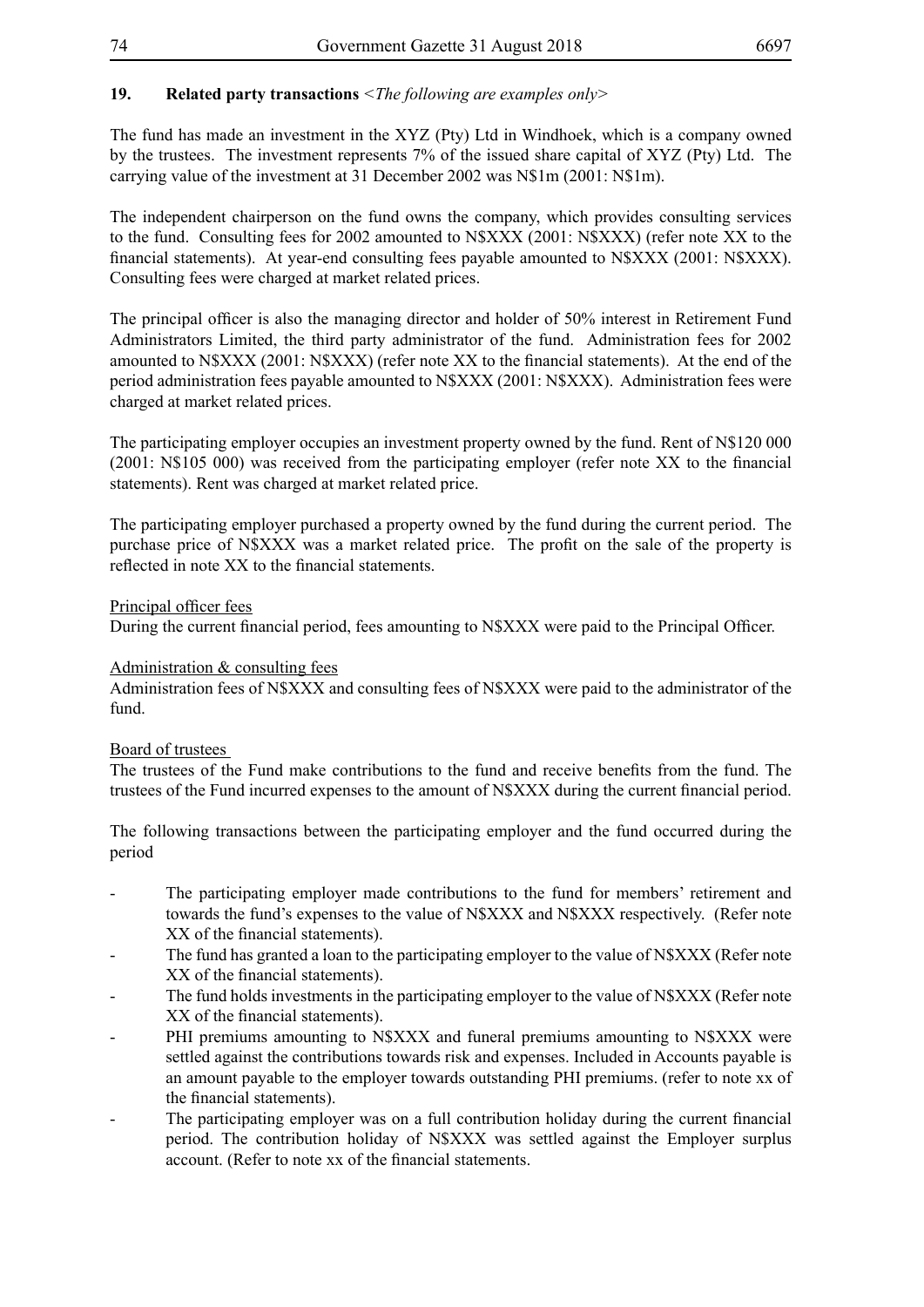**19. Related party transactions** <*The following are examples only*>

The fund has made an investment in the XYZ (Pty) Ltd in Windhoek, which is a company owned by the trustees. The investment represents 7% of the issued share capital of XYZ (Pty) Ltd. The carrying value of the investment at 31 December 2002 was N$1m (2001: N$1m).

The independent chairperson on the fund owns the company, which provides consulting services to the fund. Consulting fees for 2002 amounted to N$XXX (2001: N$XXX) (refer note XX to the financial statements). At year-end consulting fees payable amounted to N$XXX (2001: N$XXX). Consulting fees were charged at market related prices.

The principal officer is also the managing director and holder of 50% interest in Retirement Fund Administrators Limited, the third party administrator of the fund. Administration fees for 2002 amounted to N$XXX (2001: N$XXX) (refer note XX to the financial statements). At the end of the period administration fees payable amounted to N$XXX (2001: N$XXX). Administration fees were charged at market related prices.

The participating employer occupies an investment property owned by the fund. Rent of N$120 000 (2001: N$105 000) was received from the participating employer (refer note XX to the financial statements). Rent was charged at market related price.

The participating employer purchased a property owned by the fund during the current period. The purchase price of N$XXX was a market related price. The profit on the sale of the property is reflected in note XX to the financial statements.

<u>Principal officer fees</u>
During the current financial period, fees amounting to N$XXX were paid to the Principal Officer.

<u>Administration & consulting fees</u>
Administration fees of N$XXX and consulting fees of N$XXX were paid to the administrator of the fund.

<u>Board of trustees</u>
The trustees of the Fund make contributions to the fund and receive benefits from the fund. The trustees of the Fund incurred expenses to the amount of N$XXX during the current financial period.

The following transactions between the participating employer and the fund occurred during the period

- The participating employer made contributions to the fund for members' retirement and towards the fund's expenses to the value of N$XXX and N$XXX respectively. (Refer note XX of the financial statements).
- The fund has granted a loan to the participating employer to the value of N$XXX (Refer note XX of the financial statements).
- The fund holds investments in the participating employer to the value of N$XXX (Refer note XX of the financial statements).
- PHI premiums amounting to N$XXX and funeral premiums amounting to N$XXX were settled against the contributions towards risk and expenses. Included in Accounts payable is an amount payable to the employer towards outstanding PHI premiums. (refer to note xx of the financial statements).
- The participating employer was on a full contribution holiday during the current financial period. The contribution holiday of N$XXX was settled against the Employer surplus account. (Refer to note xx of the financial statements.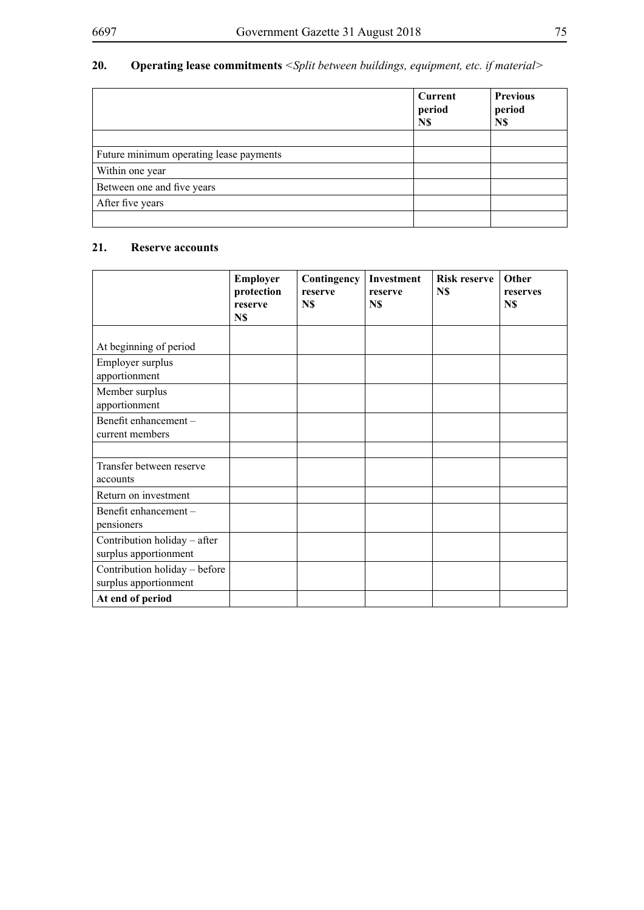## 20. Operating lease commitments *<Split between buildings, equipment, etc. if material>*

| | Current period N$ | Previous period N$ |
|---|---|---|
| | | |
| Future minimum operating lease payments | | |
| Within one year | | |
| Between one and five years | | |
| After five years | | |
| | | |

## 21. Reserve accounts

| | Employer protection reserve N$ | Contingency reserve N$ | Investment reserve N$ | Risk reserve N$ | Other reserves N$ |
|---|---|---|---|---|---|
| At beginning of period | | | | | |
| Employer surplus apportionment | | | | | |
| Member surplus apportionment | | | | | |
| Benefit enhancement – current members | | | | | |
| | | | | | |
| Transfer between reserve accounts | | | | | |
| Return on investment | | | | | |
| Benefit enhancement – pensioners | | | | | |
| Contribution holiday – after surplus apportionment | | | | | |
| Contribution holiday – before surplus apportionment | | | | | |
| **At end of period** | | | | | |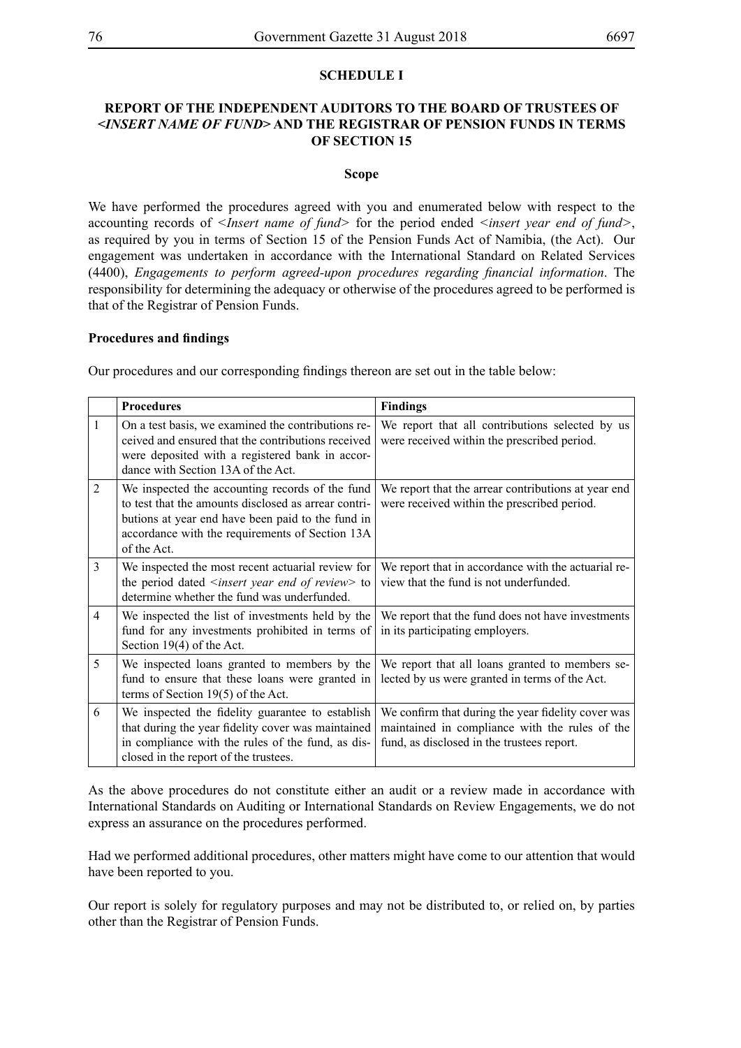## SCHEDULE I

## REPORT OF THE INDEPENDENT AUDITORS TO THE BOARD OF TRUSTEES OF *<INSERT NAME OF FUND>* AND THE REGISTRAR OF PENSION FUNDS IN TERMS OF SECTION 15

### Scope

We have performed the procedures agreed with you and enumerated below with respect to the accounting records of <*Insert name of fund*> for the period ended <*insert year end of fund*>, as required by you in terms of Section 15 of the Pension Funds Act of Namibia, (the Act). Our engagement was undertaken in accordance with the International Standard on Related Services (4400), *Engagements to perform agreed-upon procedures regarding financial information*. The responsibility for determining the adequacy or otherwise of the procedures agreed to be performed is that of the Registrar of Pension Funds.

**Procedures and findings**

Our procedures and our corresponding findings thereon are set out in the table below:

| | **Procedures** | **Findings** |
|---|---|---|
| 1 | On a test basis, we examined the contributions received and ensured that the contributions received were deposited with a registered bank in accordance with Section 13A of the Act. | We report that all contributions selected by us were received within the prescribed period. |
| 2 | We inspected the accounting records of the fund to test that the amounts disclosed as arrear contributions at year end have been paid to the fund in accordance with the requirements of Section 13A of the Act. | We report that the arrear contributions at year end were received within the prescribed period. |
| 3 | We inspected the most recent actuarial review for the period dated <*insert year end of review*> to determine whether the fund was underfunded. | We report that in accordance with the actuarial review that the fund is not underfunded. |
| 4 | We inspected the list of investments held by the fund for any investments prohibited in terms of Section 19(4) of the Act. | We report that the fund does not have investments in its participating employers. |
| 5 | We inspected loans granted to members by the fund to ensure that these loans were granted in terms of Section 19(5) of the Act. | We report that all loans granted to members selected by us were granted in terms of the Act. |
| 6 | We inspected the fidelity guarantee to establish that during the year fidelity cover was maintained in compliance with the rules of the fund, as disclosed in the report of the trustees. | We confirm that during the year fidelity cover was maintained in compliance with the rules of the fund, as disclosed in the trustees report. |

As the above procedures do not constitute either an audit or a review made in accordance with International Standards on Auditing or International Standards on Review Engagements, we do not express an assurance on the procedures performed.

Had we performed additional procedures, other matters might have come to our attention that would have been reported to you.

Our report is solely for regulatory purposes and may not be distributed to, or relied on, by parties other than the Registrar of Pension Funds.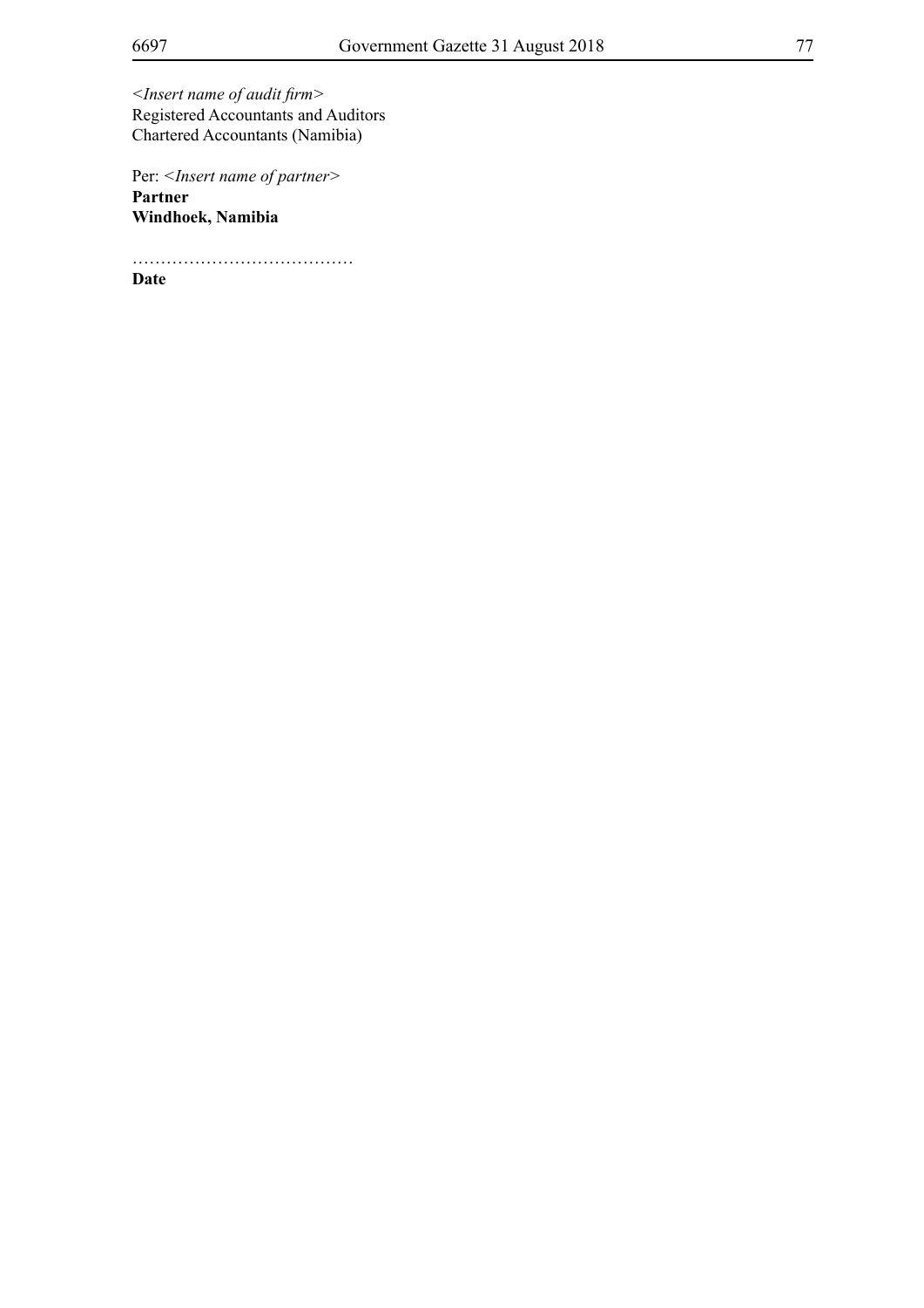*<Insert name of audit firm>*
Registered Accountants and Auditors
Chartered Accountants (Namibia)

Per: *<Insert name of partner>*
**Partner**
**Windhoek, Namibia**

…………………………………
**Date**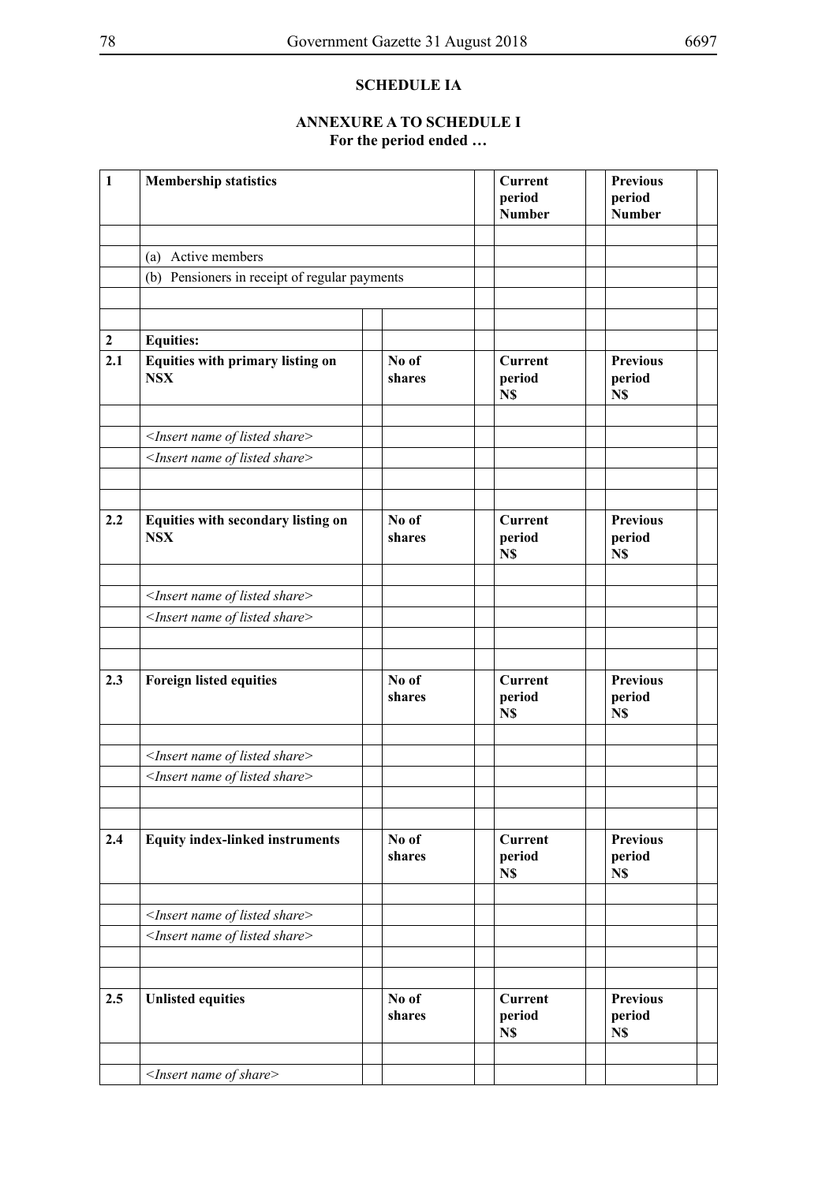**SCHEDULE IA**

**ANNEXURE A TO SCHEDULE I**
**For the period ended …**

| | | | | | | | | |
|---|---|---|---|---|---|---|---|---|
| **1** | **Membership statistics** | | | | **Current period Number** | | **Previous period Number** | |
| | | | | | | | | |
| | (a) Active members | | | | | | | |
| | (b) Pensioners in receipt of regular payments | | | | | | | |
| | | | | | | | | |
| | | | | | | | | |
| **2** | **Equities:** | | | | | | | |
| **2.1** | **Equities with primary listing on NSX** | | **No of shares** | | **Current period N$** | | **Previous period N$** | |
| | | | | | | | | |
| | *<Insert name of listed share>* | | | | | | | |
| | *<Insert name of listed share>* | | | | | | | |
| | | | | | | | | |
| | | | | | | | | |
| **2.2** | **Equities with secondary listing on NSX** | | **No of shares** | | **Current period N$** | | **Previous period N$** | |
| | | | | | | | | |
| | *<Insert name of listed share>* | | | | | | | |
| | *<Insert name of listed share>* | | | | | | | |
| | | | | | | | | |
| | | | | | | | | |
| **2.3** | **Foreign listed equities** | | **No of shares** | | **Current period N$** | | **Previous period N$** | |
| | | | | | | | | |
| | *<Insert name of listed share>* | | | | | | | |
| | *<Insert name of listed share>* | | | | | | | |
| | | | | | | | | |
| | | | | | | | | |
| **2.4** | **Equity index-linked instruments** | | **No of shares** | | **Current period N$** | | **Previous period N$** | |
| | | | | | | | | |
| | *<Insert name of listed share>* | | | | | | | |
| | *<Insert name of listed share>* | | | | | | | |
| | | | | | | | | |
| | | | | | | | | |
| **2.5** | **Unlisted equities** | | **No of shares** | | **Current period N$** | | **Previous period N$** | |
| | | | | | | | | |
| | *<Insert name of share>* | | | | | | | |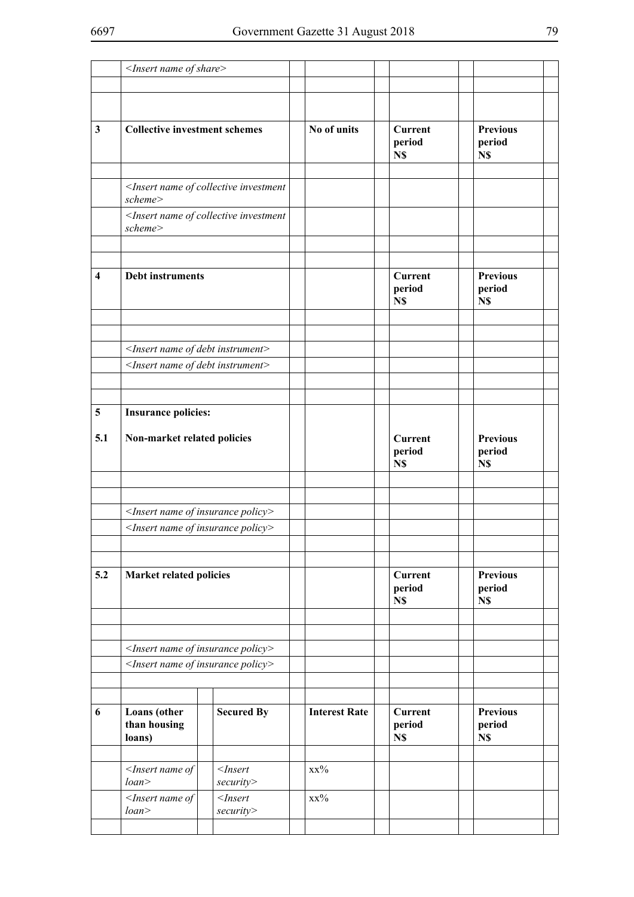| | | | | | |
|---|---|---|---|---|---|
| | *<Insert name of share>* | | | | |
| | | | | | |
| | | | | | |
| **3** | **Collective investment schemes** | | **No of units** | **Current period N$** | **Previous period N$** |
| | | | | | |
| | *<Insert name of collective investment scheme>* | | | | |
| | *<Insert name of collective investment scheme>* | | | | |
| | | | | | |
| | | | | | |
| **4** | **Debt instruments** | | | **Current period N$** | **Previous period N$** |
| | | | | | |
| | | | | | |
| | *<Insert name of debt instrument>* | | | | |
| | *<Insert name of debt instrument>* | | | | |
| | | | | | |
| | | | | | |
| **5** | **Insurance policies:** | | | | |
| **5.1** | **Non-market related policies** | | | **Current period N$** | **Previous period N$** |
| | | | | | |
| | | | | | |
| | *<Insert name of insurance policy>* | | | | |
| | *<Insert name of insurance policy>* | | | | |
| | | | | | |
| | | | | | |
| **5.2** | **Market related policies** | | | **Current period N$** | **Previous period N$** |
| | | | | | |
| | | | | | |
| | *<Insert name of insurance policy>* | | | | |
| | *<Insert name of insurance policy>* | | | | |
| | | | | | |
| | | | | | |
| **6** | **Loans (other than housing loans)** | **Secured By** | **Interest Rate** | **Current period N$** | **Previous period N$** |
| | | | | | |
| | *<Insert name of loan>* | *<Insert security>* | xx% | | |
| | *<Insert name of loan>* | *<Insert security>* | xx% | | |
| | | | | | |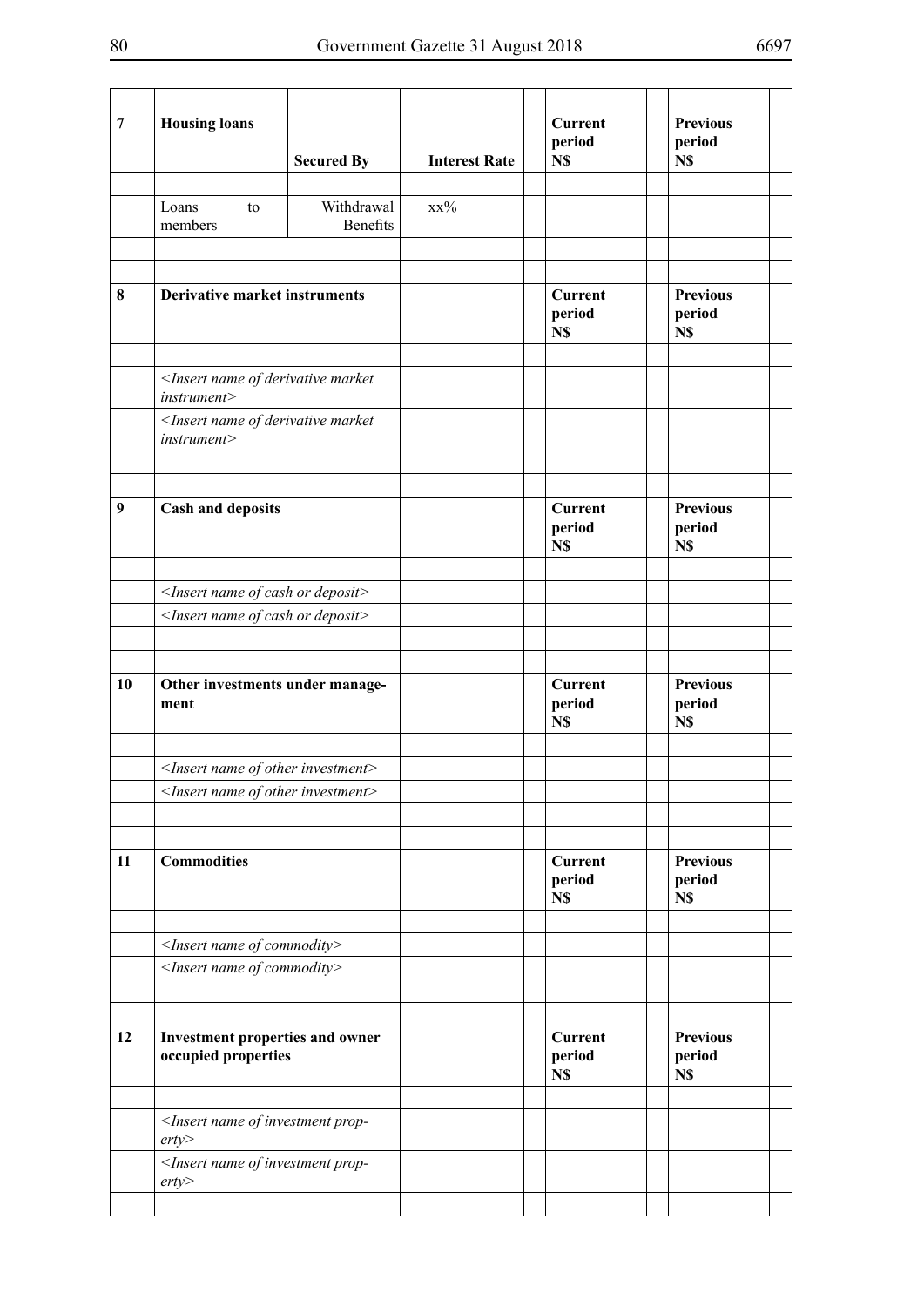| | | | | | | | | | |
|---|---|---|---|---|---|---|---|---|---|
| **7** | **Housing loans** | | **Secured By** | | **Interest Rate** | | **Current period N$** | | **Previous period N$** |
| | | | | | | | | | |
| | Loans to members | | Withdrawal Benefits | | xx% | | | | |
| | | | | | | | | | |
| | | | | | | | | | |
| **8** | **Derivative market instruments** | | | | | | **Current period N$** | | **Previous period N$** |
| | | | | | | | | | |
| | *<Insert name of derivative market instrument>* | | | | | | | | |
| | *<Insert name of derivative market instrument>* | | | | | | | | |
| | | | | | | | | | |
| | | | | | | | | | |
| **9** | **Cash and deposits** | | | | | | **Current period N$** | | **Previous period N$** |
| | | | | | | | | | |
| | *<Insert name of cash or deposit>* | | | | | | | | |
| | *<Insert name of cash or deposit>* | | | | | | | | |
| | | | | | | | | | |
| | | | | | | | | | |
| **10** | **Other investments under management** | | | | | | **Current period N$** | | **Previous period N$** |
| | | | | | | | | | |
| | *<Insert name of other investment>* | | | | | | | | |
| | *<Insert name of other investment>* | | | | | | | | |
| | | | | | | | | | |
| | | | | | | | | | |
| **11** | **Commodities** | | | | | | **Current period N$** | | **Previous period N$** |
| | | | | | | | | | |
| | *<Insert name of commodity>* | | | | | | | | |
| | *<Insert name of commodity>* | | | | | | | | |
| | | | | | | | | | |
| | | | | | | | | | |
| **12** | **Investment properties and owner occupied properties** | | | | | | **Current period N$** | | **Previous period N$** |
| | | | | | | | | | |
| | *<Insert name of investment property>* | | | | | | | | |
| | *<Insert name of investment property>* | | | | | | | | |
| | | | | | | | | | |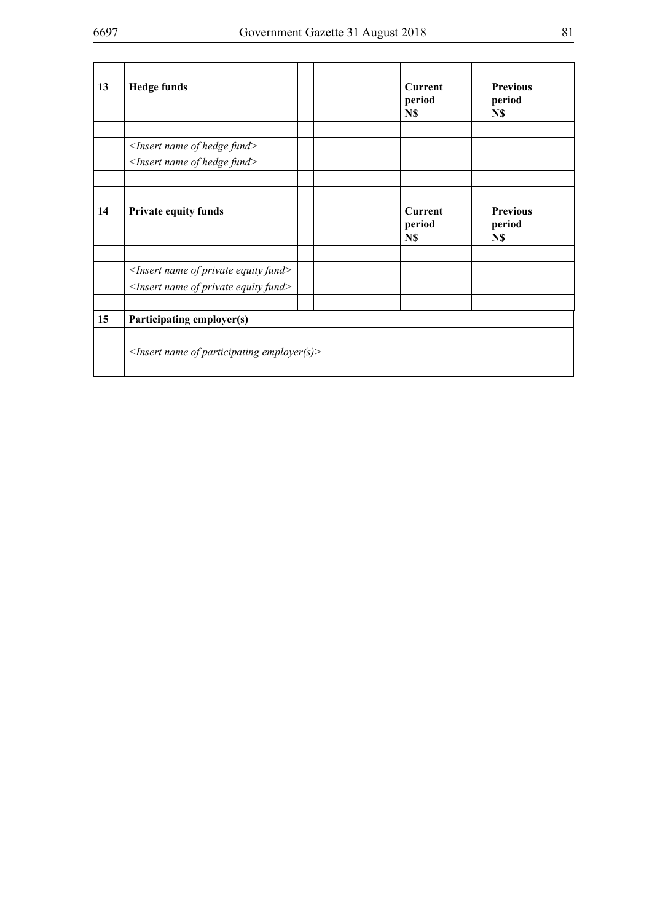| | | | | | | | | |
|---|---|---|---|---|---|---|---|---|
| **13** | **Hedge funds** | | | | **Current period N$** | | **Previous period N$** | |
| | | | | | | | | |
| | *<Insert name of hedge fund>* | | | | | | | |
| | *<Insert name of hedge fund>* | | | | | | | |
| | | | | | | | | |
| | | | | | | | | |
| **14** | **Private equity funds** | | | | **Current period N$** | | **Previous period N$** | |
| | | | | | | | | |
| | *<Insert name of private equity fund>* | | | | | | | |
| | *<Insert name of private equity fund>* | | | | | | | |
| | | | | | | | | |
| **15** | **Participating employer(s)** | | | | | | | |
| | | | | | | | | |
| | *<Insert name of participating employer(s)>* | | | | | | | |
| | | | | | | | | |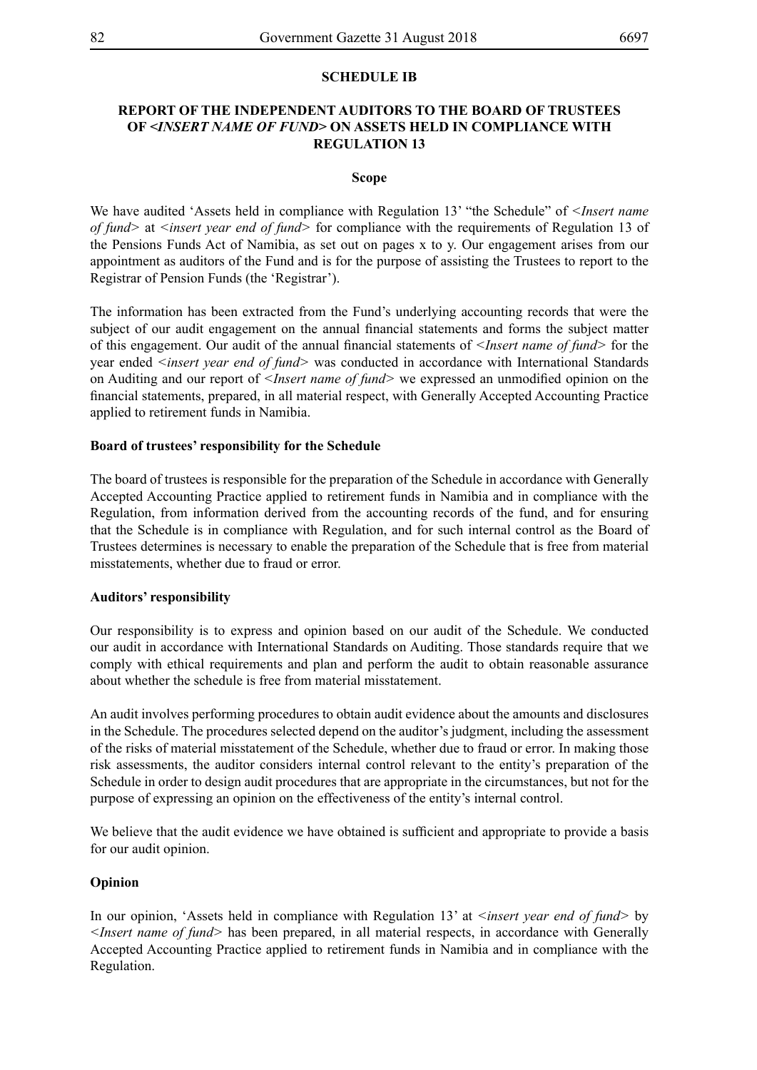## SCHEDULE IB

## REPORT OF THE INDEPENDENT AUDITORS TO THE BOARD OF TRUSTEES OF <*INSERT NAME OF FUND*> ON ASSETS HELD IN COMPLIANCE WITH REGULATION 13

### Scope

We have audited 'Assets held in compliance with Regulation 13' "the Schedule" of <*Insert name of fund*> at <*insert year end of fund*> for compliance with the requirements of Regulation 13 of the Pensions Funds Act of Namibia, as set out on pages x to y. Our engagement arises from our appointment as auditors of the Fund and is for the purpose of assisting the Trustees to report to the Registrar of Pension Funds (the 'Registrar').

The information has been extracted from the Fund's underlying accounting records that were the subject of our audit engagement on the annual financial statements and forms the subject matter of this engagement. Our audit of the annual financial statements of <*Insert name of fund*> for the year ended <*insert year end of fund*> was conducted in accordance with International Standards on Auditing and our report of <*Insert name of fund*> we expressed an unmodified opinion on the financial statements, prepared, in all material respect, with Generally Accepted Accounting Practice applied to retirement funds in Namibia.

### Board of trustees' responsibility for the Schedule

The board of trustees is responsible for the preparation of the Schedule in accordance with Generally Accepted Accounting Practice applied to retirement funds in Namibia and in compliance with the Regulation, from information derived from the accounting records of the fund, and for ensuring that the Schedule is in compliance with Regulation, and for such internal control as the Board of Trustees determines is necessary to enable the preparation of the Schedule that is free from material misstatements, whether due to fraud or error.

### Auditors' responsibility

Our responsibility is to express and opinion based on our audit of the Schedule. We conducted our audit in accordance with International Standards on Auditing. Those standards require that we comply with ethical requirements and plan and perform the audit to obtain reasonable assurance about whether the schedule is free from material misstatement.

An audit involves performing procedures to obtain audit evidence about the amounts and disclosures in the Schedule. The procedures selected depend on the auditor's judgment, including the assessment of the risks of material misstatement of the Schedule, whether due to fraud or error. In making those risk assessments, the auditor considers internal control relevant to the entity's preparation of the Schedule in order to design audit procedures that are appropriate in the circumstances, but not for the purpose of expressing an opinion on the effectiveness of the entity's internal control.

We believe that the audit evidence we have obtained is sufficient and appropriate to provide a basis for our audit opinion.

### Opinion

In our opinion, 'Assets held in compliance with Regulation 13' at <*insert year end of fund*> by <*Insert name of fund*> has been prepared, in all material respects, in accordance with Generally Accepted Accounting Practice applied to retirement funds in Namibia and in compliance with the Regulation.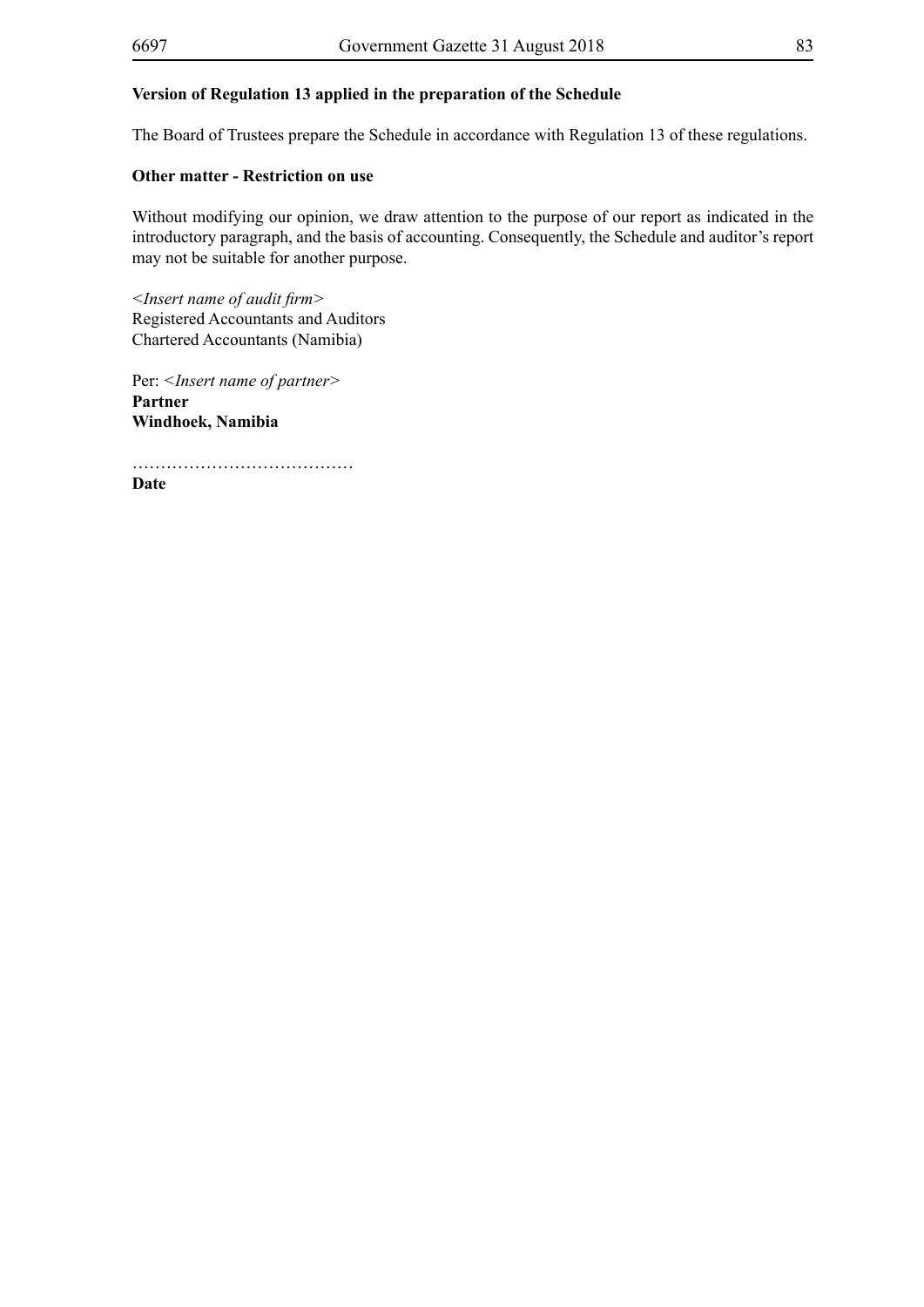**Version of Regulation 13 applied in the preparation of the Schedule**

The Board of Trustees prepare the Schedule in accordance with Regulation 13 of these regulations.

**Other matter - Restriction on use**

Without modifying our opinion, we draw attention to the purpose of our report as indicated in the introductory paragraph, and the basis of accounting. Consequently, the Schedule and auditor's report may not be suitable for another purpose.

*<Insert name of audit firm>*
Registered Accountants and Auditors
Chartered Accountants (Namibia)

Per: *<Insert name of partner>*
**Partner**
**Windhoek, Namibia**

…………………………………
**Date**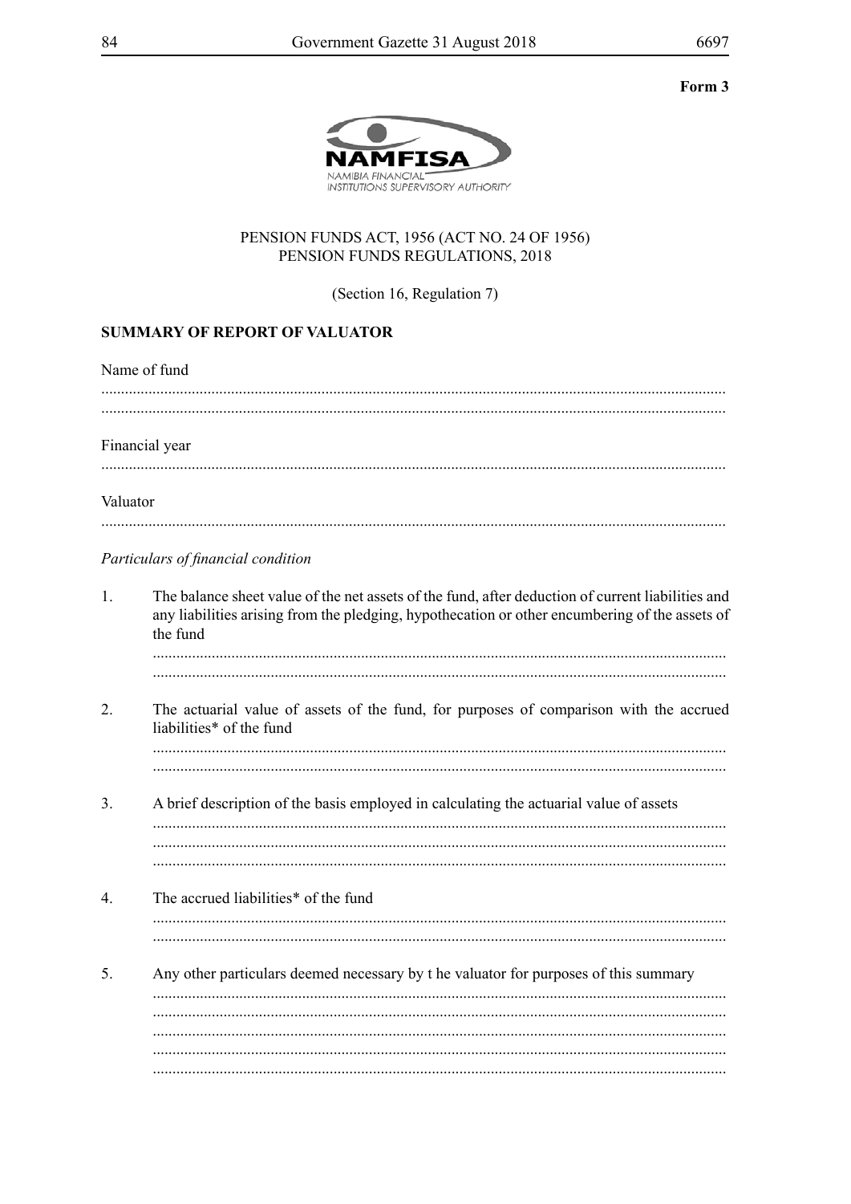**Form 3**

NAMFISA
NAMIBIA FINANCIAL INSTITUTIONS SUPERVISORY AUTHORITY

PENSION FUNDS ACT, 1956 (ACT NO. 24 OF 1956)
PENSION FUNDS REGULATIONS, 2018

(Section 16, Regulation 7)

**SUMMARY OF REPORT OF VALUATOR**

Name of fund

.............................................................................................................................................
.............................................................................................................................................

Financial year

.............................................................................................................................................

Valuator

.............................................................................................................................................

*Particulars of financial condition*

1. The balance sheet value of the net assets of the fund, after deduction of current liabilities and any liabilities arising from the pledging, hypothecation or other encumbering of the assets of the fund
.............................................................................................................................................
.............................................................................................................................................

2. The actuarial value of assets of the fund, for purposes of comparison with the accrued liabilities* of the fund
.............................................................................................................................................
.............................................................................................................................................

3. A brief description of the basis employed in calculating the actuarial value of assets
.............................................................................................................................................
.............................................................................................................................................
.............................................................................................................................................

4. The accrued liabilities* of the fund
.............................................................................................................................................
.............................................................................................................................................

5. Any other particulars deemed necessary by t he valuator for purposes of this summary
.............................................................................................................................................
.............................................................................................................................................
.............................................................................................................................................
.............................................................................................................................................
.............................................................................................................................................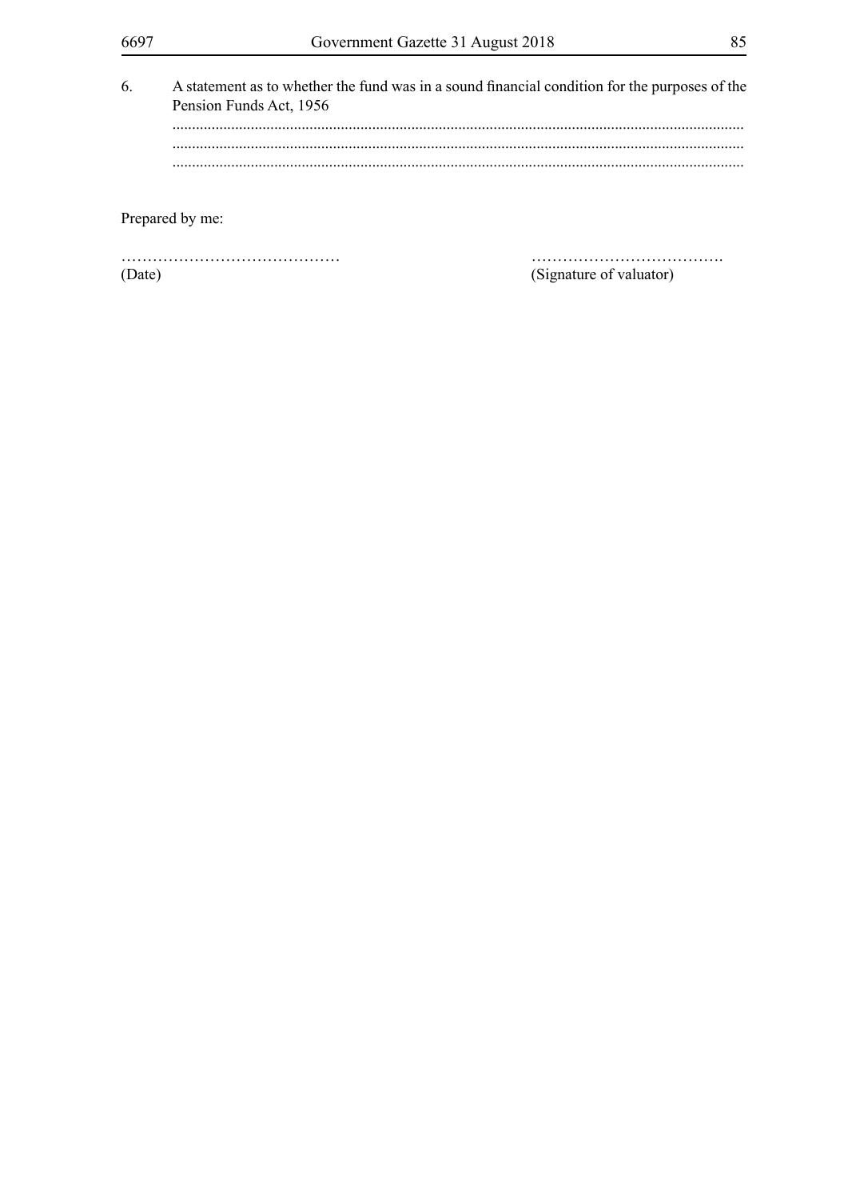6. A statement as to whether the fund was in a sound financial condition for the purposes of the Pension Funds Act, 1956

.................................................................................................................................................
.................................................................................................................................................
.................................................................................................................................................

Prepared by me:

……………………………………  ……………………………….
(Date)  (Signature of valuator)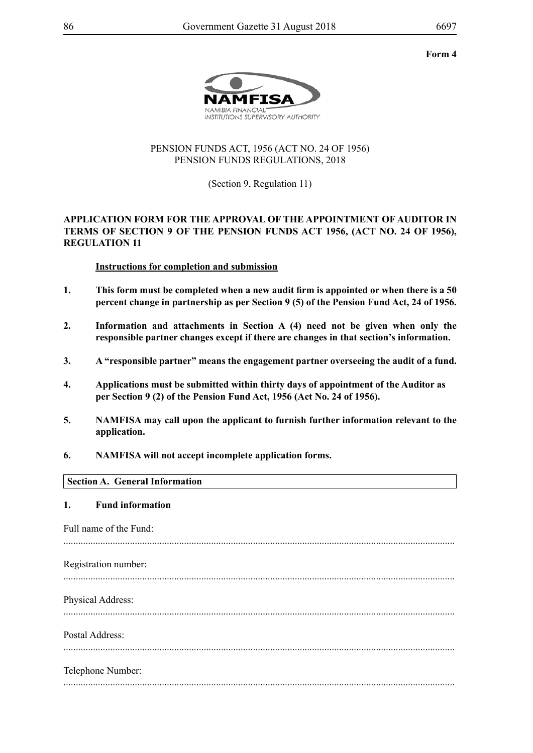**Form 4**

NAMFISA
NAMIBIA FINANCIAL
INSTITUTIONS SUPERVISORY AUTHORITY

PENSION FUNDS ACT, 1956 (ACT NO. 24 OF 1956)
PENSION FUNDS REGULATIONS, 2018

(Section 9, Regulation 11)

**APPLICATION FORM FOR THE APPROVAL OF THE APPOINTMENT OF AUDITOR IN TERMS OF SECTION 9 OF THE PENSION FUNDS ACT 1956, (ACT NO. 24 OF 1956), REGULATION 11**

**Instructions for completion and submission**

**1. This form must be completed when a new audit firm is appointed or when there is a 50 percent change in partnership as per Section 9 (5) of the Pension Fund Act, 24 of 1956.**

**2. Information and attachments in Section A (4) need not be given when only the responsible partner changes except if there are changes in that section's information.**

**3. A "responsible partner" means the engagement partner overseeing the audit of a fund.**

**4. Applications must be submitted within thirty days of appointment of the Auditor as per Section 9 (2) of the Pension Fund Act, 1956 (Act No. 24 of 1956).**

**5. NAMFISA may call upon the applicant to furnish further information relevant to the application.**

**6. NAMFISA will not accept incomplete application forms.**

**Section A. General Information**

**1. Fund information**

Full name of the Fund:

..............................................................................................................................................

Registration number:

..............................................................................................................................................

Physical Address:

..............................................................................................................................................

Postal Address:

..............................................................................................................................................

Telephone Number:

..............................................................................................................................................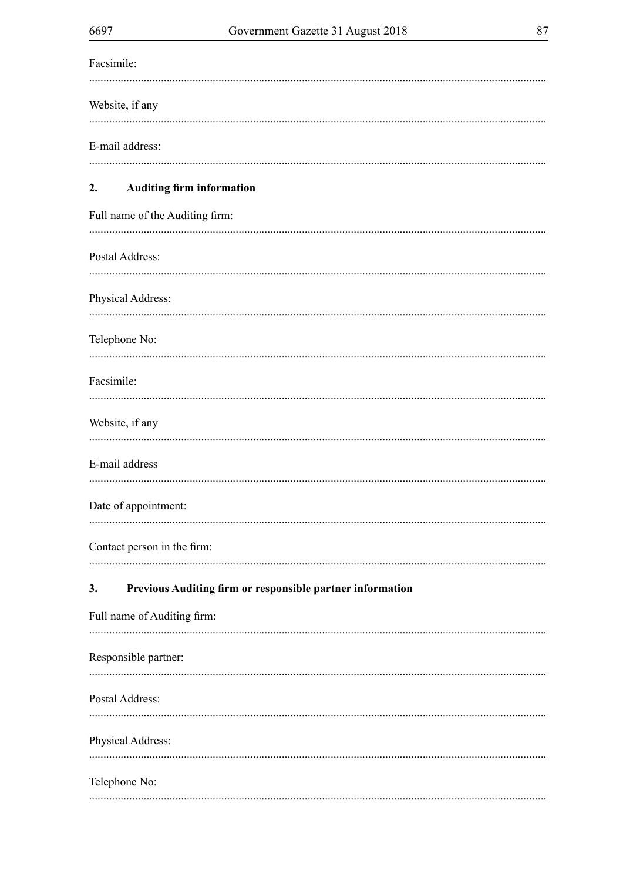Facsimile:

..............................................................................................................................................

Website, if any

..............................................................................................................................................

E-mail address:

..............................................................................................................................................

## 2. Auditing firm information

Full name of the Auditing firm:

..............................................................................................................................................

Postal Address:

..............................................................................................................................................

Physical Address:

..............................................................................................................................................

Telephone No:

..............................................................................................................................................

Facsimile:

..............................................................................................................................................

Website, if any

..............................................................................................................................................

E-mail address

..............................................................................................................................................

Date of appointment:

..............................................................................................................................................

Contact person in the firm:

..............................................................................................................................................

## 3. Previous Auditing firm or responsible partner information

Full name of Auditing firm:

..............................................................................................................................................

Responsible partner:

..............................................................................................................................................

Postal Address:

..............................................................................................................................................

Physical Address:

..............................................................................................................................................

Telephone No:

..............................................................................................................................................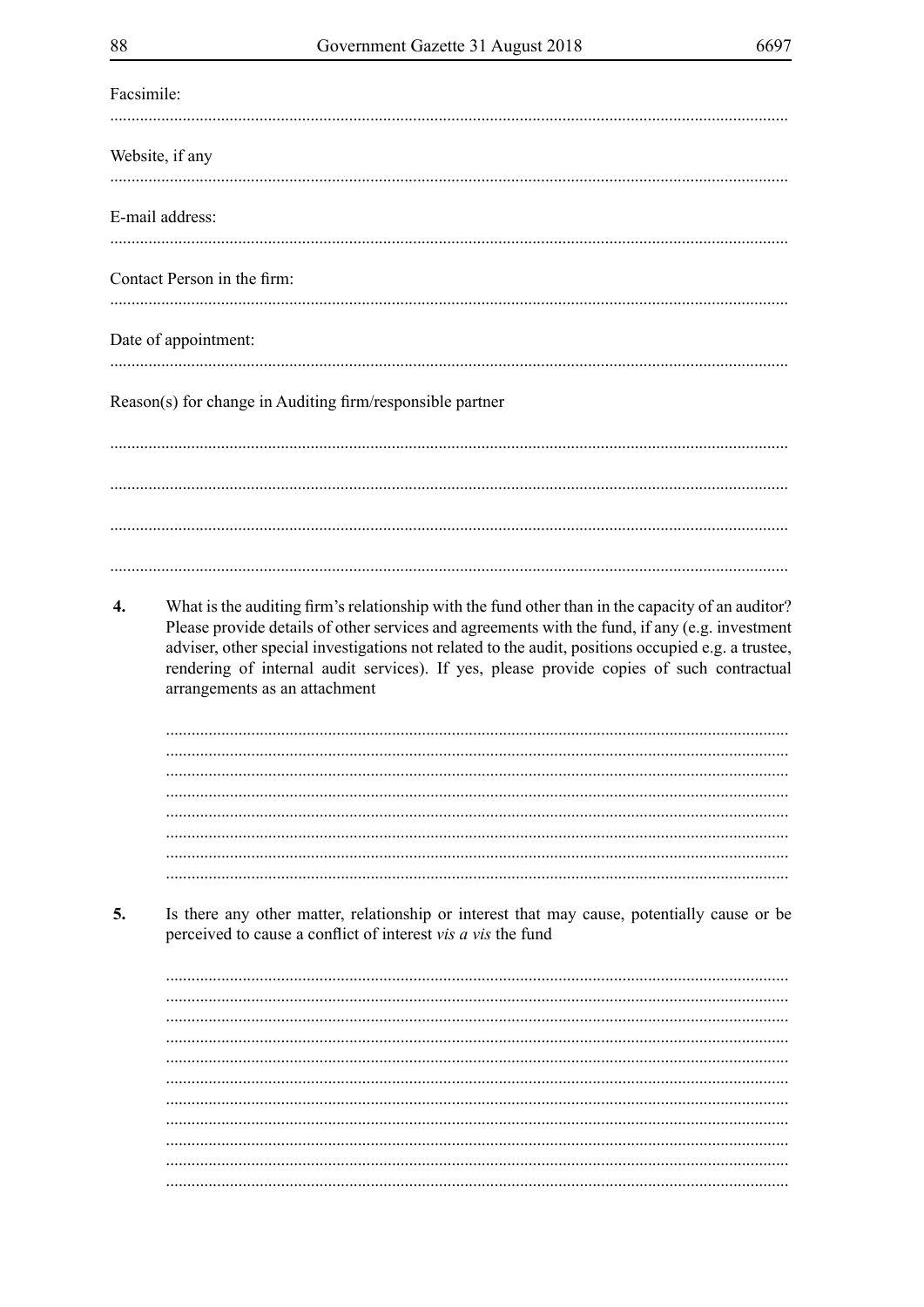Facsimile:

.............................................................................................................................................

Website, if any

.............................................................................................................................................

E-mail address:

.............................................................................................................................................

Contact Person in the firm:

.............................................................................................................................................

Date of appointment:

.............................................................................................................................................

Reason(s) for change in Auditing firm/responsible partner

.............................................................................................................................................

.............................................................................................................................................

.............................................................................................................................................

.............................................................................................................................................

**4.** What is the auditing firm's relationship with the fund other than in the capacity of an auditor? Please provide details of other services and agreements with the fund, if any (e.g. investment adviser, other special investigations not related to the audit, positions occupied e.g. a trustee, rendering of internal audit services). If yes, please provide copies of such contractual arrangements as an attachment

.............................................................................................................................................
.............................................................................................................................................
.............................................................................................................................................
.............................................................................................................................................
.............................................................................................................................................
.............................................................................................................................................
.............................................................................................................................................
.............................................................................................................................................

**5.** Is there any other matter, relationship or interest that may cause, potentially cause or be perceived to cause a conflict of interest *vis a vis* the fund

.............................................................................................................................................
.............................................................................................................................................
.............................................................................................................................................
.............................................................................................................................................
.............................................................................................................................................
.............................................................................................................................................
.............................................................................................................................................
.............................................................................................................................................
.............................................................................................................................................
.............................................................................................................................................
.............................................................................................................................................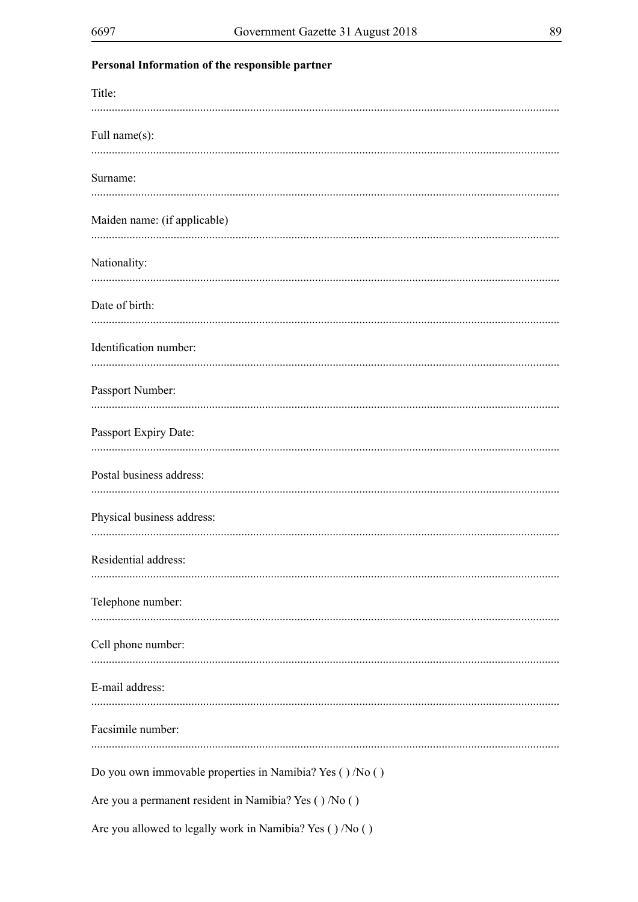**Personal Information of the responsible partner**

Title:

.............................................................................................................................................................

Full name(s):

.............................................................................................................................................................

Surname:

.............................................................................................................................................................

Maiden name: (if applicable)

.............................................................................................................................................................

Nationality:

.............................................................................................................................................................

Date of birth:

.............................................................................................................................................................

Identification number:

.............................................................................................................................................................

Passport Number:

.............................................................................................................................................................

Passport Expiry Date:

.............................................................................................................................................................

Postal business address:

.............................................................................................................................................................

Physical business address:

.............................................................................................................................................................

Residential address:

.............................................................................................................................................................

Telephone number:

.............................................................................................................................................................

Cell phone number:

.............................................................................................................................................................

E-mail address:

.............................................................................................................................................................

Facsimile number:

.............................................................................................................................................................

Do you own immovable properties in Namibia? Yes ( ) /No ( )

Are you a permanent resident in Namibia? Yes ( ) /No ( )

Are you allowed to legally work in Namibia? Yes ( ) /No ( )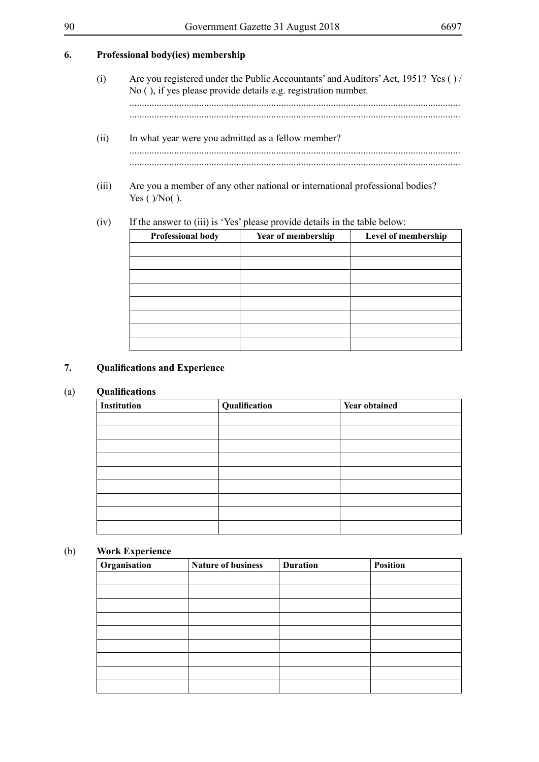## 6. Professional body(ies) membership

(i) Are you registered under the Public Accountants' and Auditors' Act, 1951? Yes ( ) / No ( ), if yes please provide details e.g. registration number.

.......................................................................................................................................

.......................................................................................................................................

(ii) In what year were you admitted as a fellow member?

.......................................................................................................................................

.......................................................................................................................................

(iii) Are you a member of any other national or international professional bodies? Yes ( )/No( ).

(iv) If the answer to (iii) is 'Yes' please provide details in the table below:

| Professional body | Year of membership | Level of membership |
|---|---|---|
| | | |
| | | |
| | | |
| | | |
| | | |
| | | |
| | | |
| | | |

## 7. Qualifications and Experience

### (a) Qualifications

| Institution | Qualification | Year obtained |
|---|---|---|
| | | |
| | | |
| | | |
| | | |
| | | |
| | | |
| | | |
| | | |
| | | |

### (b) Work Experience

| Organisation | Nature of business | Duration | Position |
|---|---|---|---|
| | | | |
| | | | |
| | | | |
| | | | |
| | | | |
| | | | |
| | | | |
| | | | |
| | | | |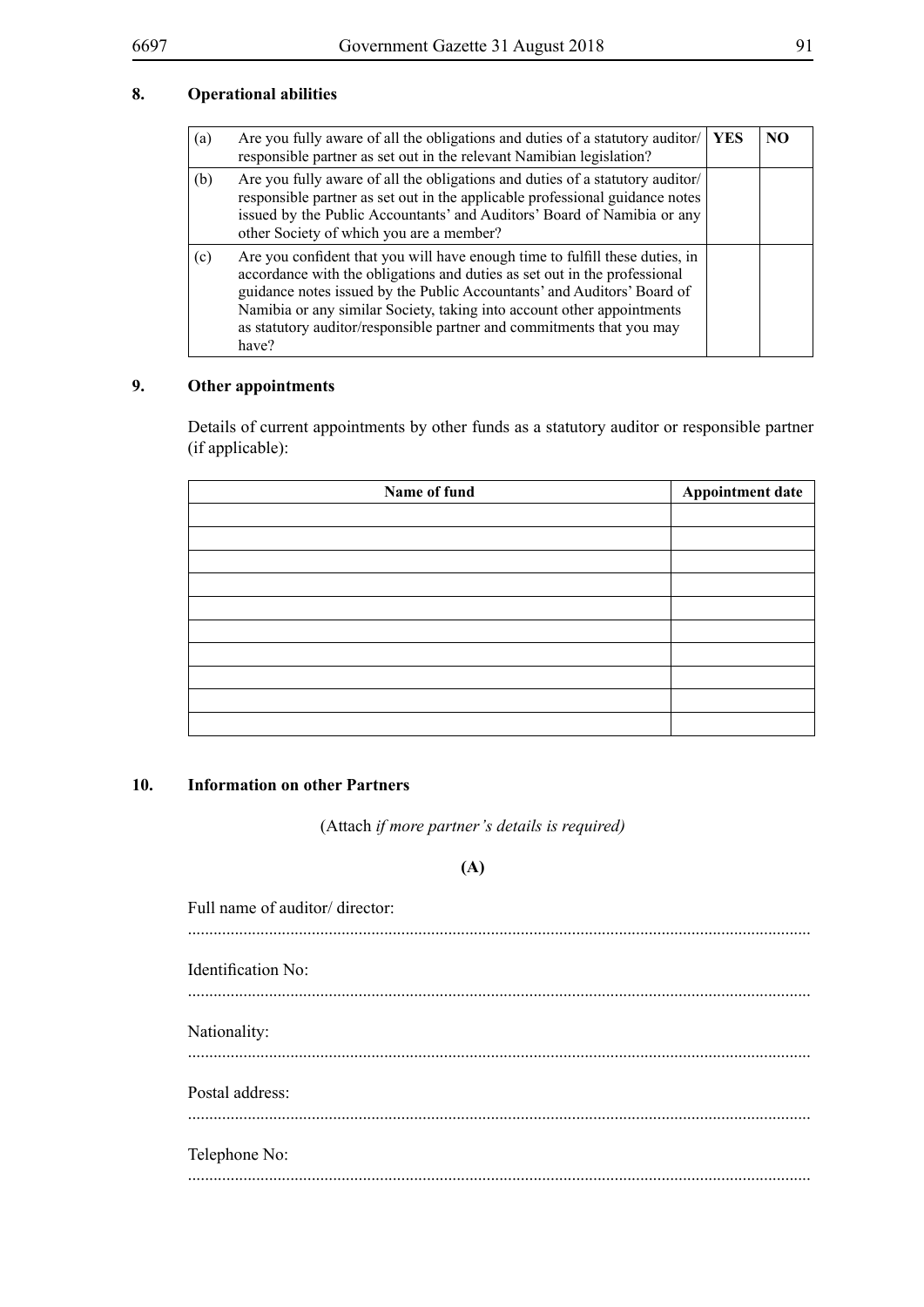## 8. Operational abilities

| | | YES | NO |
|---|---|---|---|
| (a) | Are you fully aware of all the obligations and duties of a statutory auditor/ responsible partner as set out in the relevant Namibian legislation? | | |
| (b) | Are you fully aware of all the obligations and duties of a statutory auditor/ responsible partner as set out in the applicable professional guidance notes issued by the Public Accountants' and Auditors' Board of Namibia or any other Society of which you are a member? | | |
| (c) | Are you confident that you will have enough time to fulfill these duties, in accordance with the obligations and duties as set out in the professional guidance notes issued by the Public Accountants' and Auditors' Board of Namibia or any similar Society, taking into account other appointments as statutory auditor/responsible partner and commitments that you may have? | | |

## 9. Other appointments

Details of current appointments by other funds as a statutory auditor or responsible partner (if applicable):

| Name of fund | Appointment date |
|---|---|
| | |
| | |
| | |
| | |
| | |
| | |
| | |
| | |
| | |
| | |

## 10. Information on other Partners

(Attach *if more partner's details is required)*

**(A)**

Full name of auditor/ director:

................................................................................................................................................

Identification No:

................................................................................................................................................

Nationality:

................................................................................................................................................

Postal address:

................................................................................................................................................

Telephone No:

................................................................................................................................................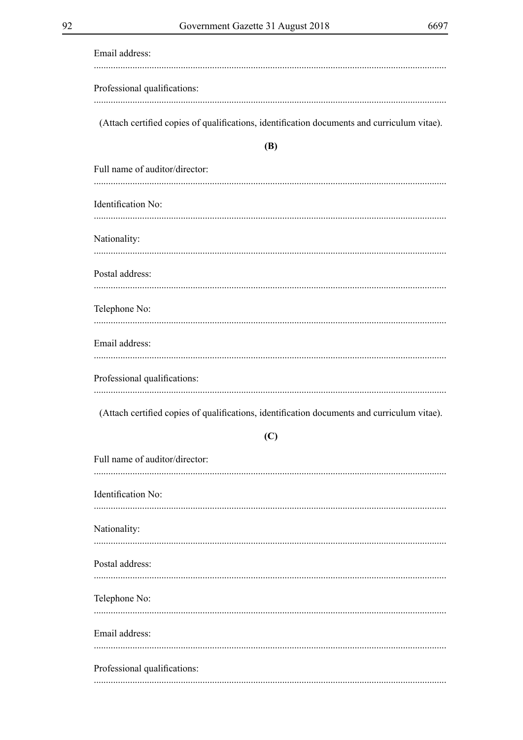Email address:

.................................................................................................................................................

Professional qualifications:

.................................................................................................................................................

(Attach certified copies of qualifications, identification documents and curriculum vitae).

**(B)**

Full name of auditor/director:

.................................................................................................................................................

Identification No:

.................................................................................................................................................

Nationality:

.................................................................................................................................................

Postal address:

.................................................................................................................................................

Telephone No:

.................................................................................................................................................

Email address:

.................................................................................................................................................

Professional qualifications:

.................................................................................................................................................

(Attach certified copies of qualifications, identification documents and curriculum vitae).

**(C)**

Full name of auditor/director:

.................................................................................................................................................

Identification No:

.................................................................................................................................................

Nationality:

.................................................................................................................................................

Postal address:

.................................................................................................................................................

Telephone No:

.................................................................................................................................................

Email address:

.................................................................................................................................................

Professional qualifications:

.................................................................................................................................................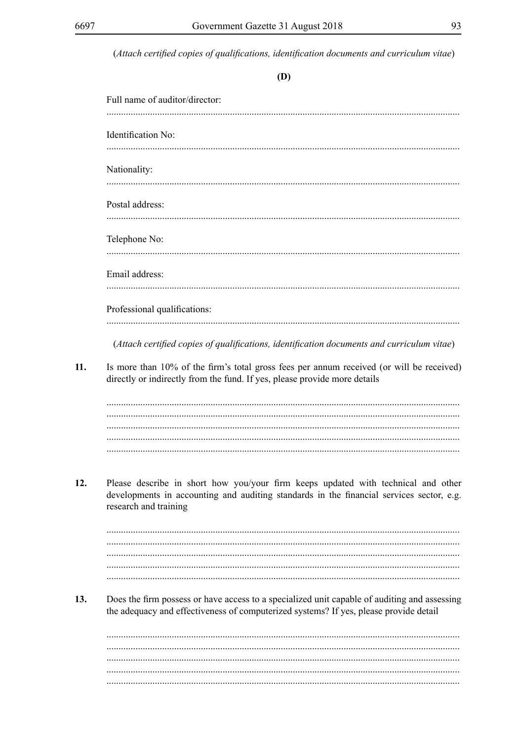(*Attach certified copies of qualifications, identification documents and curriculum vitae*)

**(D)**

Full name of auditor/director:

................................................................................................................................................

Identification No:

................................................................................................................................................

Nationality:

................................................................................................................................................

Postal address:

................................................................................................................................................

Telephone No:

................................................................................................................................................

Email address:

................................................................................................................................................

Professional qualifications:

................................................................................................................................................

(*Attach certified copies of qualifications, identification documents and curriculum vitae*)

**11.** Is more than 10% of the firm's total gross fees per annum received (or will be received) directly or indirectly from the fund. If yes, please provide more details

................................................................................................................................................
................................................................................................................................................
................................................................................................................................................
................................................................................................................................................
................................................................................................................................................

**12.** Please describe in short how you/your firm keeps updated with technical and other developments in accounting and auditing standards in the financial services sector, e.g. research and training

................................................................................................................................................
................................................................................................................................................
................................................................................................................................................
................................................................................................................................................
................................................................................................................................................

**13.** Does the firm possess or have access to a specialized unit capable of auditing and assessing the adequacy and effectiveness of computerized systems? If yes, please provide detail

................................................................................................................................................
................................................................................................................................................
................................................................................................................................................
................................................................................................................................................
................................................................................................................................................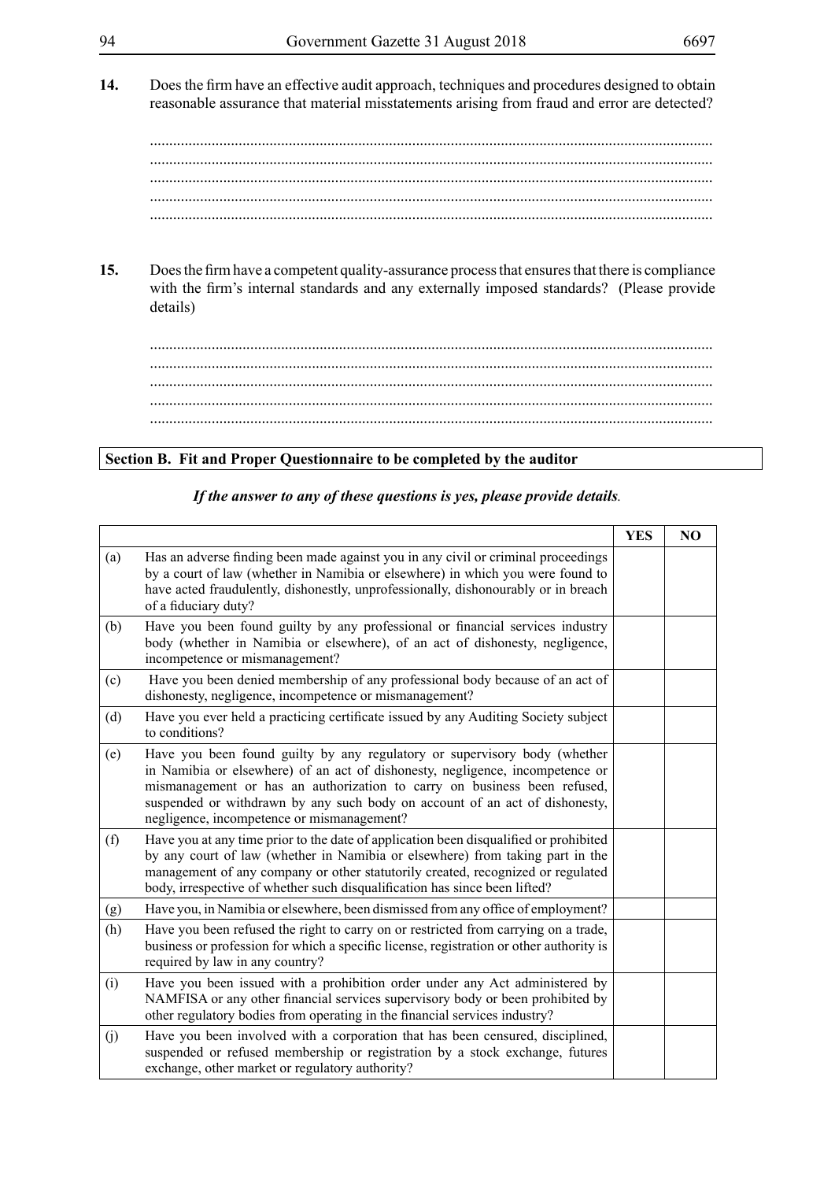**14.** Does the firm have an effective audit approach, techniques and procedures designed to obtain reasonable assurance that material misstatements arising from fraud and error are detected?

................................................................................................................................................
................................................................................................................................................
................................................................................................................................................
................................................................................................................................................
................................................................................................................................................

**15.** Does the firm have a competent quality-assurance process that ensures that there is compliance with the firm's internal standards and any externally imposed standards? (Please provide details)

................................................................................................................................................
................................................................................................................................................
................................................................................................................................................
................................................................................................................................................
................................................................................................................................................

**Section B. Fit and Proper Questionnaire to be completed by the auditor**

***If the answer to any of these questions is yes, please provide details.***

| | | YES | NO |
|---|---|---|---|
| (a) | Has an adverse finding been made against you in any civil or criminal proceedings by a court of law (whether in Namibia or elsewhere) in which you were found to have acted fraudulently, dishonestly, unprofessionally, dishonourably or in breach of a fiduciary duty? | | |
| (b) | Have you been found guilty by any professional or financial services industry body (whether in Namibia or elsewhere), of an act of dishonesty, negligence, incompetence or mismanagement? | | |
| (c) | Have you been denied membership of any professional body because of an act of dishonesty, negligence, incompetence or mismanagement? | | |
| (d) | Have you ever held a practicing certificate issued by any Auditing Society subject to conditions? | | |
| (e) | Have you been found guilty by any regulatory or supervisory body (whether in Namibia or elsewhere) of an act of dishonesty, negligence, incompetence or mismanagement or has an authorization to carry on business been refused, suspended or withdrawn by any such body on account of an act of dishonesty, negligence, incompetence or mismanagement? | | |
| (f) | Have you at any time prior to the date of application been disqualified or prohibited by any court of law (whether in Namibia or elsewhere) from taking part in the management of any company or other statutorily created, recognized or regulated body, irrespective of whether such disqualification has since been lifted? | | |
| (g) | Have you, in Namibia or elsewhere, been dismissed from any office of employment? | | |
| (h) | Have you been refused the right to carry on or restricted from carrying on a trade, business or profession for which a specific license, registration or other authority is required by law in any country? | | |
| (i) | Have you been issued with a prohibition order under any Act administered by NAMFISA or any other financial services supervisory body or been prohibited by other regulatory bodies from operating in the financial services industry? | | |
| (j) | Have you been involved with a corporation that has been censured, disciplined, suspended or refused membership or registration by a stock exchange, futures exchange, other market or regulatory authority? | | |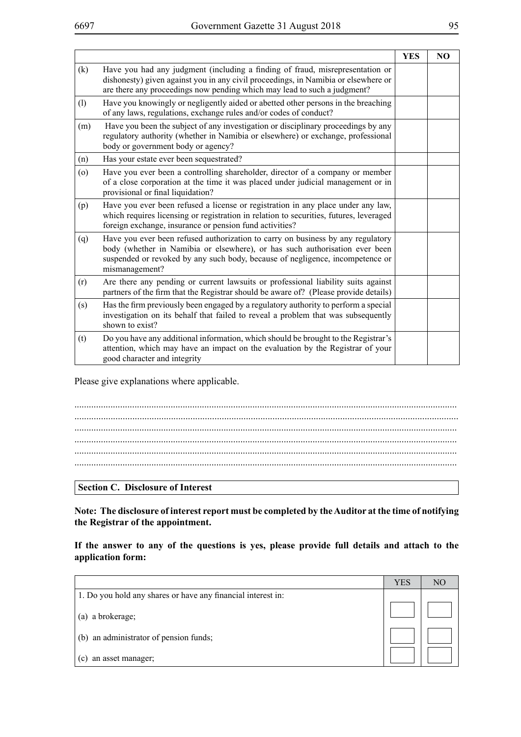| | | YES | NO |
|---|---|---|---|
| (k) | Have you had any judgment (including a finding of fraud, misrepresentation or dishonesty) given against you in any civil proceedings, in Namibia or elsewhere or are there any proceedings now pending which may lead to such a judgment? | | |
| (l) | Have you knowingly or negligently aided or abetted other persons in the breaching of any laws, regulations, exchange rules and/or codes of conduct? | | |
| (m) | Have you been the subject of any investigation or disciplinary proceedings by any regulatory authority (whether in Namibia or elsewhere) or exchange, professional body or government body or agency? | | |
| (n) | Has your estate ever been sequestrated? | | |
| (o) | Have you ever been a controlling shareholder, director of a company or member of a close corporation at the time it was placed under judicial management or in provisional or final liquidation? | | |
| (p) | Have you ever been refused a license or registration in any place under any law, which requires licensing or registration in relation to securities, futures, leveraged foreign exchange, insurance or pension fund activities? | | |
| (q) | Have you ever been refused authorization to carry on business by any regulatory body (whether in Namibia or elsewhere), or has such authorisation ever been suspended or revoked by any such body, because of negligence, incompetence or mismanagement? | | |
| (r) | Are there any pending or current lawsuits or professional liability suits against partners of the firm that the Registrar should be aware of? (Please provide details) | | |
| (s) | Has the firm previously been engaged by a regulatory authority to perform a special investigation on its behalf that failed to reveal a problem that was subsequently shown to exist? | | |
| (t) | Do you have any additional information, which should be brought to the Registrar's attention, which may have an impact on the evaluation by the Registrar of your good character and integrity | | |

Please give explanations where applicable.

.............................................................................................................................................
.............................................................................................................................................
.............................................................................................................................................
.............................................................................................................................................
.............................................................................................................................................
.............................................................................................................................................

## Section C. Disclosure of Interest

**Note: The disclosure of interest report must be completed by the Auditor at the time of notifying the Registrar of the appointment.**

**If the answer to any of the questions is yes, please provide full details and attach to the application form:**

| | YES | NO |
|---|---|---|
| 1. Do you hold any shares or have any financial interest in: | | |
| (a) a brokerage; | | |
| (b) an administrator of pension funds; | | |
| (c) an asset manager; | | |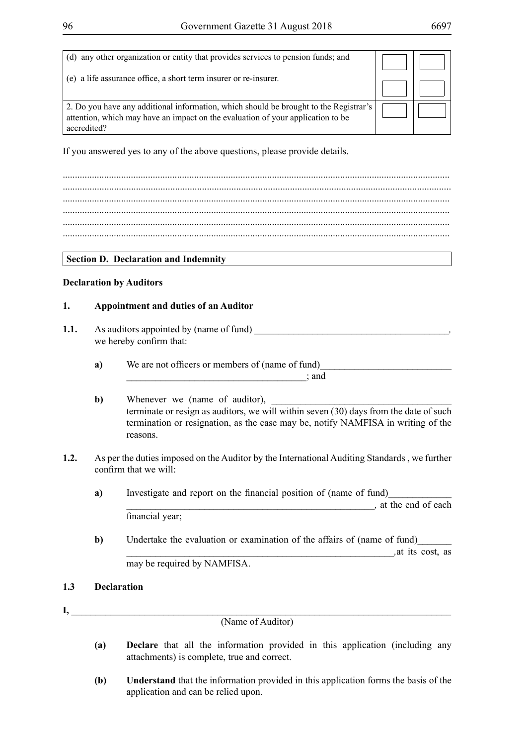| | | |
|---|---|---|
| (d) any other organization or entity that provides services to pension funds; and<br><br>(e) a life assurance office, a short term insurer or re-insurer. | | |
| 2. Do you have any additional information, which should be brought to the Registrar's attention, which may have an impact on the evaluation of your application to be accredited? | | |

If you answered yes to any of the above questions, please provide details.

..........................................................................................................................................................
..........................................................................................................................................................
..........................................................................................................................................................
..........................................................................................................................................................
..........................................................................................................................................................
..........................................................................................................................................................

## Section D. Declaration and Indemnity

**Declaration by Auditors**

**1. Appointment and duties of an Auditor**

**1.1.** As auditors appointed by (name of fund) ________________________________________, we hereby confirm that:

> **a)** We are not officers or members of (name of fund)__________________________ ____________________________________; and
>
> **b)** Whenever we (name of auditor), ____________________________________ terminate or resign as auditors, we will within seven (30) days from the date of such termination or resignation, as the case may be, notify NAMFISA in writing of the reasons.

**1.2.** As per the duties imposed on the Auditor by the International Auditing Standards , we further confirm that we will:

> **a)** Investigate and report on the financial position of (name of fund)____________ ___________________________________________________, at the end of each financial year;
>
> **b)** Undertake the evaluation or examination of the affairs of (name of fund)_______ ________________________________________________________,at its cost, as may be required by NAMFISA.

**1.3 Declaration**

**I,** ___________________________________________________________________________
(Name of Auditor)

> **(a)** **Declare** that all the information provided in this application (including any attachments) is complete, true and correct.
>
> **(b)** **Understand** that the information provided in this application forms the basis of the application and can be relied upon.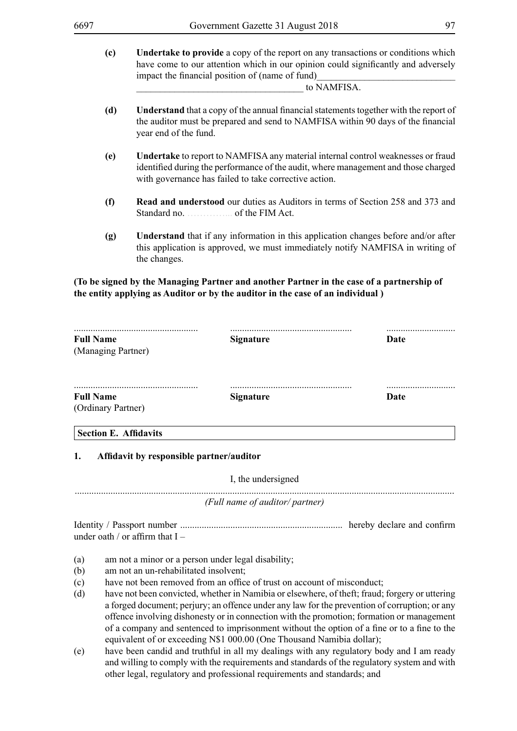**(c)** **Undertake to provide** a copy of the report on any transactions or conditions which have come to our attention which in our opinion could significantly and adversely impact the financial position of (name of fund)_____________________________ __________________________________ to NAMFISA.

**(d)** **Understand** that a copy of the annual financial statements together with the report of the auditor must be prepared and send to NAMFISA within 90 days of the financial year end of the fund.

**(e)** **Undertake** to report to NAMFISA any material internal control weaknesses or fraud identified during the performance of the audit, where management and those charged with governance has failed to take corrective action.

**(f)** **Read and understood** our duties as Auditors in terms of Section 258 and 373 and Standard no. ………….. of the FIM Act.

**(g)** **Understand** that if any information in this application changes before and/or after this application is approved, we must immediately notify NAMFISA in writing of the changes.

**(To be signed by the Managing Partner and another Partner in the case of a partnership of the entity applying as Auditor or by the auditor in the case of an individual )**

| .................................................... | .................................................... | ............................ |
|---|---|---|
| **Full Name** (Managing Partner) | **Signature** | **Date** |
| .................................................... | .................................................... | ............................ |
| **Full Name** (Ordinary Partner) | **Signature** | **Date** |

**Section E. Affidavits**

**1. Affidavit by responsible partner/auditor**

I, the undersigned

..............................................................................................................................................................

*(Full name of auditor/ partner)*

Identity / Passport number .................................................................... hereby declare and confirm under oath / or affirm that I –

(a) am not a minor or a person under legal disability;

(b) am not an un-rehabilitated insolvent;

(c) have not been removed from an office of trust on account of misconduct;

(d) have not been convicted, whether in Namibia or elsewhere, of theft; fraud; forgery or uttering a forged document; perjury; an offence under any law for the prevention of corruption; or any offence involving dishonesty or in connection with the promotion; formation or management of a company and sentenced to imprisonment without the option of a fine or to a fine to the equivalent of or exceeding N$1 000.00 (One Thousand Namibia dollar);

(e) have been candid and truthful in all my dealings with any regulatory body and I am ready and willing to comply with the requirements and standards of the regulatory system and with other legal, regulatory and professional requirements and standards; and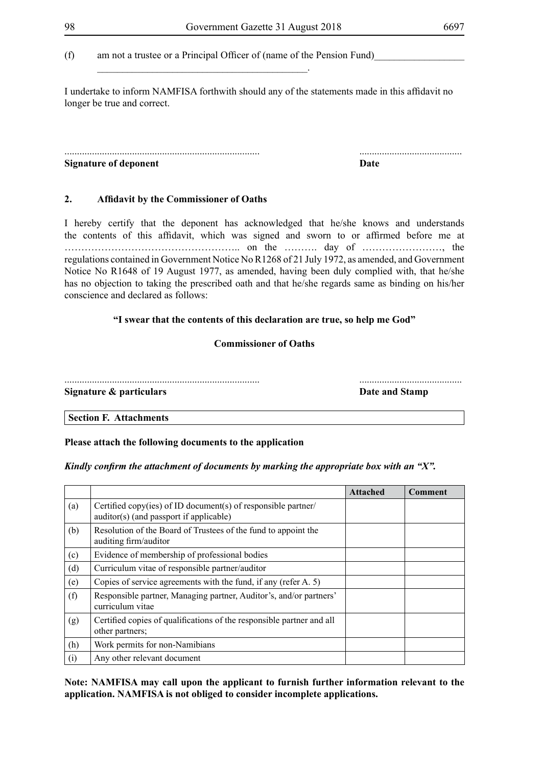(f) am not a trustee or a Principal Officer of (name of the Pension Fund)__________________ __________________________________________.

I undertake to inform NAMFISA forthwith should any of the statements made in this affidavit no longer be true and correct.

............................................................................. .........................................

**Signature of deponent** **Date**

## 2. Affidavit by the Commissioner of Oaths

I hereby certify that the deponent has acknowledged that he/she knows and understands the contents of this affidavit, which was signed and sworn to or affirmed before me at …………………………………………….. on the ………. day of ……………………, the regulations contained in Government Notice No R1268 of 21 July 1972, as amended, and Government Notice No R1648 of 19 August 1977, as amended, having been duly complied with, that he/she has no objection to taking the prescribed oath and that he/she regards same as binding on his/her conscience and declared as follows:

**"I swear that the contents of this declaration are true, so help me God"**

**Commissioner of Oaths**

............................................................................. .........................................

**Signature & particulars** **Date and Stamp**

## Section F. Attachments

**Please attach the following documents to the application**

***Kindly confirm the attachment of documents by marking the appropriate box with an "X".***

| | | Attached | Comment |
|---|---|---|---|
| (a) | Certified copy(ies) of ID document(s) of responsible partner/ auditor(s) (and passport if applicable) | | |
| (b) | Resolution of the Board of Trustees of the fund to appoint the auditing firm/auditor | | |
| (c) | Evidence of membership of professional bodies | | |
| (d) | Curriculum vitae of responsible partner/auditor | | |
| (e) | Copies of service agreements with the fund, if any (refer A. 5) | | |
| (f) | Responsible partner, Managing partner, Auditor's, and/or partners' curriculum vitae | | |
| (g) | Certified copies of qualifications of the responsible partner and all other partners; | | |
| (h) | Work permits for non-Namibians | | |
| (i) | Any other relevant document | | |

**Note: NAMFISA may call upon the applicant to furnish further information relevant to the application. NAMFISA is not obliged to consider incomplete applications.**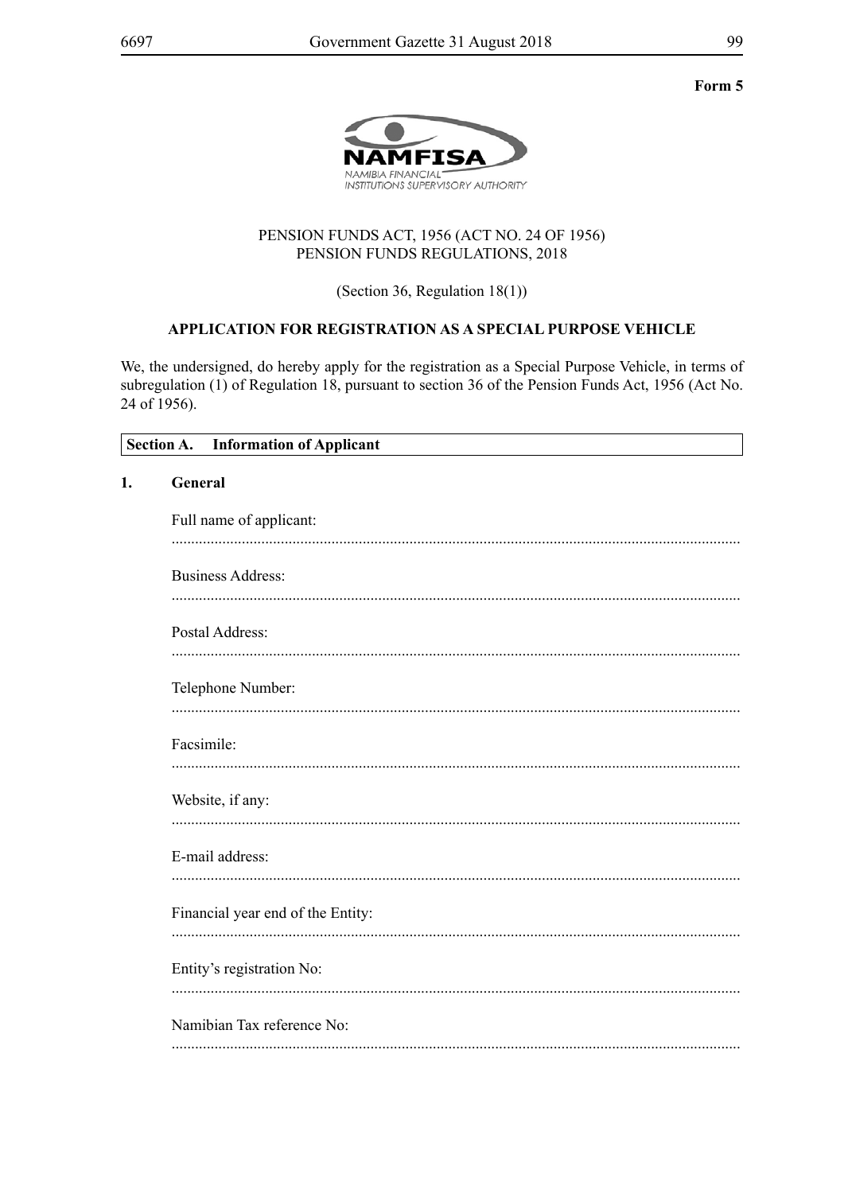**Form 5**

NAMFISA
NAMIBIA FINANCIAL INSTITUTIONS SUPERVISORY AUTHORITY

PENSION FUNDS ACT, 1956 (ACT NO. 24 OF 1956)
PENSION FUNDS REGULATIONS, 2018

(Section 36, Regulation 18(1))

**APPLICATION FOR REGISTRATION AS A SPECIAL PURPOSE VEHICLE**

We, the undersigned, do hereby apply for the registration as a Special Purpose Vehicle, in terms of subregulation (1) of Regulation 18, pursuant to section 36 of the Pension Funds Act, 1956 (Act No. 24 of 1956).

| **Section A. Information of Applicant** |
|---|

**1. General**

Full name of applicant:

................................................................................................................................................

Business Address:

................................................................................................................................................

Postal Address:

................................................................................................................................................

Telephone Number:

................................................................................................................................................

Facsimile:

................................................................................................................................................

Website, if any:

................................................................................................................................................

E-mail address:

................................................................................................................................................

Financial year end of the Entity:

................................................................................................................................................

Entity's registration No:

................................................................................................................................................

Namibian Tax reference No:

................................................................................................................................................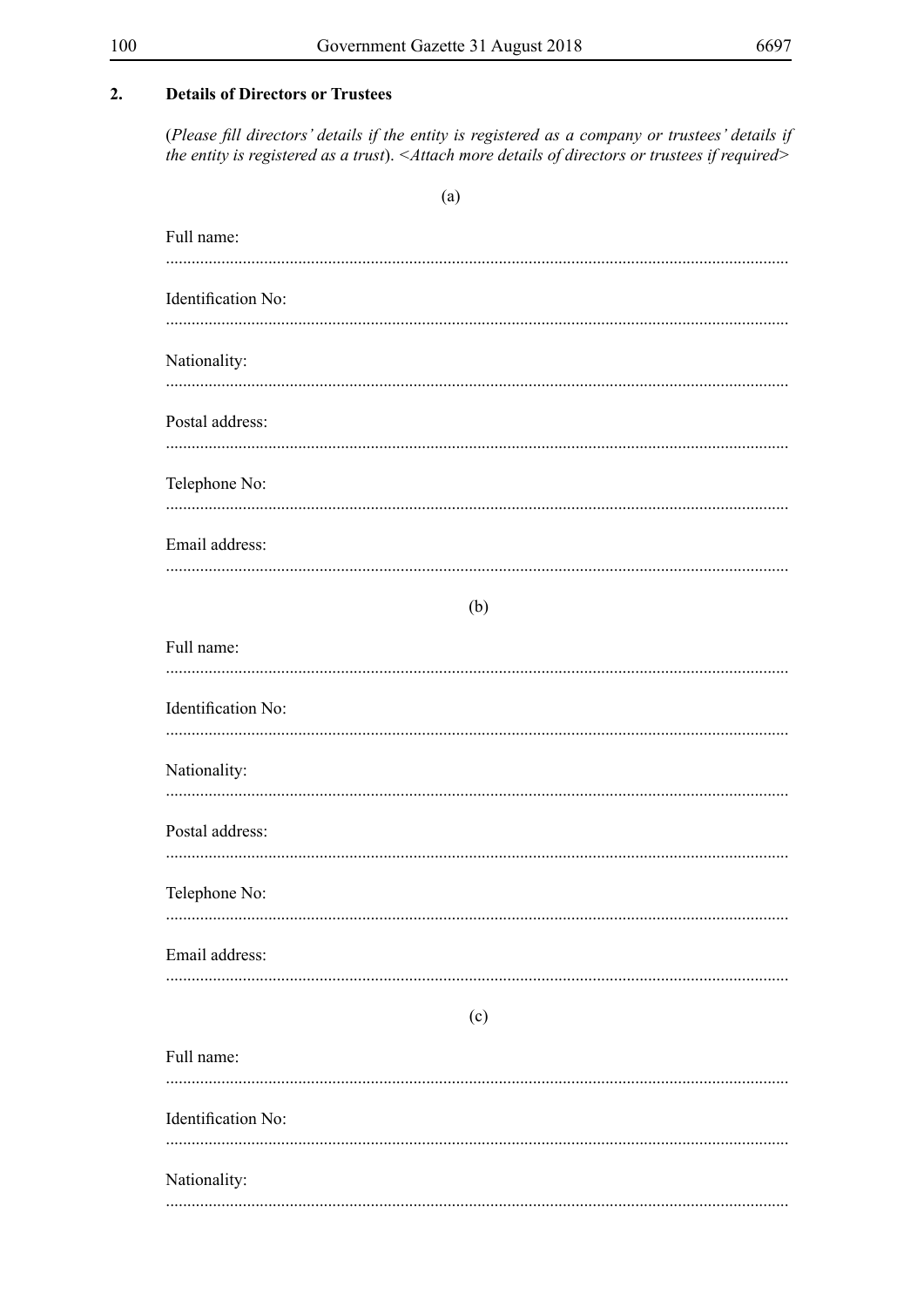## 2. Details of Directors or Trustees

(*Please fill directors' details if the entity is registered as a company or trustees' details if the entity is registered as a trust*). <*Attach more details of directors or trustees if required*>

(a)

Full name:

................................................................................................................................................

Identification No:

................................................................................................................................................

Nationality:

................................................................................................................................................

Postal address:

................................................................................................................................................

Telephone No:

................................................................................................................................................

Email address:

................................................................................................................................................

(b)

Full name:

................................................................................................................................................

Identification No:

................................................................................................................................................

Nationality:

................................................................................................................................................

Postal address:

................................................................................................................................................

Telephone No:

................................................................................................................................................

Email address:

................................................................................................................................................

(c)

Full name:

................................................................................................................................................

Identification No:

................................................................................................................................................

Nationality:

................................................................................................................................................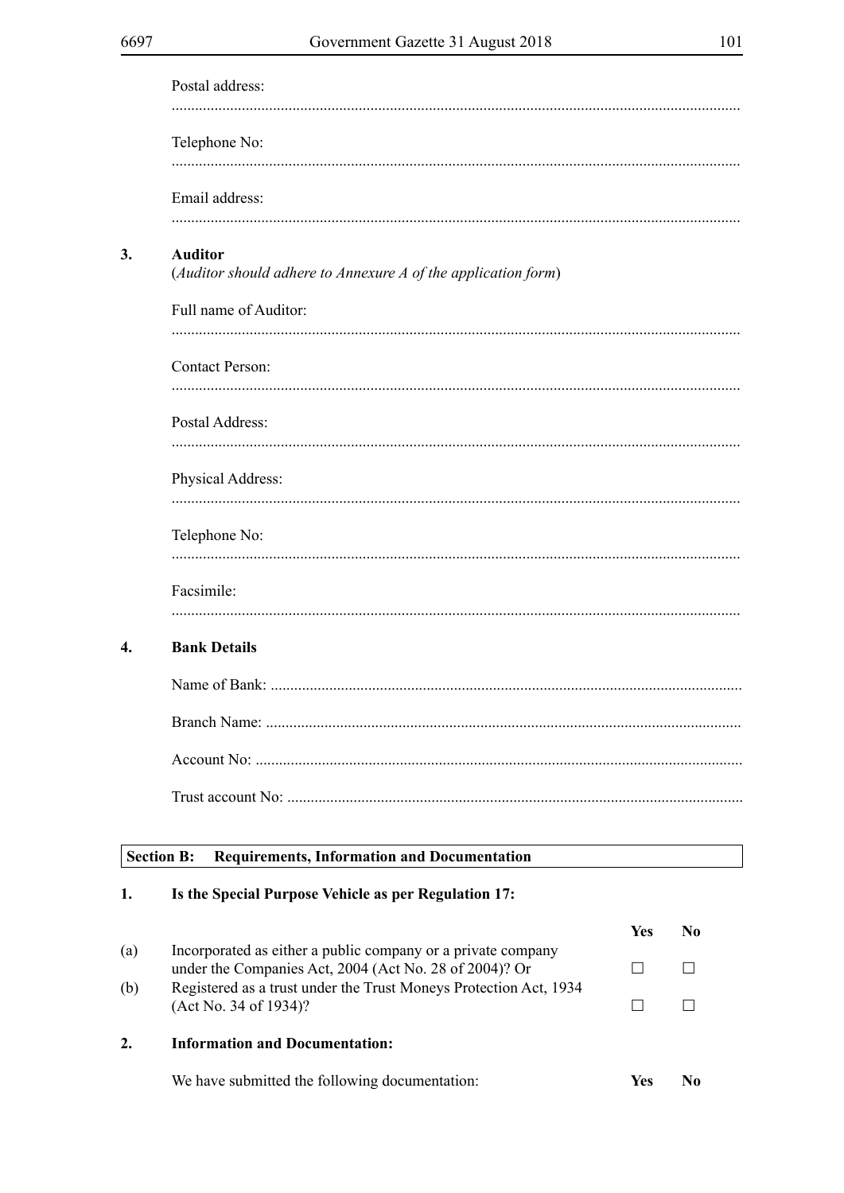Postal address:

.................................................................................................................................................

Telephone No:

.................................................................................................................................................

Email address:

.................................................................................................................................................

**3. Auditor**

(*Auditor should adhere to Annexure A of the application form*)

Full name of Auditor:

.................................................................................................................................................

Contact Person:

.................................................................................................................................................

Postal Address:

.................................................................................................................................................

Physical Address:

.................................................................................................................................................

Telephone No:

.................................................................................................................................................

Facsimile:

.................................................................................................................................................

**4. Bank Details**

Name of Bank: .......................................................................................................................

Branch Name: ........................................................................................................................

Account No: ...........................................................................................................................

Trust account No: ...................................................................................................................

**Section B: Requirements, Information and Documentation**

**1. Is the Special Purpose Vehicle as per Regulation 17:**

| | | Yes | No |
|---|---|---|---|
| (a) | Incorporated as either a public company or a private company under the Companies Act, 2004 (Act No. 28 of 2004)? Or | ☐ | ☐ |
| (b) | Registered as a trust under the Trust Moneys Protection Act, 1934 (Act No. 34 of 1934)? | ☐ | ☐ |

**2. Information and Documentation:**

| We have submitted the following documentation: | **Yes** | **No** |
|---|---|---|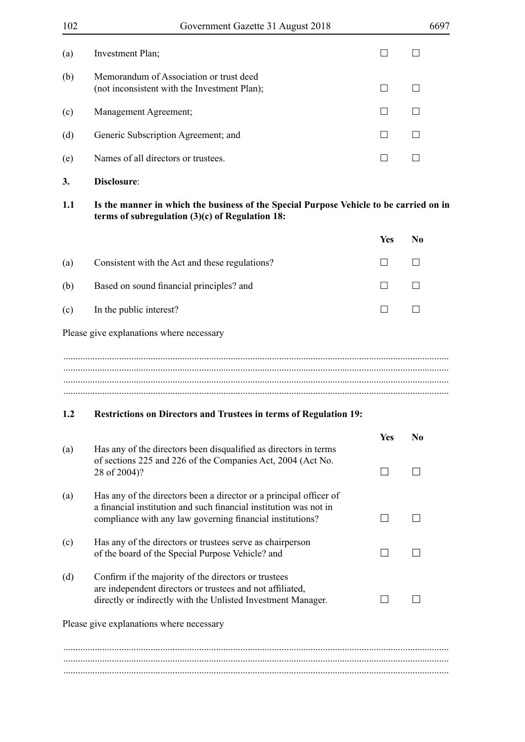| | | | |
|---|---|---|---|
| (a) | Investment Plan; | ☐ | ☐ |
| (b) | Memorandum of Association or trust deed (not inconsistent with the Investment Plan); | ☐ | ☐ |
| (c) | Management Agreement; | ☐ | ☐ |
| (d) | Generic Subscription Agreement; and | ☐ | ☐ |
| (e) | Names of all directors or trustees. | ☐ | ☐ |

**3. Disclosure**:

**1.1 Is the manner in which the business of the Special Purpose Vehicle to be carried on in terms of subregulation (3)(c) of Regulation 18:**

| | | Yes | No |
|---|---|---|---|
| (a) | Consistent with the Act and these regulations? | ☐ | ☐ |
| (b) | Based on sound financial principles? and | ☐ | ☐ |
| (c) | In the public interest? | ☐ | ☐ |

Please give explanations where necessary

..........................................................................................................................................
..........................................................................................................................................
..........................................................................................................................................
..........................................................................................................................................

**1.2 Restrictions on Directors and Trustees in terms of Regulation 19:**

| | | Yes | No |
|---|---|---|---|
| (a) | Has any of the directors been disqualified as directors in terms of sections 225 and 226 of the Companies Act, 2004 (Act No. 28 of 2004)? | ☐ | ☐ |
| (a) | Has any of the directors been a director or a principal officer of a financial institution and such financial institution was not in compliance with any law governing financial institutions? | ☐ | ☐ |
| (c) | Has any of the directors or trustees serve as chairperson of the board of the Special Purpose Vehicle? and | ☐ | ☐ |
| (d) | Confirm if the majority of the directors or trustees are independent directors or trustees and not affiliated, directly or indirectly with the Unlisted Investment Manager. | ☐ | ☐ |

Please give explanations where necessary

..........................................................................................................................................
..........................................................................................................................................
..........................................................................................................................................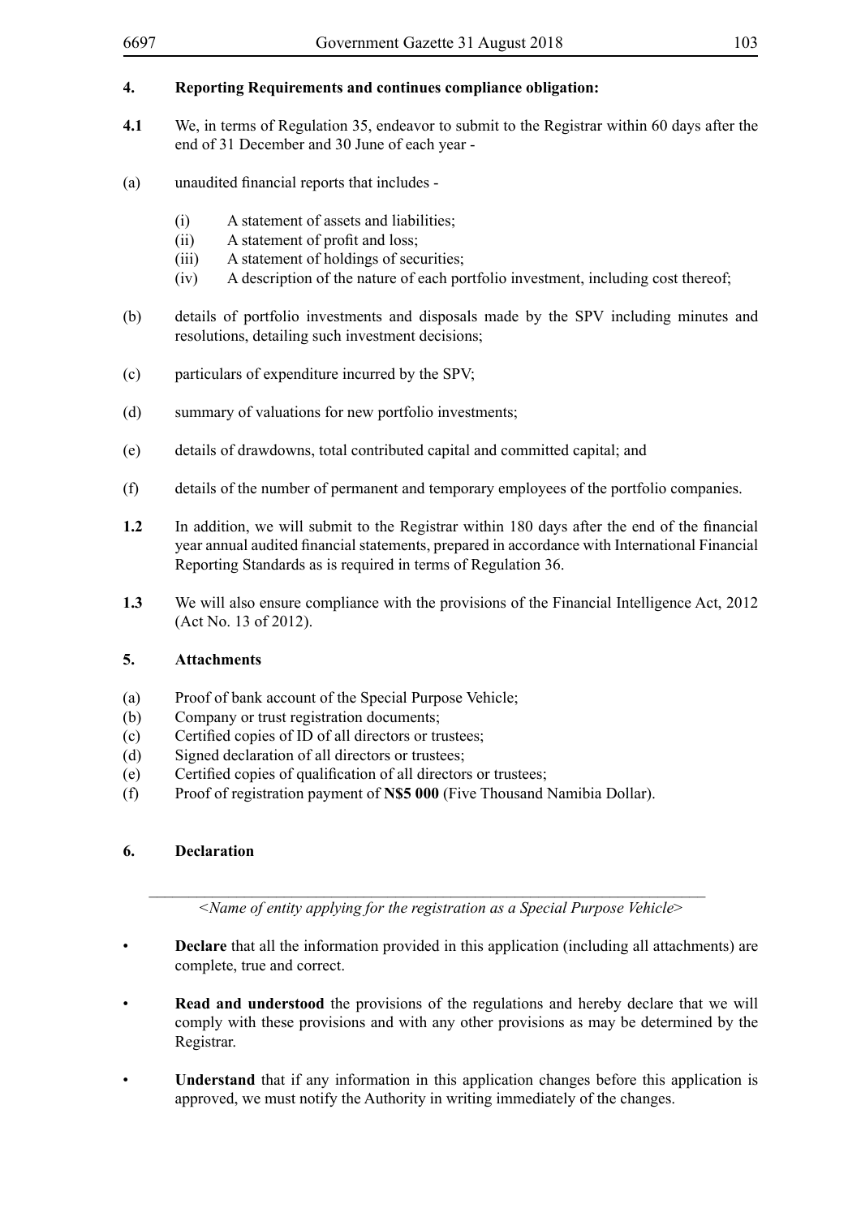**4. Reporting Requirements and continues compliance obligation:**

**4.1** We, in terms of Regulation 35, endeavor to submit to the Registrar within 60 days after the end of 31 December and 30 June of each year -

(a) unaudited financial reports that includes -

(i) A statement of assets and liabilities;
(ii) A statement of profit and loss;
(iii) A statement of holdings of securities;
(iv) A description of the nature of each portfolio investment, including cost thereof;

(b) details of portfolio investments and disposals made by the SPV including minutes and resolutions, detailing such investment decisions;

(c) particulars of expenditure incurred by the SPV;

(d) summary of valuations for new portfolio investments;

(e) details of drawdowns, total contributed capital and committed capital; and

(f) details of the number of permanent and temporary employees of the portfolio companies.

**1.2** In addition, we will submit to the Registrar within 180 days after the end of the financial year annual audited financial statements, prepared in accordance with International Financial Reporting Standards as is required in terms of Regulation 36.

**1.3** We will also ensure compliance with the provisions of the Financial Intelligence Act, 2012 (Act No. 13 of 2012).

**5. Attachments**

(a) Proof of bank account of the Special Purpose Vehicle;
(b) Company or trust registration documents;
(c) Certified copies of ID of all directors or trustees;
(d) Signed declaration of all directors or trustees;
(e) Certified copies of qualification of all directors or trustees;
(f) Proof of registration payment of **N$5 000** (Five Thousand Namibia Dollar).

**6. Declaration**

______________________________________________________________
*<Name of entity applying for the registration as a Special Purpose Vehicle>*

- **Declare** that all the information provided in this application (including all attachments) are complete, true and correct.

- **Read and understood** the provisions of the regulations and hereby declare that we will comply with these provisions and with any other provisions as may be determined by the Registrar.

- **Understand** that if any information in this application changes before this application is approved, we must notify the Authority in writing immediately of the changes.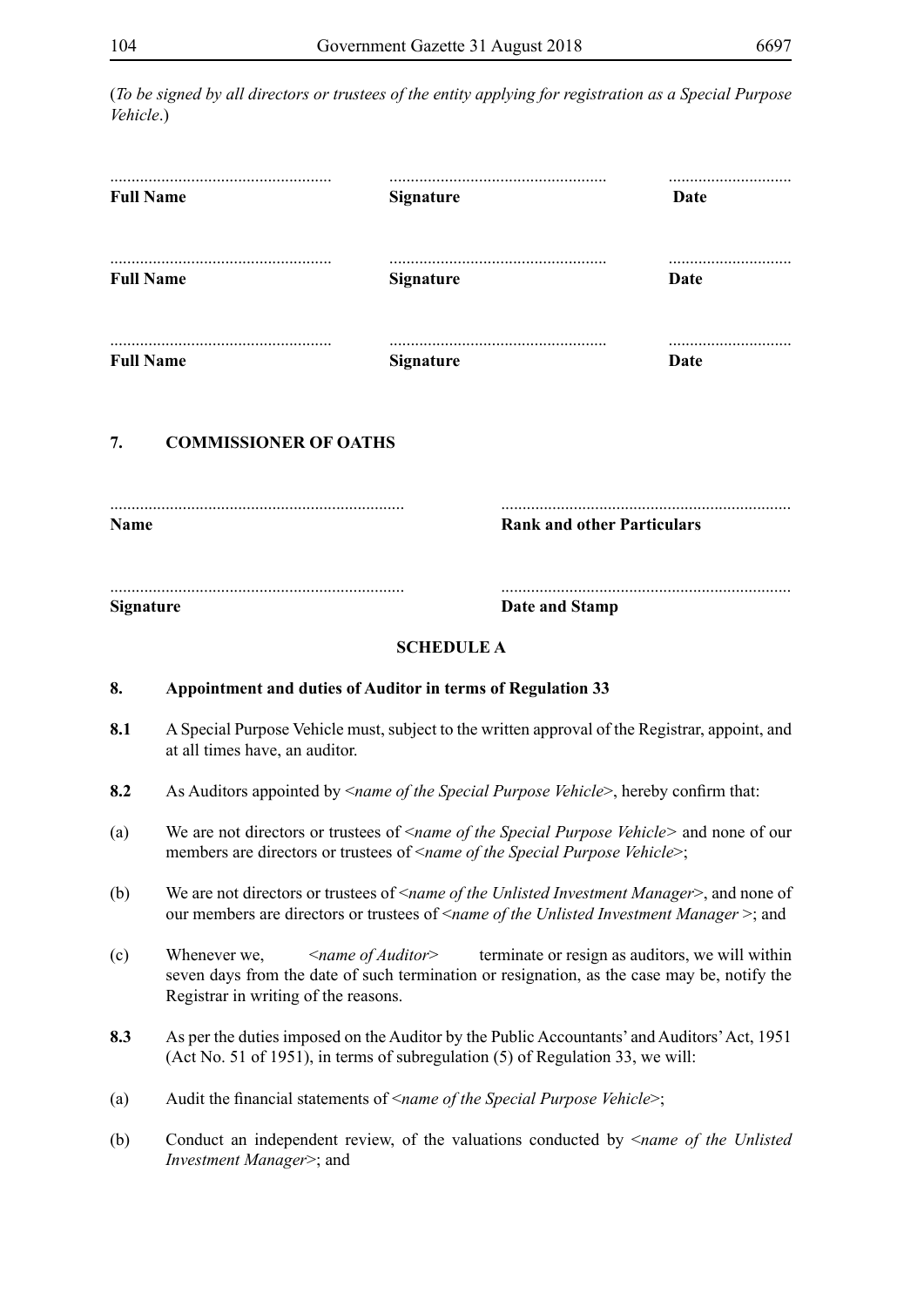(*To be signed by all directors or trustees of the entity applying for registration as a Special Purpose Vehicle*.)

| | | |
|---|---|---|
| .................................................... | .................................................... | .............................. |
| **Full Name** | **Signature** | **Date** |
| .................................................... | .................................................... | .............................. |
| **Full Name** | **Signature** | **Date** |
| .................................................... | .................................................... | .............................. |
| **Full Name** | **Signature** | **Date** |

## 7. COMMISSIONER OF OATHS

| | |
|---|---|
| ..................................................................... | ..................................................................... |
| **Name** | **Rank and other Particulars** |
| ..................................................................... | ..................................................................... |
| **Signature** | **Date and Stamp** |

## SCHEDULE A

**8. Appointment and duties of Auditor in terms of Regulation 33**

**8.1** A Special Purpose Vehicle must, subject to the written approval of the Registrar, appoint, and at all times have, an auditor.

**8.2** As Auditors appointed by <*name of the Special Purpose Vehicle*>, hereby confirm that:

(a) We are not directors or trustees of <*name of the Special Purpose Vehicle*> and none of our members are directors or trustees of <*name of the Special Purpose Vehicle*>;

(b) We are not directors or trustees of <*name of the Unlisted Investment Manager*>, and none of our members are directors or trustees of <*name of the Unlisted Investment Manager* >; and

(c) Whenever we, <*name of Auditor*> terminate or resign as auditors, we will within seven days from the date of such termination or resignation, as the case may be, notify the Registrar in writing of the reasons.

**8.3** As per the duties imposed on the Auditor by the Public Accountants' and Auditors' Act, 1951 (Act No. 51 of 1951), in terms of subregulation (5) of Regulation 33, we will:

(a) Audit the financial statements of <*name of the Special Purpose Vehicle*>;

(b) Conduct an independent review, of the valuations conducted by <*name of the Unlisted Investment Manager*>; and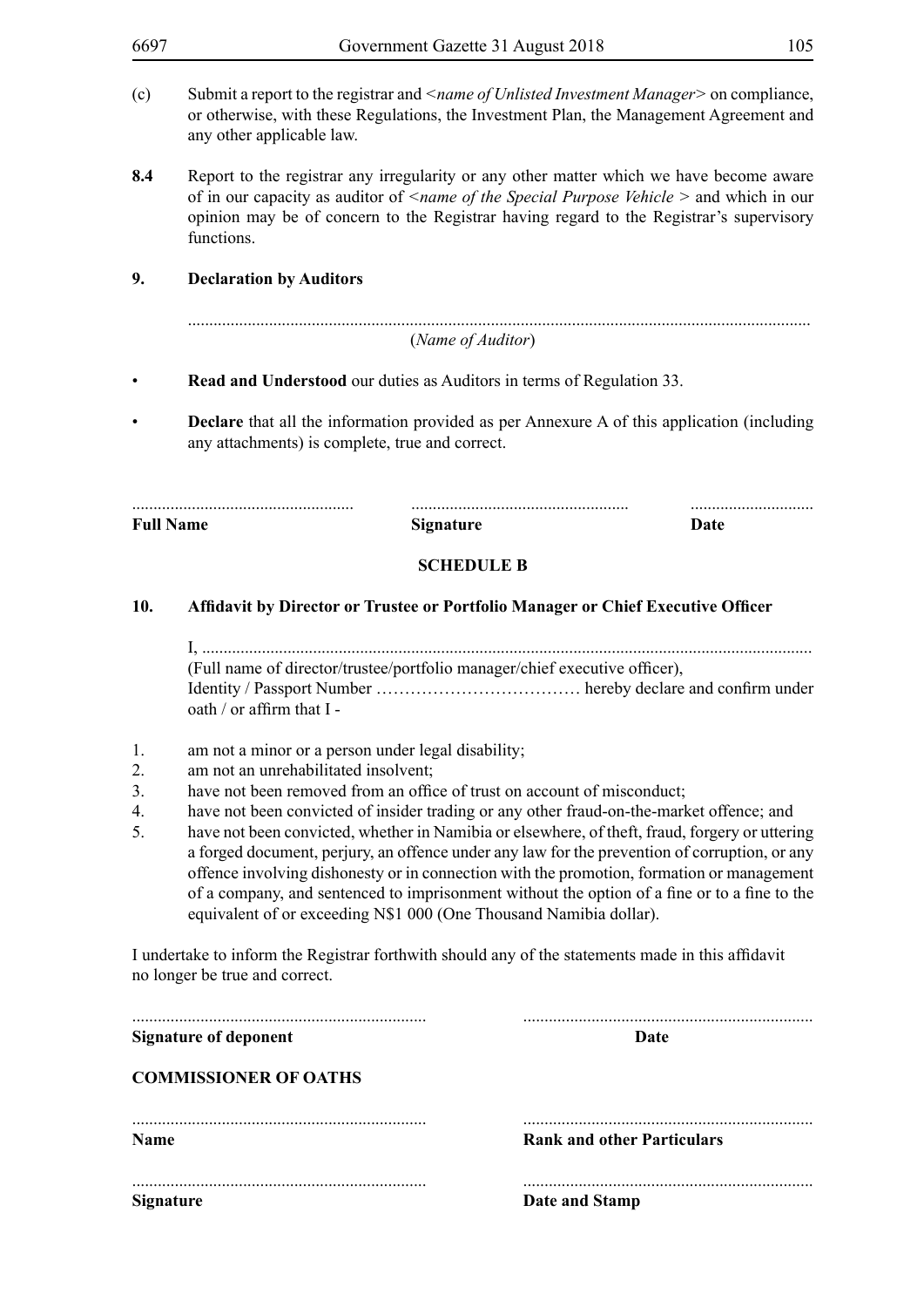(c) Submit a report to the registrar and <*name of Unlisted Investment Manager*> on compliance, or otherwise, with these Regulations, the Investment Plan, the Management Agreement and any other applicable law.

**8.4** Report to the registrar any irregularity or any other matter which we have become aware of in our capacity as auditor of <*name of the Special Purpose Vehicle* > and which in our opinion may be of concern to the Registrar having regard to the Registrar's supervisory functions.

**9. Declaration by Auditors**

..............................................................................................................................................
(*Name of Auditor*)

- **Read and Understood** our duties as Auditors in terms of Regulation 33.
- **Declare** that all the information provided as per Annexure A of this application (including any attachments) is complete, true and correct.

| ................................................... | .................................................. | ............................ |
|---|---|---|
| **Full Name** | **Signature** | **Date** |

**SCHEDULE B**

**10. Affidavit by Director or Trustee or Portfolio Manager or Chief Executive Officer**

I, ..............................................................................................................................................
(Full name of director/trustee/portfolio manager/chief executive officer),
Identity / Passport Number ……………………………… hereby declare and confirm under oath / or affirm that I -

1. am not a minor or a person under legal disability;
2. am not an unrehabilitated insolvent;
3. have not been removed from an office of trust on account of misconduct;
4. have not been convicted of insider trading or any other fraud-on-the-market offence; and
5. have not been convicted, whether in Namibia or elsewhere, of theft, fraud, forgery or uttering a forged document, perjury, an offence under any law for the prevention of corruption, or any offence involving dishonesty or in connection with the promotion, formation or management of a company, and sentenced to imprisonment without the option of a fine or to a fine to the equivalent of or exceeding N$1 000 (One Thousand Namibia dollar).

I undertake to inform the Registrar forthwith should any of the statements made in this affidavit no longer be true and correct.

| ..................................................................... | ..................................................................... |
|---|---|
| **Signature of deponent** | **Date** |

**COMMISSIONER OF OATHS**

| ..................................................................... | ..................................................................... |
|---|---|
| **Name** | **Rank and other Particulars** |
| ..................................................................... | ..................................................................... |
| **Signature** | **Date and Stamp** |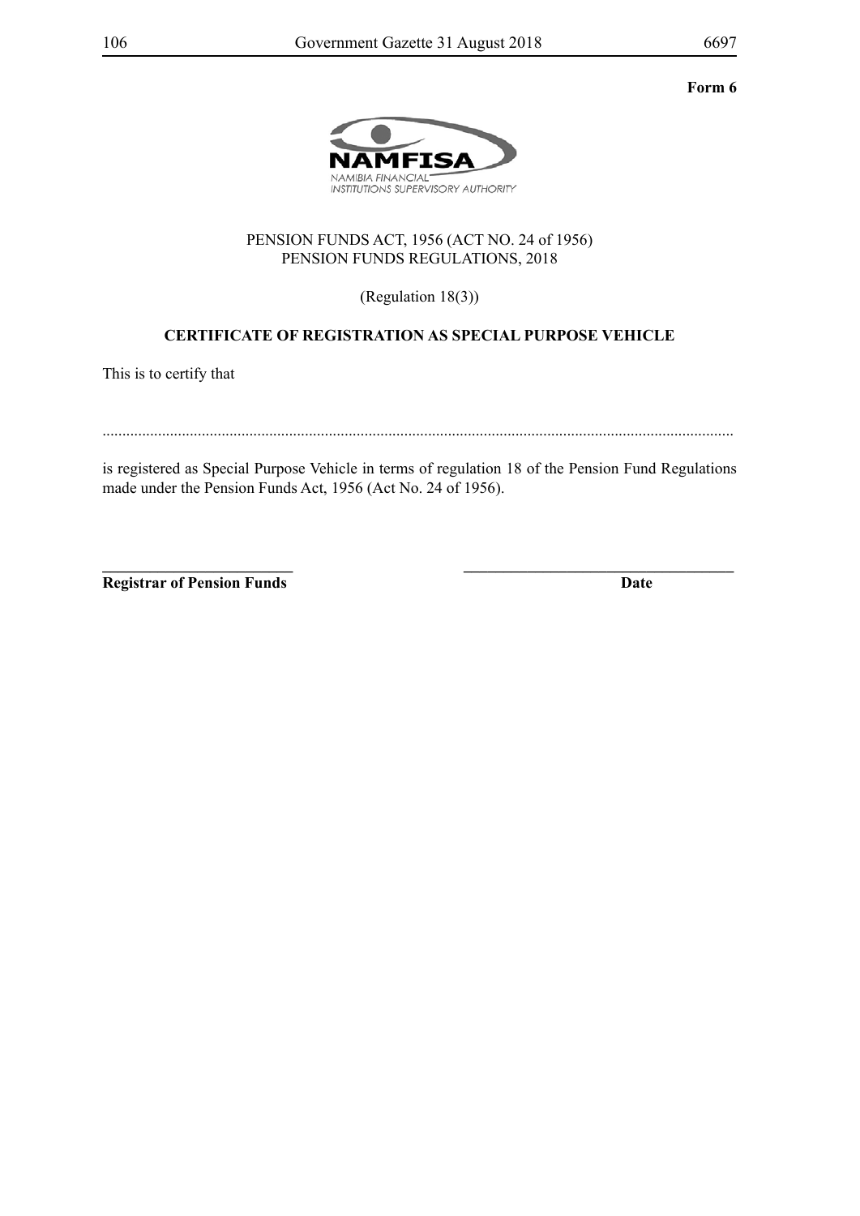**Form 6**

NAMFISA
NAMIBIA FINANCIAL INSTITUTIONS SUPERVISORY AUTHORITY

PENSION FUNDS ACT, 1956 (ACT NO. 24 of 1956)
PENSION FUNDS REGULATIONS, 2018

(Regulation 18(3))

**CERTIFICATE OF REGISTRATION AS SPECIAL PURPOSE VEHICLE**

This is to certify that

..........................................................................................................................................................

is registered as Special Purpose Vehicle in terms of regulation 18 of the Pension Fund Regulations made under the Pension Funds Act, 1956 (Act No. 24 of 1956).

**\_\_\_\_\_\_\_\_\_\_\_\_\_\_\_\_\_\_\_\_\_\_\_\_\_\_**
**Registrar of Pension Funds**

**\_\_\_\_\_\_\_\_\_\_\_\_\_\_\_\_\_\_\_\_\_\_\_\_\_\_\_\_\_\_\_\_\_\_\_\_**
**Date**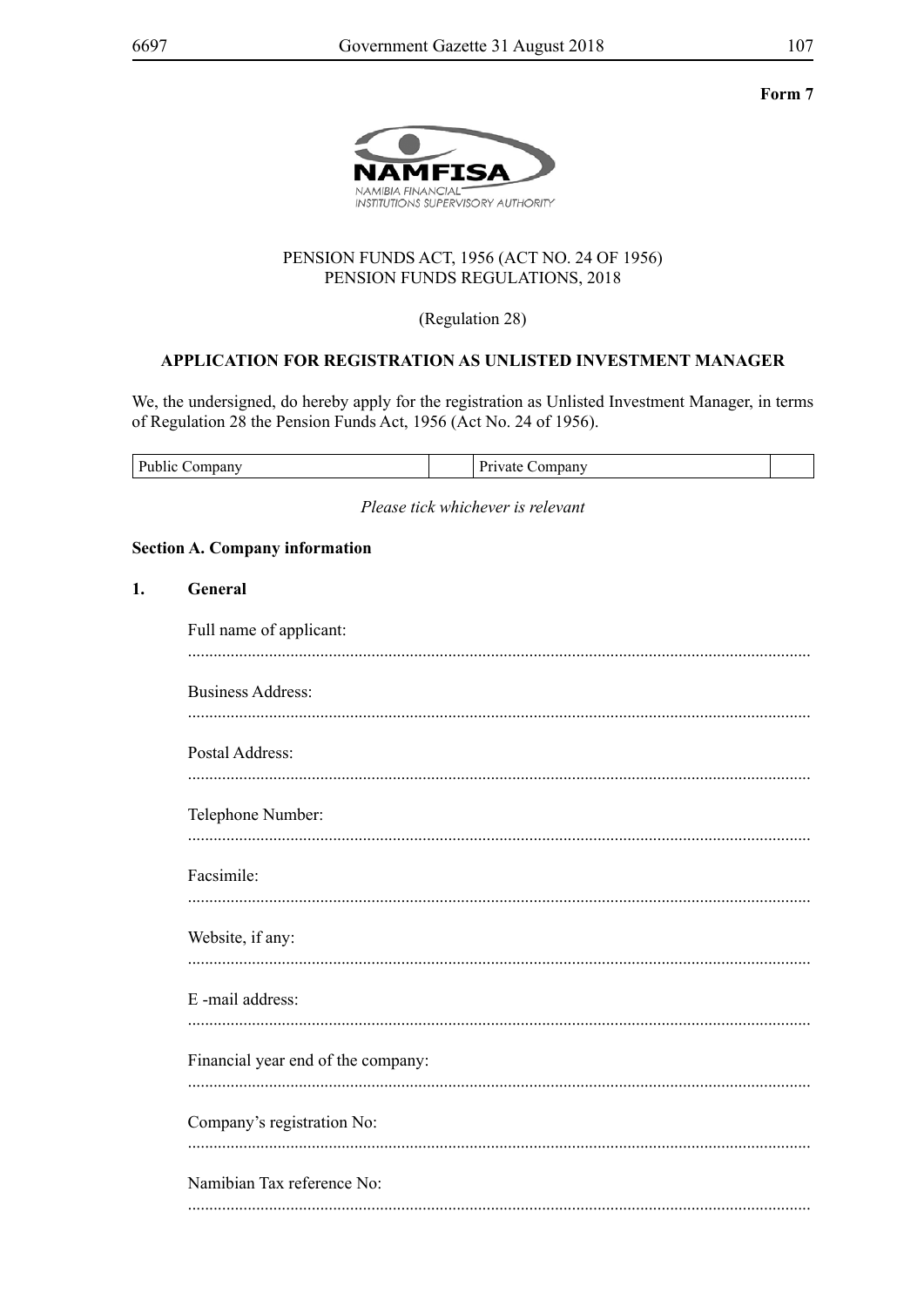**Form 7**

NAMFISA
NAMIBIA FINANCIAL INSTITUTIONS SUPERVISORY AUTHORITY

PENSION FUNDS ACT, 1956 (ACT NO. 24 OF 1956)
PENSION FUNDS REGULATIONS, 2018

(Regulation 28)

**APPLICATION FOR REGISTRATION AS UNLISTED INVESTMENT MANAGER**

We, the undersigned, do hereby apply for the registration as Unlisted Investment Manager, in terms of Regulation 28 the Pension Funds Act, 1956 (Act No. 24 of 1956).

| Public Company | | Private Company | |
|---|---|---|---|

*Please tick whichever is relevant*

**Section A. Company information**

**1. General**

Full name of applicant:

................................................................................................................................................

Business Address:

................................................................................................................................................

Postal Address:

................................................................................................................................................

Telephone Number:

................................................................................................................................................

Facsimile:

................................................................................................................................................

Website, if any:

................................................................................................................................................

E -mail address:

................................................................................................................................................

Financial year end of the company:

................................................................................................................................................

Company's registration No:

................................................................................................................................................

Namibian Tax reference No:

................................................................................................................................................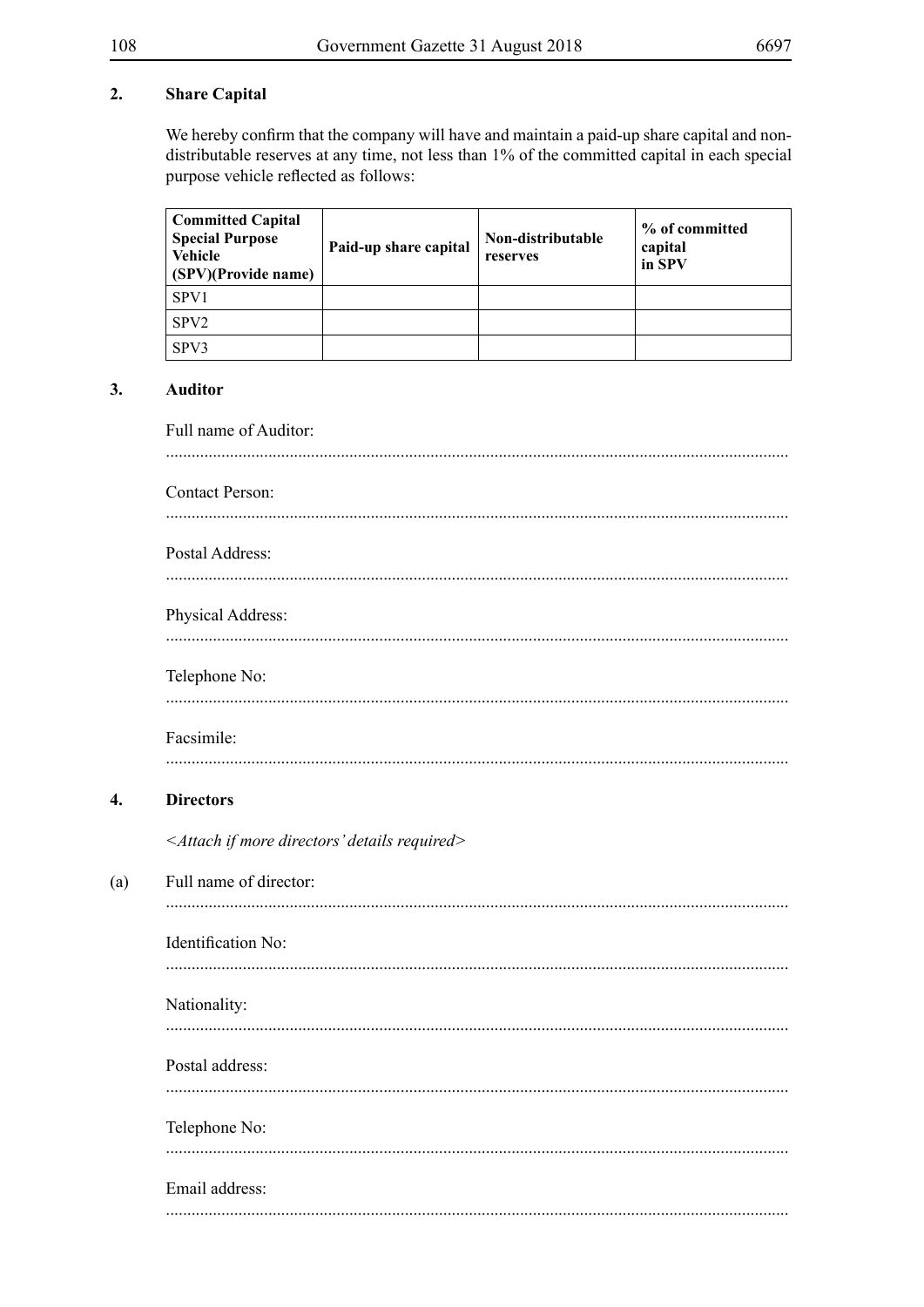## 2. Share Capital

We hereby confirm that the company will have and maintain a paid-up share capital and non-distributable reserves at any time, not less than 1% of the committed capital in each special purpose vehicle reflected as follows:

| Committed Capital Special Purpose Vehicle (SPV)(Provide name) | Paid-up share capital | Non-distributable reserves | % of committed capital in SPV |
|---|---|---|---|
| SPV1 | | | |
| SPV2 | | | |
| SPV3 | | | |

## 3. Auditor

Full name of Auditor:

................................................................................................................................................

Contact Person:

................................................................................................................................................

Postal Address:

................................................................................................................................................

Physical Address:

................................................................................................................................................

Telephone No:

................................................................................................................................................

Facsimile:

................................................................................................................................................

## 4. Directors

*<Attach if more directors' details required>*

(a) Full name of director:

................................................................................................................................................

Identification No:

................................................................................................................................................

Nationality:

................................................................................................................................................

Postal address:

................................................................................................................................................

Telephone No:

................................................................................................................................................

Email address:

................................................................................................................................................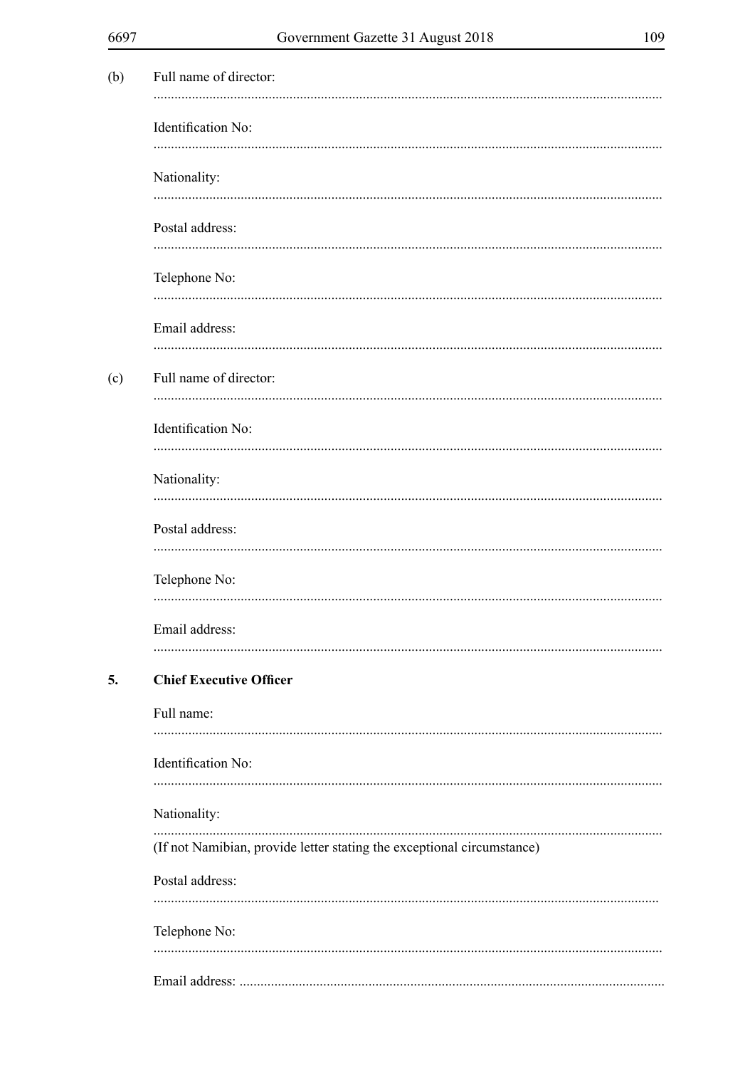(b) Full name of director:

.................................................................................................................................................

Identification No:

.................................................................................................................................................

Nationality:

.................................................................................................................................................

Postal address:

.................................................................................................................................................

Telephone No:

.................................................................................................................................................

Email address:

.................................................................................................................................................

(c) Full name of director:

.................................................................................................................................................

Identification No:

.................................................................................................................................................

Nationality:

.................................................................................................................................................

Postal address:

.................................................................................................................................................

Telephone No:

.................................................................................................................................................

Email address:

.................................................................................................................................................

**5. Chief Executive Officer**

Full name:

.................................................................................................................................................

Identification No:

.................................................................................................................................................

Nationality:

.................................................................................................................................................

(If not Namibian, provide letter stating the exceptional circumstance)

Postal address:

.................................................................................................................................................

Telephone No:

.................................................................................................................................................

Email address: .........................................................................................................................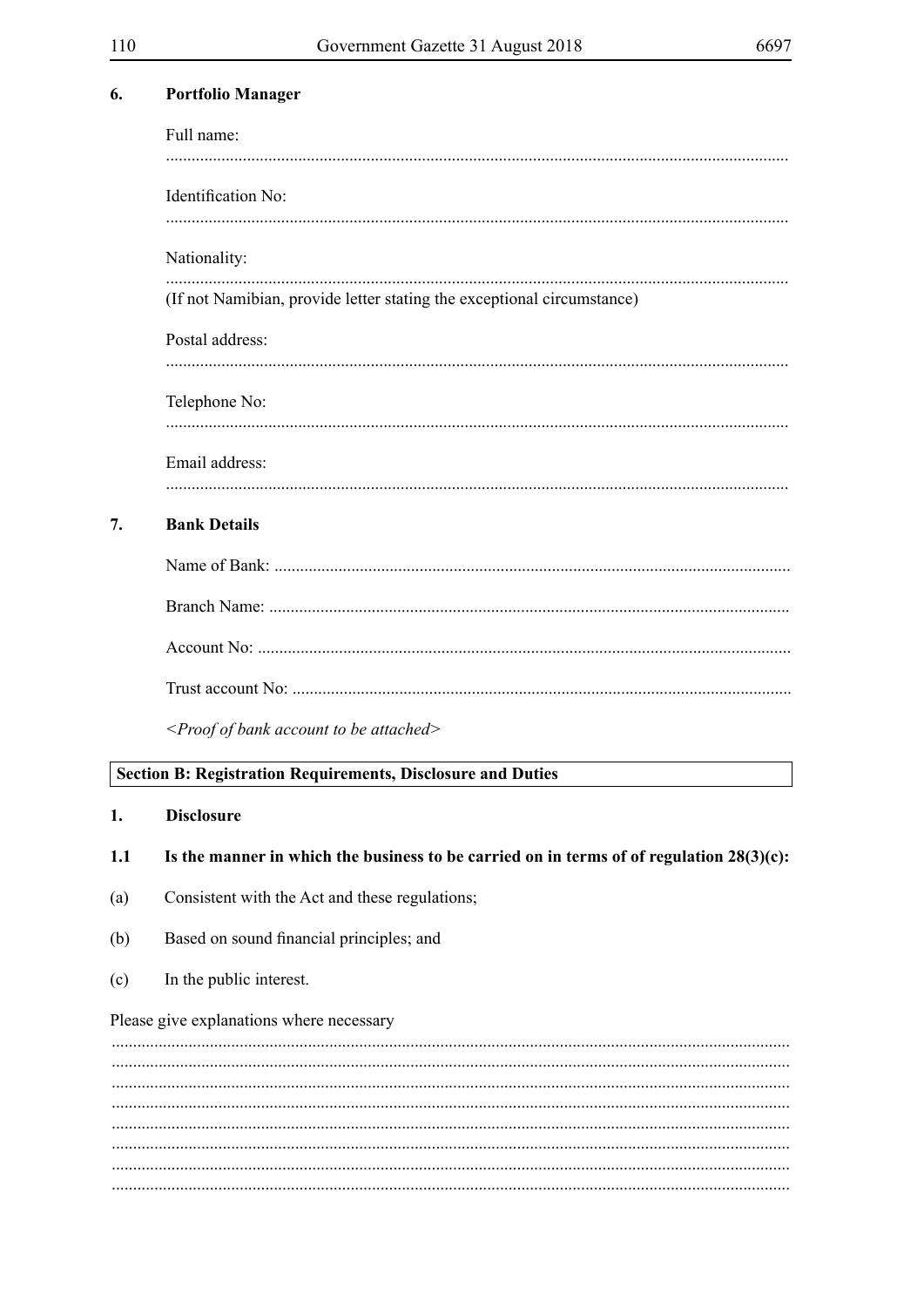**6. Portfolio Manager**

Full name:

................................................................................................................................................

Identification No:

................................................................................................................................................

Nationality:

................................................................................................................................................

(If not Namibian, provide letter stating the exceptional circumstance)

Postal address:

................................................................................................................................................

Telephone No:

................................................................................................................................................

Email address:

................................................................................................................................................

**7. Bank Details**

Name of Bank: ........................................................................................................................

Branch Name: .........................................................................................................................

Account No: ...........................................................................................................................

Trust account No: ....................................................................................................................

*<Proof of bank account to be attached>*

**Section B: Registration Requirements, Disclosure and Duties**

**1. Disclosure**

**1.1 Is the manner in which the business to be carried on in terms of of regulation 28(3)(c):**

(a) Consistent with the Act and these regulations;

(b) Based on sound financial principles; and

(c) In the public interest.

Please give explanations where necessary

................................................................................................................................................
................................................................................................................................................
................................................................................................................................................
................................................................................................................................................
................................................................................................................................................
................................................................................................................................................
................................................................................................................................................
................................................................................................................................................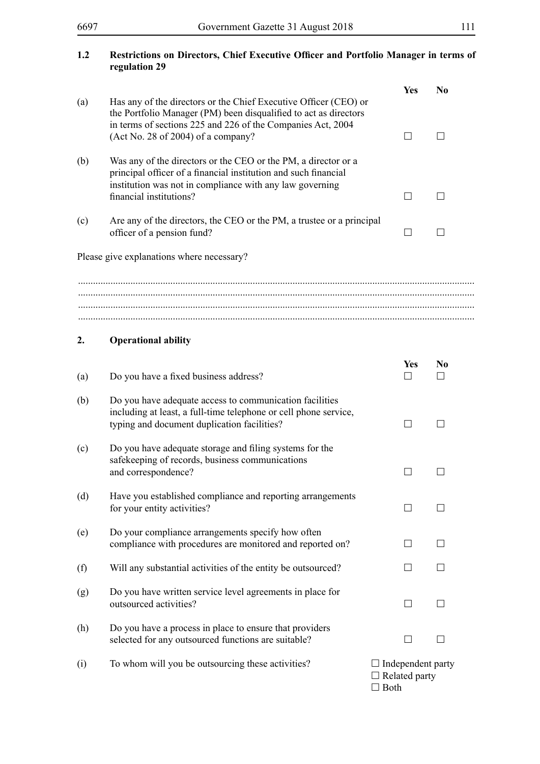### 1.2 Restrictions on Directors, Chief Executive Officer and Portfolio Manager in terms of regulation 29

| | | Yes | No |
|---|---|---|---|
| (a) | Has any of the directors or the Chief Executive Officer (CEO) or the Portfolio Manager (PM) been disqualified to act as directors in terms of sections 225 and 226 of the Companies Act, 2004 (Act No. 28 of 2004) of a company? | ☐ | ☐ |
| (b) | Was any of the directors or the CEO or the PM, a director or a principal officer of a financial institution and such financial institution was not in compliance with any law governing financial institutions? | ☐ | ☐ |
| (c) | Are any of the directors, the CEO or the PM, a trustee or a principal officer of a pension fund? | ☐ | ☐ |

Please give explanations where necessary?

..............................................................................................................................................
..............................................................................................................................................
..............................................................................................................................................
..............................................................................................................................................

### 2. Operational ability

| | | Yes | No |
|---|---|---|---|
| (a) | Do you have a fixed business address? | ☐ | ☐ |
| (b) | Do you have adequate access to communication facilities including at least, a full-time telephone or cell phone service, typing and document duplication facilities? | ☐ | ☐ |
| (c) | Do you have adequate storage and filing systems for the safekeeping of records, business communications and correspondence? | ☐ | ☐ |
| (d) | Have you established compliance and reporting arrangements for your entity activities? | ☐ | ☐ |
| (e) | Do your compliance arrangements specify how often compliance with procedures are monitored and reported on? | ☐ | ☐ |
| (f) | Will any substantial activities of the entity be outsourced? | ☐ | ☐ |
| (g) | Do you have written service level agreements in place for outsourced activities? | ☐ | ☐ |
| (h) | Do you have a process in place to ensure that providers selected for any outsourced functions are suitable? | ☐ | ☐ |

(i) To whom will you be outsourcing these activities?

☐ Independent party
☐ Related party
☐ Both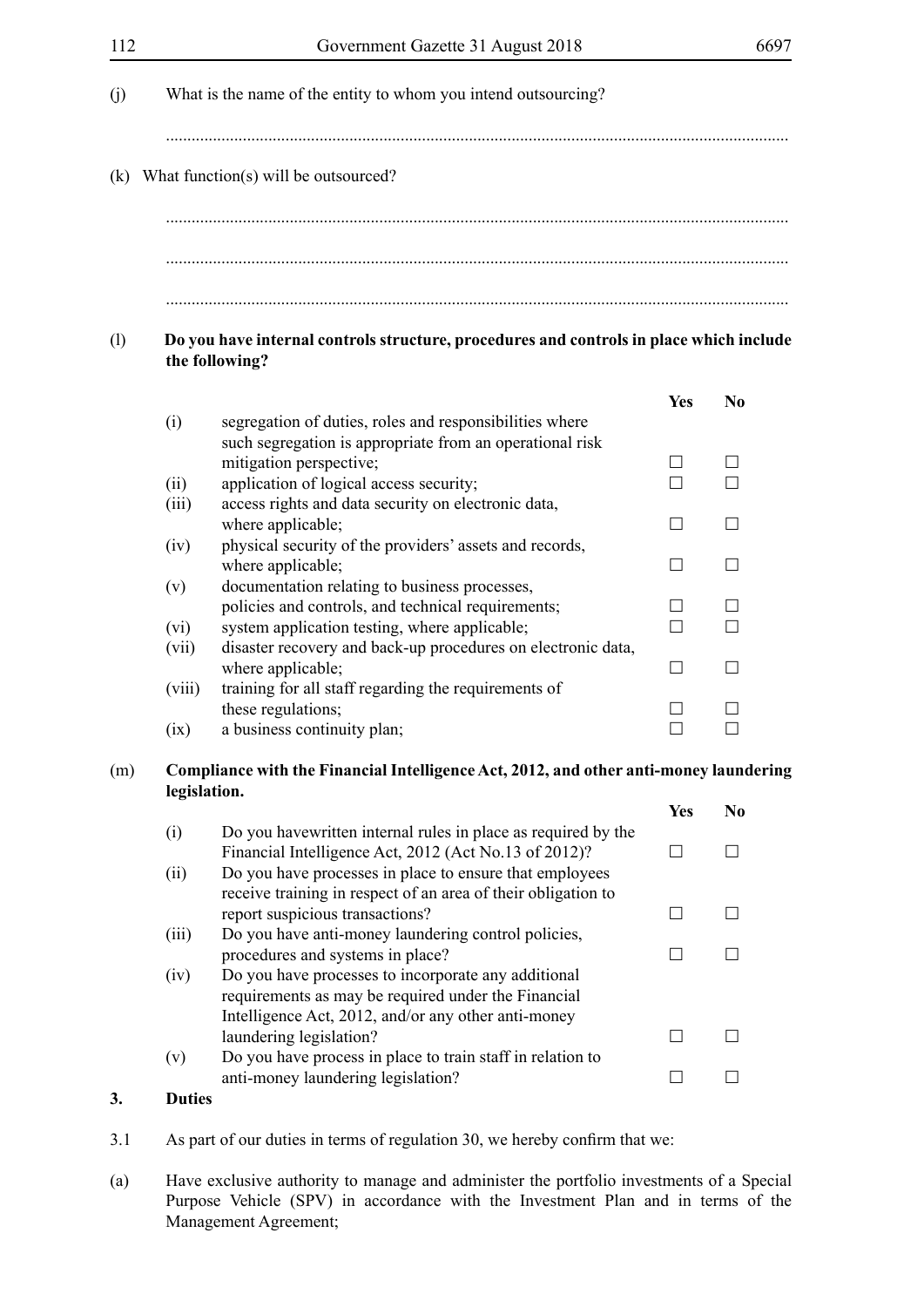(j) What is the name of the entity to whom you intend outsourcing?

.................................................................................................................................................

(k) What function(s) will be outsourced?

.................................................................................................................................................

.................................................................................................................................................

.................................................................................................................................................

(l) **Do you have internal controls structure, procedures and controls in place which include the following?**

| | | Yes | No |
|---|---|---|---|
| (i) | segregation of duties, roles and responsibilities where such segregation is appropriate from an operational risk mitigation perspective; | ☐ | ☐ |
| (ii) | application of logical access security; | ☐ | ☐ |
| (iii) | access rights and data security on electronic data, where applicable; | ☐ | ☐ |
| (iv) | physical security of the providers' assets and records, where applicable; | ☐ | ☐ |
| (v) | documentation relating to business processes, policies and controls, and technical requirements; | ☐ | ☐ |
| (vi) | system application testing, where applicable; | ☐ | ☐ |
| (vii) | disaster recovery and back-up procedures on electronic data, where applicable; | ☐ | ☐ |
| (viii) | training for all staff regarding the requirements of these regulations; | ☐ | ☐ |
| (ix) | a business continuity plan; | ☐ | ☐ |

(m) **Compliance with the Financial Intelligence Act, 2012, and other anti-money laundering legislation.**

| | | Yes | No |
|---|---|---|---|
| (i) | Do you havewritten internal rules in place as required by the Financial Intelligence Act, 2012 (Act No.13 of 2012)? | ☐ | ☐ |
| (ii) | Do you have processes in place to ensure that employees receive training in respect of an area of their obligation to report suspicious transactions? | ☐ | ☐ |
| (iii) | Do you have anti-money laundering control policies, procedures and systems in place? | ☐ | ☐ |
| (iv) | Do you have processes to incorporate any additional requirements as may be required under the Financial Intelligence Act, 2012, and/or any other anti-money laundering legislation? | ☐ | ☐ |
| (v) | Do you have process in place to train staff in relation to anti-money laundering legislation? | ☐ | ☐ |

**3. Duties**

3.1 As part of our duties in terms of regulation 30, we hereby confirm that we:

(a) Have exclusive authority to manage and administer the portfolio investments of a Special Purpose Vehicle (SPV) in accordance with the Investment Plan and in terms of the Management Agreement;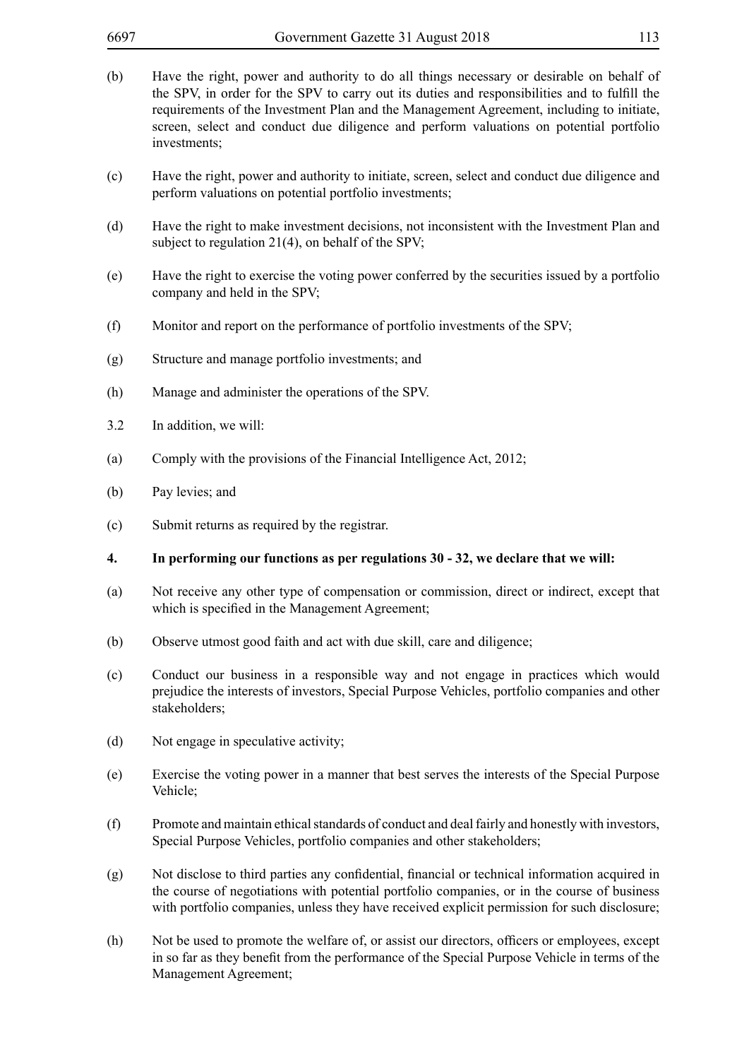(b) Have the right, power and authority to do all things necessary or desirable on behalf of the SPV, in order for the SPV to carry out its duties and responsibilities and to fulfill the requirements of the Investment Plan and the Management Agreement, including to initiate, screen, select and conduct due diligence and perform valuations on potential portfolio investments;

(c) Have the right, power and authority to initiate, screen, select and conduct due diligence and perform valuations on potential portfolio investments;

(d) Have the right to make investment decisions, not inconsistent with the Investment Plan and subject to regulation 21(4), on behalf of the SPV;

(e) Have the right to exercise the voting power conferred by the securities issued by a portfolio company and held in the SPV;

(f) Monitor and report on the performance of portfolio investments of the SPV;

(g) Structure and manage portfolio investments; and

(h) Manage and administer the operations of the SPV.

3.2 In addition, we will:

(a) Comply with the provisions of the Financial Intelligence Act, 2012;

(b) Pay levies; and

(c) Submit returns as required by the registrar.

**4. In performing our functions as per regulations 30 - 32, we declare that we will:**

(a) Not receive any other type of compensation or commission, direct or indirect, except that which is specified in the Management Agreement;

(b) Observe utmost good faith and act with due skill, care and diligence;

(c) Conduct our business in a responsible way and not engage in practices which would prejudice the interests of investors, Special Purpose Vehicles, portfolio companies and other stakeholders;

(d) Not engage in speculative activity;

(e) Exercise the voting power in a manner that best serves the interests of the Special Purpose Vehicle;

(f) Promote and maintain ethical standards of conduct and deal fairly and honestly with investors, Special Purpose Vehicles, portfolio companies and other stakeholders;

(g) Not disclose to third parties any confidential, financial or technical information acquired in the course of negotiations with potential portfolio companies, or in the course of business with portfolio companies, unless they have received explicit permission for such disclosure;

(h) Not be used to promote the welfare of, or assist our directors, officers or employees, except in so far as they benefit from the performance of the Special Purpose Vehicle in terms of the Management Agreement;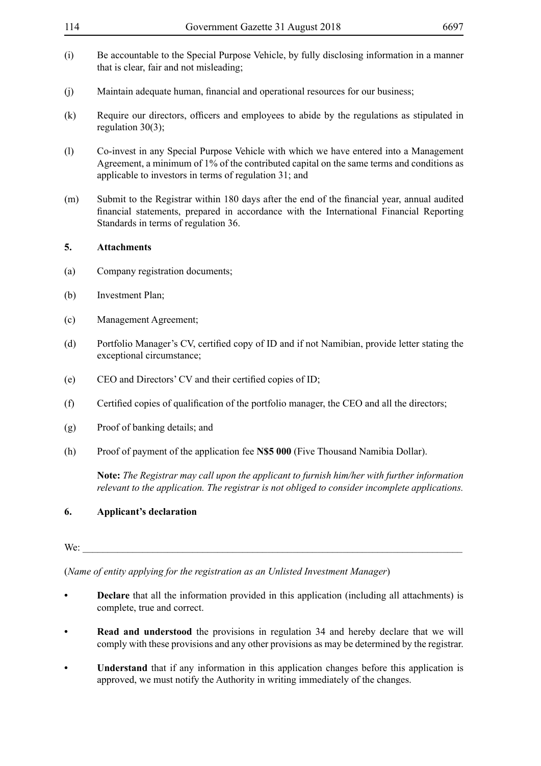(i) Be accountable to the Special Purpose Vehicle, by fully disclosing information in a manner that is clear, fair and not misleading;

(j) Maintain adequate human, financial and operational resources for our business;

(k) Require our directors, officers and employees to abide by the regulations as stipulated in regulation 30(3);

(l) Co-invest in any Special Purpose Vehicle with which we have entered into a Management Agreement, a minimum of 1% of the contributed capital on the same terms and conditions as applicable to investors in terms of regulation 31; and

(m) Submit to the Registrar within 180 days after the end of the financial year, annual audited financial statements, prepared in accordance with the International Financial Reporting Standards in terms of regulation 36.

**5. Attachments**

(a) Company registration documents;

(b) Investment Plan;

(c) Management Agreement;

(d) Portfolio Manager's CV, certified copy of ID and if not Namibian, provide letter stating the exceptional circumstance;

(e) CEO and Directors' CV and their certified copies of ID;

(f) Certified copies of qualification of the portfolio manager, the CEO and all the directors;

(g) Proof of banking details; and

(h) Proof of payment of the application fee **N$5 000** (Five Thousand Namibia Dollar).

**Note:** *The Registrar may call upon the applicant to furnish him/her with further information relevant to the application. The registrar is not obliged to consider incomplete applications.*

**6. Applicant's declaration**

We: ________________________________________________________________________________

(*Name of entity applying for the registration as an Unlisted Investment Manager*)

- **Declare** that all the information provided in this application (including all attachments) is complete, true and correct.
- **Read and understood** the provisions in regulation 34 and hereby declare that we will comply with these provisions and any other provisions as may be determined by the registrar.
- **Understand** that if any information in this application changes before this application is approved, we must notify the Authority in writing immediately of the changes.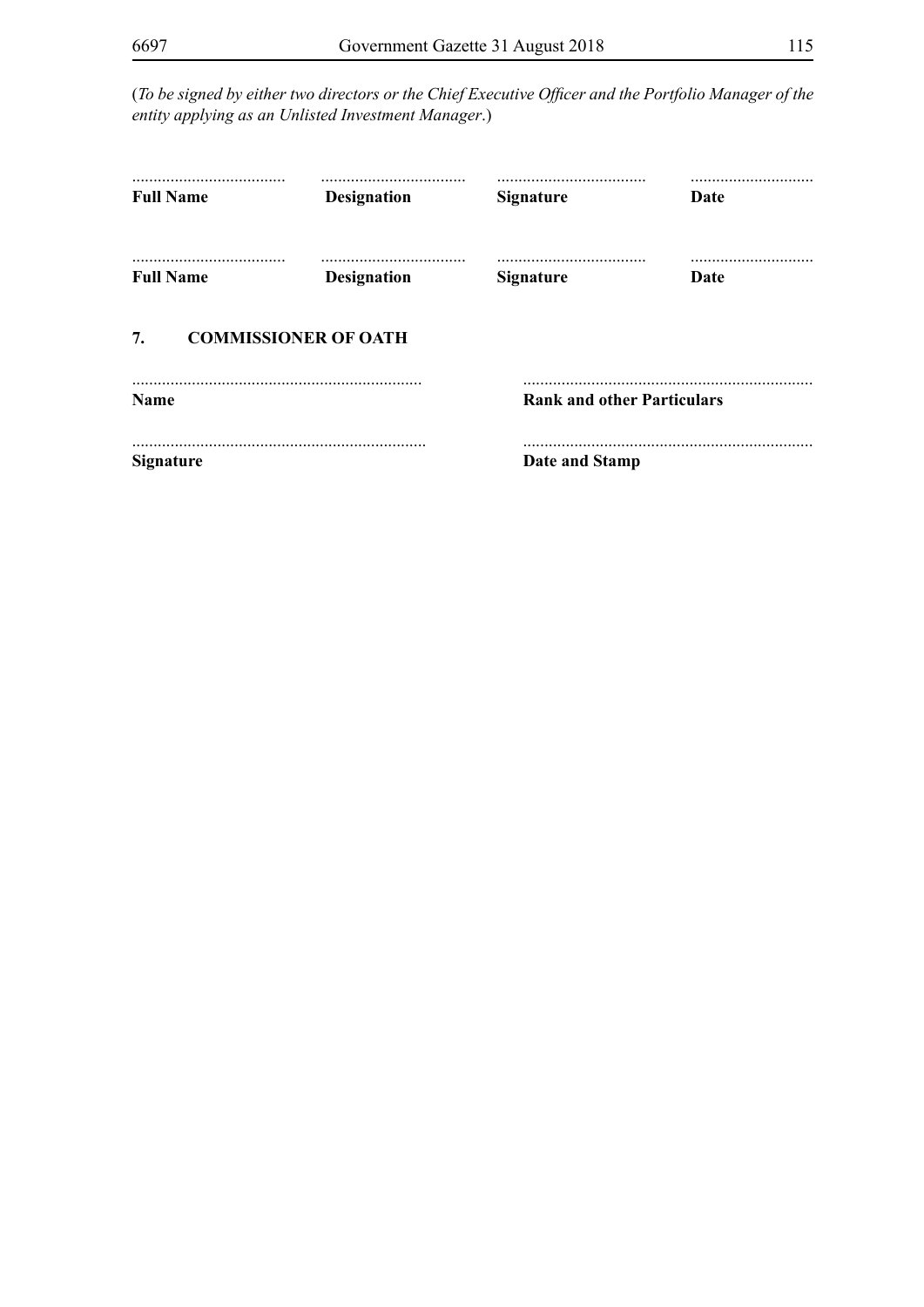(*To be signed by either two directors or the Chief Executive Officer and the Portfolio Manager of the entity applying as an Unlisted Investment Manager*.)

| .................................... | .................................. | ................................... | ............................ |
|---|---|---|---|
| **Full Name** | **Designation** | **Signature** | **Date** |
| .................................... | .................................. | ................................... | ............................ |
| **Full Name** | **Designation** | **Signature** | **Date** |

## 7. COMMISSIONER OF OATH

| ................................................................... | ................................................................... |
|---|---|
| **Name** | **Rank and other Particulars** |
| ................................................................... | ................................................................... |
| **Signature** | **Date and Stamp** |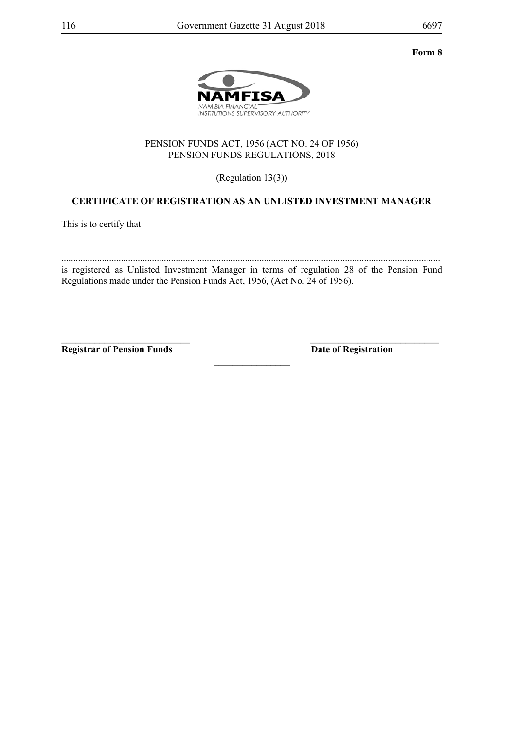**Form 8**

NAMFISA
NAMIBIA FINANCIAL INSTITUTIONS SUPERVISORY AUTHORITY

PENSION FUNDS ACT, 1956 (ACT NO. 24 OF 1956)
PENSION FUNDS REGULATIONS, 2018

(Regulation 13(3))

**CERTIFICATE OF REGISTRATION AS AN UNLISTED INVESTMENT MANAGER**

This is to certify that

.............................................................................................................................................

is registered as Unlisted Investment Manager in terms of regulation 28 of the Pension Fund Regulations made under the Pension Funds Act, 1956, (Act No. 24 of 1956).

| | |
|---|---|
| **Registrar of Pension Funds** | **Date of Registration** |

________________